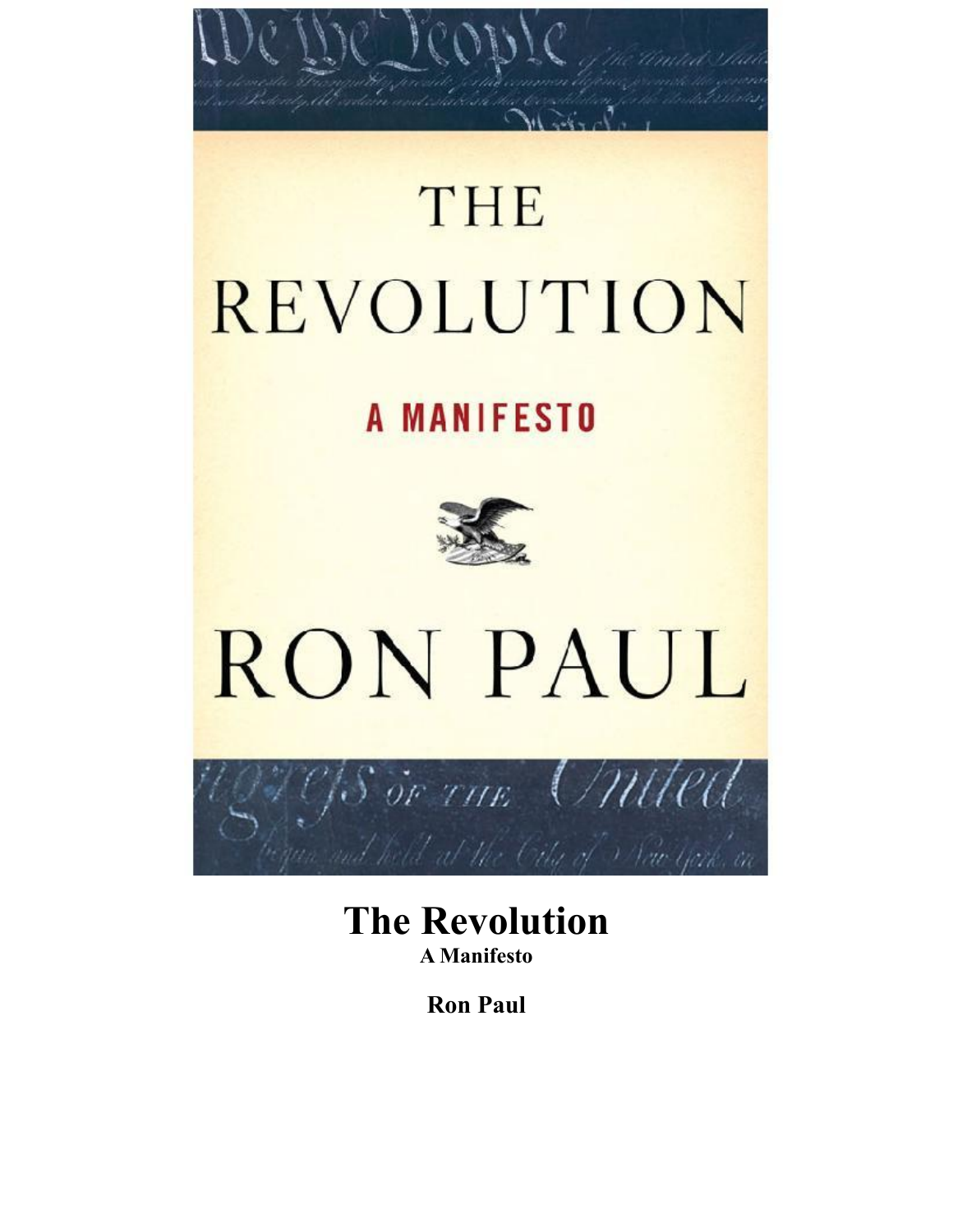# The Revolution

**A Manifesto**

**Ron Paul**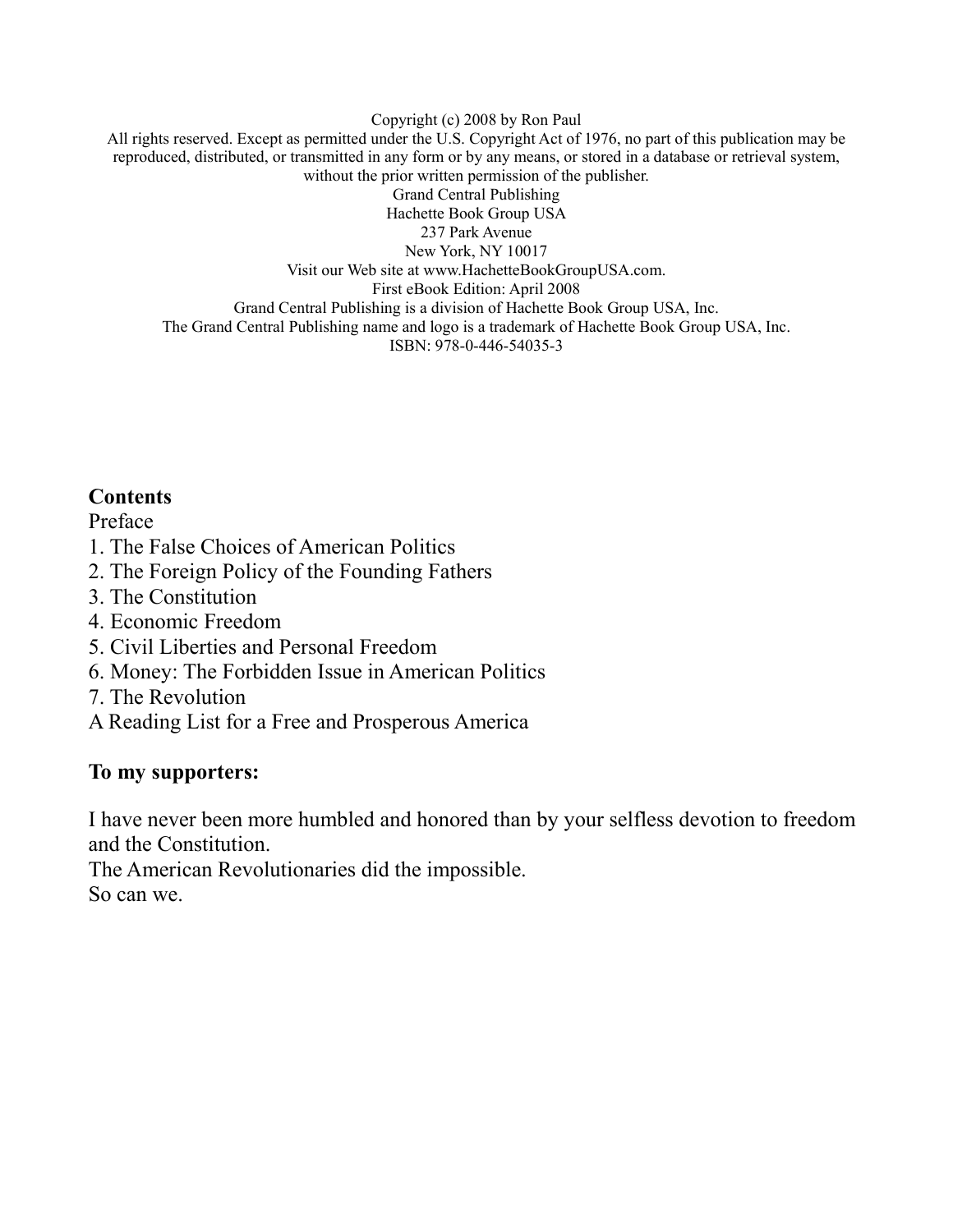Copyright (c) 2008 by Ron Paul
All rights reserved. Except as permitted under the U.S. Copyright Act of 1976, no part of this publication may be reproduced, distributed, or transmitted in any form or by any means, or stored in a database or retrieval system, without the prior written permission of the publisher.
Grand Central Publishing
Hachette Book Group USA
237 Park Avenue
New York, NY 10017
Visit our Web site at www.HachetteBookGroupUSA.com.
First eBook Edition: April 2008
Grand Central Publishing is a division of Hachette Book Group USA, Inc.
The Grand Central Publishing name and logo is a trademark of Hachette Book Group USA, Inc.
ISBN: 978-0-446-54035-3

## Contents

Preface
1. The False Choices of American Politics
2. The Foreign Policy of the Founding Fathers
3. The Constitution
4. Economic Freedom
5. Civil Liberties and Personal Freedom
6. Money: The Forbidden Issue in American Politics
7. The Revolution

A Reading List for a Free and Prosperous America

**To my supporters:**

I have never been more humbled and honored than by your selfless devotion to freedom and the Constitution.
The American Revolutionaries did the impossible.
So can we.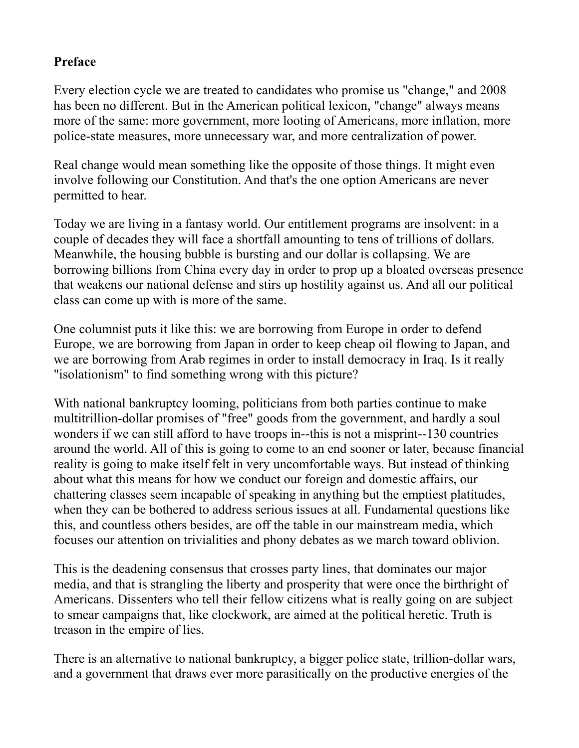**Preface**

Every election cycle we are treated to candidates who promise us "change," and 2008 has been no different. But in the American political lexicon, "change" always means more of the same: more government, more looting of Americans, more inflation, more police-state measures, more unnecessary war, and more centralization of power.

Real change would mean something like the opposite of those things. It might even involve following our Constitution. And that's the one option Americans are never permitted to hear.

Today we are living in a fantasy world. Our entitlement programs are insolvent: in a couple of decades they will face a shortfall amounting to tens of trillions of dollars. Meanwhile, the housing bubble is bursting and our dollar is collapsing. We are borrowing billions from China every day in order to prop up a bloated overseas presence that weakens our national defense and stirs up hostility against us. And all our political class can come up with is more of the same.

One columnist puts it like this: we are borrowing from Europe in order to defend Europe, we are borrowing from Japan in order to keep cheap oil flowing to Japan, and we are borrowing from Arab regimes in order to install democracy in Iraq. Is it really "isolationism" to find something wrong with this picture?

With national bankruptcy looming, politicians from both parties continue to make multitrillion-dollar promises of "free" goods from the government, and hardly a soul wonders if we can still afford to have troops in--this is not a misprint--130 countries around the world. All of this is going to come to an end sooner or later, because financial reality is going to make itself felt in very uncomfortable ways. But instead of thinking about what this means for how we conduct our foreign and domestic affairs, our chattering classes seem incapable of speaking in anything but the emptiest platitudes, when they can be bothered to address serious issues at all. Fundamental questions like this, and countless others besides, are off the table in our mainstream media, which focuses our attention on trivialities and phony debates as we march toward oblivion.

This is the deadening consensus that crosses party lines, that dominates our major media, and that is strangling the liberty and prosperity that were once the birthright of Americans. Dissenters who tell their fellow citizens what is really going on are subject to smear campaigns that, like clockwork, are aimed at the political heretic. Truth is treason in the empire of lies.

There is an alternative to national bankruptcy, a bigger police state, trillion-dollar wars, and a government that draws ever more parasitically on the productive energies of the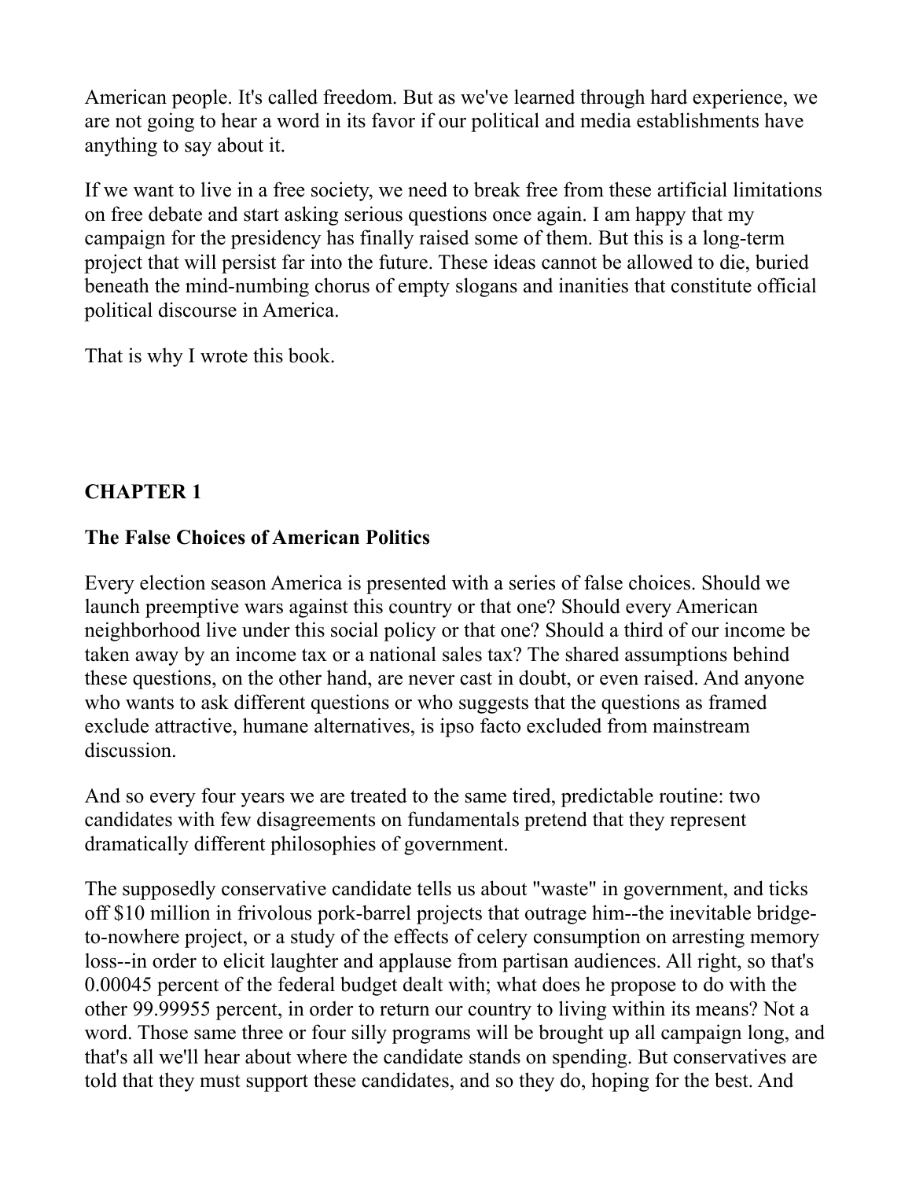American people. It's called freedom. But as we've learned through hard experience, we are not going to hear a word in its favor if our political and media establishments have anything to say about it.

If we want to live in a free society, we need to break free from these artificial limitations on free debate and start asking serious questions once again. I am happy that my campaign for the presidency has finally raised some of them. But this is a long-term project that will persist far into the future. These ideas cannot be allowed to die, buried beneath the mind-numbing chorus of empty slogans and inanities that constitute official political discourse in America.

That is why I wrote this book.

## CHAPTER 1

### The False Choices of American Politics

Every election season America is presented with a series of false choices. Should we launch preemptive wars against this country or that one? Should every American neighborhood live under this social policy or that one? Should a third of our income be taken away by an income tax or a national sales tax? The shared assumptions behind these questions, on the other hand, are never cast in doubt, or even raised. And anyone who wants to ask different questions or who suggests that the questions as framed exclude attractive, humane alternatives, is ipso facto excluded from mainstream discussion.

And so every four years we are treated to the same tired, predictable routine: two candidates with few disagreements on fundamentals pretend that they represent dramatically different philosophies of government.

The supposedly conservative candidate tells us about "waste" in government, and ticks off $10 million in frivolous pork-barrel projects that outrage him--the inevitable bridge-to-nowhere project, or a study of the effects of celery consumption on arresting memory loss--in order to elicit laughter and applause from partisan audiences. All right, so that's 0.00045 percent of the federal budget dealt with; what does he propose to do with the other 99.99955 percent, in order to return our country to living within its means? Not a word. Those same three or four silly programs will be brought up all campaign long, and that's all we'll hear about where the candidate stands on spending. But conservatives are told that they must support these candidates, and so they do, hoping for the best. And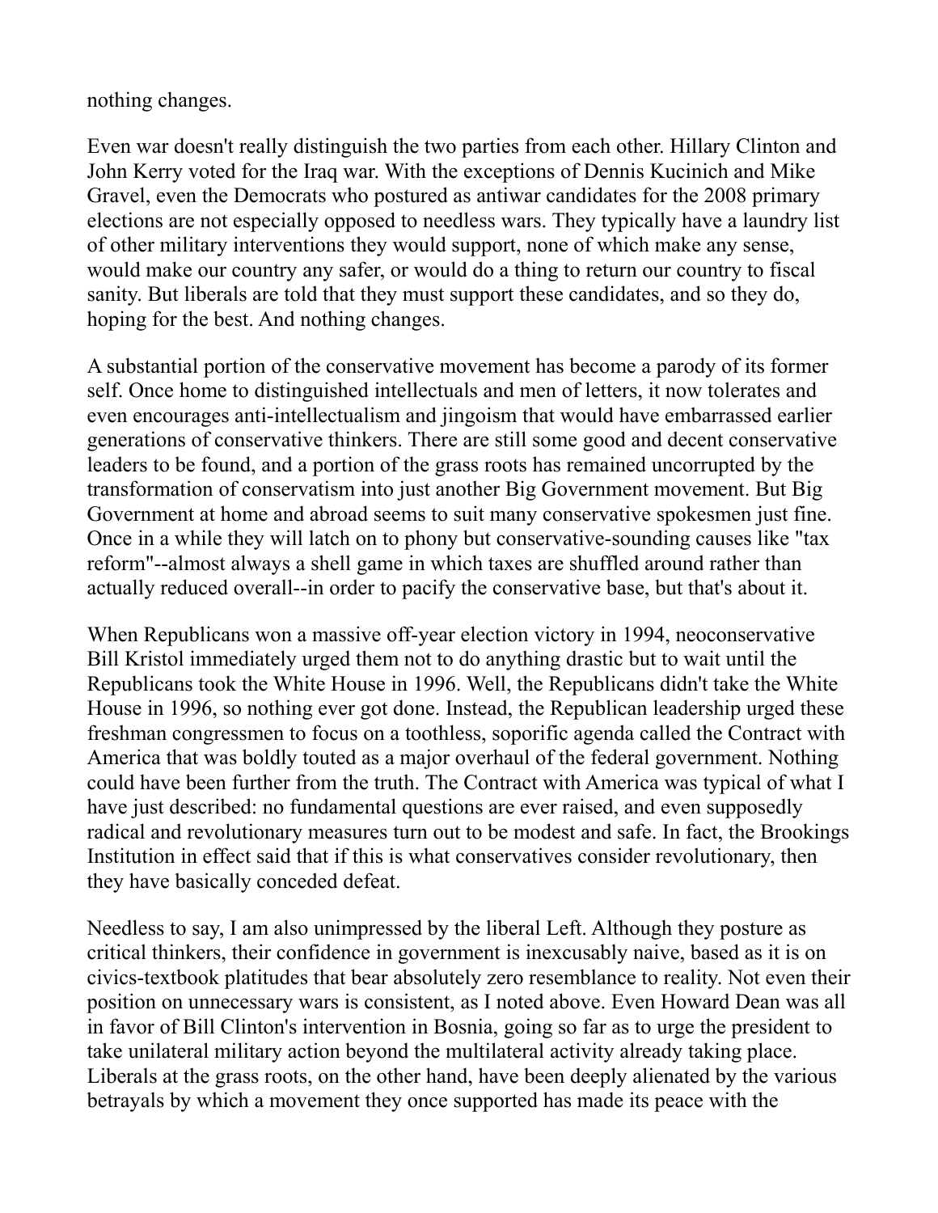nothing changes.

Even war doesn't really distinguish the two parties from each other. Hillary Clinton and John Kerry voted for the Iraq war. With the exceptions of Dennis Kucinich and Mike Gravel, even the Democrats who postured as antiwar candidates for the 2008 primary elections are not especially opposed to needless wars. They typically have a laundry list of other military interventions they would support, none of which make any sense, would make our country any safer, or would do a thing to return our country to fiscal sanity. But liberals are told that they must support these candidates, and so they do, hoping for the best. And nothing changes.

A substantial portion of the conservative movement has become a parody of its former self. Once home to distinguished intellectuals and men of letters, it now tolerates and even encourages anti-intellectualism and jingoism that would have embarrassed earlier generations of conservative thinkers. There are still some good and decent conservative leaders to be found, and a portion of the grass roots has remained uncorrupted by the transformation of conservatism into just another Big Government movement. But Big Government at home and abroad seems to suit many conservative spokesmen just fine. Once in a while they will latch on to phony but conservative-sounding causes like "tax reform"--almost always a shell game in which taxes are shuffled around rather than actually reduced overall--in order to pacify the conservative base, but that's about it.

When Republicans won a massive off-year election victory in 1994, neoconservative Bill Kristol immediately urged them not to do anything drastic but to wait until the Republicans took the White House in 1996. Well, the Republicans didn't take the White House in 1996, so nothing ever got done. Instead, the Republican leadership urged these freshman congressmen to focus on a toothless, soporific agenda called the Contract with America that was boldly touted as a major overhaul of the federal government. Nothing could have been further from the truth. The Contract with America was typical of what I have just described: no fundamental questions are ever raised, and even supposedly radical and revolutionary measures turn out to be modest and safe. In fact, the Brookings Institution in effect said that if this is what conservatives consider revolutionary, then they have basically conceded defeat.

Needless to say, I am also unimpressed by the liberal Left. Although they posture as critical thinkers, their confidence in government is inexcusably naive, based as it is on civics-textbook platitudes that bear absolutely zero resemblance to reality. Not even their position on unnecessary wars is consistent, as I noted above. Even Howard Dean was all in favor of Bill Clinton's intervention in Bosnia, going so far as to urge the president to take unilateral military action beyond the multilateral activity already taking place. Liberals at the grass roots, on the other hand, have been deeply alienated by the various betrayals by which a movement they once supported has made its peace with the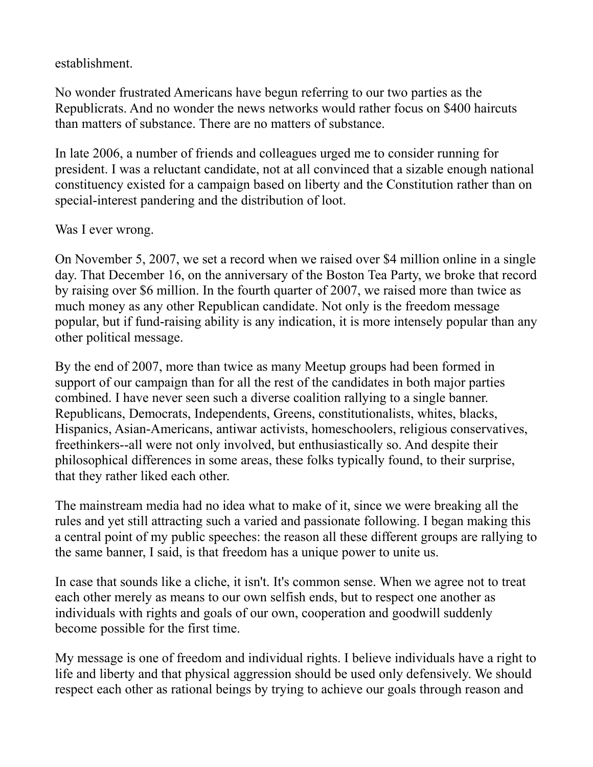establishment.

No wonder frustrated Americans have begun referring to our two parties as the Republicrats. And no wonder the news networks would rather focus on $400 haircuts than matters of substance. There are no matters of substance.

In late 2006, a number of friends and colleagues urged me to consider running for president. I was a reluctant candidate, not at all convinced that a sizable enough national constituency existed for a campaign based on liberty and the Constitution rather than on special-interest pandering and the distribution of loot.

Was I ever wrong.

On November 5, 2007, we set a record when we raised over $4 million online in a single day. That December 16, on the anniversary of the Boston Tea Party, we broke that record by raising over $6 million. In the fourth quarter of 2007, we raised more than twice as much money as any other Republican candidate. Not only is the freedom message popular, but if fund-raising ability is any indication, it is more intensely popular than any other political message.

By the end of 2007, more than twice as many Meetup groups had been formed in support of our campaign than for all the rest of the candidates in both major parties combined. I have never seen such a diverse coalition rallying to a single banner. Republicans, Democrats, Independents, Greens, constitutionalists, whites, blacks, Hispanics, Asian-Americans, antiwar activists, homeschoolers, religious conservatives, freethinkers--all were not only involved, but enthusiastically so. And despite their philosophical differences in some areas, these folks typically found, to their surprise, that they rather liked each other.

The mainstream media had no idea what to make of it, since we were breaking all the rules and yet still attracting such a varied and passionate following. I began making this a central point of my public speeches: the reason all these different groups are rallying to the same banner, I said, is that freedom has a unique power to unite us.

In case that sounds like a cliche, it isn't. It's common sense. When we agree not to treat each other merely as means to our own selfish ends, but to respect one another as individuals with rights and goals of our own, cooperation and goodwill suddenly become possible for the first time.

My message is one of freedom and individual rights. I believe individuals have a right to life and liberty and that physical aggression should be used only defensively. We should respect each other as rational beings by trying to achieve our goals through reason and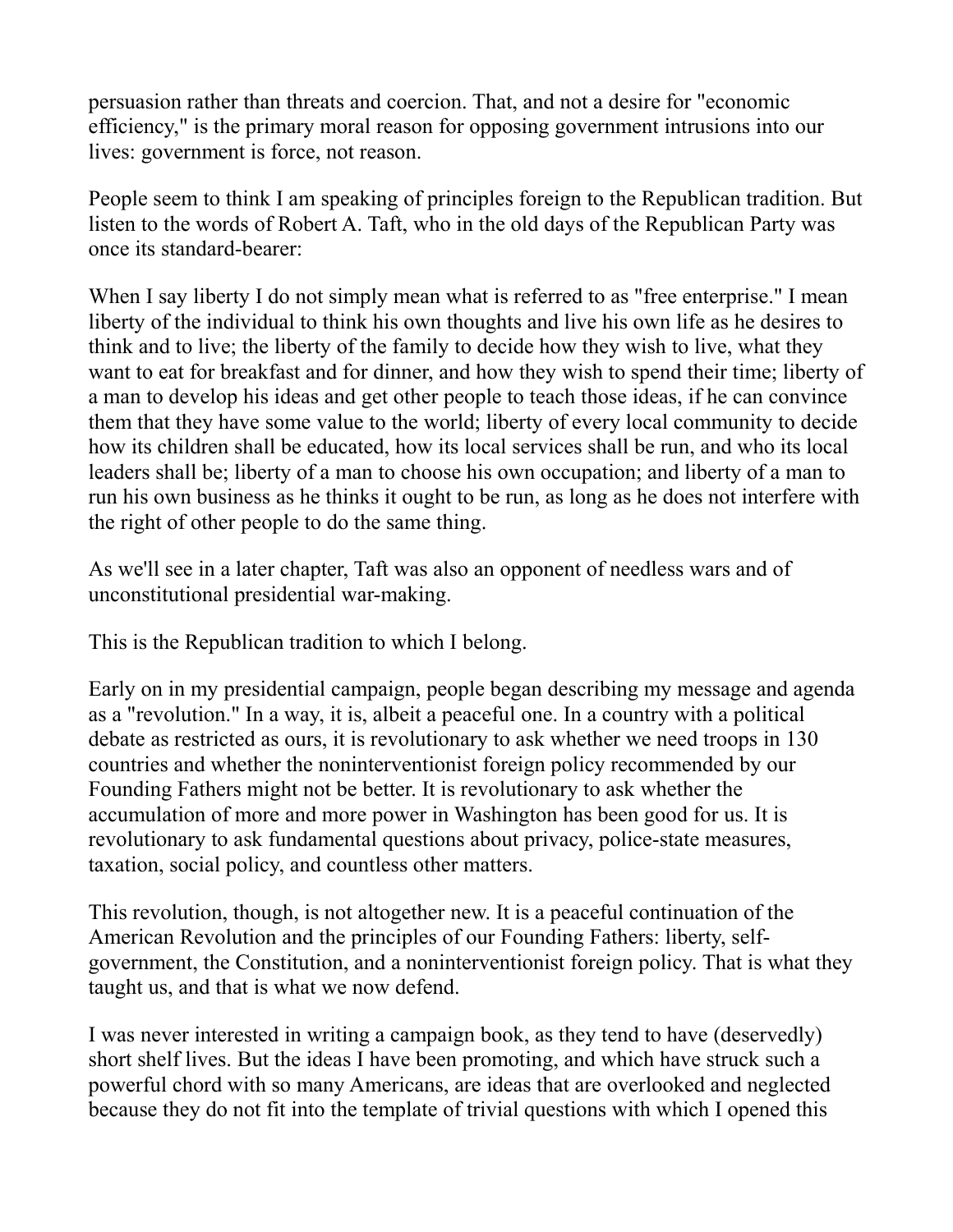persuasion rather than threats and coercion. That, and not a desire for "economic efficiency," is the primary moral reason for opposing government intrusions into our lives: government is force, not reason.

People seem to think I am speaking of principles foreign to the Republican tradition. But listen to the words of Robert A. Taft, who in the old days of the Republican Party was once its standard-bearer:

When I say liberty I do not simply mean what is referred to as "free enterprise." I mean liberty of the individual to think his own thoughts and live his own life as he desires to think and to live; the liberty of the family to decide how they wish to live, what they want to eat for breakfast and for dinner, and how they wish to spend their time; liberty of a man to develop his ideas and get other people to teach those ideas, if he can convince them that they have some value to the world; liberty of every local community to decide how its children shall be educated, how its local services shall be run, and who its local leaders shall be; liberty of a man to choose his own occupation; and liberty of a man to run his own business as he thinks it ought to be run, as long as he does not interfere with the right of other people to do the same thing.

As we'll see in a later chapter, Taft was also an opponent of needless wars and of unconstitutional presidential war-making.

This is the Republican tradition to which I belong.

Early on in my presidential campaign, people began describing my message and agenda as a "revolution." In a way, it is, albeit a peaceful one. In a country with a political debate as restricted as ours, it is revolutionary to ask whether we need troops in 130 countries and whether the noninterventionist foreign policy recommended by our Founding Fathers might not be better. It is revolutionary to ask whether the accumulation of more and more power in Washington has been good for us. It is revolutionary to ask fundamental questions about privacy, police-state measures, taxation, social policy, and countless other matters.

This revolution, though, is not altogether new. It is a peaceful continuation of the American Revolution and the principles of our Founding Fathers: liberty, self-government, the Constitution, and a noninterventionist foreign policy. That is what they taught us, and that is what we now defend.

I was never interested in writing a campaign book, as they tend to have (deservedly) short shelf lives. But the ideas I have been promoting, and which have struck such a powerful chord with so many Americans, are ideas that are overlooked and neglected because they do not fit into the template of trivial questions with which I opened this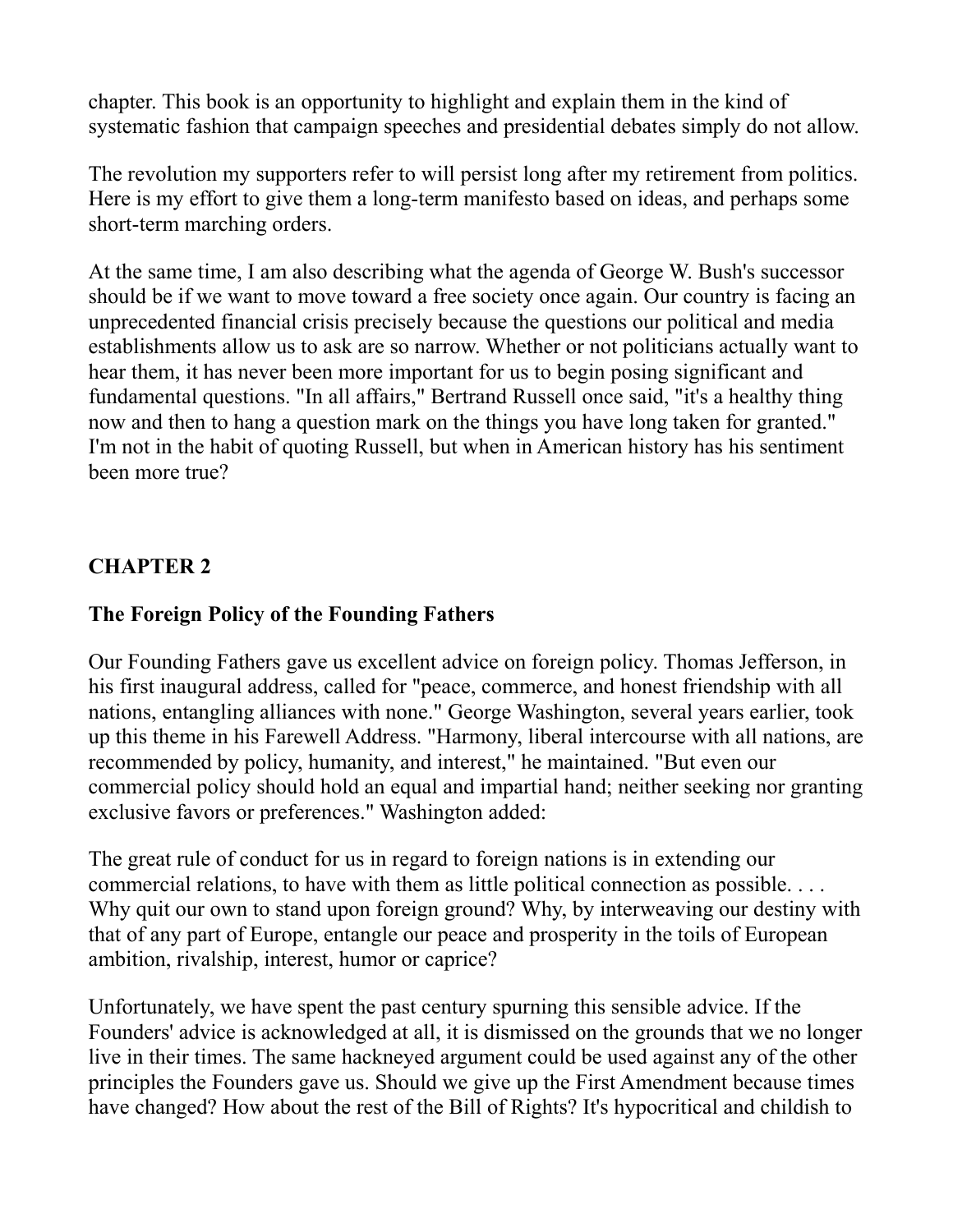chapter. This book is an opportunity to highlight and explain them in the kind of systematic fashion that campaign speeches and presidential debates simply do not allow.

The revolution my supporters refer to will persist long after my retirement from politics. Here is my effort to give them a long-term manifesto based on ideas, and perhaps some short-term marching orders.

At the same time, I am also describing what the agenda of George W. Bush's successor should be if we want to move toward a free society once again. Our country is facing an unprecedented financial crisis precisely because the questions our political and media establishments allow us to ask are so narrow. Whether or not politicians actually want to hear them, it has never been more important for us to begin posing significant and fundamental questions. "In all affairs," Bertrand Russell once said, "it's a healthy thing now and then to hang a question mark on the things you have long taken for granted." I'm not in the habit of quoting Russell, but when in American history has his sentiment been more true?

## CHAPTER 2

### The Foreign Policy of the Founding Fathers

Our Founding Fathers gave us excellent advice on foreign policy. Thomas Jefferson, in his first inaugural address, called for "peace, commerce, and honest friendship with all nations, entangling alliances with none." George Washington, several years earlier, took up this theme in his Farewell Address. "Harmony, liberal intercourse with all nations, are recommended by policy, humanity, and interest," he maintained. "But even our commercial policy should hold an equal and impartial hand; neither seeking nor granting exclusive favors or preferences." Washington added:

> The great rule of conduct for us in regard to foreign nations is in extending our commercial relations, to have with them as little political connection as possible. . . . Why quit our own to stand upon foreign ground? Why, by interweaving our destiny with that of any part of Europe, entangle our peace and prosperity in the toils of European ambition, rivalship, interest, humor or caprice?

Unfortunately, we have spent the past century spurning this sensible advice. If the Founders' advice is acknowledged at all, it is dismissed on the grounds that we no longer live in their times. The same hackneyed argument could be used against any of the other principles the Founders gave us. Should we give up the First Amendment because times have changed? How about the rest of the Bill of Rights? It's hypocritical and childish to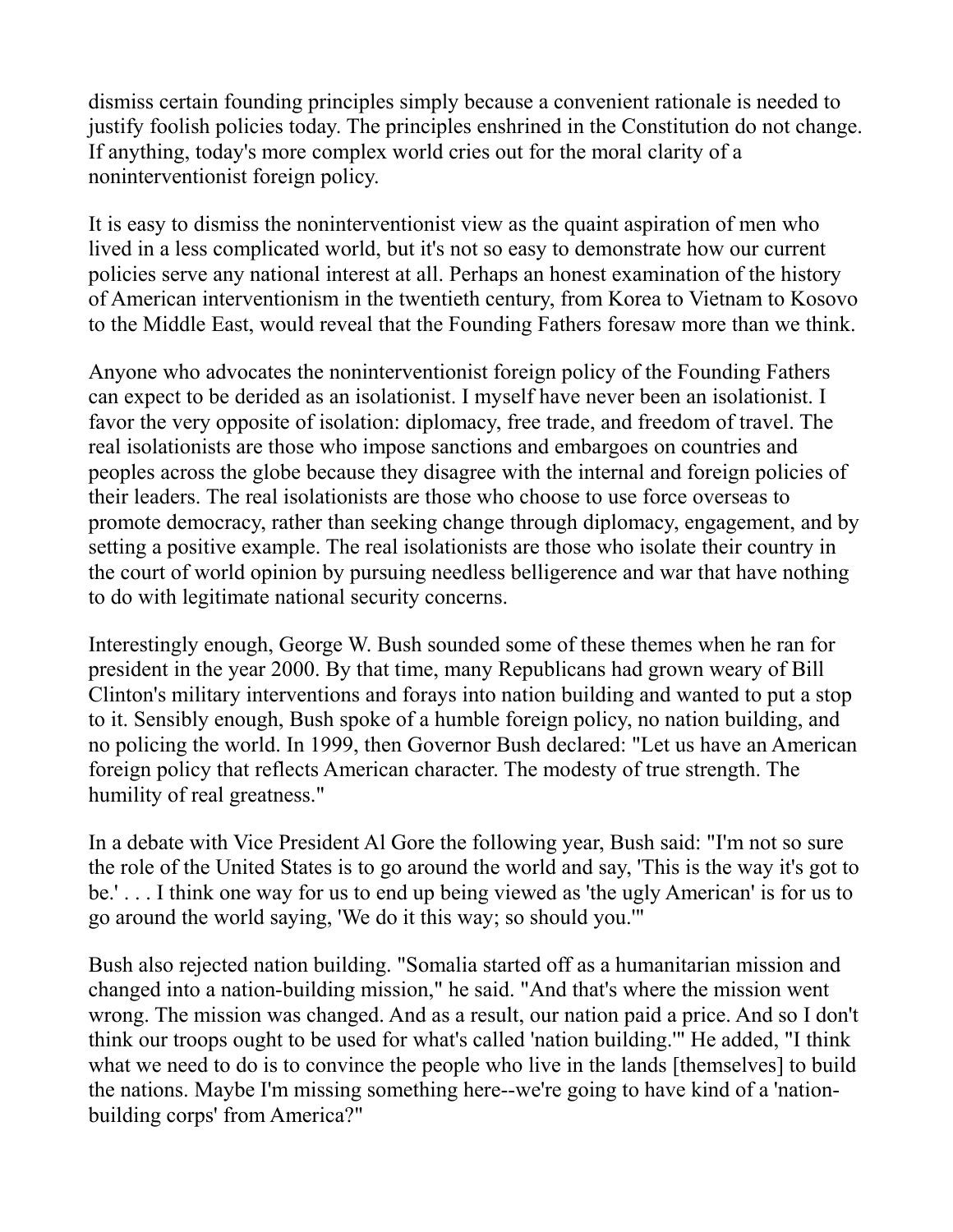dismiss certain founding principles simply because a convenient rationale is needed to justify foolish policies today. The principles enshrined in the Constitution do not change. If anything, today's more complex world cries out for the moral clarity of a noninterventionist foreign policy.

It is easy to dismiss the noninterventionist view as the quaint aspiration of men who lived in a less complicated world, but it's not so easy to demonstrate how our current policies serve any national interest at all. Perhaps an honest examination of the history of American interventionism in the twentieth century, from Korea to Vietnam to Kosovo to the Middle East, would reveal that the Founding Fathers foresaw more than we think.

Anyone who advocates the noninterventionist foreign policy of the Founding Fathers can expect to be derided as an isolationist. I myself have never been an isolationist. I favor the very opposite of isolation: diplomacy, free trade, and freedom of travel. The real isolationists are those who impose sanctions and embargoes on countries and peoples across the globe because they disagree with the internal and foreign policies of their leaders. The real isolationists are those who choose to use force overseas to promote democracy, rather than seeking change through diplomacy, engagement, and by setting a positive example. The real isolationists are those who isolate their country in the court of world opinion by pursuing needless belligerence and war that have nothing to do with legitimate national security concerns.

Interestingly enough, George W. Bush sounded some of these themes when he ran for president in the year 2000. By that time, many Republicans had grown weary of Bill Clinton's military interventions and forays into nation building and wanted to put a stop to it. Sensibly enough, Bush spoke of a humble foreign policy, no nation building, and no policing the world. In 1999, then Governor Bush declared: "Let us have an American foreign policy that reflects American character. The modesty of true strength. The humility of real greatness."

In a debate with Vice President Al Gore the following year, Bush said: "I'm not so sure the role of the United States is to go around the world and say, 'This is the way it's got to be.' . . . I think one way for us to end up being viewed as 'the ugly American' is for us to go around the world saying, 'We do it this way; so should you.'"

Bush also rejected nation building. "Somalia started off as a humanitarian mission and changed into a nation-building mission," he said. "And that's where the mission went wrong. The mission was changed. And as a result, our nation paid a price. And so I don't think our troops ought to be used for what's called 'nation building.'" He added, "I think what we need to do is to convince the people who live in the lands [themselves] to build the nations. Maybe I'm missing something here--we're going to have kind of a 'nation-building corps' from America?"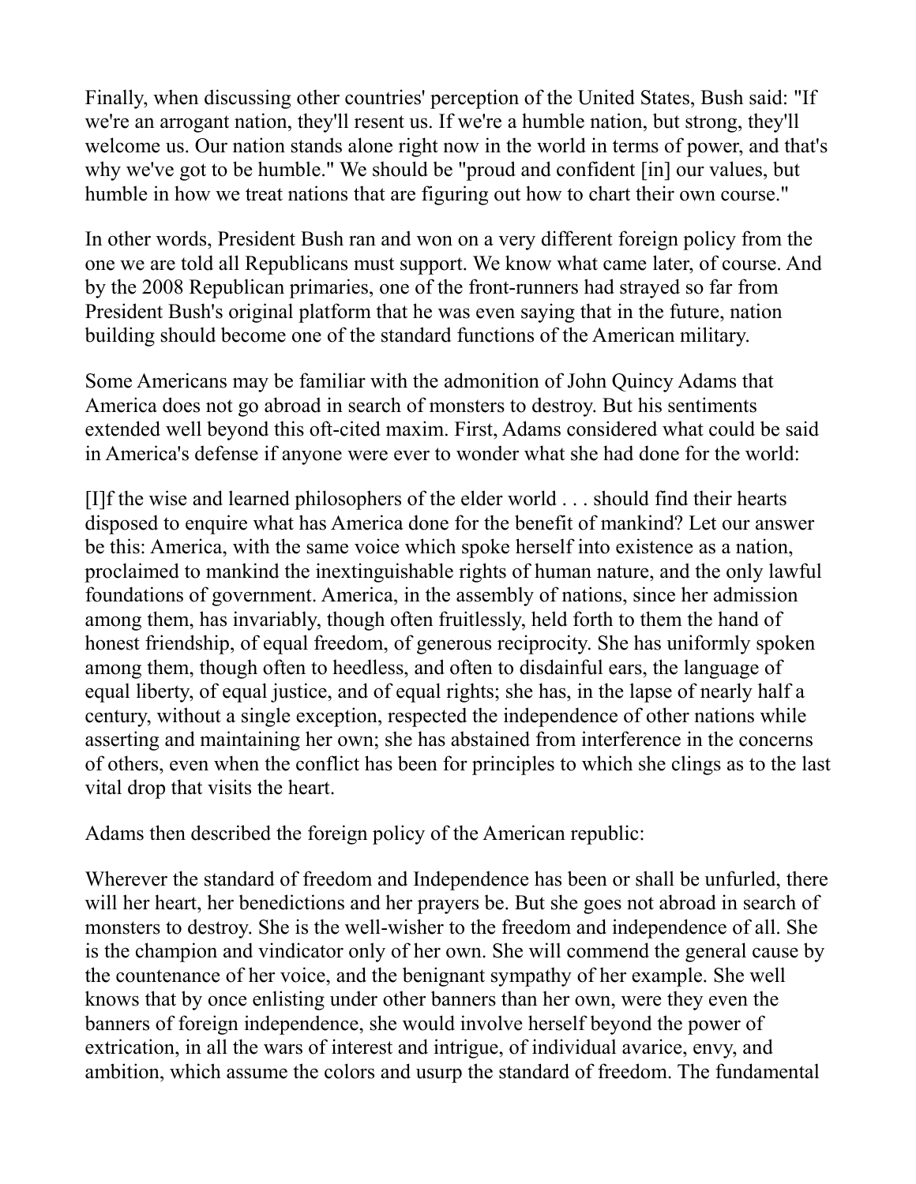Finally, when discussing other countries' perception of the United States, Bush said: "If we're an arrogant nation, they'll resent us. If we're a humble nation, but strong, they'll welcome us. Our nation stands alone right now in the world in terms of power, and that's why we've got to be humble." We should be "proud and confident [in] our values, but humble in how we treat nations that are figuring out how to chart their own course."

In other words, President Bush ran and won on a very different foreign policy from the one we are told all Republicans must support. We know what came later, of course. And by the 2008 Republican primaries, one of the front-runners had strayed so far from President Bush's original platform that he was even saying that in the future, nation building should become one of the standard functions of the American military.

Some Americans may be familiar with the admonition of John Quincy Adams that America does not go abroad in search of monsters to destroy. But his sentiments extended well beyond this oft-cited maxim. First, Adams considered what could be said in America's defense if anyone were ever to wonder what she had done for the world:

[I]f the wise and learned philosophers of the elder world . . . should find their hearts disposed to enquire what has America done for the benefit of mankind? Let our answer be this: America, with the same voice which spoke herself into existence as a nation, proclaimed to mankind the inextinguishable rights of human nature, and the only lawful foundations of government. America, in the assembly of nations, since her admission among them, has invariably, though often fruitlessly, held forth to them the hand of honest friendship, of equal freedom, of generous reciprocity. She has uniformly spoken among them, though often to heedless, and often to disdainful ears, the language of equal liberty, of equal justice, and of equal rights; she has, in the lapse of nearly half a century, without a single exception, respected the independence of other nations while asserting and maintaining her own; she has abstained from interference in the concerns of others, even when the conflict has been for principles to which she clings as to the last vital drop that visits the heart.

Adams then described the foreign policy of the American republic:

Wherever the standard of freedom and Independence has been or shall be unfurled, there will her heart, her benedictions and her prayers be. But she goes not abroad in search of monsters to destroy. She is the well-wisher to the freedom and independence of all. She is the champion and vindicator only of her own. She will commend the general cause by the countenance of her voice, and the benignant sympathy of her example. She well knows that by once enlisting under other banners than her own, were they even the banners of foreign independence, she would involve herself beyond the power of extrication, in all the wars of interest and intrigue, of individual avarice, envy, and ambition, which assume the colors and usurp the standard of freedom. The fundamental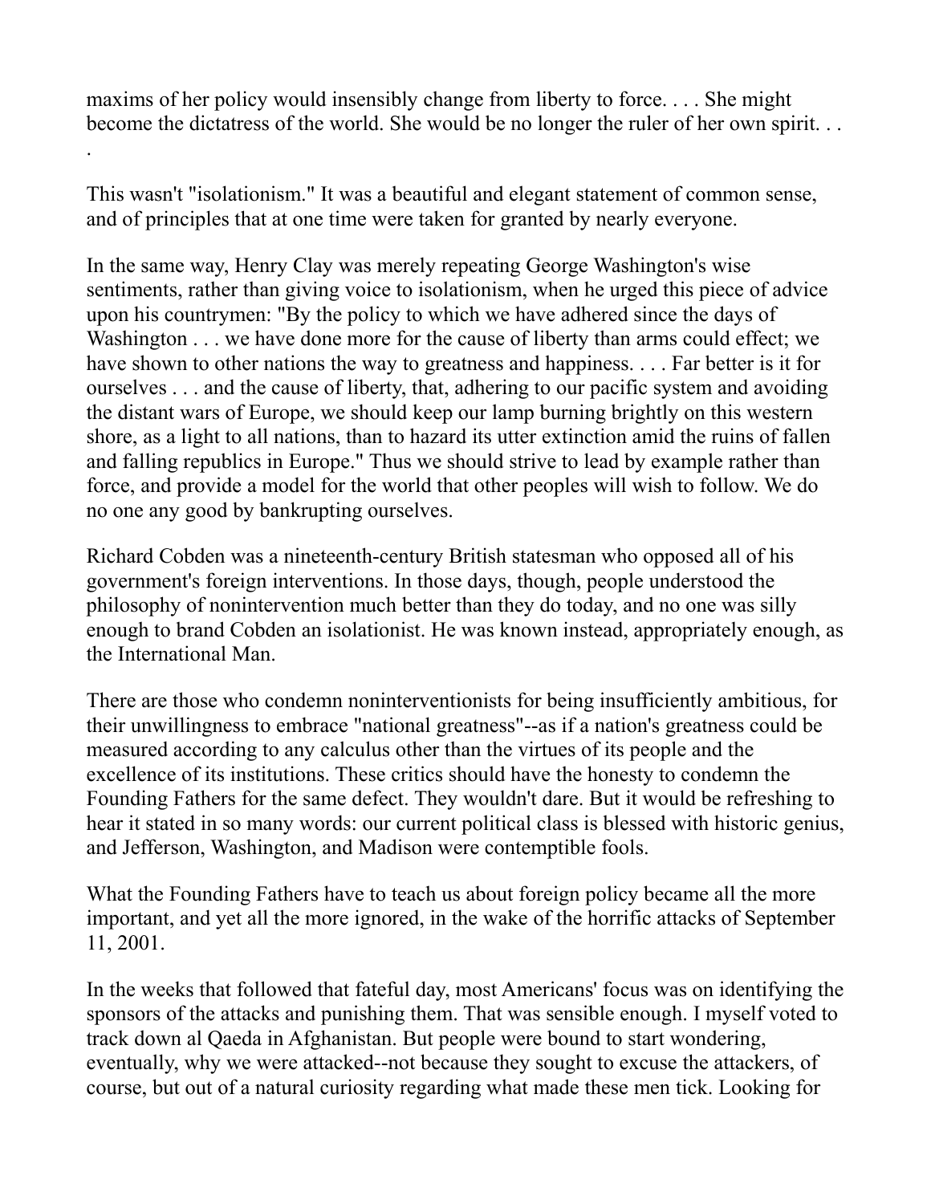maxims of her policy would insensibly change from liberty to force. . . . She might become the dictatress of the world. She would be no longer the ruler of her own spirit. . . .

This wasn't "isolationism." It was a beautiful and elegant statement of common sense, and of principles that at one time were taken for granted by nearly everyone.

In the same way, Henry Clay was merely repeating George Washington's wise sentiments, rather than giving voice to isolationism, when he urged this piece of advice upon his countrymen: "By the policy to which we have adhered since the days of Washington . . . we have done more for the cause of liberty than arms could effect; we have shown to other nations the way to greatness and happiness. . . . Far better is it for ourselves . . . and the cause of liberty, that, adhering to our pacific system and avoiding the distant wars of Europe, we should keep our lamp burning brightly on this western shore, as a light to all nations, than to hazard its utter extinction amid the ruins of fallen and falling republics in Europe." Thus we should strive to lead by example rather than force, and provide a model for the world that other peoples will wish to follow. We do no one any good by bankrupting ourselves.

Richard Cobden was a nineteenth-century British statesman who opposed all of his government's foreign interventions. In those days, though, people understood the philosophy of nonintervention much better than they do today, and no one was silly enough to brand Cobden an isolationist. He was known instead, appropriately enough, as the International Man.

There are those who condemn noninterventionists for being insufficiently ambitious, for their unwillingness to embrace "national greatness"--as if a nation's greatness could be measured according to any calculus other than the virtues of its people and the excellence of its institutions. These critics should have the honesty to condemn the Founding Fathers for the same defect. They wouldn't dare. But it would be refreshing to hear it stated in so many words: our current political class is blessed with historic genius, and Jefferson, Washington, and Madison were contemptible fools.

What the Founding Fathers have to teach us about foreign policy became all the more important, and yet all the more ignored, in the wake of the horrific attacks of September 11, 2001.

In the weeks that followed that fateful day, most Americans' focus was on identifying the sponsors of the attacks and punishing them. That was sensible enough. I myself voted to track down al Qaeda in Afghanistan. But people were bound to start wondering, eventually, why we were attacked--not because they sought to excuse the attackers, of course, but out of a natural curiosity regarding what made these men tick. Looking for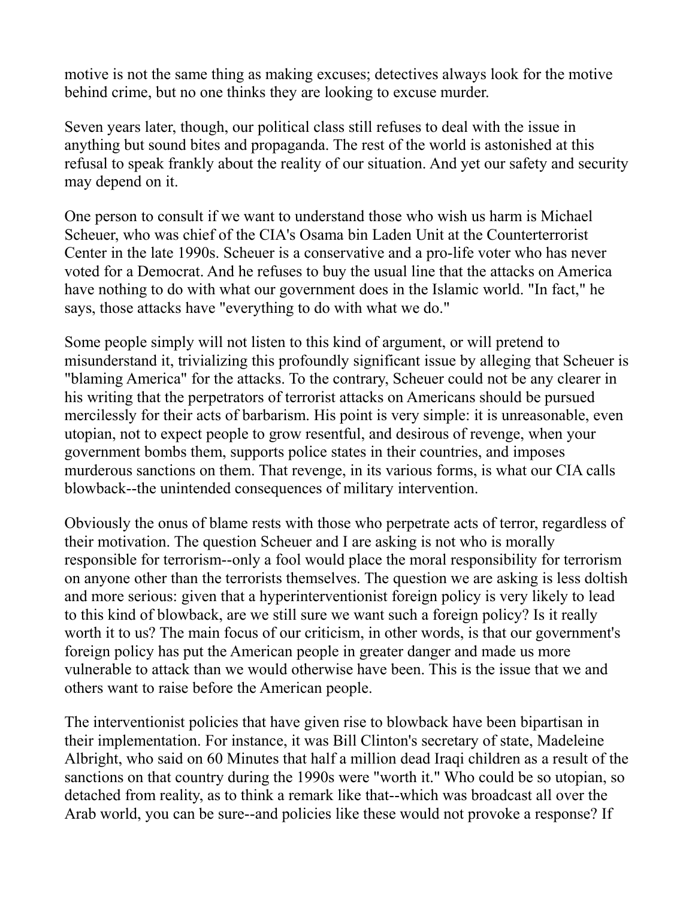motive is not the same thing as making excuses; detectives always look for the motive behind crime, but no one thinks they are looking to excuse murder.

Seven years later, though, our political class still refuses to deal with the issue in anything but sound bites and propaganda. The rest of the world is astonished at this refusal to speak frankly about the reality of our situation. And yet our safety and security may depend on it.

One person to consult if we want to understand those who wish us harm is Michael Scheuer, who was chief of the CIA's Osama bin Laden Unit at the Counterterrorist Center in the late 1990s. Scheuer is a conservative and a pro-life voter who has never voted for a Democrat. And he refuses to buy the usual line that the attacks on America have nothing to do with what our government does in the Islamic world. "In fact," he says, those attacks have "everything to do with what we do."

Some people simply will not listen to this kind of argument, or will pretend to misunderstand it, trivializing this profoundly significant issue by alleging that Scheuer is "blaming America" for the attacks. To the contrary, Scheuer could not be any clearer in his writing that the perpetrators of terrorist attacks on Americans should be pursued mercilessly for their acts of barbarism. His point is very simple: it is unreasonable, even utopian, not to expect people to grow resentful, and desirous of revenge, when your government bombs them, supports police states in their countries, and imposes murderous sanctions on them. That revenge, in its various forms, is what our CIA calls blowback--the unintended consequences of military intervention.

Obviously the onus of blame rests with those who perpetrate acts of terror, regardless of their motivation. The question Scheuer and I are asking is not who is morally responsible for terrorism--only a fool would place the moral responsibility for terrorism on anyone other than the terrorists themselves. The question we are asking is less doltish and more serious: given that a hyperinterventionist foreign policy is very likely to lead to this kind of blowback, are we still sure we want such a foreign policy? Is it really worth it to us? The main focus of our criticism, in other words, is that our government's foreign policy has put the American people in greater danger and made us more vulnerable to attack than we would otherwise have been. This is the issue that we and others want to raise before the American people.

The interventionist policies that have given rise to blowback have been bipartisan in their implementation. For instance, it was Bill Clinton's secretary of state, Madeleine Albright, who said on 60 Minutes that half a million dead Iraqi children as a result of the sanctions on that country during the 1990s were "worth it." Who could be so utopian, so detached from reality, as to think a remark like that--which was broadcast all over the Arab world, you can be sure--and policies like these would not provoke a response? If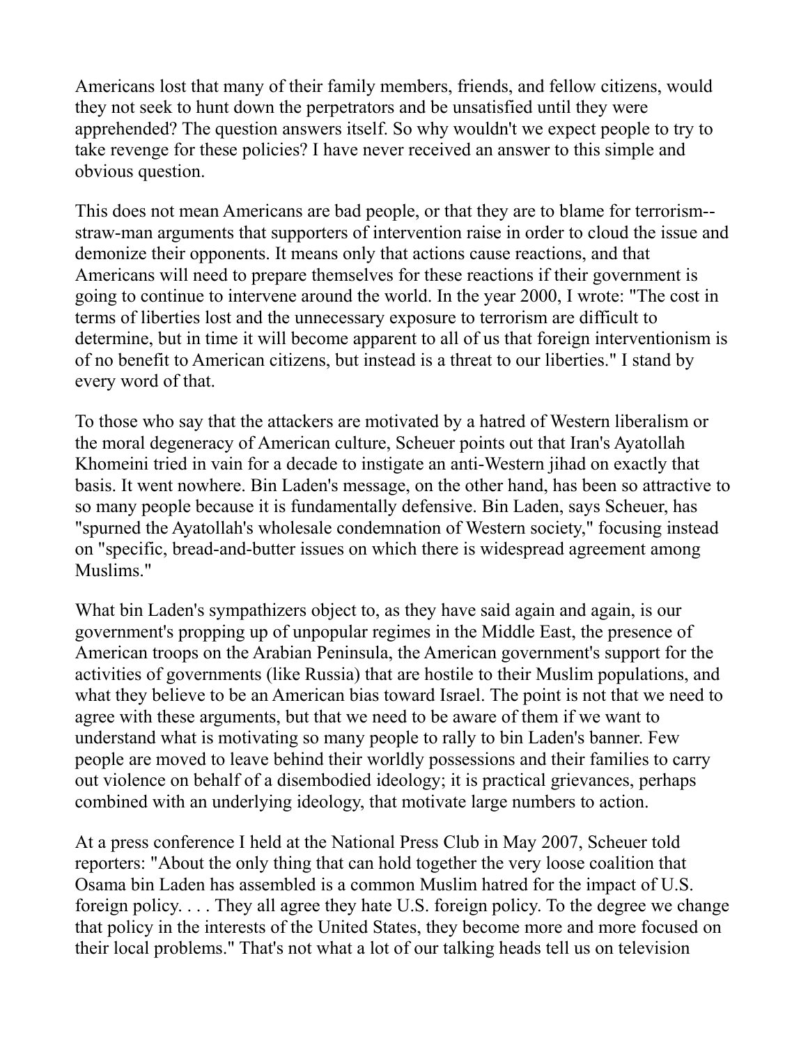Americans lost that many of their family members, friends, and fellow citizens, would they not seek to hunt down the perpetrators and be unsatisfied until they were apprehended? The question answers itself. So why wouldn't we expect people to try to take revenge for these policies? I have never received an answer to this simple and obvious question.

This does not mean Americans are bad people, or that they are to blame for terrorism--straw-man arguments that supporters of intervention raise in order to cloud the issue and demonize their opponents. It means only that actions cause reactions, and that Americans will need to prepare themselves for these reactions if their government is going to continue to intervene around the world. In the year 2000, I wrote: "The cost in terms of liberties lost and the unnecessary exposure to terrorism are difficult to determine, but in time it will become apparent to all of us that foreign interventionism is of no benefit to American citizens, but instead is a threat to our liberties." I stand by every word of that.

To those who say that the attackers are motivated by a hatred of Western liberalism or the moral degeneracy of American culture, Scheuer points out that Iran's Ayatollah Khomeini tried in vain for a decade to instigate an anti-Western jihad on exactly that basis. It went nowhere. Bin Laden's message, on the other hand, has been so attractive to so many people because it is fundamentally defensive. Bin Laden, says Scheuer, has "spurned the Ayatollah's wholesale condemnation of Western society," focusing instead on "specific, bread-and-butter issues on which there is widespread agreement among Muslims."

What bin Laden's sympathizers object to, as they have said again and again, is our government's propping up of unpopular regimes in the Middle East, the presence of American troops on the Arabian Peninsula, the American government's support for the activities of governments (like Russia) that are hostile to their Muslim populations, and what they believe to be an American bias toward Israel. The point is not that we need to agree with these arguments, but that we need to be aware of them if we want to understand what is motivating so many people to rally to bin Laden's banner. Few people are moved to leave behind their worldly possessions and their families to carry out violence on behalf of a disembodied ideology; it is practical grievances, perhaps combined with an underlying ideology, that motivate large numbers to action.

At a press conference I held at the National Press Club in May 2007, Scheuer told reporters: "About the only thing that can hold together the very loose coalition that Osama bin Laden has assembled is a common Muslim hatred for the impact of U.S. foreign policy. . . . They all agree they hate U.S. foreign policy. To the degree we change that policy in the interests of the United States, they become more and more focused on their local problems." That's not what a lot of our talking heads tell us on television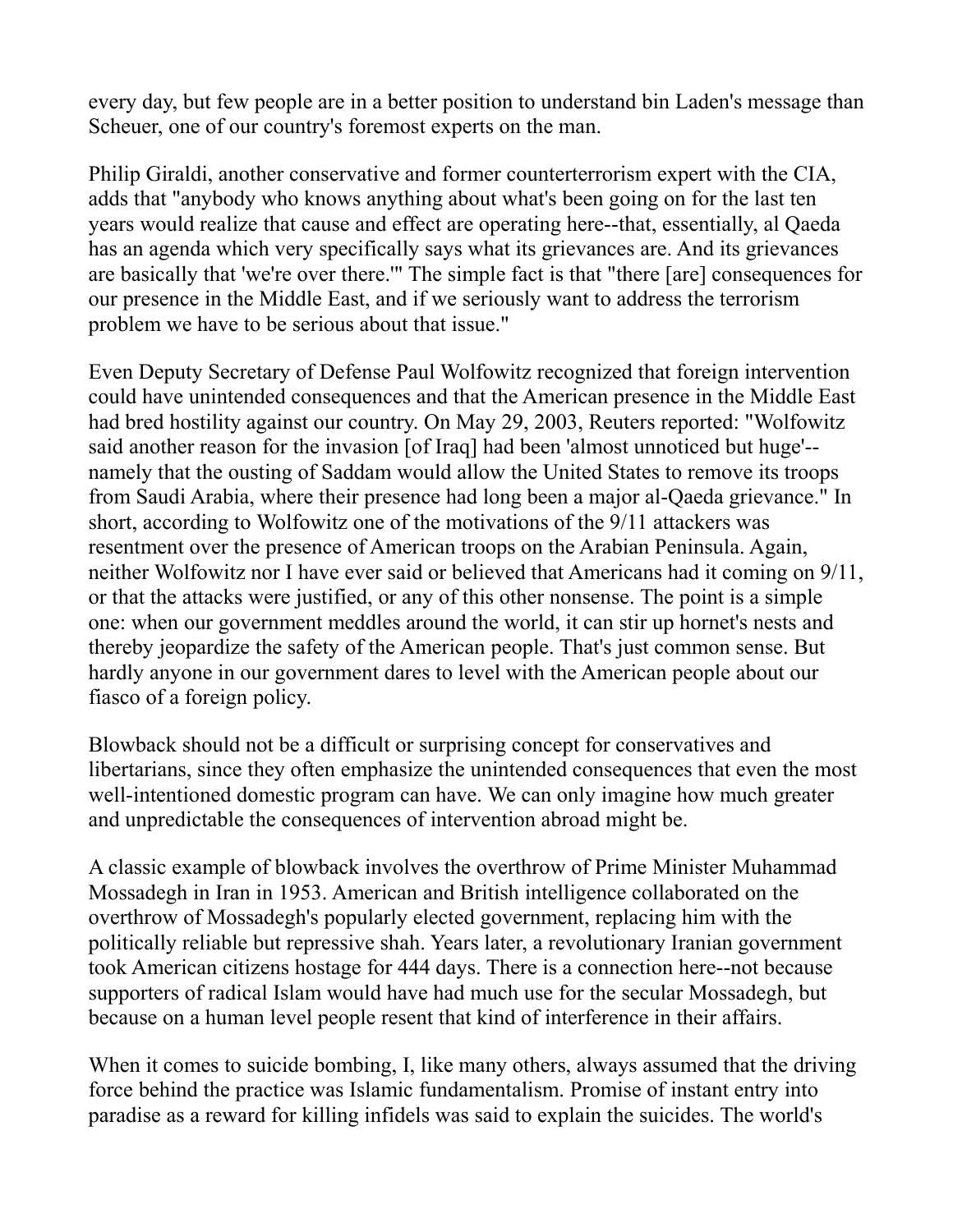every day, but few people are in a better position to understand bin Laden's message than Scheuer, one of our country's foremost experts on the man.

Philip Giraldi, another conservative and former counterterrorism expert with the CIA, adds that "anybody who knows anything about what's been going on for the last ten years would realize that cause and effect are operating here--that, essentially, al Qaeda has an agenda which very specifically says what its grievances are. And its grievances are basically that 'we're over there.'" The simple fact is that "there [are] consequences for our presence in the Middle East, and if we seriously want to address the terrorism problem we have to be serious about that issue."

Even Deputy Secretary of Defense Paul Wolfowitz recognized that foreign intervention could have unintended consequences and that the American presence in the Middle East had bred hostility against our country. On May 29, 2003, Reuters reported: "Wolfowitz said another reason for the invasion [of Iraq] had been 'almost unnoticed but huge'--namely that the ousting of Saddam would allow the United States to remove its troops from Saudi Arabia, where their presence had long been a major al-Qaeda grievance." In short, according to Wolfowitz one of the motivations of the 9/11 attackers was resentment over the presence of American troops on the Arabian Peninsula. Again, neither Wolfowitz nor I have ever said or believed that Americans had it coming on 9/11, or that the attacks were justified, or any of this other nonsense. The point is a simple one: when our government meddles around the world, it can stir up hornet's nests and thereby jeopardize the safety of the American people. That's just common sense. But hardly anyone in our government dares to level with the American people about our fiasco of a foreign policy.

Blowback should not be a difficult or surprising concept for conservatives and libertarians, since they often emphasize the unintended consequences that even the most well-intentioned domestic program can have. We can only imagine how much greater and unpredictable the consequences of intervention abroad might be.

A classic example of blowback involves the overthrow of Prime Minister Muhammad Mossadegh in Iran in 1953. American and British intelligence collaborated on the overthrow of Mossadegh's popularly elected government, replacing him with the politically reliable but repressive shah. Years later, a revolutionary Iranian government took American citizens hostage for 444 days. There is a connection here--not because supporters of radical Islam would have had much use for the secular Mossadegh, but because on a human level people resent that kind of interference in their affairs.

When it comes to suicide bombing, I, like many others, always assumed that the driving force behind the practice was Islamic fundamentalism. Promise of instant entry into paradise as a reward for killing infidels was said to explain the suicides. The world's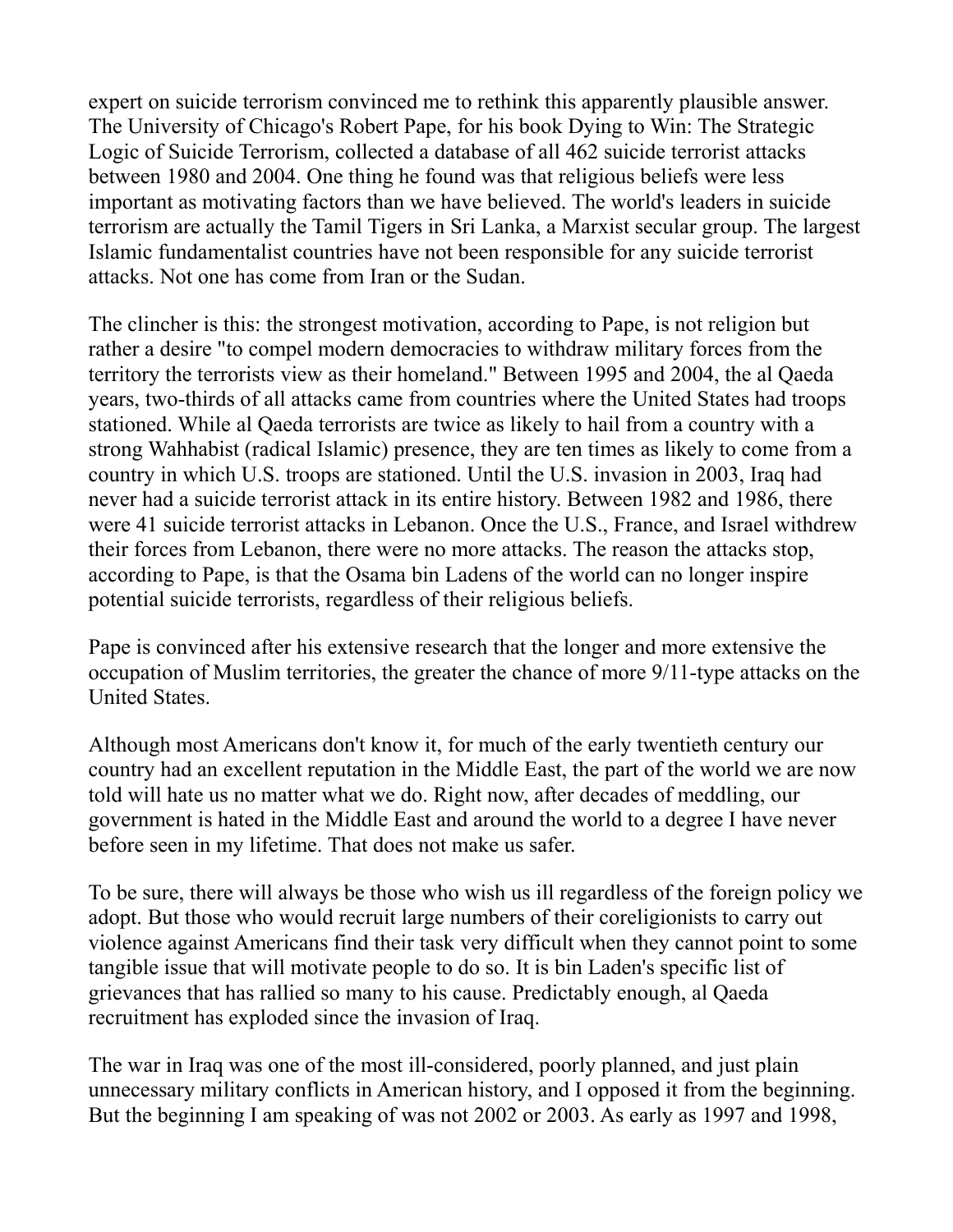expert on suicide terrorism convinced me to rethink this apparently plausible answer. The University of Chicago's Robert Pape, for his book Dying to Win: The Strategic Logic of Suicide Terrorism, collected a database of all 462 suicide terrorist attacks between 1980 and 2004. One thing he found was that religious beliefs were less important as motivating factors than we have believed. The world's leaders in suicide terrorism are actually the Tamil Tigers in Sri Lanka, a Marxist secular group. The largest Islamic fundamentalist countries have not been responsible for any suicide terrorist attacks. Not one has come from Iran or the Sudan.

The clincher is this: the strongest motivation, according to Pape, is not religion but rather a desire "to compel modern democracies to withdraw military forces from the territory the terrorists view as their homeland." Between 1995 and 2004, the al Qaeda years, two-thirds of all attacks came from countries where the United States had troops stationed. While al Qaeda terrorists are twice as likely to hail from a country with a strong Wahhabist (radical Islamic) presence, they are ten times as likely to come from a country in which U.S. troops are stationed. Until the U.S. invasion in 2003, Iraq had never had a suicide terrorist attack in its entire history. Between 1982 and 1986, there were 41 suicide terrorist attacks in Lebanon. Once the U.S., France, and Israel withdrew their forces from Lebanon, there were no more attacks. The reason the attacks stop, according to Pape, is that the Osama bin Ladens of the world can no longer inspire potential suicide terrorists, regardless of their religious beliefs.

Pape is convinced after his extensive research that the longer and more extensive the occupation of Muslim territories, the greater the chance of more 9/11-type attacks on the United States.

Although most Americans don't know it, for much of the early twentieth century our country had an excellent reputation in the Middle East, the part of the world we are now told will hate us no matter what we do. Right now, after decades of meddling, our government is hated in the Middle East and around the world to a degree I have never before seen in my lifetime. That does not make us safer.

To be sure, there will always be those who wish us ill regardless of the foreign policy we adopt. But those who would recruit large numbers of their coreligionists to carry out violence against Americans find their task very difficult when they cannot point to some tangible issue that will motivate people to do so. It is bin Laden's specific list of grievances that has rallied so many to his cause. Predictably enough, al Qaeda recruitment has exploded since the invasion of Iraq.

The war in Iraq was one of the most ill-considered, poorly planned, and just plain unnecessary military conflicts in American history, and I opposed it from the beginning. But the beginning I am speaking of was not 2002 or 2003. As early as 1997 and 1998,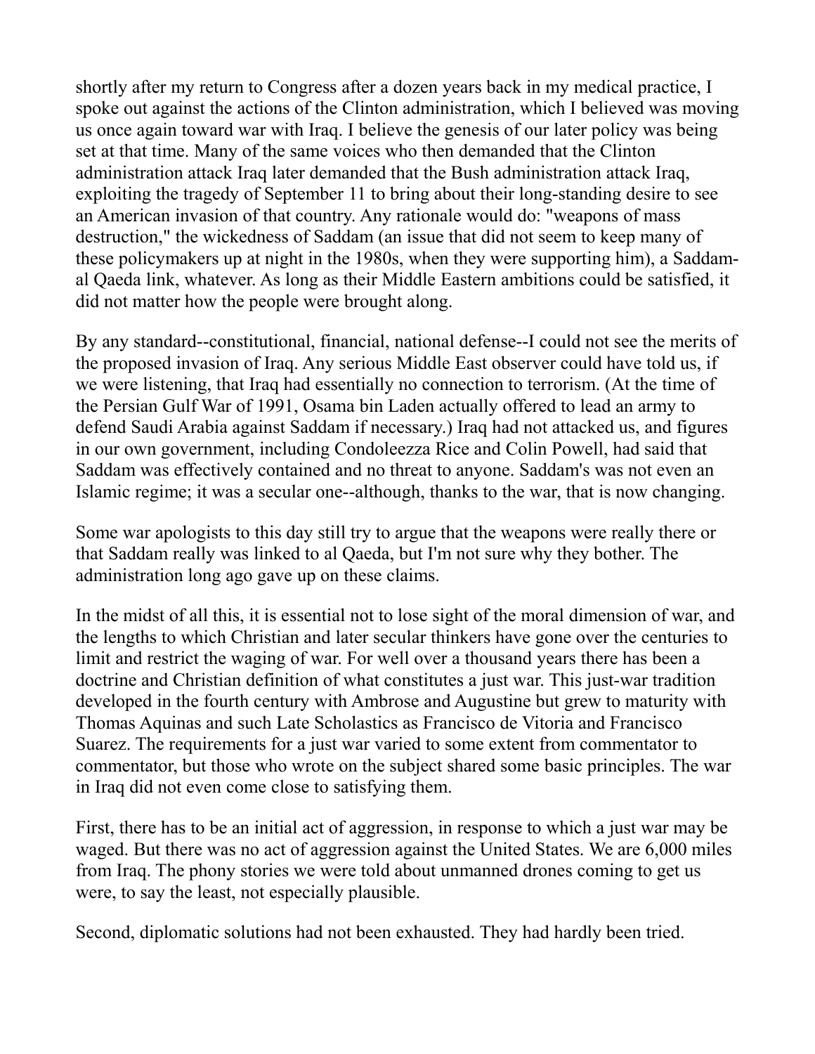shortly after my return to Congress after a dozen years back in my medical practice, I spoke out against the actions of the Clinton administration, which I believed was moving us once again toward war with Iraq. I believe the genesis of our later policy was being set at that time. Many of the same voices who then demanded that the Clinton administration attack Iraq later demanded that the Bush administration attack Iraq, exploiting the tragedy of September 11 to bring about their long-standing desire to see an American invasion of that country. Any rationale would do: "weapons of mass destruction," the wickedness of Saddam (an issue that did not seem to keep many of these policymakers up at night in the 1980s, when they were supporting him), a Saddam-al Qaeda link, whatever. As long as their Middle Eastern ambitions could be satisfied, it did not matter how the people were brought along.

By any standard--constitutional, financial, national defense--I could not see the merits of the proposed invasion of Iraq. Any serious Middle East observer could have told us, if we were listening, that Iraq had essentially no connection to terrorism. (At the time of the Persian Gulf War of 1991, Osama bin Laden actually offered to lead an army to defend Saudi Arabia against Saddam if necessary.) Iraq had not attacked us, and figures in our own government, including Condoleezza Rice and Colin Powell, had said that Saddam was effectively contained and no threat to anyone. Saddam's was not even an Islamic regime; it was a secular one--although, thanks to the war, that is now changing.

Some war apologists to this day still try to argue that the weapons were really there or that Saddam really was linked to al Qaeda, but I'm not sure why they bother. The administration long ago gave up on these claims.

In the midst of all this, it is essential not to lose sight of the moral dimension of war, and the lengths to which Christian and later secular thinkers have gone over the centuries to limit and restrict the waging of war. For well over a thousand years there has been a doctrine and Christian definition of what constitutes a just war. This just-war tradition developed in the fourth century with Ambrose and Augustine but grew to maturity with Thomas Aquinas and such Late Scholastics as Francisco de Vitoria and Francisco Suarez. The requirements for a just war varied to some extent from commentator to commentator, but those who wrote on the subject shared some basic principles. The war in Iraq did not even come close to satisfying them.

First, there has to be an initial act of aggression, in response to which a just war may be waged. But there was no act of aggression against the United States. We are 6,000 miles from Iraq. The phony stories we were told about unmanned drones coming to get us were, to say the least, not especially plausible.

Second, diplomatic solutions had not been exhausted. They had hardly been tried.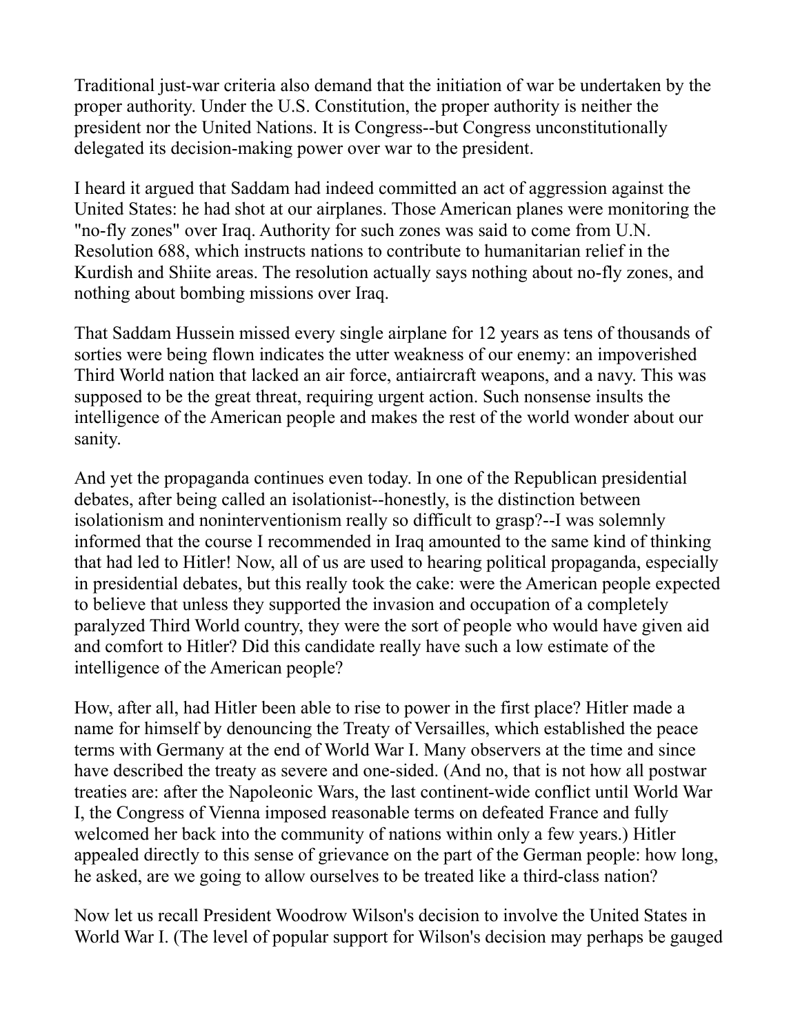Traditional just-war criteria also demand that the initiation of war be undertaken by the proper authority. Under the U.S. Constitution, the proper authority is neither the president nor the United Nations. It is Congress--but Congress unconstitutionally delegated its decision-making power over war to the president.

I heard it argued that Saddam had indeed committed an act of aggression against the United States: he had shot at our airplanes. Those American planes were monitoring the "no-fly zones" over Iraq. Authority for such zones was said to come from U.N. Resolution 688, which instructs nations to contribute to humanitarian relief in the Kurdish and Shiite areas. The resolution actually says nothing about no-fly zones, and nothing about bombing missions over Iraq.

That Saddam Hussein missed every single airplane for 12 years as tens of thousands of sorties were being flown indicates the utter weakness of our enemy: an impoverished Third World nation that lacked an air force, antiaircraft weapons, and a navy. This was supposed to be the great threat, requiring urgent action. Such nonsense insults the intelligence of the American people and makes the rest of the world wonder about our sanity.

And yet the propaganda continues even today. In one of the Republican presidential debates, after being called an isolationist--honestly, is the distinction between isolationism and noninterventionism really so difficult to grasp?--I was solemnly informed that the course I recommended in Iraq amounted to the same kind of thinking that had led to Hitler! Now, all of us are used to hearing political propaganda, especially in presidential debates, but this really took the cake: were the American people expected to believe that unless they supported the invasion and occupation of a completely paralyzed Third World country, they were the sort of people who would have given aid and comfort to Hitler? Did this candidate really have such a low estimate of the intelligence of the American people?

How, after all, had Hitler been able to rise to power in the first place? Hitler made a name for himself by denouncing the Treaty of Versailles, which established the peace terms with Germany at the end of World War I. Many observers at the time and since have described the treaty as severe and one-sided. (And no, that is not how all postwar treaties are: after the Napoleonic Wars, the last continent-wide conflict until World War I, the Congress of Vienna imposed reasonable terms on defeated France and fully welcomed her back into the community of nations within only a few years.) Hitler appealed directly to this sense of grievance on the part of the German people: how long, he asked, are we going to allow ourselves to be treated like a third-class nation?

Now let us recall President Woodrow Wilson's decision to involve the United States in World War I. (The level of popular support for Wilson's decision may perhaps be gauged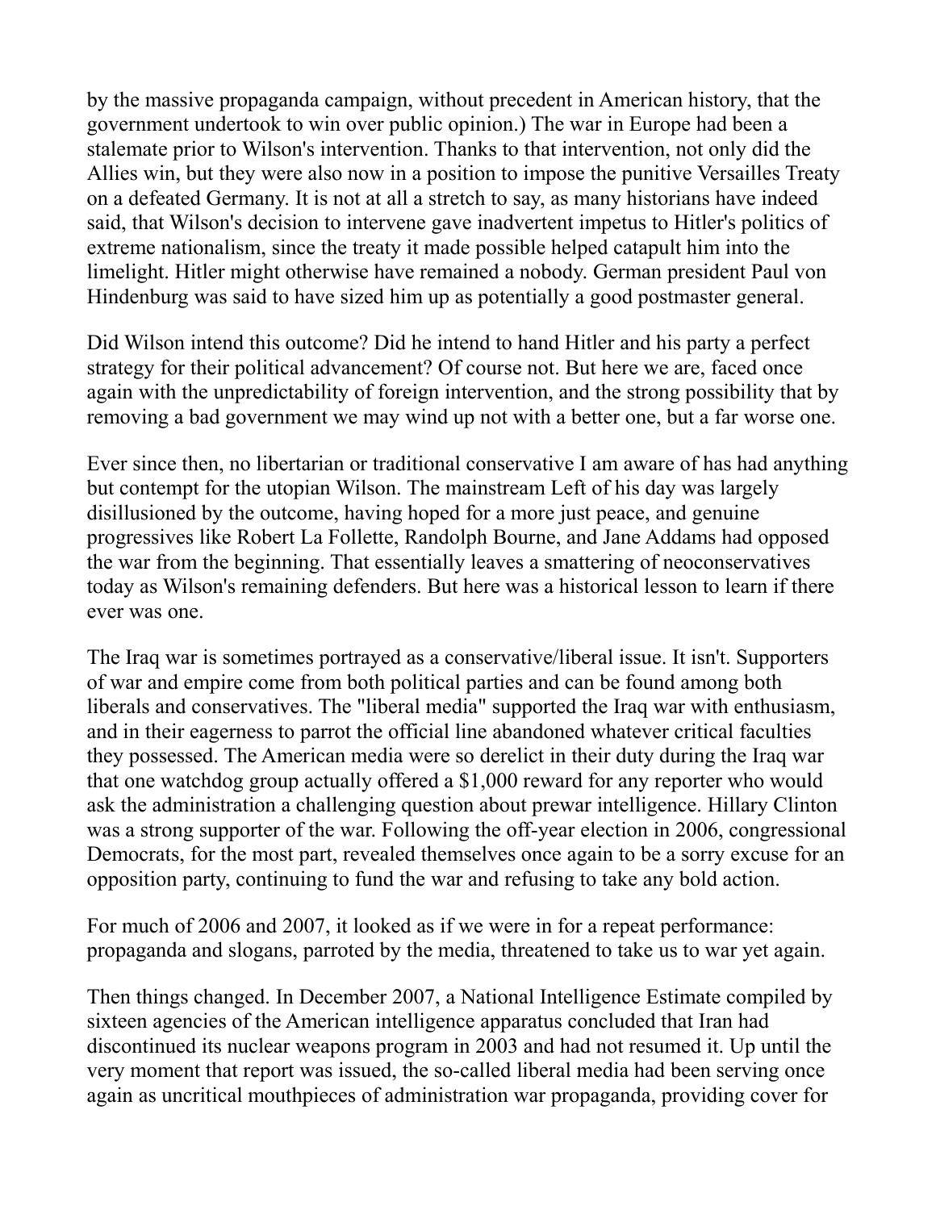by the massive propaganda campaign, without precedent in American history, that the government undertook to win over public opinion.) The war in Europe had been a stalemate prior to Wilson's intervention. Thanks to that intervention, not only did the Allies win, but they were also now in a position to impose the punitive Versailles Treaty on a defeated Germany. It is not at all a stretch to say, as many historians have indeed said, that Wilson's decision to intervene gave inadvertent impetus to Hitler's politics of extreme nationalism, since the treaty it made possible helped catapult him into the limelight. Hitler might otherwise have remained a nobody. German president Paul von Hindenburg was said to have sized him up as potentially a good postmaster general.

Did Wilson intend this outcome? Did he intend to hand Hitler and his party a perfect strategy for their political advancement? Of course not. But here we are, faced once again with the unpredictability of foreign intervention, and the strong possibility that by removing a bad government we may wind up not with a better one, but a far worse one.

Ever since then, no libertarian or traditional conservative I am aware of has had anything but contempt for the utopian Wilson. The mainstream Left of his day was largely disillusioned by the outcome, having hoped for a more just peace, and genuine progressives like Robert La Follette, Randolph Bourne, and Jane Addams had opposed the war from the beginning. That essentially leaves a smattering of neoconservatives today as Wilson's remaining defenders. But here was a historical lesson to learn if there ever was one.

The Iraq war is sometimes portrayed as a conservative/liberal issue. It isn't. Supporters of war and empire come from both political parties and can be found among both liberals and conservatives. The "liberal media" supported the Iraq war with enthusiasm, and in their eagerness to parrot the official line abandoned whatever critical faculties they possessed. The American media were so derelict in their duty during the Iraq war that one watchdog group actually offered a $1,000 reward for any reporter who would ask the administration a challenging question about prewar intelligence. Hillary Clinton was a strong supporter of the war. Following the off-year election in 2006, congressional Democrats, for the most part, revealed themselves once again to be a sorry excuse for an opposition party, continuing to fund the war and refusing to take any bold action.

For much of 2006 and 2007, it looked as if we were in for a repeat performance: propaganda and slogans, parroted by the media, threatened to take us to war yet again.

Then things changed. In December 2007, a National Intelligence Estimate compiled by sixteen agencies of the American intelligence apparatus concluded that Iran had discontinued its nuclear weapons program in 2003 and had not resumed it. Up until the very moment that report was issued, the so-called liberal media had been serving once again as uncritical mouthpieces of administration war propaganda, providing cover for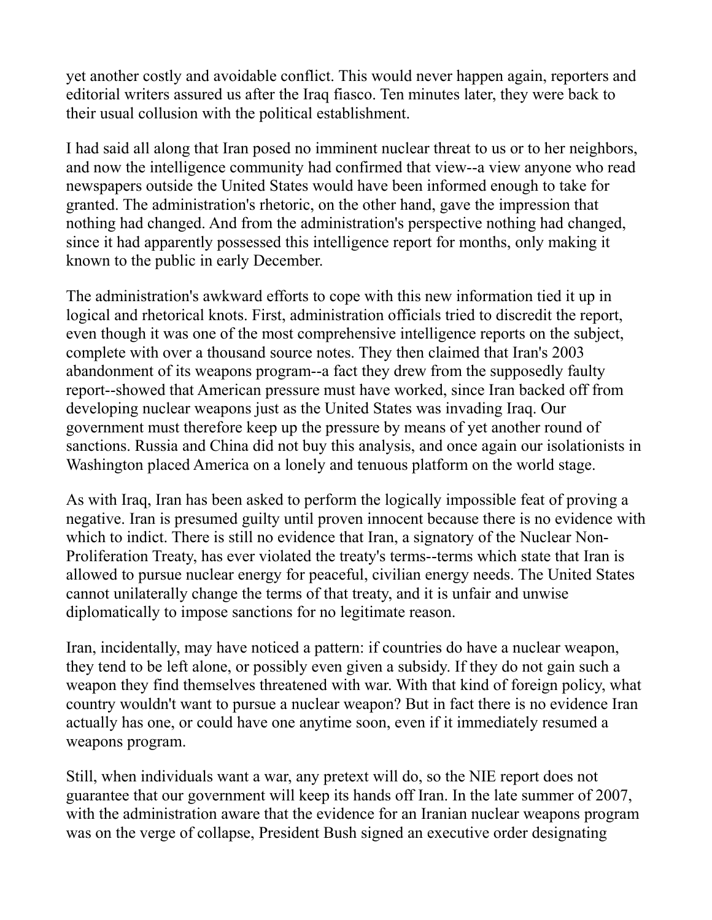yet another costly and avoidable conflict. This would never happen again, reporters and editorial writers assured us after the Iraq fiasco. Ten minutes later, they were back to their usual collusion with the political establishment.

I had said all along that Iran posed no imminent nuclear threat to us or to her neighbors, and now the intelligence community had confirmed that view--a view anyone who read newspapers outside the United States would have been informed enough to take for granted. The administration's rhetoric, on the other hand, gave the impression that nothing had changed. And from the administration's perspective nothing had changed, since it had apparently possessed this intelligence report for months, only making it known to the public in early December.

The administration's awkward efforts to cope with this new information tied it up in logical and rhetorical knots. First, administration officials tried to discredit the report, even though it was one of the most comprehensive intelligence reports on the subject, complete with over a thousand source notes. They then claimed that Iran's 2003 abandonment of its weapons program--a fact they drew from the supposedly faulty report--showed that American pressure must have worked, since Iran backed off from developing nuclear weapons just as the United States was invading Iraq. Our government must therefore keep up the pressure by means of yet another round of sanctions. Russia and China did not buy this analysis, and once again our isolationists in Washington placed America on a lonely and tenuous platform on the world stage.

As with Iraq, Iran has been asked to perform the logically impossible feat of proving a negative. Iran is presumed guilty until proven innocent because there is no evidence with which to indict. There is still no evidence that Iran, a signatory of the Nuclear Non-Proliferation Treaty, has ever violated the treaty's terms--terms which state that Iran is allowed to pursue nuclear energy for peaceful, civilian energy needs. The United States cannot unilaterally change the terms of that treaty, and it is unfair and unwise diplomatically to impose sanctions for no legitimate reason.

Iran, incidentally, may have noticed a pattern: if countries do have a nuclear weapon, they tend to be left alone, or possibly even given a subsidy. If they do not gain such a weapon they find themselves threatened with war. With that kind of foreign policy, what country wouldn't want to pursue a nuclear weapon? But in fact there is no evidence Iran actually has one, or could have one anytime soon, even if it immediately resumed a weapons program.

Still, when individuals want a war, any pretext will do, so the NIE report does not guarantee that our government will keep its hands off Iran. In the late summer of 2007, with the administration aware that the evidence for an Iranian nuclear weapons program was on the verge of collapse, President Bush signed an executive order designating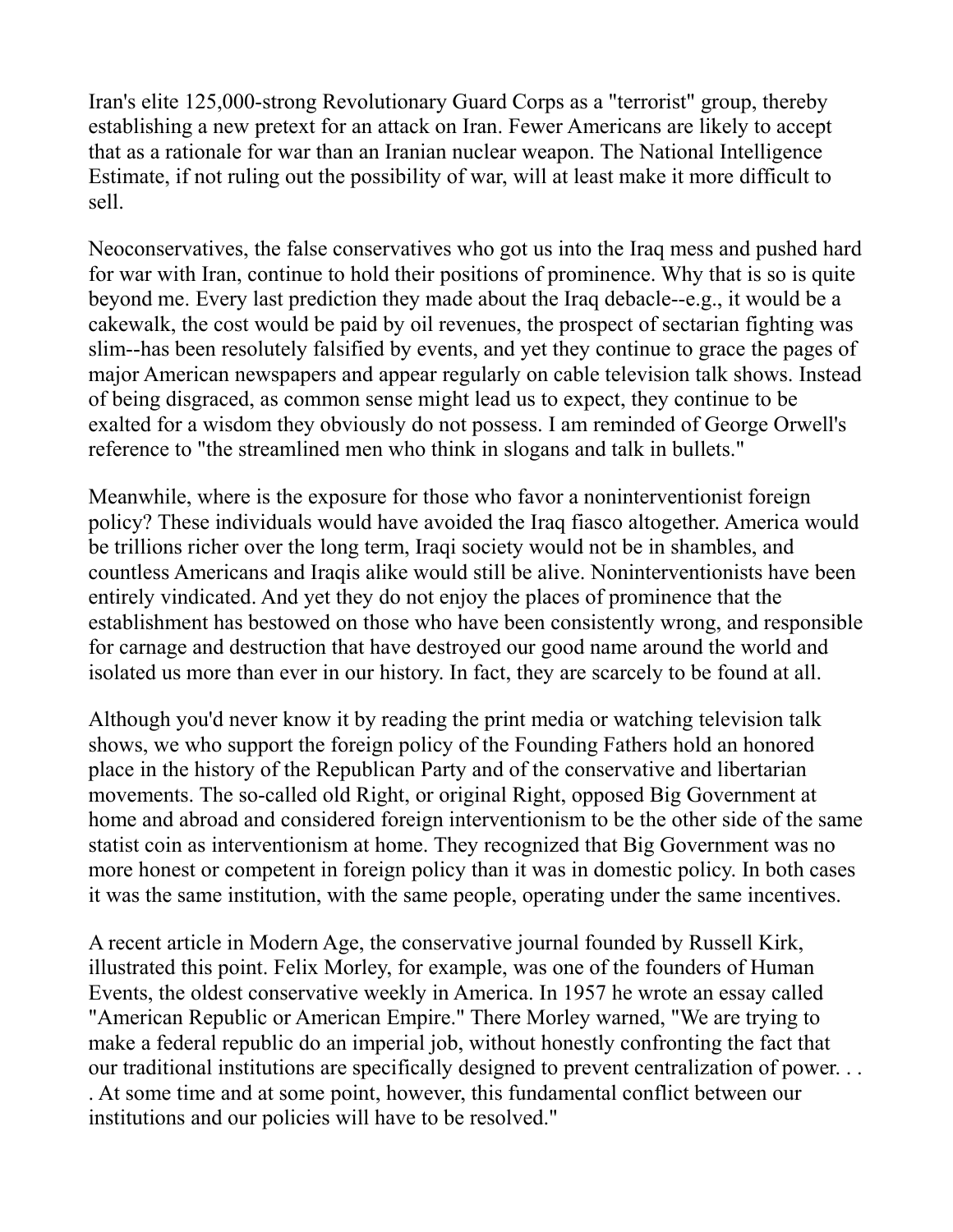Iran's elite 125,000-strong Revolutionary Guard Corps as a "terrorist" group, thereby establishing a new pretext for an attack on Iran. Fewer Americans are likely to accept that as a rationale for war than an Iranian nuclear weapon. The National Intelligence Estimate, if not ruling out the possibility of war, will at least make it more difficult to sell.

Neoconservatives, the false conservatives who got us into the Iraq mess and pushed hard for war with Iran, continue to hold their positions of prominence. Why that is so is quite beyond me. Every last prediction they made about the Iraq debacle--e.g., it would be a cakewalk, the cost would be paid by oil revenues, the prospect of sectarian fighting was slim--has been resolutely falsified by events, and yet they continue to grace the pages of major American newspapers and appear regularly on cable television talk shows. Instead of being disgraced, as common sense might lead us to expect, they continue to be exalted for a wisdom they obviously do not possess. I am reminded of George Orwell's reference to "the streamlined men who think in slogans and talk in bullets."

Meanwhile, where is the exposure for those who favor a noninterventionist foreign policy? These individuals would have avoided the Iraq fiasco altogether. America would be trillions richer over the long term, Iraqi society would not be in shambles, and countless Americans and Iraqis alike would still be alive. Noninterventionists have been entirely vindicated. And yet they do not enjoy the places of prominence that the establishment has bestowed on those who have been consistently wrong, and responsible for carnage and destruction that have destroyed our good name around the world and isolated us more than ever in our history. In fact, they are scarcely to be found at all.

Although you'd never know it by reading the print media or watching television talk shows, we who support the foreign policy of the Founding Fathers hold an honored place in the history of the Republican Party and of the conservative and libertarian movements. The so-called old Right, or original Right, opposed Big Government at home and abroad and considered foreign interventionism to be the other side of the same statist coin as interventionism at home. They recognized that Big Government was no more honest or competent in foreign policy than it was in domestic policy. In both cases it was the same institution, with the same people, operating under the same incentives.

A recent article in Modern Age, the conservative journal founded by Russell Kirk, illustrated this point. Felix Morley, for example, was one of the founders of Human Events, the oldest conservative weekly in America. In 1957 he wrote an essay called "American Republic or American Empire." There Morley warned, "We are trying to make a federal republic do an imperial job, without honestly confronting the fact that our traditional institutions are specifically designed to prevent centralization of power. . . . At some time and at some point, however, this fundamental conflict between our institutions and our policies will have to be resolved."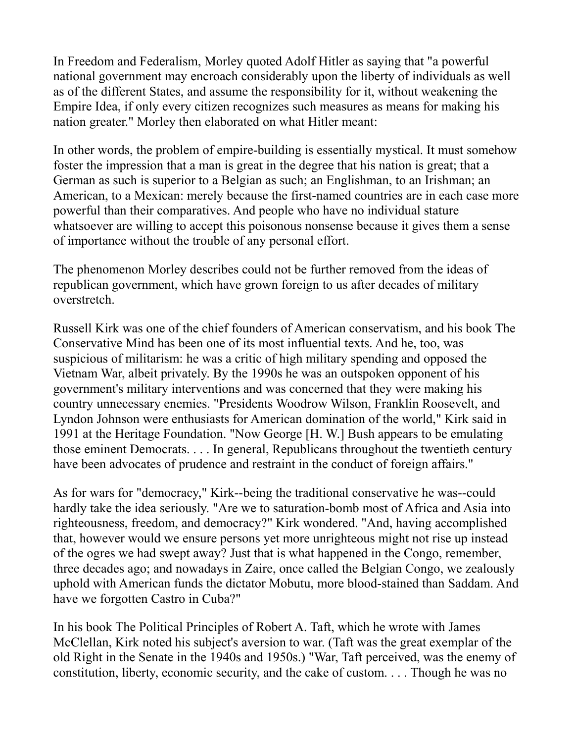In Freedom and Federalism, Morley quoted Adolf Hitler as saying that "a powerful national government may encroach considerably upon the liberty of individuals as well as of the different States, and assume the responsibility for it, without weakening the Empire Idea, if only every citizen recognizes such measures as means for making his nation greater." Morley then elaborated on what Hitler meant:

In other words, the problem of empire-building is essentially mystical. It must somehow foster the impression that a man is great in the degree that his nation is great; that a German as such is superior to a Belgian as such; an Englishman, to an Irishman; an American, to a Mexican: merely because the first-named countries are in each case more powerful than their comparatives. And people who have no individual stature whatsoever are willing to accept this poisonous nonsense because it gives them a sense of importance without the trouble of any personal effort.

The phenomenon Morley describes could not be further removed from the ideas of republican government, which have grown foreign to us after decades of military overstretch.

Russell Kirk was one of the chief founders of American conservatism, and his book The Conservative Mind has been one of its most influential texts. And he, too, was suspicious of militarism: he was a critic of high military spending and opposed the Vietnam War, albeit privately. By the 1990s he was an outspoken opponent of his government's military interventions and was concerned that they were making his country unnecessary enemies. "Presidents Woodrow Wilson, Franklin Roosevelt, and Lyndon Johnson were enthusiasts for American domination of the world," Kirk said in 1991 at the Heritage Foundation. "Now George [H. W.] Bush appears to be emulating those eminent Democrats. . . . In general, Republicans throughout the twentieth century have been advocates of prudence and restraint in the conduct of foreign affairs."

As for wars for "democracy," Kirk--being the traditional conservative he was--could hardly take the idea seriously. "Are we to saturation-bomb most of Africa and Asia into righteousness, freedom, and democracy?" Kirk wondered. "And, having accomplished that, however would we ensure persons yet more unrighteous might not rise up instead of the ogres we had swept away? Just that is what happened in the Congo, remember, three decades ago; and nowadays in Zaire, once called the Belgian Congo, we zealously uphold with American funds the dictator Mobutu, more blood-stained than Saddam. And have we forgotten Castro in Cuba?"

In his book The Political Principles of Robert A. Taft, which he wrote with James McClellan, Kirk noted his subject's aversion to war. (Taft was the great exemplar of the old Right in the Senate in the 1940s and 1950s.) "War, Taft perceived, was the enemy of constitution, liberty, economic security, and the cake of custom. . . . Though he was no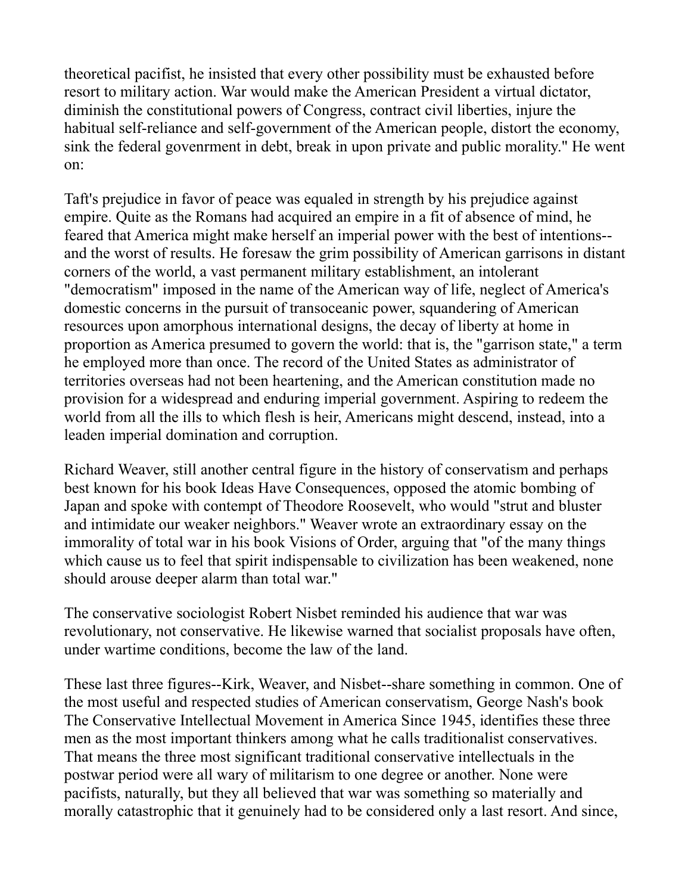theoretical pacifist, he insisted that every other possibility must be exhausted before resort to military action. War would make the American President a virtual dictator, diminish the constitutional powers of Congress, contract civil liberties, injure the habitual self-reliance and self-government of the American people, distort the economy, sink the federal govenrment in debt, break in upon private and public morality." He went on:

Taft's prejudice in favor of peace was equaled in strength by his prejudice against empire. Quite as the Romans had acquired an empire in a fit of absence of mind, he feared that America might make herself an imperial power with the best of intentions--and the worst of results. He foresaw the grim possibility of American garrisons in distant corners of the world, a vast permanent military establishment, an intolerant "democratism" imposed in the name of the American way of life, neglect of America's domestic concerns in the pursuit of transoceanic power, squandering of American resources upon amorphous international designs, the decay of liberty at home in proportion as America presumed to govern the world: that is, the "garrison state," a term he employed more than once. The record of the United States as administrator of territories overseas had not been heartening, and the American constitution made no provision for a widespread and enduring imperial government. Aspiring to redeem the world from all the ills to which flesh is heir, Americans might descend, instead, into a leaden imperial domination and corruption.

Richard Weaver, still another central figure in the history of conservatism and perhaps best known for his book Ideas Have Consequences, opposed the atomic bombing of Japan and spoke with contempt of Theodore Roosevelt, who would "strut and bluster and intimidate our weaker neighbors." Weaver wrote an extraordinary essay on the immorality of total war in his book Visions of Order, arguing that "of the many things which cause us to feel that spirit indispensable to civilization has been weakened, none should arouse deeper alarm than total war."

The conservative sociologist Robert Nisbet reminded his audience that war was revolutionary, not conservative. He likewise warned that socialist proposals have often, under wartime conditions, become the law of the land.

These last three figures--Kirk, Weaver, and Nisbet--share something in common. One of the most useful and respected studies of American conservatism, George Nash's book The Conservative Intellectual Movement in America Since 1945, identifies these three men as the most important thinkers among what he calls traditionalist conservatives. That means the three most significant traditional conservative intellectuals in the postwar period were all wary of militarism to one degree or another. None were pacifists, naturally, but they all believed that war was something so materially and morally catastrophic that it genuinely had to be considered only a last resort. And since,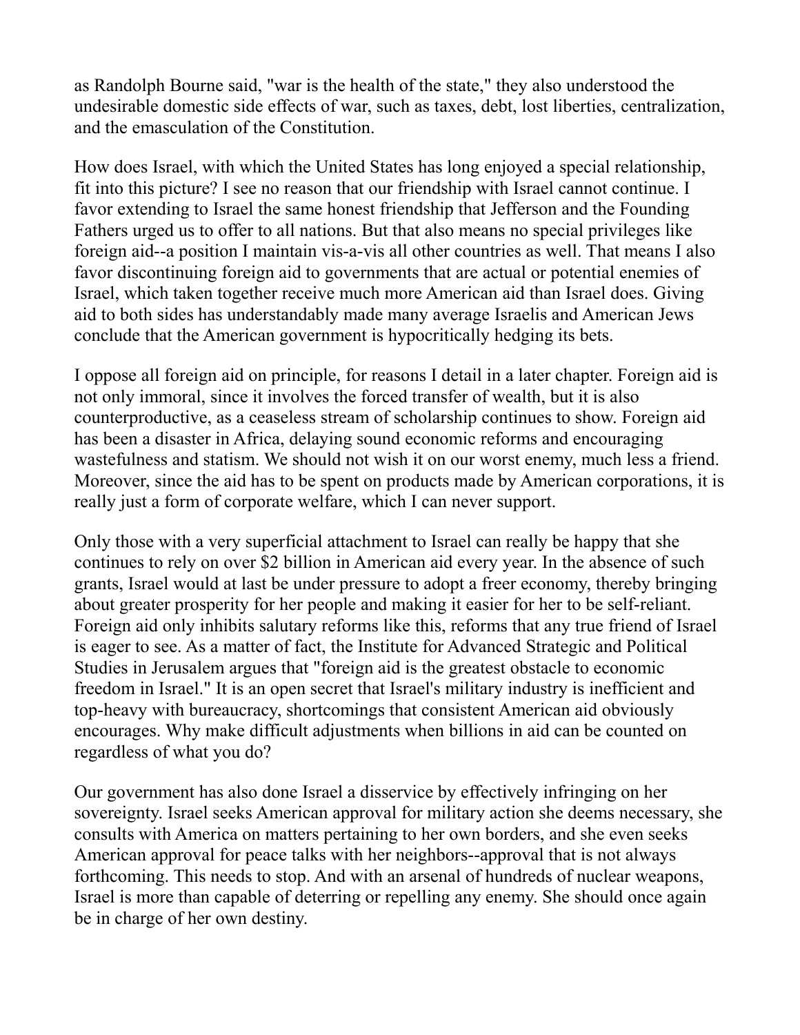as Randolph Bourne said, "war is the health of the state," they also understood the undesirable domestic side effects of war, such as taxes, debt, lost liberties, centralization, and the emasculation of the Constitution.

How does Israel, with which the United States has long enjoyed a special relationship, fit into this picture? I see no reason that our friendship with Israel cannot continue. I favor extending to Israel the same honest friendship that Jefferson and the Founding Fathers urged us to offer to all nations. But that also means no special privileges like foreign aid--a position I maintain vis-a-vis all other countries as well. That means I also favor discontinuing foreign aid to governments that are actual or potential enemies of Israel, which taken together receive much more American aid than Israel does. Giving aid to both sides has understandably made many average Israelis and American Jews conclude that the American government is hypocritically hedging its bets.

I oppose all foreign aid on principle, for reasons I detail in a later chapter. Foreign aid is not only immoral, since it involves the forced transfer of wealth, but it is also counterproductive, as a ceaseless stream of scholarship continues to show. Foreign aid has been a disaster in Africa, delaying sound economic reforms and encouraging wastefulness and statism. We should not wish it on our worst enemy, much less a friend. Moreover, since the aid has to be spent on products made by American corporations, it is really just a form of corporate welfare, which I can never support.

Only those with a very superficial attachment to Israel can really be happy that she continues to rely on over $2 billion in American aid every year. In the absence of such grants, Israel would at last be under pressure to adopt a freer economy, thereby bringing about greater prosperity for her people and making it easier for her to be self-reliant. Foreign aid only inhibits salutary reforms like this, reforms that any true friend of Israel is eager to see. As a matter of fact, the Institute for Advanced Strategic and Political Studies in Jerusalem argues that "foreign aid is the greatest obstacle to economic freedom in Israel." It is an open secret that Israel's military industry is inefficient and top-heavy with bureaucracy, shortcomings that consistent American aid obviously encourages. Why make difficult adjustments when billions in aid can be counted on regardless of what you do?

Our government has also done Israel a disservice by effectively infringing on her sovereignty. Israel seeks American approval for military action she deems necessary, she consults with America on matters pertaining to her own borders, and she even seeks American approval for peace talks with her neighbors--approval that is not always forthcoming. This needs to stop. And with an arsenal of hundreds of nuclear weapons, Israel is more than capable of deterring or repelling any enemy. She should once again be in charge of her own destiny.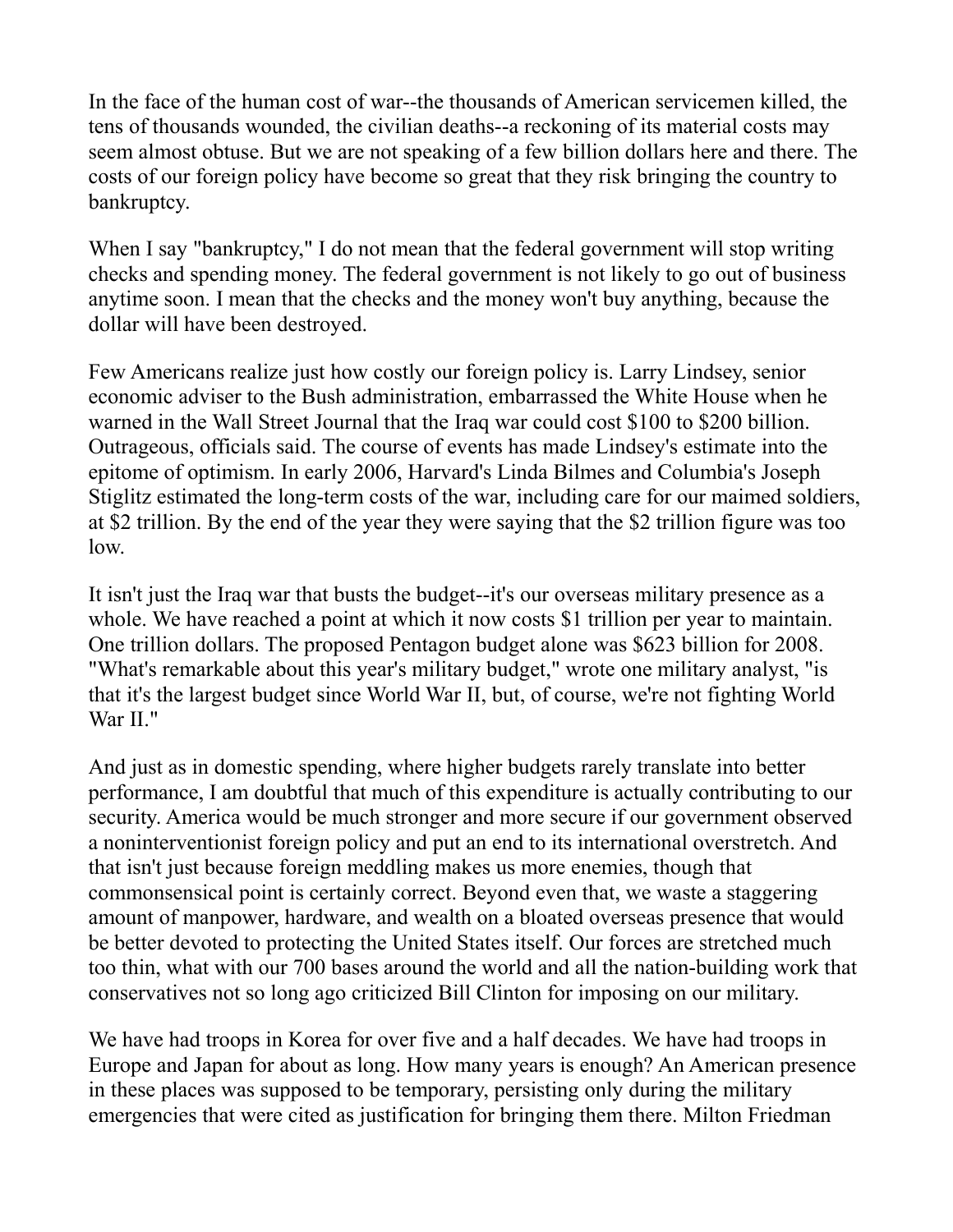In the face of the human cost of war--the thousands of American servicemen killed, the tens of thousands wounded, the civilian deaths--a reckoning of its material costs may seem almost obtuse. But we are not speaking of a few billion dollars here and there. The costs of our foreign policy have become so great that they risk bringing the country to bankruptcy.

When I say "bankruptcy," I do not mean that the federal government will stop writing checks and spending money. The federal government is not likely to go out of business anytime soon. I mean that the checks and the money won't buy anything, because the dollar will have been destroyed.

Few Americans realize just how costly our foreign policy is. Larry Lindsey, senior economic adviser to the Bush administration, embarrassed the White House when he warned in the Wall Street Journal that the Iraq war could cost $100 to $200 billion. Outrageous, officials said. The course of events has made Lindsey's estimate into the epitome of optimism. In early 2006, Harvard's Linda Bilmes and Columbia's Joseph Stiglitz estimated the long-term costs of the war, including care for our maimed soldiers, at $2 trillion. By the end of the year they were saying that the $2 trillion figure was too low.

It isn't just the Iraq war that busts the budget--it's our overseas military presence as a whole. We have reached a point at which it now costs $1 trillion per year to maintain. One trillion dollars. The proposed Pentagon budget alone was $623 billion for 2008. "What's remarkable about this year's military budget," wrote one military analyst, "is that it's the largest budget since World War II, but, of course, we're not fighting World War II."

And just as in domestic spending, where higher budgets rarely translate into better performance, I am doubtful that much of this expenditure is actually contributing to our security. America would be much stronger and more secure if our government observed a noninterventionist foreign policy and put an end to its international overstretch. And that isn't just because foreign meddling makes us more enemies, though that commonsensical point is certainly correct. Beyond even that, we waste a staggering amount of manpower, hardware, and wealth on a bloated overseas presence that would be better devoted to protecting the United States itself. Our forces are stretched much too thin, what with our 700 bases around the world and all the nation-building work that conservatives not so long ago criticized Bill Clinton for imposing on our military.

We have had troops in Korea for over five and a half decades. We have had troops in Europe and Japan for about as long. How many years is enough? An American presence in these places was supposed to be temporary, persisting only during the military emergencies that were cited as justification for bringing them there. Milton Friedman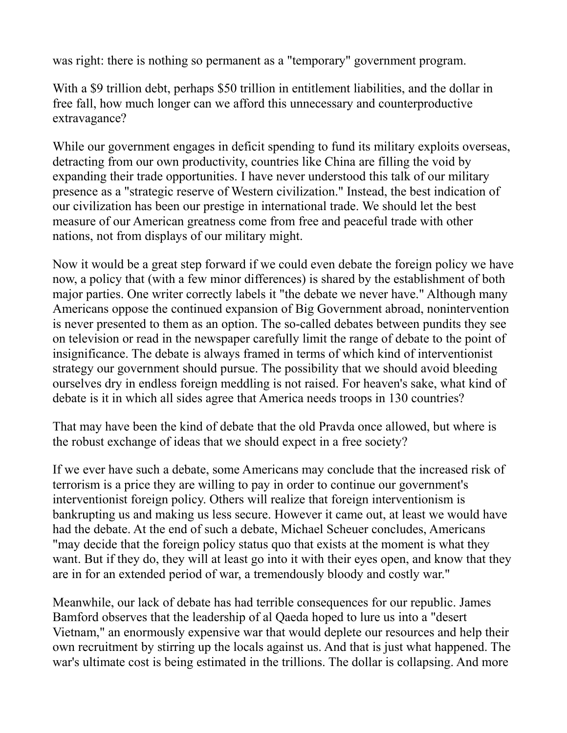was right: there is nothing so permanent as a "temporary" government program.

With a $9 trillion debt, perhaps $50 trillion in entitlement liabilities, and the dollar in free fall, how much longer can we afford this unnecessary and counterproductive extravagance?

While our government engages in deficit spending to fund its military exploits overseas, detracting from our own productivity, countries like China are filling the void by expanding their trade opportunities. I have never understood this talk of our military presence as a "strategic reserve of Western civilization." Instead, the best indication of our civilization has been our prestige in international trade. We should let the best measure of our American greatness come from free and peaceful trade with other nations, not from displays of our military might.

Now it would be a great step forward if we could even debate the foreign policy we have now, a policy that (with a few minor differences) is shared by the establishment of both major parties. One writer correctly labels it "the debate we never have." Although many Americans oppose the continued expansion of Big Government abroad, nonintervention is never presented to them as an option. The so-called debates between pundits they see on television or read in the newspaper carefully limit the range of debate to the point of insignificance. The debate is always framed in terms of which kind of interventionist strategy our government should pursue. The possibility that we should avoid bleeding ourselves dry in endless foreign meddling is not raised. For heaven's sake, what kind of debate is it in which all sides agree that America needs troops in 130 countries?

That may have been the kind of debate that the old Pravda once allowed, but where is the robust exchange of ideas that we should expect in a free society?

If we ever have such a debate, some Americans may conclude that the increased risk of terrorism is a price they are willing to pay in order to continue our government's interventionist foreign policy. Others will realize that foreign interventionism is bankrupting us and making us less secure. However it came out, at least we would have had the debate. At the end of such a debate, Michael Scheuer concludes, Americans "may decide that the foreign policy status quo that exists at the moment is what they want. But if they do, they will at least go into it with their eyes open, and know that they are in for an extended period of war, a tremendously bloody and costly war."

Meanwhile, our lack of debate has had terrible consequences for our republic. James Bamford observes that the leadership of al Qaeda hoped to lure us into a "desert Vietnam," an enormously expensive war that would deplete our resources and help their own recruitment by stirring up the locals against us. And that is just what happened. The war's ultimate cost is being estimated in the trillions. The dollar is collapsing. And more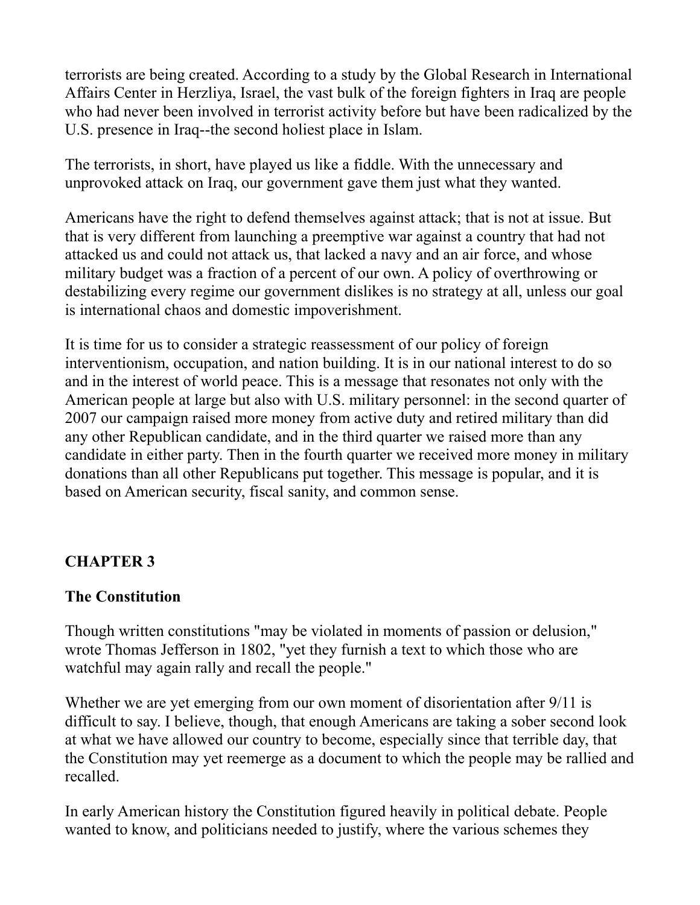terrorists are being created. According to a study by the Global Research in International Affairs Center in Herzliya, Israel, the vast bulk of the foreign fighters in Iraq are people who had never been involved in terrorist activity before but have been radicalized by the U.S. presence in Iraq--the second holiest place in Islam.

The terrorists, in short, have played us like a fiddle. With the unnecessary and unprovoked attack on Iraq, our government gave them just what they wanted.

Americans have the right to defend themselves against attack; that is not at issue. But that is very different from launching a preemptive war against a country that had not attacked us and could not attack us, that lacked a navy and an air force, and whose military budget was a fraction of a percent of our own. A policy of overthrowing or destabilizing every regime our government dislikes is no strategy at all, unless our goal is international chaos and domestic impoverishment.

It is time for us to consider a strategic reassessment of our policy of foreign interventionism, occupation, and nation building. It is in our national interest to do so and in the interest of world peace. This is a message that resonates not only with the American people at large but also with U.S. military personnel: in the second quarter of 2007 our campaign raised more money from active duty and retired military than did any other Republican candidate, and in the third quarter we raised more than any candidate in either party. Then in the fourth quarter we received more money in military donations than all other Republicans put together. This message is popular, and it is based on American security, fiscal sanity, and common sense.

## CHAPTER 3

## The Constitution

Though written constitutions "may be violated in moments of passion or delusion," wrote Thomas Jefferson in 1802, "yet they furnish a text to which those who are watchful may again rally and recall the people."

Whether we are yet emerging from our own moment of disorientation after 9/11 is difficult to say. I believe, though, that enough Americans are taking a sober second look at what we have allowed our country to become, especially since that terrible day, that the Constitution may yet reemerge as a document to which the people may be rallied and recalled.

In early American history the Constitution figured heavily in political debate. People wanted to know, and politicians needed to justify, where the various schemes they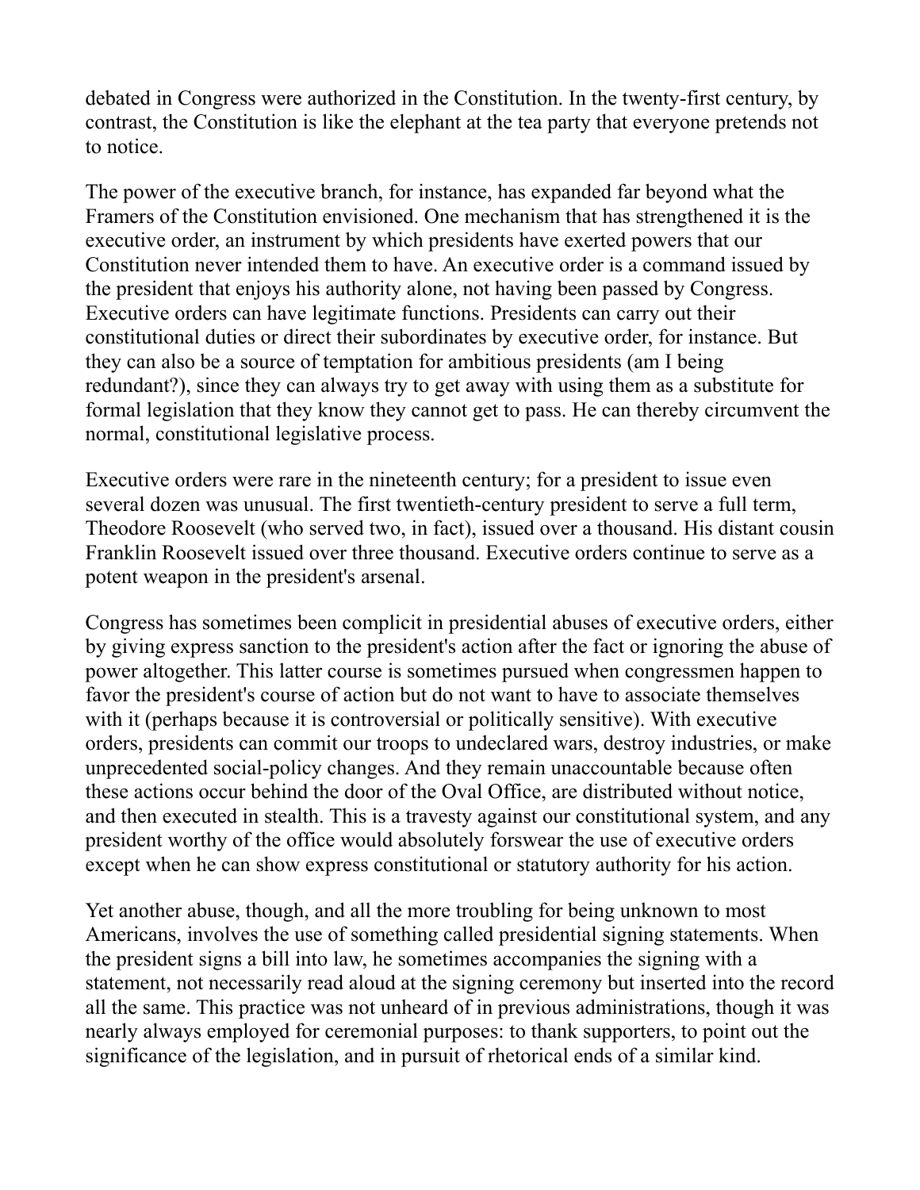debated in Congress were authorized in the Constitution. In the twenty-first century, by contrast, the Constitution is like the elephant at the tea party that everyone pretends not to notice.

The power of the executive branch, for instance, has expanded far beyond what the Framers of the Constitution envisioned. One mechanism that has strengthened it is the executive order, an instrument by which presidents have exerted powers that our Constitution never intended them to have. An executive order is a command issued by the president that enjoys his authority alone, not having been passed by Congress. Executive orders can have legitimate functions. Presidents can carry out their constitutional duties or direct their subordinates by executive order, for instance. But they can also be a source of temptation for ambitious presidents (am I being redundant?), since they can always try to get away with using them as a substitute for formal legislation that they know they cannot get to pass. He can thereby circumvent the normal, constitutional legislative process.

Executive orders were rare in the nineteenth century; for a president to issue even several dozen was unusual. The first twentieth-century president to serve a full term, Theodore Roosevelt (who served two, in fact), issued over a thousand. His distant cousin Franklin Roosevelt issued over three thousand. Executive orders continue to serve as a potent weapon in the president's arsenal.

Congress has sometimes been complicit in presidential abuses of executive orders, either by giving express sanction to the president's action after the fact or ignoring the abuse of power altogether. This latter course is sometimes pursued when congressmen happen to favor the president's course of action but do not want to have to associate themselves with it (perhaps because it is controversial or politically sensitive). With executive orders, presidents can commit our troops to undeclared wars, destroy industries, or make unprecedented social-policy changes. And they remain unaccountable because often these actions occur behind the door of the Oval Office, are distributed without notice, and then executed in stealth. This is a travesty against our constitutional system, and any president worthy of the office would absolutely forswear the use of executive orders except when he can show express constitutional or statutory authority for his action.

Yet another abuse, though, and all the more troubling for being unknown to most Americans, involves the use of something called presidential signing statements. When the president signs a bill into law, he sometimes accompanies the signing with a statement, not necessarily read aloud at the signing ceremony but inserted into the record all the same. This practice was not unheard of in previous administrations, though it was nearly always employed for ceremonial purposes: to thank supporters, to point out the significance of the legislation, and in pursuit of rhetorical ends of a similar kind.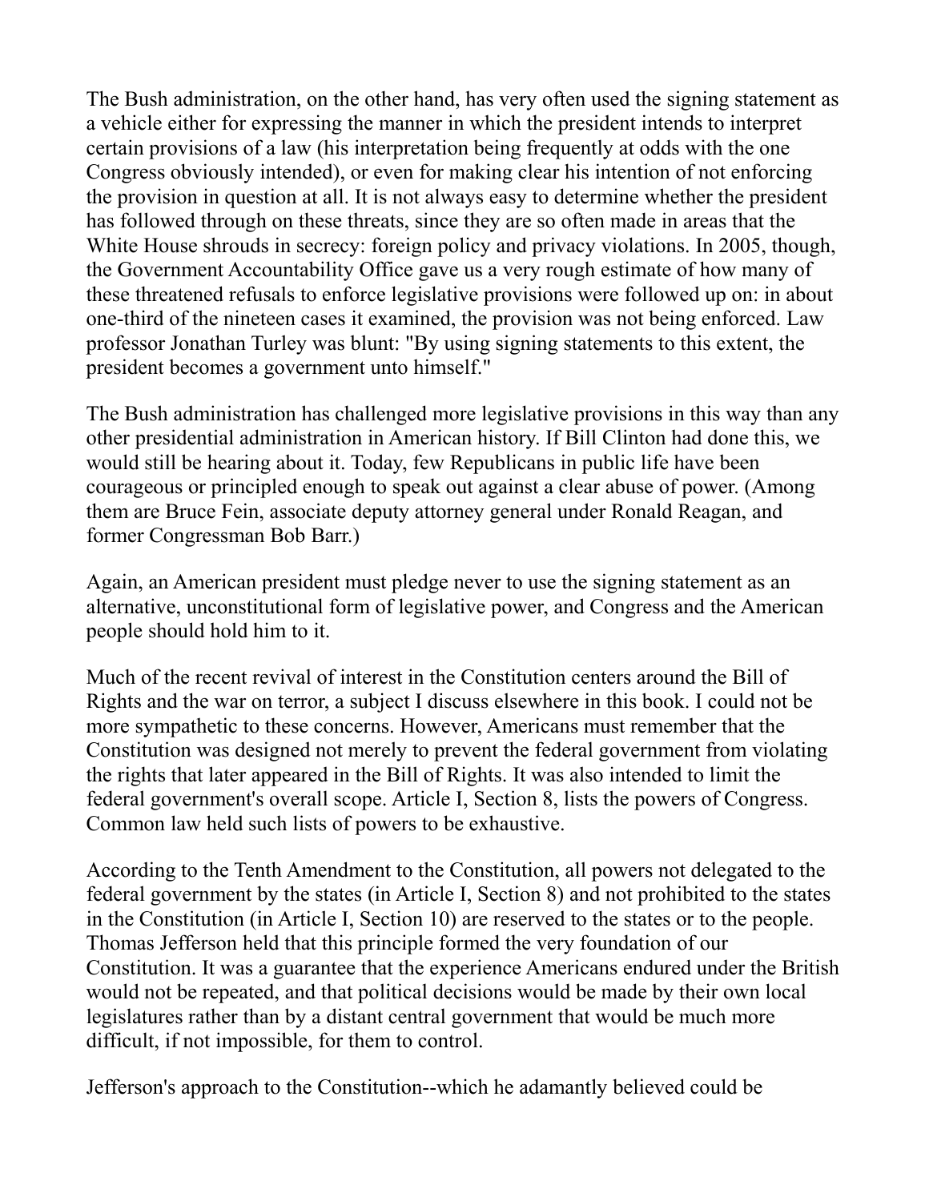The Bush administration, on the other hand, has very often used the signing statement as a vehicle either for expressing the manner in which the president intends to interpret certain provisions of a law (his interpretation being frequently at odds with the one Congress obviously intended), or even for making clear his intention of not enforcing the provision in question at all. It is not always easy to determine whether the president has followed through on these threats, since they are so often made in areas that the White House shrouds in secrecy: foreign policy and privacy violations. In 2005, though, the Government Accountability Office gave us a very rough estimate of how many of these threatened refusals to enforce legislative provisions were followed up on: in about one-third of the nineteen cases it examined, the provision was not being enforced. Law professor Jonathan Turley was blunt: "By using signing statements to this extent, the president becomes a government unto himself."

The Bush administration has challenged more legislative provisions in this way than any other presidential administration in American history. If Bill Clinton had done this, we would still be hearing about it. Today, few Republicans in public life have been courageous or principled enough to speak out against a clear abuse of power. (Among them are Bruce Fein, associate deputy attorney general under Ronald Reagan, and former Congressman Bob Barr.)

Again, an American president must pledge never to use the signing statement as an alternative, unconstitutional form of legislative power, and Congress and the American people should hold him to it.

Much of the recent revival of interest in the Constitution centers around the Bill of Rights and the war on terror, a subject I discuss elsewhere in this book. I could not be more sympathetic to these concerns. However, Americans must remember that the Constitution was designed not merely to prevent the federal government from violating the rights that later appeared in the Bill of Rights. It was also intended to limit the federal government's overall scope. Article I, Section 8, lists the powers of Congress. Common law held such lists of powers to be exhaustive.

According to the Tenth Amendment to the Constitution, all powers not delegated to the federal government by the states (in Article I, Section 8) and not prohibited to the states in the Constitution (in Article I, Section 10) are reserved to the states or to the people. Thomas Jefferson held that this principle formed the very foundation of our Constitution. It was a guarantee that the experience Americans endured under the British would not be repeated, and that political decisions would be made by their own local legislatures rather than by a distant central government that would be much more difficult, if not impossible, for them to control.

Jefferson's approach to the Constitution--which he adamantly believed could be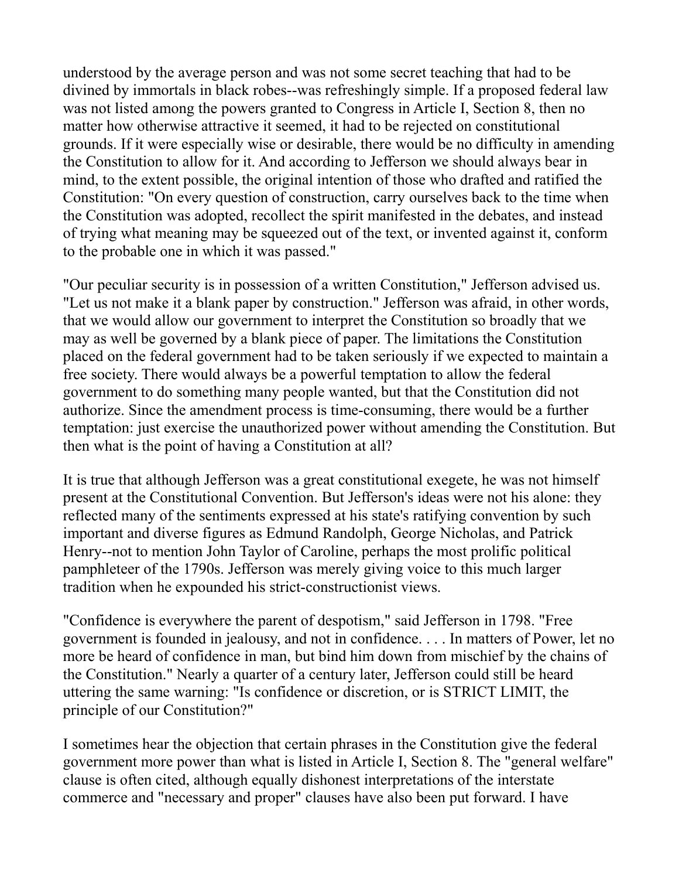understood by the average person and was not some secret teaching that had to be divined by immortals in black robes--was refreshingly simple. If a proposed federal law was not listed among the powers granted to Congress in Article I, Section 8, then no matter how otherwise attractive it seemed, it had to be rejected on constitutional grounds. If it were especially wise or desirable, there would be no difficulty in amending the Constitution to allow for it. And according to Jefferson we should always bear in mind, to the extent possible, the original intention of those who drafted and ratified the Constitution: "On every question of construction, carry ourselves back to the time when the Constitution was adopted, recollect the spirit manifested in the debates, and instead of trying what meaning may be squeezed out of the text, or invented against it, conform to the probable one in which it was passed."

"Our peculiar security is in possession of a written Constitution," Jefferson advised us. "Let us not make it a blank paper by construction." Jefferson was afraid, in other words, that we would allow our government to interpret the Constitution so broadly that we may as well be governed by a blank piece of paper. The limitations the Constitution placed on the federal government had to be taken seriously if we expected to maintain a free society. There would always be a powerful temptation to allow the federal government to do something many people wanted, but that the Constitution did not authorize. Since the amendment process is time-consuming, there would be a further temptation: just exercise the unauthorized power without amending the Constitution. But then what is the point of having a Constitution at all?

It is true that although Jefferson was a great constitutional exegete, he was not himself present at the Constitutional Convention. But Jefferson's ideas were not his alone: they reflected many of the sentiments expressed at his state's ratifying convention by such important and diverse figures as Edmund Randolph, George Nicholas, and Patrick Henry--not to mention John Taylor of Caroline, perhaps the most prolific political pamphleteer of the 1790s. Jefferson was merely giving voice to this much larger tradition when he expounded his strict-constructionist views.

"Confidence is everywhere the parent of despotism," said Jefferson in 1798. "Free government is founded in jealousy, and not in confidence. . . . In matters of Power, let no more be heard of confidence in man, but bind him down from mischief by the chains of the Constitution." Nearly a quarter of a century later, Jefferson could still be heard uttering the same warning: "Is confidence or discretion, or is STRICT LIMIT, the principle of our Constitution?"

I sometimes hear the objection that certain phrases in the Constitution give the federal government more power than what is listed in Article I, Section 8. The "general welfare" clause is often cited, although equally dishonest interpretations of the interstate commerce and "necessary and proper" clauses have also been put forward. I have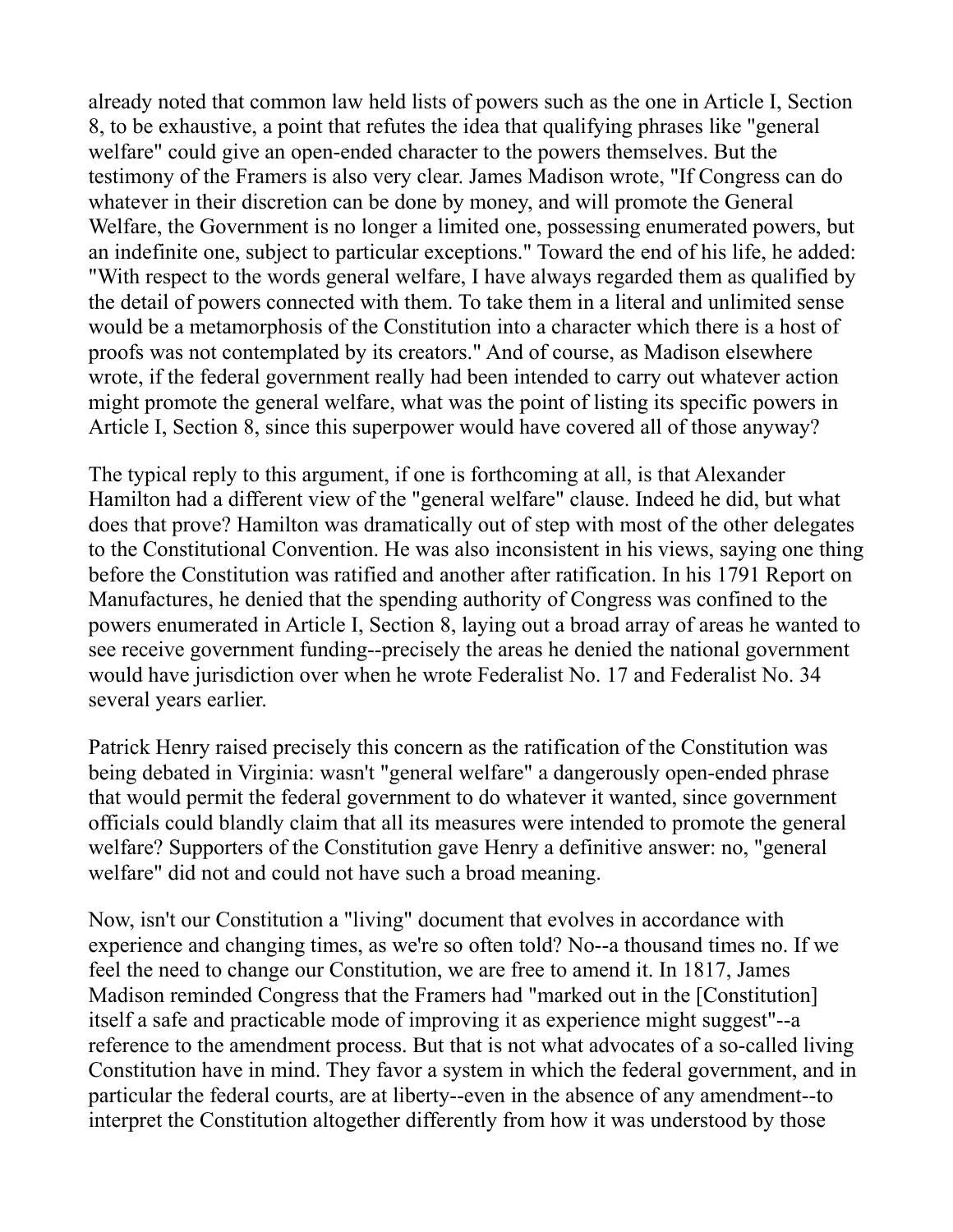already noted that common law held lists of powers such as the one in Article I, Section 8, to be exhaustive, a point that refutes the idea that qualifying phrases like "general welfare" could give an open-ended character to the powers themselves. But the testimony of the Framers is also very clear. James Madison wrote, "If Congress can do whatever in their discretion can be done by money, and will promote the General Welfare, the Government is no longer a limited one, possessing enumerated powers, but an indefinite one, subject to particular exceptions." Toward the end of his life, he added: "With respect to the words general welfare, I have always regarded them as qualified by the detail of powers connected with them. To take them in a literal and unlimited sense would be a metamorphosis of the Constitution into a character which there is a host of proofs was not contemplated by its creators." And of course, as Madison elsewhere wrote, if the federal government really had been intended to carry out whatever action might promote the general welfare, what was the point of listing its specific powers in Article I, Section 8, since this superpower would have covered all of those anyway?

The typical reply to this argument, if one is forthcoming at all, is that Alexander Hamilton had a different view of the "general welfare" clause. Indeed he did, but what does that prove? Hamilton was dramatically out of step with most of the other delegates to the Constitutional Convention. He was also inconsistent in his views, saying one thing before the Constitution was ratified and another after ratification. In his 1791 Report on Manufactures, he denied that the spending authority of Congress was confined to the powers enumerated in Article I, Section 8, laying out a broad array of areas he wanted to see receive government funding--precisely the areas he denied the national government would have jurisdiction over when he wrote Federalist No. 17 and Federalist No. 34 several years earlier.

Patrick Henry raised precisely this concern as the ratification of the Constitution was being debated in Virginia: wasn't "general welfare" a dangerously open-ended phrase that would permit the federal government to do whatever it wanted, since government officials could blandly claim that all its measures were intended to promote the general welfare? Supporters of the Constitution gave Henry a definitive answer: no, "general welfare" did not and could not have such a broad meaning.

Now, isn't our Constitution a "living" document that evolves in accordance with experience and changing times, as we're so often told? No--a thousand times no. If we feel the need to change our Constitution, we are free to amend it. In 1817, James Madison reminded Congress that the Framers had "marked out in the [Constitution] itself a safe and practicable mode of improving it as experience might suggest"--a reference to the amendment process. But that is not what advocates of a so-called living Constitution have in mind. They favor a system in which the federal government, and in particular the federal courts, are at liberty--even in the absence of any amendment--to interpret the Constitution altogether differently from how it was understood by those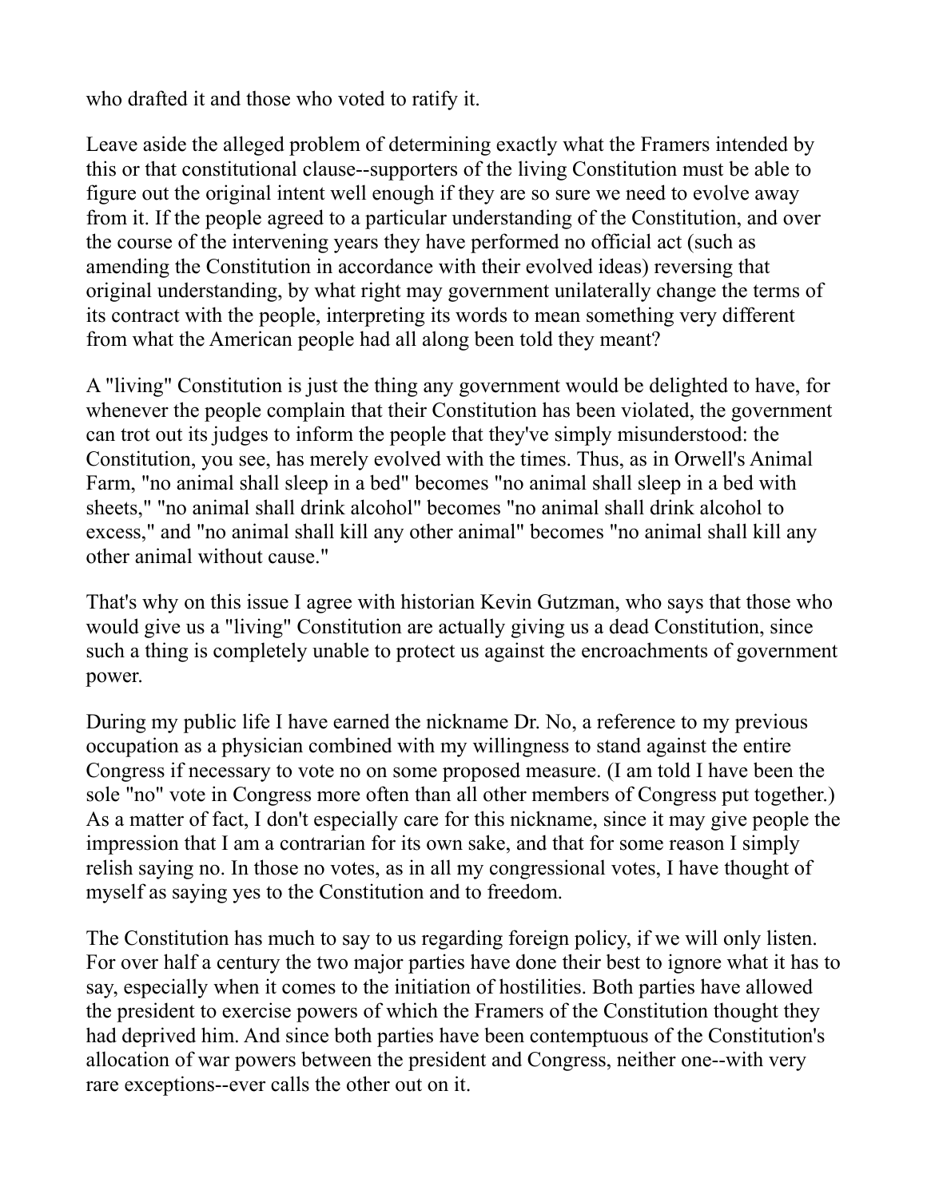who drafted it and those who voted to ratify it.

Leave aside the alleged problem of determining exactly what the Framers intended by this or that constitutional clause--supporters of the living Constitution must be able to figure out the original intent well enough if they are so sure we need to evolve away from it. If the people agreed to a particular understanding of the Constitution, and over the course of the intervening years they have performed no official act (such as amending the Constitution in accordance with their evolved ideas) reversing that original understanding, by what right may government unilaterally change the terms of its contract with the people, interpreting its words to mean something very different from what the American people had all along been told they meant?

A "living" Constitution is just the thing any government would be delighted to have, for whenever the people complain that their Constitution has been violated, the government can trot out its judges to inform the people that they've simply misunderstood: the Constitution, you see, has merely evolved with the times. Thus, as in Orwell's Animal Farm, "no animal shall sleep in a bed" becomes "no animal shall sleep in a bed with sheets," "no animal shall drink alcohol" becomes "no animal shall drink alcohol to excess," and "no animal shall kill any other animal" becomes "no animal shall kill any other animal without cause."

That's why on this issue I agree with historian Kevin Gutzman, who says that those who would give us a "living" Constitution are actually giving us a dead Constitution, since such a thing is completely unable to protect us against the encroachments of government power.

During my public life I have earned the nickname Dr. No, a reference to my previous occupation as a physician combined with my willingness to stand against the entire Congress if necessary to vote no on some proposed measure. (I am told I have been the sole "no" vote in Congress more often than all other members of Congress put together.) As a matter of fact, I don't especially care for this nickname, since it may give people the impression that I am a contrarian for its own sake, and that for some reason I simply relish saying no. In those no votes, as in all my congressional votes, I have thought of myself as saying yes to the Constitution and to freedom.

The Constitution has much to say to us regarding foreign policy, if we will only listen. For over half a century the two major parties have done their best to ignore what it has to say, especially when it comes to the initiation of hostilities. Both parties have allowed the president to exercise powers of which the Framers of the Constitution thought they had deprived him. And since both parties have been contemptuous of the Constitution's allocation of war powers between the president and Congress, neither one--with very rare exceptions--ever calls the other out on it.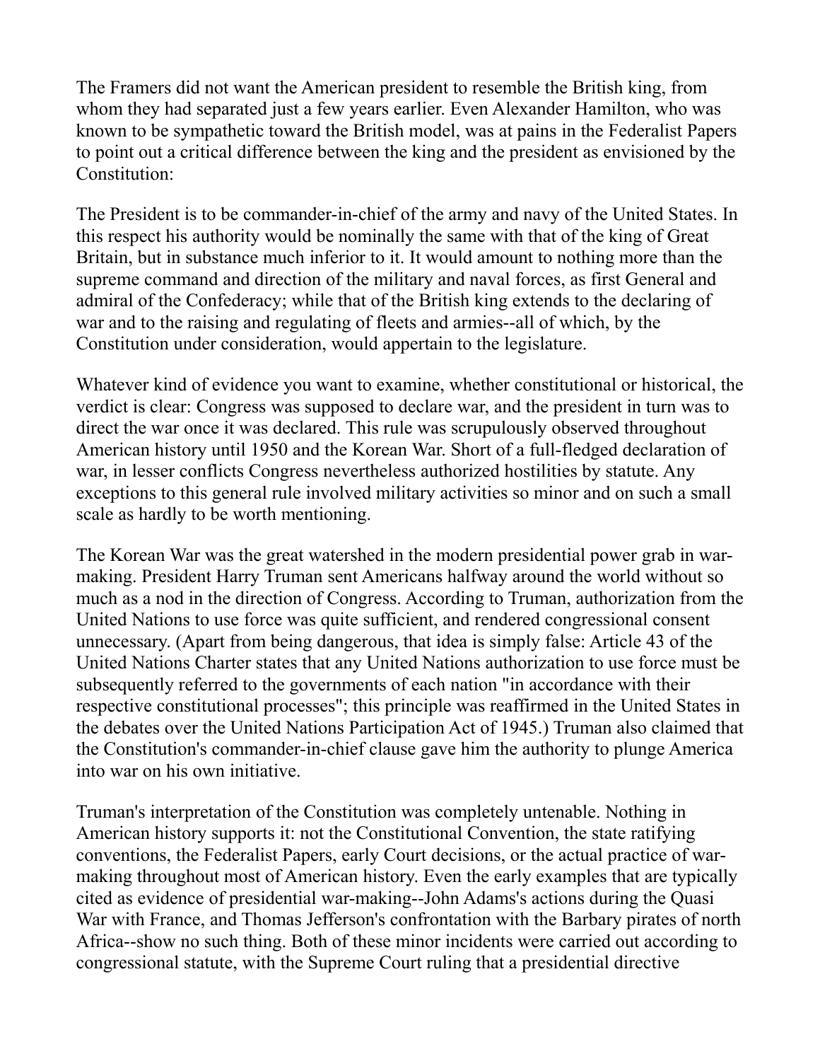The Framers did not want the American president to resemble the British king, from whom they had separated just a few years earlier. Even Alexander Hamilton, who was known to be sympathetic toward the British model, was at pains in the Federalist Papers to point out a critical difference between the king and the president as envisioned by the Constitution:

The President is to be commander-in-chief of the army and navy of the United States. In this respect his authority would be nominally the same with that of the king of Great Britain, but in substance much inferior to it. It would amount to nothing more than the supreme command and direction of the military and naval forces, as first General and admiral of the Confederacy; while that of the British king extends to the declaring of war and to the raising and regulating of fleets and armies--all of which, by the Constitution under consideration, would appertain to the legislature.

Whatever kind of evidence you want to examine, whether constitutional or historical, the verdict is clear: Congress was supposed to declare war, and the president in turn was to direct the war once it was declared. This rule was scrupulously observed throughout American history until 1950 and the Korean War. Short of a full-fledged declaration of war, in lesser conflicts Congress nevertheless authorized hostilities by statute. Any exceptions to this general rule involved military activities so minor and on such a small scale as hardly to be worth mentioning.

The Korean War was the great watershed in the modern presidential power grab in war-making. President Harry Truman sent Americans halfway around the world without so much as a nod in the direction of Congress. According to Truman, authorization from the United Nations to use force was quite sufficient, and rendered congressional consent unnecessary. (Apart from being dangerous, that idea is simply false: Article 43 of the United Nations Charter states that any United Nations authorization to use force must be subsequently referred to the governments of each nation "in accordance with their respective constitutional processes"; this principle was reaffirmed in the United States in the debates over the United Nations Participation Act of 1945.) Truman also claimed that the Constitution's commander-in-chief clause gave him the authority to plunge America into war on his own initiative.

Truman's interpretation of the Constitution was completely untenable. Nothing in American history supports it: not the Constitutional Convention, the state ratifying conventions, the Federalist Papers, early Court decisions, or the actual practice of war-making throughout most of American history. Even the early examples that are typically cited as evidence of presidential war-making--John Adams's actions during the Quasi War with France, and Thomas Jefferson's confrontation with the Barbary pirates of north Africa--show no such thing. Both of these minor incidents were carried out according to congressional statute, with the Supreme Court ruling that a presidential directive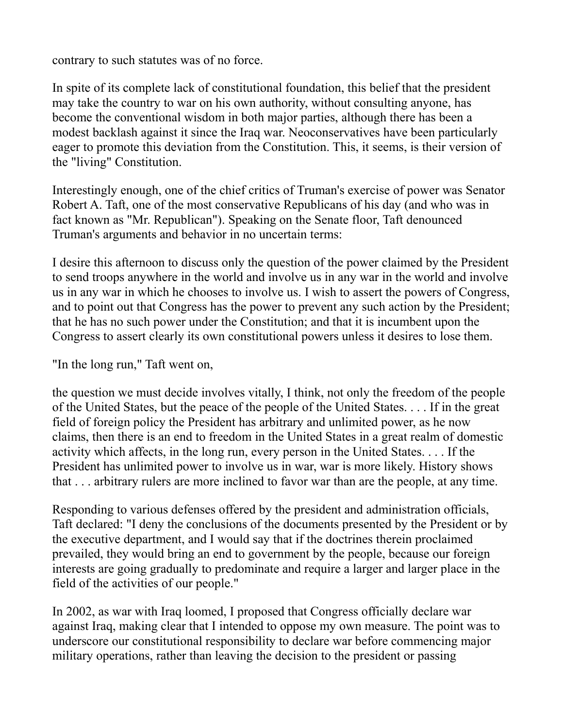contrary to such statutes was of no force.

In spite of its complete lack of constitutional foundation, this belief that the president may take the country to war on his own authority, without consulting anyone, has become the conventional wisdom in both major parties, although there has been a modest backlash against it since the Iraq war. Neoconservatives have been particularly eager to promote this deviation from the Constitution. This, it seems, is their version of the "living" Constitution.

Interestingly enough, one of the chief critics of Truman's exercise of power was Senator Robert A. Taft, one of the most conservative Republicans of his day (and who was in fact known as "Mr. Republican"). Speaking on the Senate floor, Taft denounced Truman's arguments and behavior in no uncertain terms:

I desire this afternoon to discuss only the question of the power claimed by the President to send troops anywhere in the world and involve us in any war in the world and involve us in any war in which he chooses to involve us. I wish to assert the powers of Congress, and to point out that Congress has the power to prevent any such action by the President; that he has no such power under the Constitution; and that it is incumbent upon the Congress to assert clearly its own constitutional powers unless it desires to lose them.

"In the long run," Taft went on,

the question we must decide involves vitally, I think, not only the freedom of the people of the United States, but the peace of the people of the United States. . . . If in the great field of foreign policy the President has arbitrary and unlimited power, as he now claims, then there is an end to freedom in the United States in a great realm of domestic activity which affects, in the long run, every person in the United States. . . . If the President has unlimited power to involve us in war, war is more likely. History shows that . . . arbitrary rulers are more inclined to favor war than are the people, at any time.

Responding to various defenses offered by the president and administration officials, Taft declared: "I deny the conclusions of the documents presented by the President or by the executive department, and I would say that if the doctrines therein proclaimed prevailed, they would bring an end to government by the people, because our foreign interests are going gradually to predominate and require a larger and larger place in the field of the activities of our people."

In 2002, as war with Iraq loomed, I proposed that Congress officially declare war against Iraq, making clear that I intended to oppose my own measure. The point was to underscore our constitutional responsibility to declare war before commencing major military operations, rather than leaving the decision to the president or passing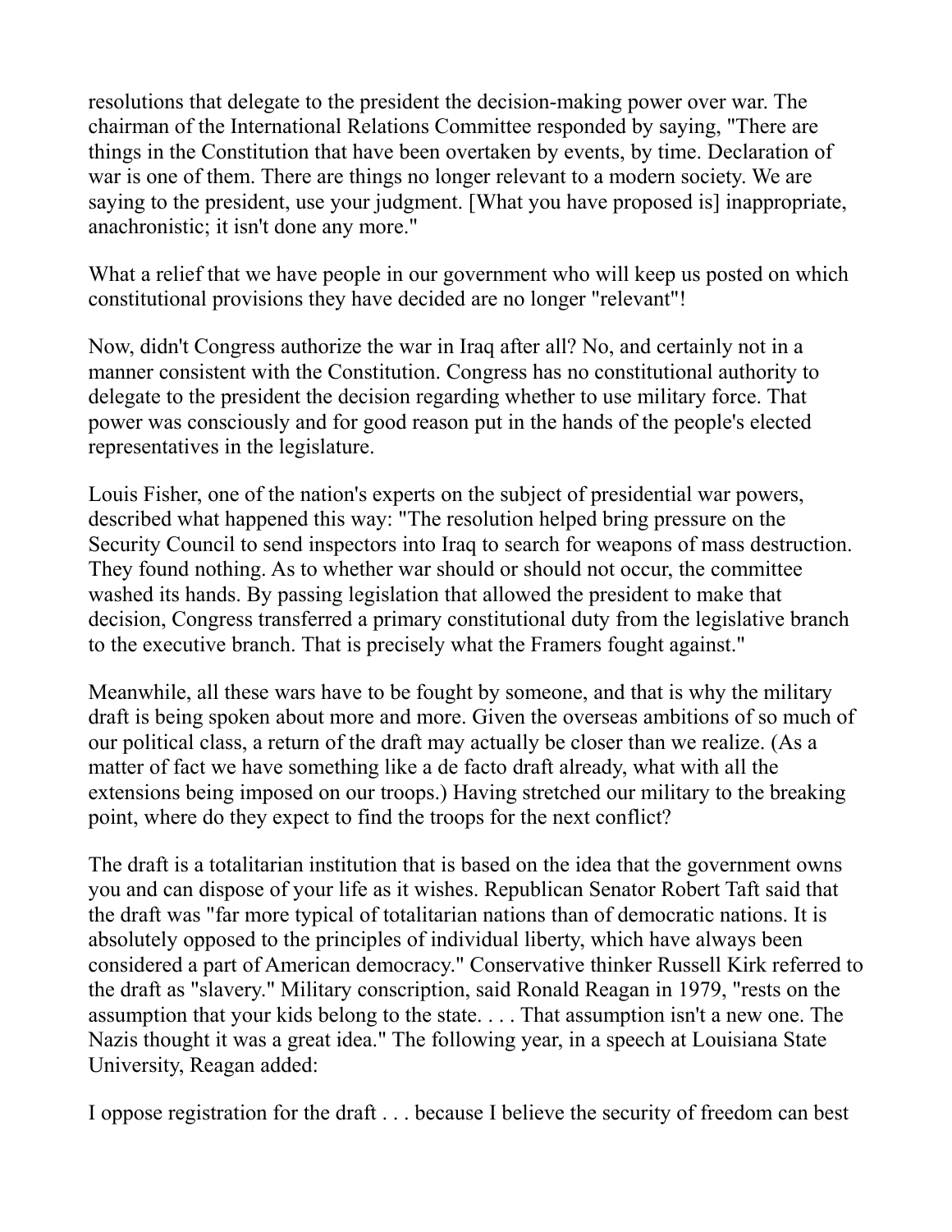resolutions that delegate to the president the decision-making power over war. The chairman of the International Relations Committee responded by saying, "There are things in the Constitution that have been overtaken by events, by time. Declaration of war is one of them. There are things no longer relevant to a modern society. We are saying to the president, use your judgment. [What you have proposed is] inappropriate, anachronistic; it isn't done any more."

What a relief that we have people in our government who will keep us posted on which constitutional provisions they have decided are no longer "relevant"!

Now, didn't Congress authorize the war in Iraq after all? No, and certainly not in a manner consistent with the Constitution. Congress has no constitutional authority to delegate to the president the decision regarding whether to use military force. That power was consciously and for good reason put in the hands of the people's elected representatives in the legislature.

Louis Fisher, one of the nation's experts on the subject of presidential war powers, described what happened this way: "The resolution helped bring pressure on the Security Council to send inspectors into Iraq to search for weapons of mass destruction. They found nothing. As to whether war should or should not occur, the committee washed its hands. By passing legislation that allowed the president to make that decision, Congress transferred a primary constitutional duty from the legislative branch to the executive branch. That is precisely what the Framers fought against."

Meanwhile, all these wars have to be fought by someone, and that is why the military draft is being spoken about more and more. Given the overseas ambitions of so much of our political class, a return of the draft may actually be closer than we realize. (As a matter of fact we have something like a de facto draft already, what with all the extensions being imposed on our troops.) Having stretched our military to the breaking point, where do they expect to find the troops for the next conflict?

The draft is a totalitarian institution that is based on the idea that the government owns you and can dispose of your life as it wishes. Republican Senator Robert Taft said that the draft was "far more typical of totalitarian nations than of democratic nations. It is absolutely opposed to the principles of individual liberty, which have always been considered a part of American democracy." Conservative thinker Russell Kirk referred to the draft as "slavery." Military conscription, said Ronald Reagan in 1979, "rests on the assumption that your kids belong to the state. . . . That assumption isn't a new one. The Nazis thought it was a great idea." The following year, in a speech at Louisiana State University, Reagan added:

I oppose registration for the draft . . . because I believe the security of freedom can best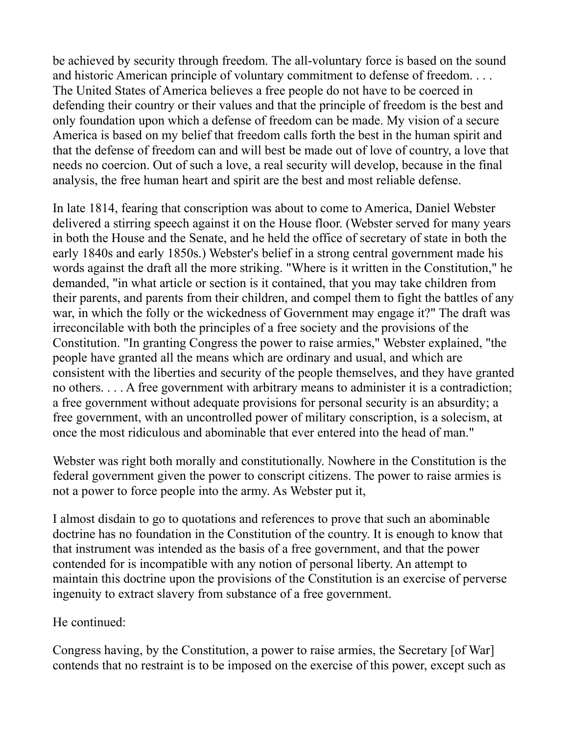be achieved by security through freedom. The all-voluntary force is based on the sound and historic American principle of voluntary commitment to defense of freedom. . . . The United States of America believes a free people do not have to be coerced in defending their country or their values and that the principle of freedom is the best and only foundation upon which a defense of freedom can be made. My vision of a secure America is based on my belief that freedom calls forth the best in the human spirit and that the defense of freedom can and will best be made out of love of country, a love that needs no coercion. Out of such a love, a real security will develop, because in the final analysis, the free human heart and spirit are the best and most reliable defense.

In late 1814, fearing that conscription was about to come to America, Daniel Webster delivered a stirring speech against it on the House floor. (Webster served for many years in both the House and the Senate, and he held the office of secretary of state in both the early 1840s and early 1850s.) Webster's belief in a strong central government made his words against the draft all the more striking. "Where is it written in the Constitution," he demanded, "in what article or section is it contained, that you may take children from their parents, and parents from their children, and compel them to fight the battles of any war, in which the folly or the wickedness of Government may engage it?" The draft was irreconcilable with both the principles of a free society and the provisions of the Constitution. "In granting Congress the power to raise armies," Webster explained, "the people have granted all the means which are ordinary and usual, and which are consistent with the liberties and security of the people themselves, and they have granted no others. . . . A free government with arbitrary means to administer it is a contradiction; a free government without adequate provisions for personal security is an absurdity; a free government, with an uncontrolled power of military conscription, is a solecism, at once the most ridiculous and abominable that ever entered into the head of man."

Webster was right both morally and constitutionally. Nowhere in the Constitution is the federal government given the power to conscript citizens. The power to raise armies is not a power to force people into the army. As Webster put it,

I almost disdain to go to quotations and references to prove that such an abominable doctrine has no foundation in the Constitution of the country. It is enough to know that that instrument was intended as the basis of a free government, and that the power contended for is incompatible with any notion of personal liberty. An attempt to maintain this doctrine upon the provisions of the Constitution is an exercise of perverse ingenuity to extract slavery from substance of a free government.

He continued:

Congress having, by the Constitution, a power to raise armies, the Secretary [of War] contends that no restraint is to be imposed on the exercise of this power, except such as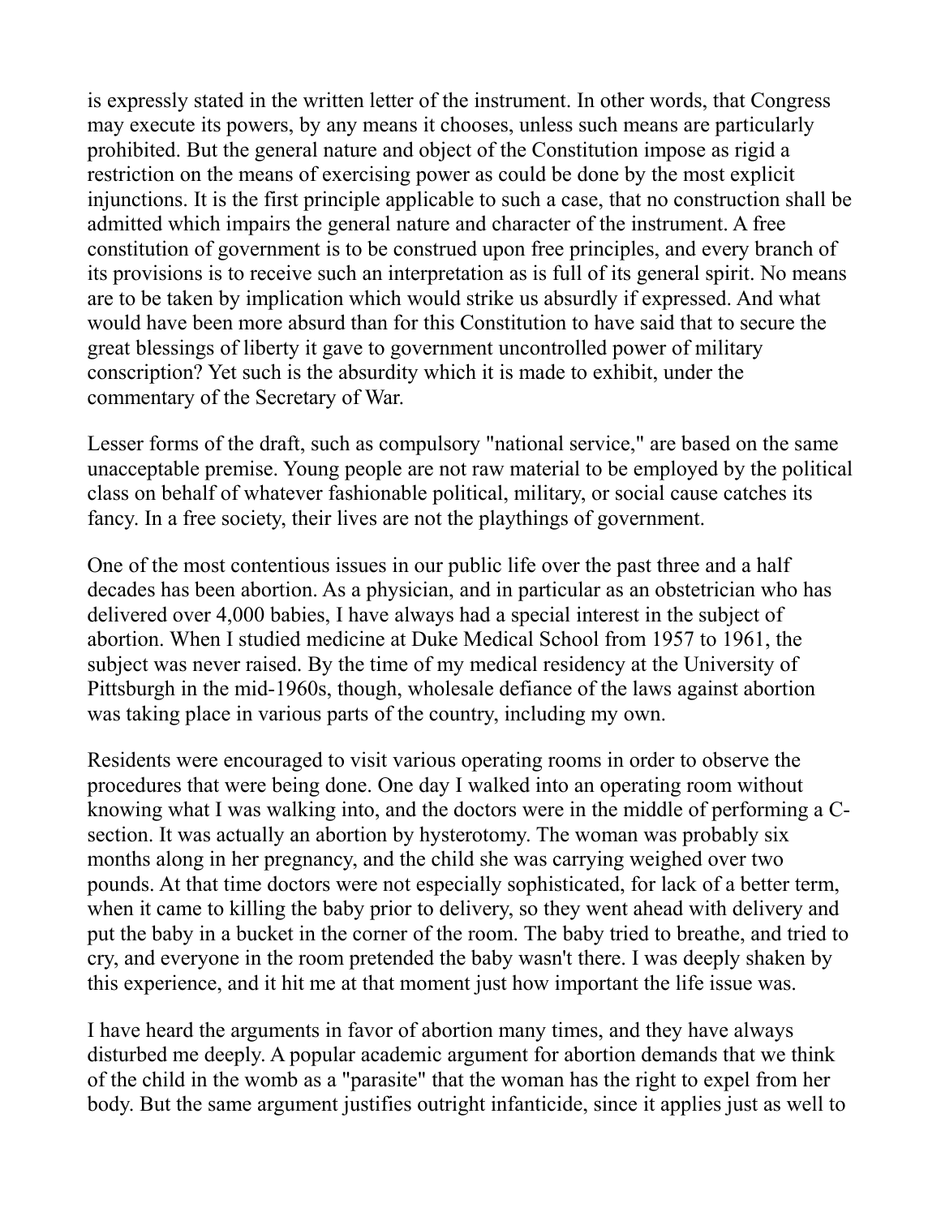is expressly stated in the written letter of the instrument. In other words, that Congress may execute its powers, by any means it chooses, unless such means are particularly prohibited. But the general nature and object of the Constitution impose as rigid a restriction on the means of exercising power as could be done by the most explicit injunctions. It is the first principle applicable to such a case, that no construction shall be admitted which impairs the general nature and character of the instrument. A free constitution of government is to be construed upon free principles, and every branch of its provisions is to receive such an interpretation as is full of its general spirit. No means are to be taken by implication which would strike us absurdly if expressed. And what would have been more absurd than for this Constitution to have said that to secure the great blessings of liberty it gave to government uncontrolled power of military conscription? Yet such is the absurdity which it is made to exhibit, under the commentary of the Secretary of War.

Lesser forms of the draft, such as compulsory "national service," are based on the same unacceptable premise. Young people are not raw material to be employed by the political class on behalf of whatever fashionable political, military, or social cause catches its fancy. In a free society, their lives are not the playthings of government.

One of the most contentious issues in our public life over the past three and a half decades has been abortion. As a physician, and in particular as an obstetrician who has delivered over 4,000 babies, I have always had a special interest in the subject of abortion. When I studied medicine at Duke Medical School from 1957 to 1961, the subject was never raised. By the time of my medical residency at the University of Pittsburgh in the mid-1960s, though, wholesale defiance of the laws against abortion was taking place in various parts of the country, including my own.

Residents were encouraged to visit various operating rooms in order to observe the procedures that were being done. One day I walked into an operating room without knowing what I was walking into, and the doctors were in the middle of performing a C-section. It was actually an abortion by hysterotomy. The woman was probably six months along in her pregnancy, and the child she was carrying weighed over two pounds. At that time doctors were not especially sophisticated, for lack of a better term, when it came to killing the baby prior to delivery, so they went ahead with delivery and put the baby in a bucket in the corner of the room. The baby tried to breathe, and tried to cry, and everyone in the room pretended the baby wasn't there. I was deeply shaken by this experience, and it hit me at that moment just how important the life issue was.

I have heard the arguments in favor of abortion many times, and they have always disturbed me deeply. A popular academic argument for abortion demands that we think of the child in the womb as a "parasite" that the woman has the right to expel from her body. But the same argument justifies outright infanticide, since it applies just as well to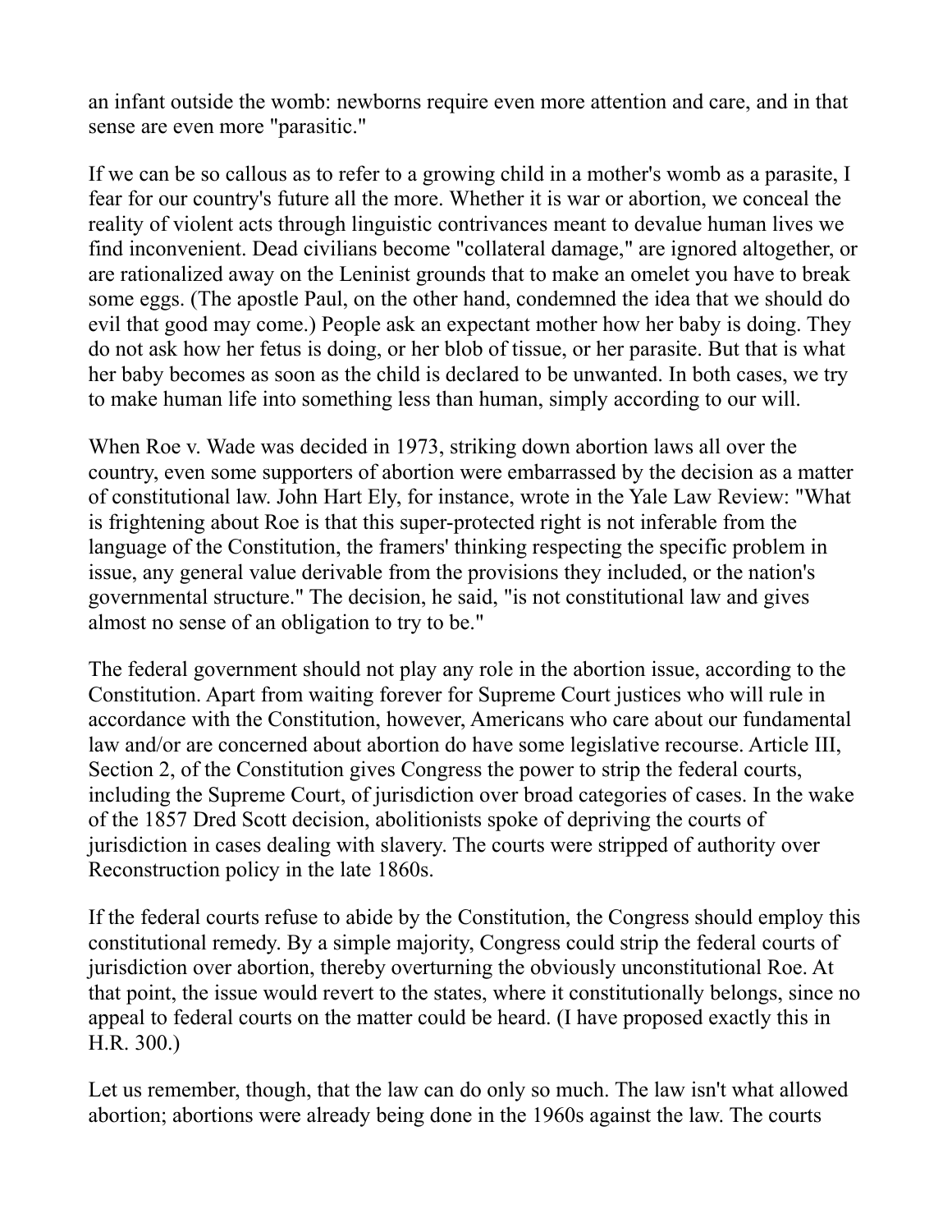an infant outside the womb: newborns require even more attention and care, and in that sense are even more "parasitic."

If we can be so callous as to refer to a growing child in a mother's womb as a parasite, I fear for our country's future all the more. Whether it is war or abortion, we conceal the reality of violent acts through linguistic contrivances meant to devalue human lives we find inconvenient. Dead civilians become "collateral damage," are ignored altogether, or are rationalized away on the Leninist grounds that to make an omelet you have to break some eggs. (The apostle Paul, on the other hand, condemned the idea that we should do evil that good may come.) People ask an expectant mother how her baby is doing. They do not ask how her fetus is doing, or her blob of tissue, or her parasite. But that is what her baby becomes as soon as the child is declared to be unwanted. In both cases, we try to make human life into something less than human, simply according to our will.

When Roe v. Wade was decided in 1973, striking down abortion laws all over the country, even some supporters of abortion were embarrassed by the decision as a matter of constitutional law. John Hart Ely, for instance, wrote in the Yale Law Review: "What is frightening about Roe is that this super-protected right is not inferable from the language of the Constitution, the framers' thinking respecting the specific problem in issue, any general value derivable from the provisions they included, or the nation's governmental structure." The decision, he said, "is not constitutional law and gives almost no sense of an obligation to try to be."

The federal government should not play any role in the abortion issue, according to the Constitution. Apart from waiting forever for Supreme Court justices who will rule in accordance with the Constitution, however, Americans who care about our fundamental law and/or are concerned about abortion do have some legislative recourse. Article III, Section 2, of the Constitution gives Congress the power to strip the federal courts, including the Supreme Court, of jurisdiction over broad categories of cases. In the wake of the 1857 Dred Scott decision, abolitionists spoke of depriving the courts of jurisdiction in cases dealing with slavery. The courts were stripped of authority over Reconstruction policy in the late 1860s.

If the federal courts refuse to abide by the Constitution, the Congress should employ this constitutional remedy. By a simple majority, Congress could strip the federal courts of jurisdiction over abortion, thereby overturning the obviously unconstitutional Roe. At that point, the issue would revert to the states, where it constitutionally belongs, since no appeal to federal courts on the matter could be heard. (I have proposed exactly this in H.R. 300.)

Let us remember, though, that the law can do only so much. The law isn't what allowed abortion; abortions were already being done in the 1960s against the law. The courts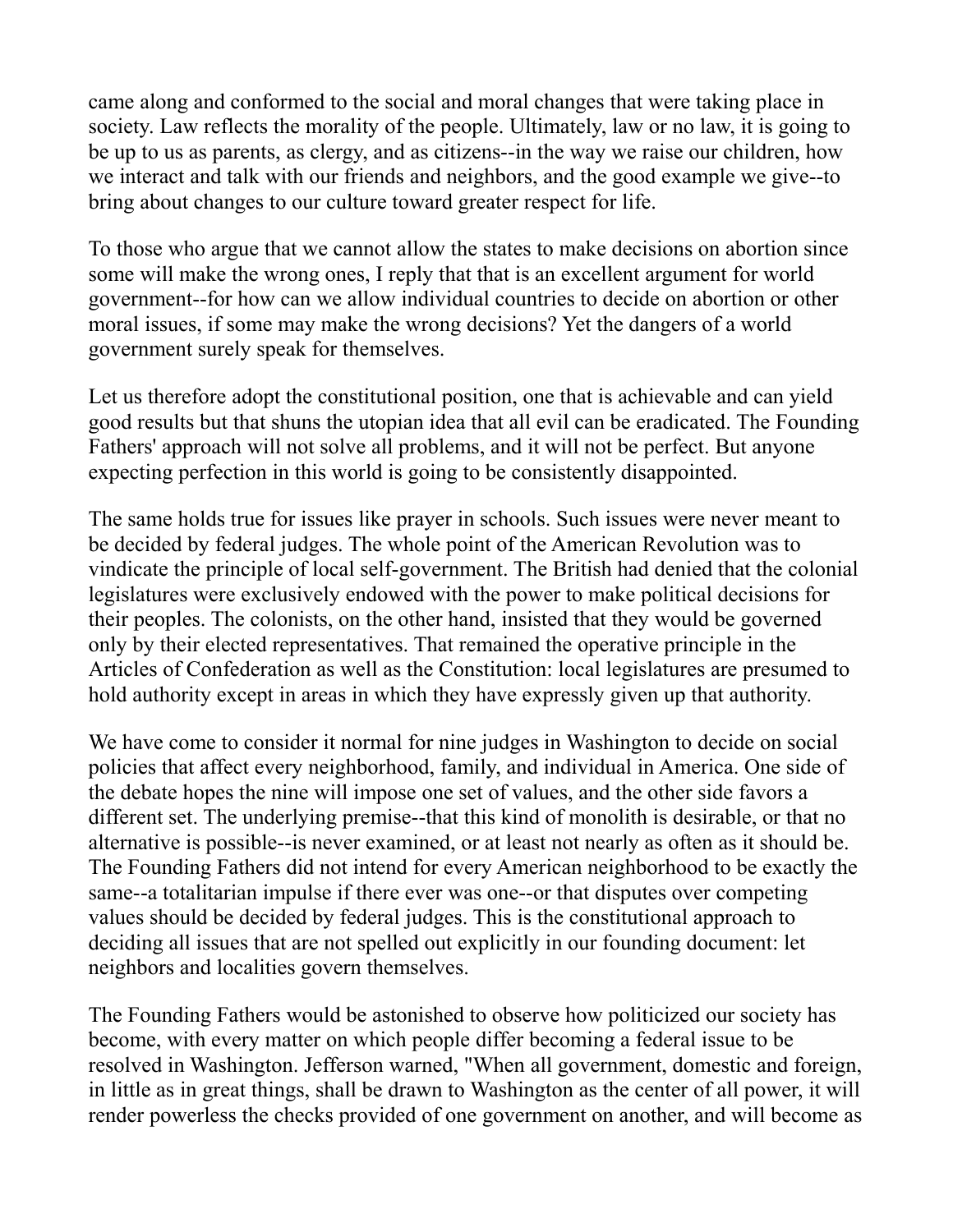came along and conformed to the social and moral changes that were taking place in society. Law reflects the morality of the people. Ultimately, law or no law, it is going to be up to us as parents, as clergy, and as citizens--in the way we raise our children, how we interact and talk with our friends and neighbors, and the good example we give--to bring about changes to our culture toward greater respect for life.

To those who argue that we cannot allow the states to make decisions on abortion since some will make the wrong ones, I reply that that is an excellent argument for world government--for how can we allow individual countries to decide on abortion or other moral issues, if some may make the wrong decisions? Yet the dangers of a world government surely speak for themselves.

Let us therefore adopt the constitutional position, one that is achievable and can yield good results but that shuns the utopian idea that all evil can be eradicated. The Founding Fathers' approach will not solve all problems, and it will not be perfect. But anyone expecting perfection in this world is going to be consistently disappointed.

The same holds true for issues like prayer in schools. Such issues were never meant to be decided by federal judges. The whole point of the American Revolution was to vindicate the principle of local self-government. The British had denied that the colonial legislatures were exclusively endowed with the power to make political decisions for their peoples. The colonists, on the other hand, insisted that they would be governed only by their elected representatives. That remained the operative principle in the Articles of Confederation as well as the Constitution: local legislatures are presumed to hold authority except in areas in which they have expressly given up that authority.

We have come to consider it normal for nine judges in Washington to decide on social policies that affect every neighborhood, family, and individual in America. One side of the debate hopes the nine will impose one set of values, and the other side favors a different set. The underlying premise--that this kind of monolith is desirable, or that no alternative is possible--is never examined, or at least not nearly as often as it should be. The Founding Fathers did not intend for every American neighborhood to be exactly the same--a totalitarian impulse if there ever was one--or that disputes over competing values should be decided by federal judges. This is the constitutional approach to deciding all issues that are not spelled out explicitly in our founding document: let neighbors and localities govern themselves.

The Founding Fathers would be astonished to observe how politicized our society has become, with every matter on which people differ becoming a federal issue to be resolved in Washington. Jefferson warned, "When all government, domestic and foreign, in little as in great things, shall be drawn to Washington as the center of all power, it will render powerless the checks provided of one government on another, and will become as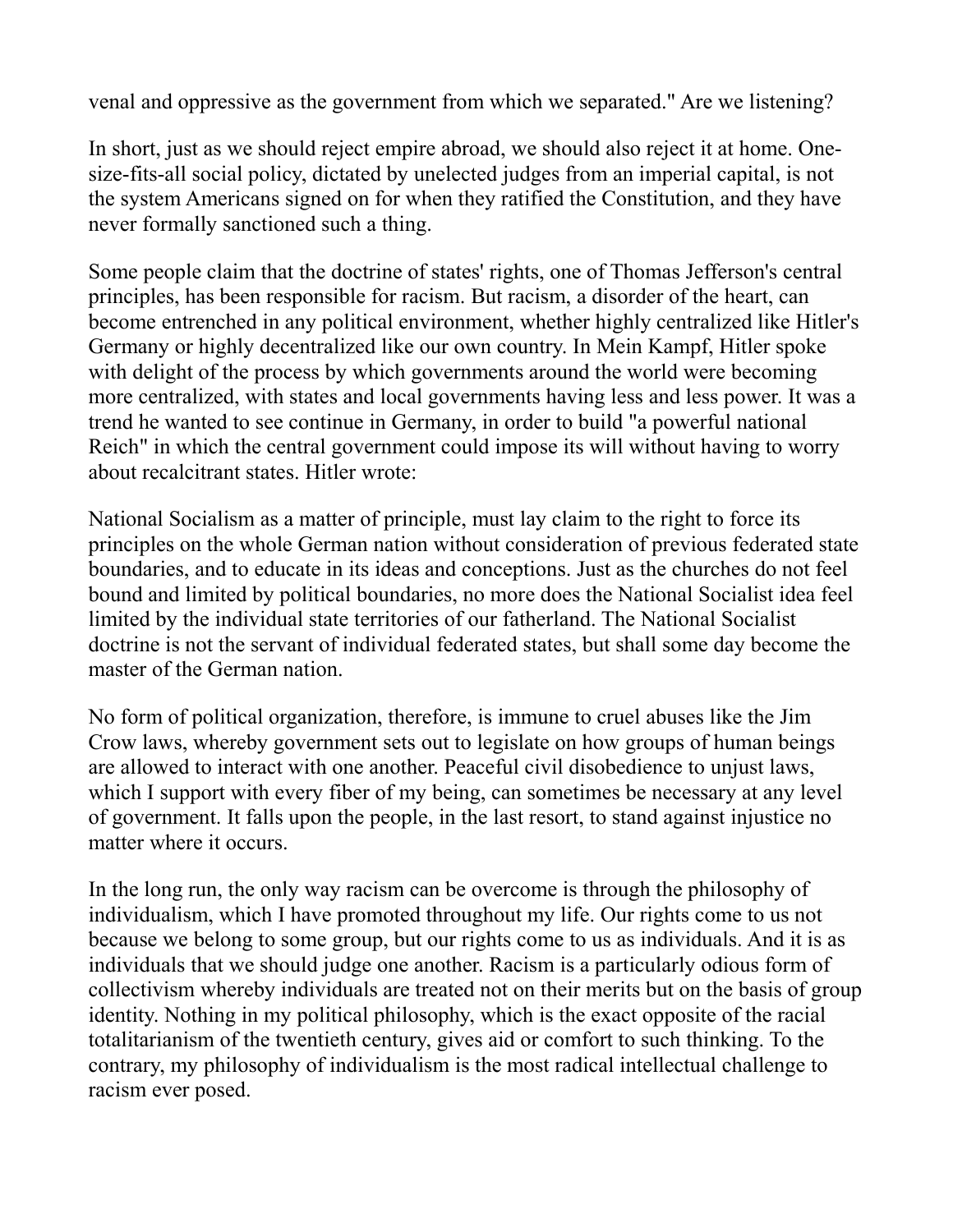venal and oppressive as the government from which we separated." Are we listening?

In short, just as we should reject empire abroad, we should also reject it at home. One-size-fits-all social policy, dictated by unelected judges from an imperial capital, is not the system Americans signed on for when they ratified the Constitution, and they have never formally sanctioned such a thing.

Some people claim that the doctrine of states' rights, one of Thomas Jefferson's central principles, has been responsible for racism. But racism, a disorder of the heart, can become entrenched in any political environment, whether highly centralized like Hitler's Germany or highly decentralized like our own country. In Mein Kampf, Hitler spoke with delight of the process by which governments around the world were becoming more centralized, with states and local governments having less and less power. It was a trend he wanted to see continue in Germany, in order to build "a powerful national Reich" in which the central government could impose its will without having to worry about recalcitrant states. Hitler wrote:

National Socialism as a matter of principle, must lay claim to the right to force its principles on the whole German nation without consideration of previous federated state boundaries, and to educate in its ideas and conceptions. Just as the churches do not feel bound and limited by political boundaries, no more does the National Socialist idea feel limited by the individual state territories of our fatherland. The National Socialist doctrine is not the servant of individual federated states, but shall some day become the master of the German nation.

No form of political organization, therefore, is immune to cruel abuses like the Jim Crow laws, whereby government sets out to legislate on how groups of human beings are allowed to interact with one another. Peaceful civil disobedience to unjust laws, which I support with every fiber of my being, can sometimes be necessary at any level of government. It falls upon the people, in the last resort, to stand against injustice no matter where it occurs.

In the long run, the only way racism can be overcome is through the philosophy of individualism, which I have promoted throughout my life. Our rights come to us not because we belong to some group, but our rights come to us as individuals. And it is as individuals that we should judge one another. Racism is a particularly odious form of collectivism whereby individuals are treated not on their merits but on the basis of group identity. Nothing in my political philosophy, which is the exact opposite of the racial totalitarianism of the twentieth century, gives aid or comfort to such thinking. To the contrary, my philosophy of individualism is the most radical intellectual challenge to racism ever posed.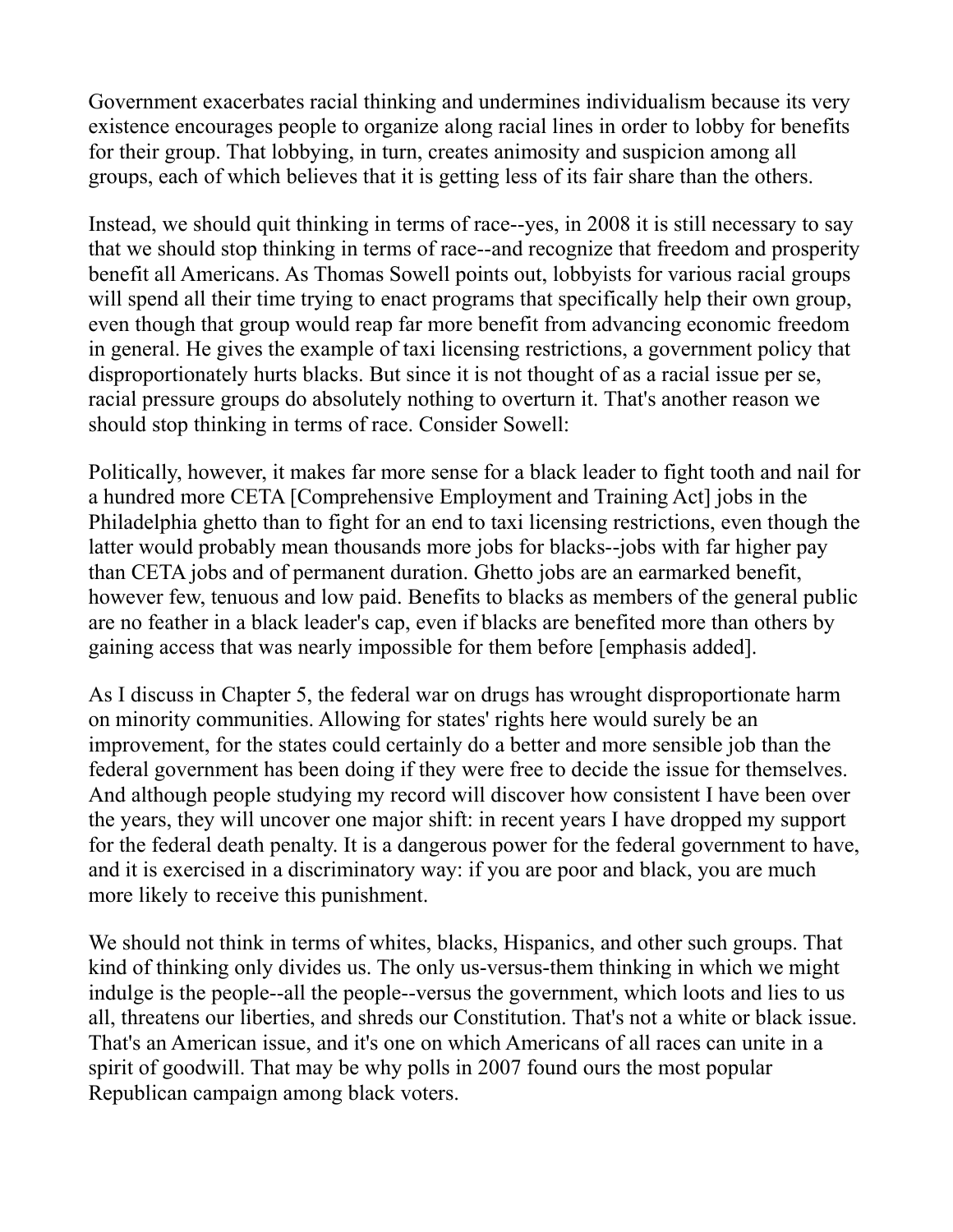Government exacerbates racial thinking and undermines individualism because its very existence encourages people to organize along racial lines in order to lobby for benefits for their group. That lobbying, in turn, creates animosity and suspicion among all groups, each of which believes that it is getting less of its fair share than the others.

Instead, we should quit thinking in terms of race--yes, in 2008 it is still necessary to say that we should stop thinking in terms of race--and recognize that freedom and prosperity benefit all Americans. As Thomas Sowell points out, lobbyists for various racial groups will spend all their time trying to enact programs that specifically help their own group, even though that group would reap far more benefit from advancing economic freedom in general. He gives the example of taxi licensing restrictions, a government policy that disproportionately hurts blacks. But since it is not thought of as a racial issue per se, racial pressure groups do absolutely nothing to overturn it. That's another reason we should stop thinking in terms of race. Consider Sowell:

Politically, however, it makes far more sense for a black leader to fight tooth and nail for a hundred more CETA [Comprehensive Employment and Training Act] jobs in the Philadelphia ghetto than to fight for an end to taxi licensing restrictions, even though the latter would probably mean thousands more jobs for blacks--jobs with far higher pay than CETA jobs and of permanent duration. Ghetto jobs are an earmarked benefit, however few, tenuous and low paid. Benefits to blacks as members of the general public are no feather in a black leader's cap, even if blacks are benefited more than others by gaining access that was nearly impossible for them before [emphasis added].

As I discuss in Chapter 5, the federal war on drugs has wrought disproportionate harm on minority communities. Allowing for states' rights here would surely be an improvement, for the states could certainly do a better and more sensible job than the federal government has been doing if they were free to decide the issue for themselves. And although people studying my record will discover how consistent I have been over the years, they will uncover one major shift: in recent years I have dropped my support for the federal death penalty. It is a dangerous power for the federal government to have, and it is exercised in a discriminatory way: if you are poor and black, you are much more likely to receive this punishment.

We should not think in terms of whites, blacks, Hispanics, and other such groups. That kind of thinking only divides us. The only us-versus-them thinking in which we might indulge is the people--all the people--versus the government, which loots and lies to us all, threatens our liberties, and shreds our Constitution. That's not a white or black issue. That's an American issue, and it's one on which Americans of all races can unite in a spirit of goodwill. That may be why polls in 2007 found ours the most popular Republican campaign among black voters.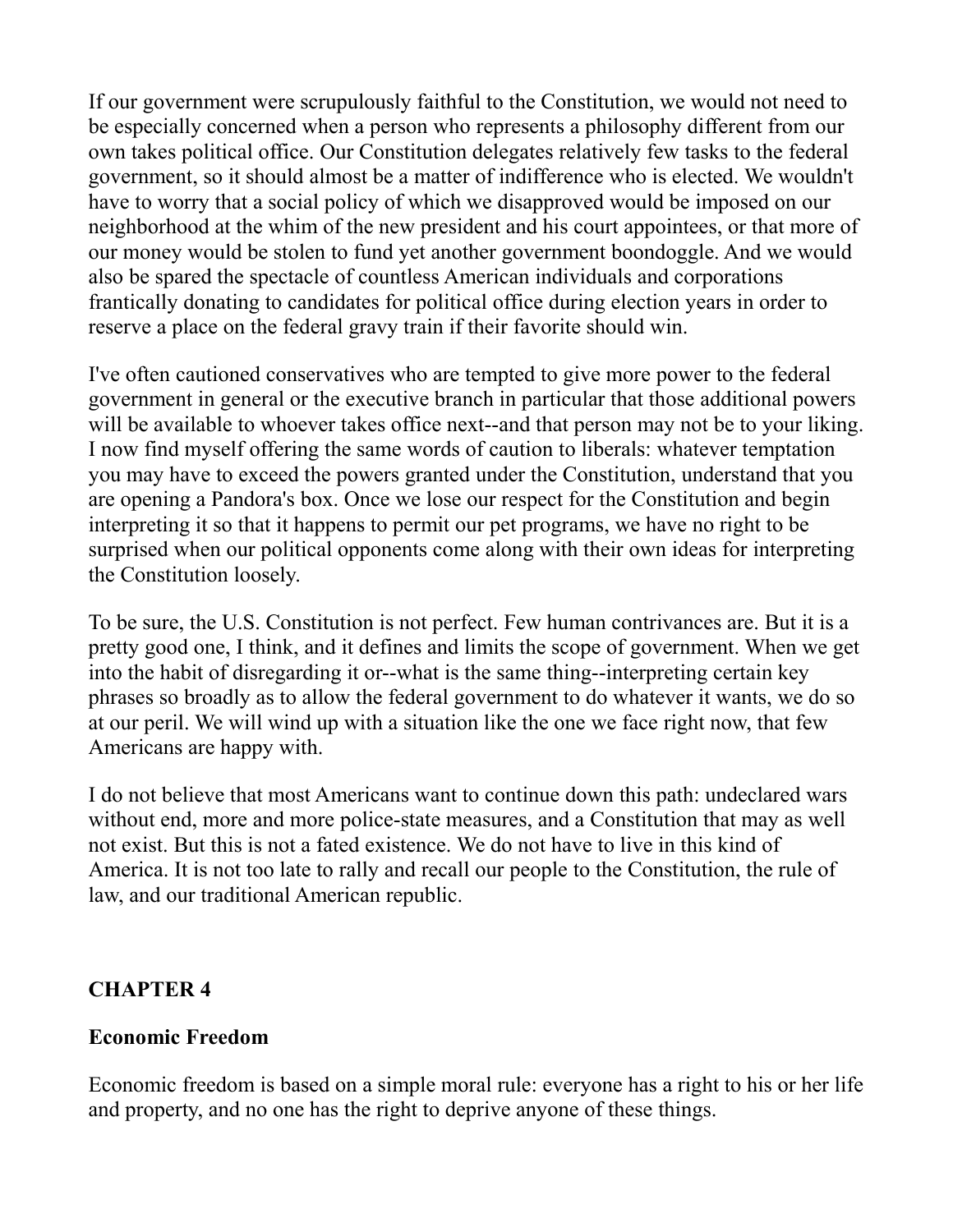If our government were scrupulously faithful to the Constitution, we would not need to be especially concerned when a person who represents a philosophy different from our own takes political office. Our Constitution delegates relatively few tasks to the federal government, so it should almost be a matter of indifference who is elected. We wouldn't have to worry that a social policy of which we disapproved would be imposed on our neighborhood at the whim of the new president and his court appointees, or that more of our money would be stolen to fund yet another government boondoggle. And we would also be spared the spectacle of countless American individuals and corporations frantically donating to candidates for political office during election years in order to reserve a place on the federal gravy train if their favorite should win.

I've often cautioned conservatives who are tempted to give more power to the federal government in general or the executive branch in particular that those additional powers will be available to whoever takes office next--and that person may not be to your liking. I now find myself offering the same words of caution to liberals: whatever temptation you may have to exceed the powers granted under the Constitution, understand that you are opening a Pandora's box. Once we lose our respect for the Constitution and begin interpreting it so that it happens to permit our pet programs, we have no right to be surprised when our political opponents come along with their own ideas for interpreting the Constitution loosely.

To be sure, the U.S. Constitution is not perfect. Few human contrivances are. But it is a pretty good one, I think, and it defines and limits the scope of government. When we get into the habit of disregarding it or--what is the same thing--interpreting certain key phrases so broadly as to allow the federal government to do whatever it wants, we do so at our peril. We will wind up with a situation like the one we face right now, that few Americans are happy with.

I do not believe that most Americans want to continue down this path: undeclared wars without end, more and more police-state measures, and a Constitution that may as well not exist. But this is not a fated existence. We do not have to live in this kind of America. It is not too late to rally and recall our people to the Constitution, the rule of law, and our traditional American republic.

## CHAPTER 4

## Economic Freedom

Economic freedom is based on a simple moral rule: everyone has a right to his or her life and property, and no one has the right to deprive anyone of these things.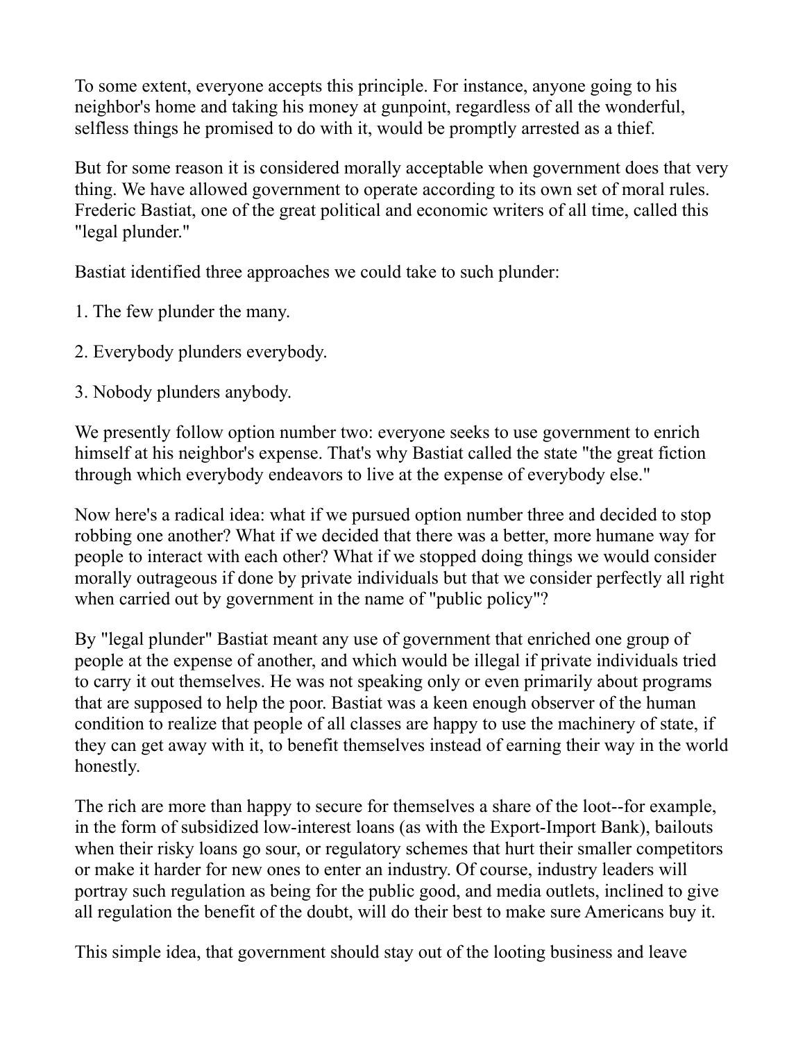To some extent, everyone accepts this principle. For instance, anyone going to his neighbor's home and taking his money at gunpoint, regardless of all the wonderful, selfless things he promised to do with it, would be promptly arrested as a thief.

But for some reason it is considered morally acceptable when government does that very thing. We have allowed government to operate according to its own set of moral rules. Frederic Bastiat, one of the great political and economic writers of all time, called this "legal plunder."

Bastiat identified three approaches we could take to such plunder:

1. The few plunder the many.

2. Everybody plunders everybody.

3. Nobody plunders anybody.

We presently follow option number two: everyone seeks to use government to enrich himself at his neighbor's expense. That's why Bastiat called the state "the great fiction through which everybody endeavors to live at the expense of everybody else."

Now here's a radical idea: what if we pursued option number three and decided to stop robbing one another? What if we decided that there was a better, more humane way for people to interact with each other? What if we stopped doing things we would consider morally outrageous if done by private individuals but that we consider perfectly all right when carried out by government in the name of "public policy"?

By "legal plunder" Bastiat meant any use of government that enriched one group of people at the expense of another, and which would be illegal if private individuals tried to carry it out themselves. He was not speaking only or even primarily about programs that are supposed to help the poor. Bastiat was a keen enough observer of the human condition to realize that people of all classes are happy to use the machinery of state, if they can get away with it, to benefit themselves instead of earning their way in the world honestly.

The rich are more than happy to secure for themselves a share of the loot--for example, in the form of subsidized low-interest loans (as with the Export-Import Bank), bailouts when their risky loans go sour, or regulatory schemes that hurt their smaller competitors or make it harder for new ones to enter an industry. Of course, industry leaders will portray such regulation as being for the public good, and media outlets, inclined to give all regulation the benefit of the doubt, will do their best to make sure Americans buy it.

This simple idea, that government should stay out of the looting business and leave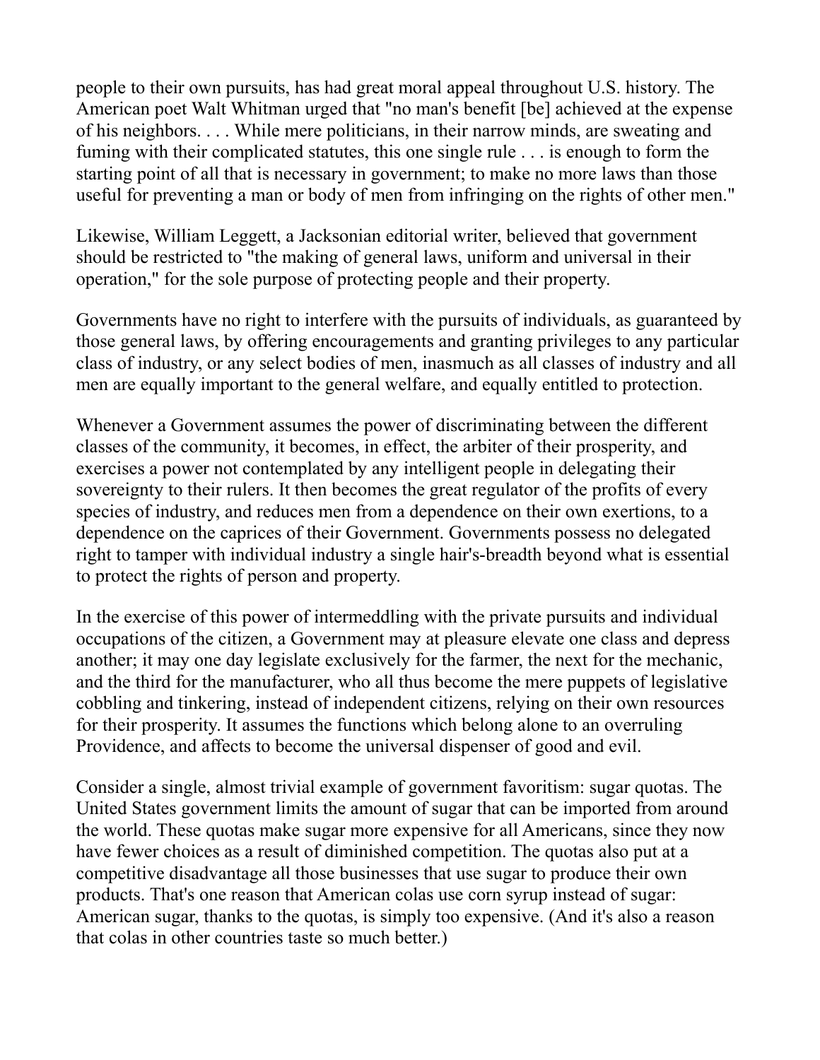people to their own pursuits, has had great moral appeal throughout U.S. history. The American poet Walt Whitman urged that "no man's benefit [be] achieved at the expense of his neighbors. . . . While mere politicians, in their narrow minds, are sweating and fuming with their complicated statutes, this one single rule . . . is enough to form the starting point of all that is necessary in government; to make no more laws than those useful for preventing a man or body of men from infringing on the rights of other men."

Likewise, William Leggett, a Jacksonian editorial writer, believed that government should be restricted to "the making of general laws, uniform and universal in their operation," for the sole purpose of protecting people and their property.

Governments have no right to interfere with the pursuits of individuals, as guaranteed by those general laws, by offering encouragements and granting privileges to any particular class of industry, or any select bodies of men, inasmuch as all classes of industry and all men are equally important to the general welfare, and equally entitled to protection.

Whenever a Government assumes the power of discriminating between the different classes of the community, it becomes, in effect, the arbiter of their prosperity, and exercises a power not contemplated by any intelligent people in delegating their sovereignty to their rulers. It then becomes the great regulator of the profits of every species of industry, and reduces men from a dependence on their own exertions, to a dependence on the caprices of their Government. Governments possess no delegated right to tamper with individual industry a single hair's-breadth beyond what is essential to protect the rights of person and property.

In the exercise of this power of intermeddling with the private pursuits and individual occupations of the citizen, a Government may at pleasure elevate one class and depress another; it may one day legislate exclusively for the farmer, the next for the mechanic, and the third for the manufacturer, who all thus become the mere puppets of legislative cobbling and tinkering, instead of independent citizens, relying on their own resources for their prosperity. It assumes the functions which belong alone to an overruling Providence, and affects to become the universal dispenser of good and evil.

Consider a single, almost trivial example of government favoritism: sugar quotas. The United States government limits the amount of sugar that can be imported from around the world. These quotas make sugar more expensive for all Americans, since they now have fewer choices as a result of diminished competition. The quotas also put at a competitive disadvantage all those businesses that use sugar to produce their own products. That's one reason that American colas use corn syrup instead of sugar: American sugar, thanks to the quotas, is simply too expensive. (And it's also a reason that colas in other countries taste so much better.)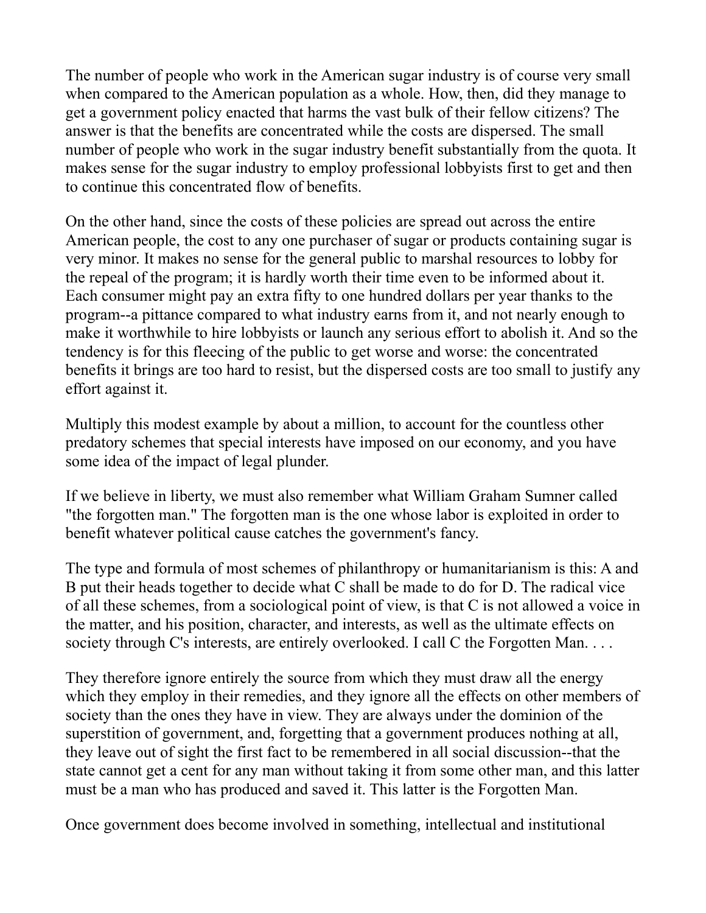The number of people who work in the American sugar industry is of course very small when compared to the American population as a whole. How, then, did they manage to get a government policy enacted that harms the vast bulk of their fellow citizens? The answer is that the benefits are concentrated while the costs are dispersed. The small number of people who work in the sugar industry benefit substantially from the quota. It makes sense for the sugar industry to employ professional lobbyists first to get and then to continue this concentrated flow of benefits.

On the other hand, since the costs of these policies are spread out across the entire American people, the cost to any one purchaser of sugar or products containing sugar is very minor. It makes no sense for the general public to marshal resources to lobby for the repeal of the program; it is hardly worth their time even to be informed about it. Each consumer might pay an extra fifty to one hundred dollars per year thanks to the program--a pittance compared to what industry earns from it, and not nearly enough to make it worthwhile to hire lobbyists or launch any serious effort to abolish it. And so the tendency is for this fleecing of the public to get worse and worse: the concentrated benefits it brings are too hard to resist, but the dispersed costs are too small to justify any effort against it.

Multiply this modest example by about a million, to account for the countless other predatory schemes that special interests have imposed on our economy, and you have some idea of the impact of legal plunder.

If we believe in liberty, we must also remember what William Graham Sumner called "the forgotten man." The forgotten man is the one whose labor is exploited in order to benefit whatever political cause catches the government's fancy.

The type and formula of most schemes of philanthropy or humanitarianism is this: A and B put their heads together to decide what C shall be made to do for D. The radical vice of all these schemes, from a sociological point of view, is that C is not allowed a voice in the matter, and his position, character, and interests, as well as the ultimate effects on society through C's interests, are entirely overlooked. I call C the Forgotten Man. . . .

They therefore ignore entirely the source from which they must draw all the energy which they employ in their remedies, and they ignore all the effects on other members of society than the ones they have in view. They are always under the dominion of the superstition of government, and, forgetting that a government produces nothing at all, they leave out of sight the first fact to be remembered in all social discussion--that the state cannot get a cent for any man without taking it from some other man, and this latter must be a man who has produced and saved it. This latter is the Forgotten Man.

Once government does become involved in something, intellectual and institutional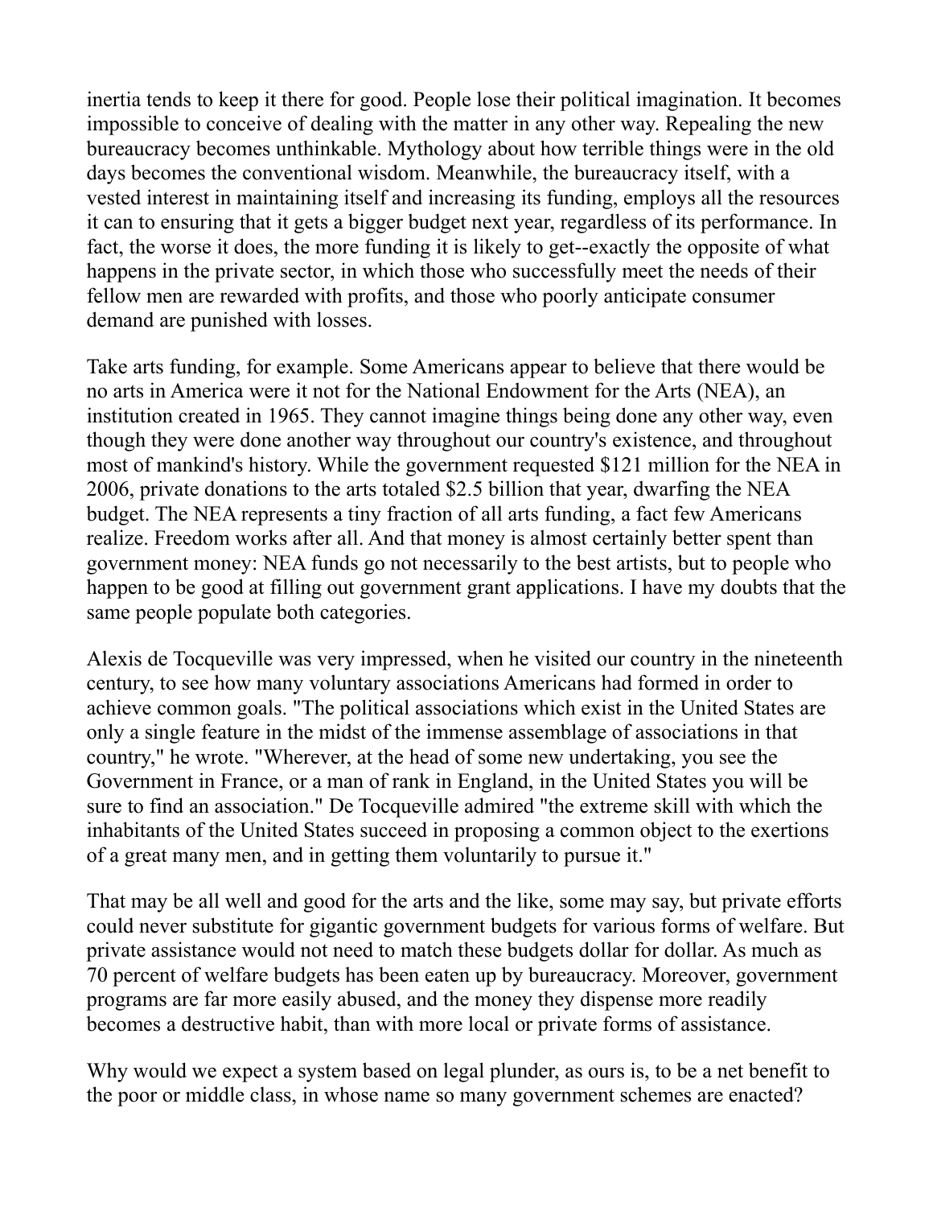inertia tends to keep it there for good. People lose their political imagination. It becomes impossible to conceive of dealing with the matter in any other way. Repealing the new bureaucracy becomes unthinkable. Mythology about how terrible things were in the old days becomes the conventional wisdom. Meanwhile, the bureaucracy itself, with a vested interest in maintaining itself and increasing its funding, employs all the resources it can to ensuring that it gets a bigger budget next year, regardless of its performance. In fact, the worse it does, the more funding it is likely to get--exactly the opposite of what happens in the private sector, in which those who successfully meet the needs of their fellow men are rewarded with profits, and those who poorly anticipate consumer demand are punished with losses.

Take arts funding, for example. Some Americans appear to believe that there would be no arts in America were it not for the National Endowment for the Arts (NEA), an institution created in 1965. They cannot imagine things being done any other way, even though they were done another way throughout our country's existence, and throughout most of mankind's history. While the government requested $121 million for the NEA in 2006, private donations to the arts totaled $2.5 billion that year, dwarfing the NEA budget. The NEA represents a tiny fraction of all arts funding, a fact few Americans realize. Freedom works after all. And that money is almost certainly better spent than government money: NEA funds go not necessarily to the best artists, but to people who happen to be good at filling out government grant applications. I have my doubts that the same people populate both categories.

Alexis de Tocqueville was very impressed, when he visited our country in the nineteenth century, to see how many voluntary associations Americans had formed in order to achieve common goals. "The political associations which exist in the United States are only a single feature in the midst of the immense assemblage of associations in that country," he wrote. "Wherever, at the head of some new undertaking, you see the Government in France, or a man of rank in England, in the United States you will be sure to find an association." De Tocqueville admired "the extreme skill with which the inhabitants of the United States succeed in proposing a common object to the exertions of a great many men, and in getting them voluntarily to pursue it."

That may be all well and good for the arts and the like, some may say, but private efforts could never substitute for gigantic government budgets for various forms of welfare. But private assistance would not need to match these budgets dollar for dollar. As much as 70 percent of welfare budgets has been eaten up by bureaucracy. Moreover, government programs are far more easily abused, and the money they dispense more readily becomes a destructive habit, than with more local or private forms of assistance.

Why would we expect a system based on legal plunder, as ours is, to be a net benefit to the poor or middle class, in whose name so many government schemes are enacted?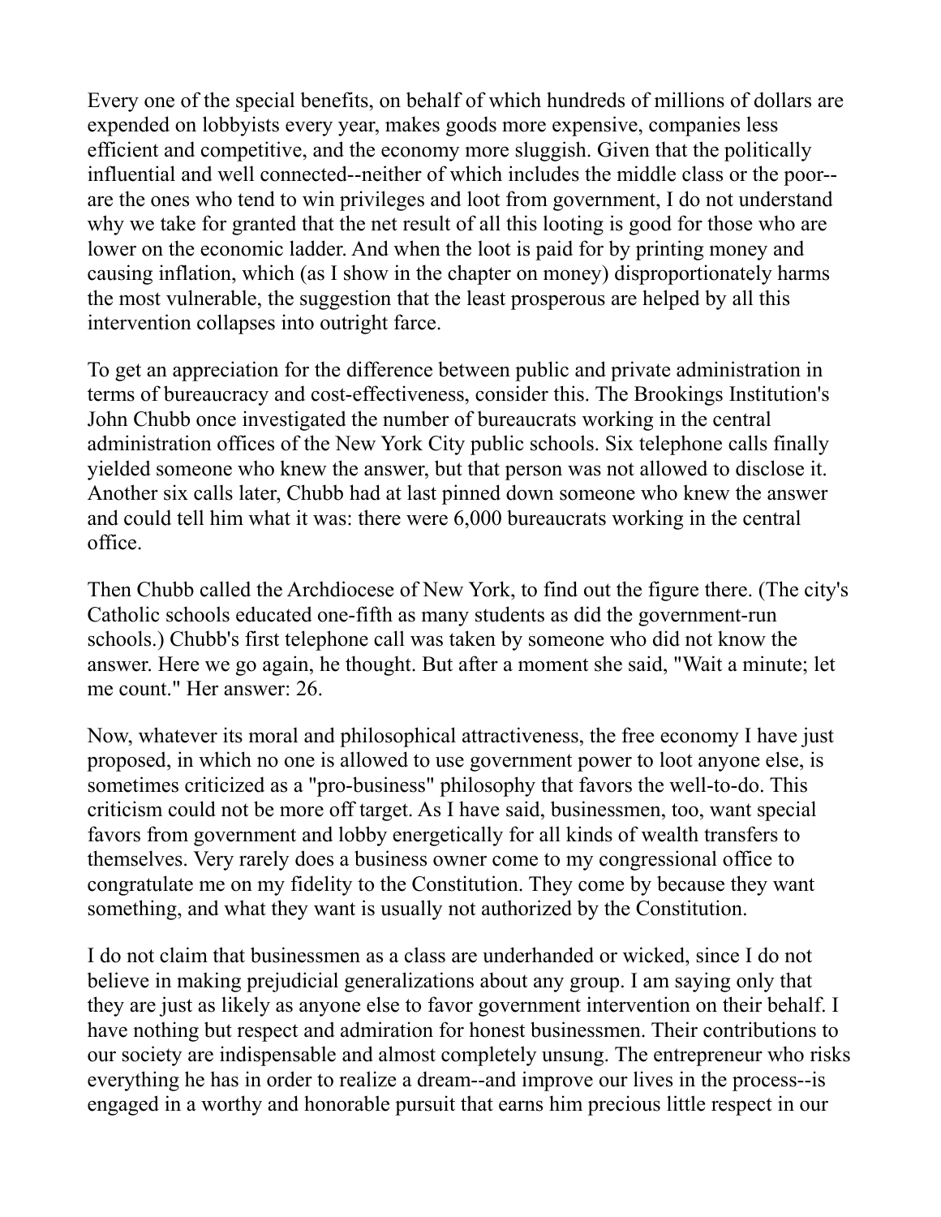Every one of the special benefits, on behalf of which hundreds of millions of dollars are expended on lobbyists every year, makes goods more expensive, companies less efficient and competitive, and the economy more sluggish. Given that the politically influential and well connected--neither of which includes the middle class or the poor--are the ones who tend to win privileges and loot from government, I do not understand why we take for granted that the net result of all this looting is good for those who are lower on the economic ladder. And when the loot is paid for by printing money and causing inflation, which (as I show in the chapter on money) disproportionately harms the most vulnerable, the suggestion that the least prosperous are helped by all this intervention collapses into outright farce.

To get an appreciation for the difference between public and private administration in terms of bureaucracy and cost-effectiveness, consider this. The Brookings Institution's John Chubb once investigated the number of bureaucrats working in the central administration offices of the New York City public schools. Six telephone calls finally yielded someone who knew the answer, but that person was not allowed to disclose it. Another six calls later, Chubb had at last pinned down someone who knew the answer and could tell him what it was: there were 6,000 bureaucrats working in the central office.

Then Chubb called the Archdiocese of New York, to find out the figure there. (The city's Catholic schools educated one-fifth as many students as did the government-run schools.) Chubb's first telephone call was taken by someone who did not know the answer. Here we go again, he thought. But after a moment she said, "Wait a minute; let me count." Her answer: 26.

Now, whatever its moral and philosophical attractiveness, the free economy I have just proposed, in which no one is allowed to use government power to loot anyone else, is sometimes criticized as a "pro-business" philosophy that favors the well-to-do. This criticism could not be more off target. As I have said, businessmen, too, want special favors from government and lobby energetically for all kinds of wealth transfers to themselves. Very rarely does a business owner come to my congressional office to congratulate me on my fidelity to the Constitution. They come by because they want something, and what they want is usually not authorized by the Constitution.

I do not claim that businessmen as a class are underhanded or wicked, since I do not believe in making prejudicial generalizations about any group. I am saying only that they are just as likely as anyone else to favor government intervention on their behalf. I have nothing but respect and admiration for honest businessmen. Their contributions to our society are indispensable and almost completely unsung. The entrepreneur who risks everything he has in order to realize a dream--and improve our lives in the process--is engaged in a worthy and honorable pursuit that earns him precious little respect in our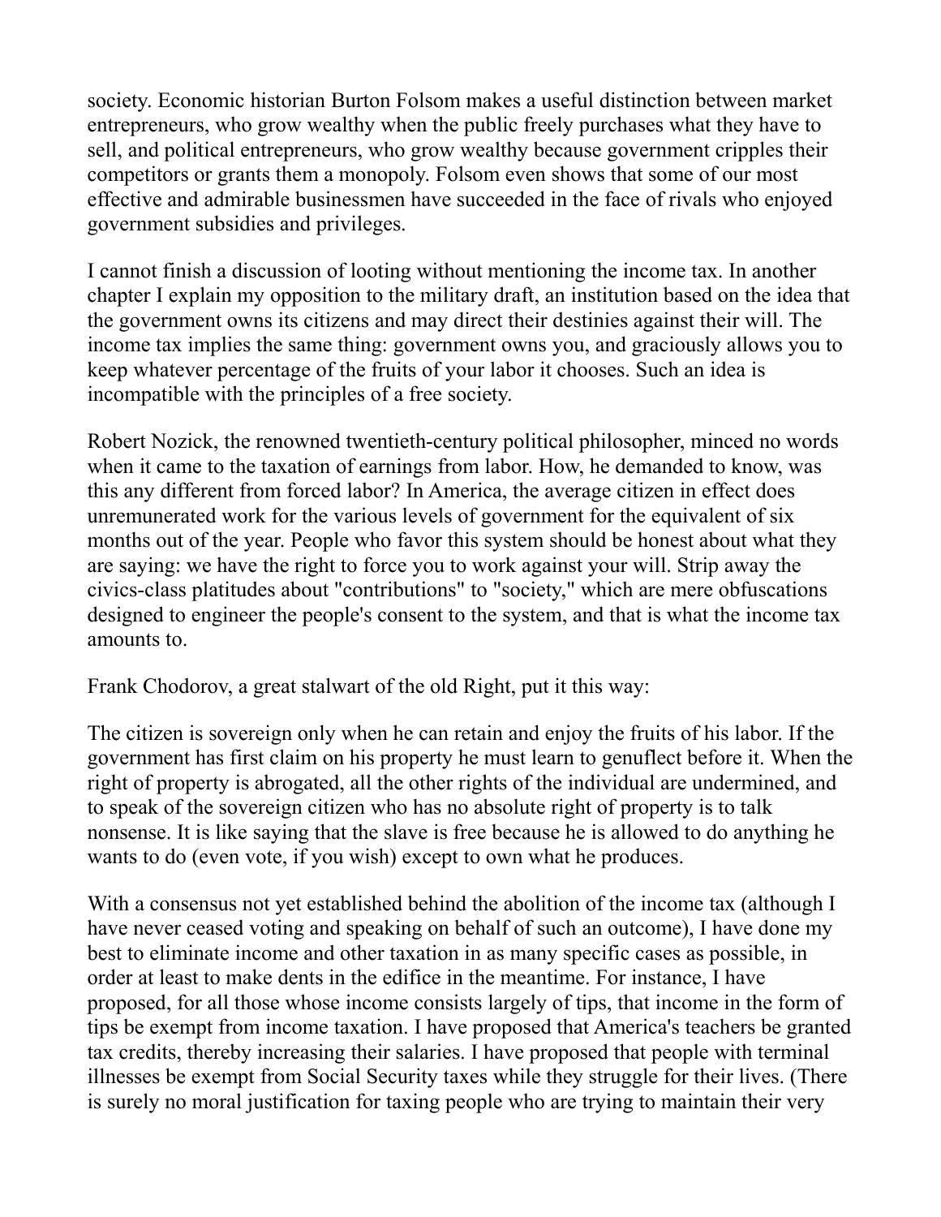society. Economic historian Burton Folsom makes a useful distinction between market entrepreneurs, who grow wealthy when the public freely purchases what they have to sell, and political entrepreneurs, who grow wealthy because government cripples their competitors or grants them a monopoly. Folsom even shows that some of our most effective and admirable businessmen have succeeded in the face of rivals who enjoyed government subsidies and privileges.

I cannot finish a discussion of looting without mentioning the income tax. In another chapter I explain my opposition to the military draft, an institution based on the idea that the government owns its citizens and may direct their destinies against their will. The income tax implies the same thing: government owns you, and graciously allows you to keep whatever percentage of the fruits of your labor it chooses. Such an idea is incompatible with the principles of a free society.

Robert Nozick, the renowned twentieth-century political philosopher, minced no words when it came to the taxation of earnings from labor. How, he demanded to know, was this any different from forced labor? In America, the average citizen in effect does unremunerated work for the various levels of government for the equivalent of six months out of the year. People who favor this system should be honest about what they are saying: we have the right to force you to work against your will. Strip away the civics-class platitudes about "contributions" to "society," which are mere obfuscations designed to engineer the people's consent to the system, and that is what the income tax amounts to.

Frank Chodorov, a great stalwart of the old Right, put it this way:

The citizen is sovereign only when he can retain and enjoy the fruits of his labor. If the government has first claim on his property he must learn to genuflect before it. When the right of property is abrogated, all the other rights of the individual are undermined, and to speak of the sovereign citizen who has no absolute right of property is to talk nonsense. It is like saying that the slave is free because he is allowed to do anything he wants to do (even vote, if you wish) except to own what he produces.

With a consensus not yet established behind the abolition of the income tax (although I have never ceased voting and speaking on behalf of such an outcome), I have done my best to eliminate income and other taxation in as many specific cases as possible, in order at least to make dents in the edifice in the meantime. For instance, I have proposed, for all those whose income consists largely of tips, that income in the form of tips be exempt from income taxation. I have proposed that America's teachers be granted tax credits, thereby increasing their salaries. I have proposed that people with terminal illnesses be exempt from Social Security taxes while they struggle for their lives. (There is surely no moral justification for taxing people who are trying to maintain their very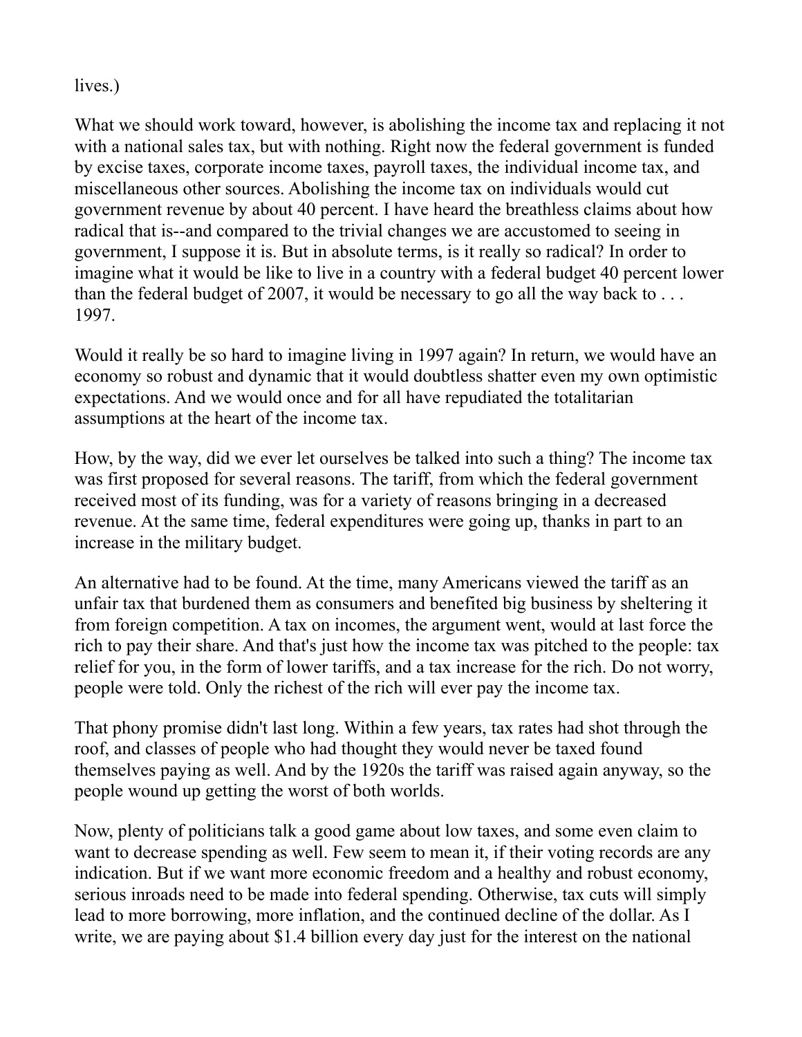lives.)

What we should work toward, however, is abolishing the income tax and replacing it not with a national sales tax, but with nothing. Right now the federal government is funded by excise taxes, corporate income taxes, payroll taxes, the individual income tax, and miscellaneous other sources. Abolishing the income tax on individuals would cut government revenue by about 40 percent. I have heard the breathless claims about how radical that is--and compared to the trivial changes we are accustomed to seeing in government, I suppose it is. But in absolute terms, is it really so radical? In order to imagine what it would be like to live in a country with a federal budget 40 percent lower than the federal budget of 2007, it would be necessary to go all the way back to . . . 1997.

Would it really be so hard to imagine living in 1997 again? In return, we would have an economy so robust and dynamic that it would doubtless shatter even my own optimistic expectations. And we would once and for all have repudiated the totalitarian assumptions at the heart of the income tax.

How, by the way, did we ever let ourselves be talked into such a thing? The income tax was first proposed for several reasons. The tariff, from which the federal government received most of its funding, was for a variety of reasons bringing in a decreased revenue. At the same time, federal expenditures were going up, thanks in part to an increase in the military budget.

An alternative had to be found. At the time, many Americans viewed the tariff as an unfair tax that burdened them as consumers and benefited big business by sheltering it from foreign competition. A tax on incomes, the argument went, would at last force the rich to pay their share. And that's just how the income tax was pitched to the people: tax relief for you, in the form of lower tariffs, and a tax increase for the rich. Do not worry, people were told. Only the richest of the rich will ever pay the income tax.

That phony promise didn't last long. Within a few years, tax rates had shot through the roof, and classes of people who had thought they would never be taxed found themselves paying as well. And by the 1920s the tariff was raised again anyway, so the people wound up getting the worst of both worlds.

Now, plenty of politicians talk a good game about low taxes, and some even claim to want to decrease spending as well. Few seem to mean it, if their voting records are any indication. But if we want more economic freedom and a healthy and robust economy, serious inroads need to be made into federal spending. Otherwise, tax cuts will simply lead to more borrowing, more inflation, and the continued decline of the dollar. As I write, we are paying about $1.4 billion every day just for the interest on the national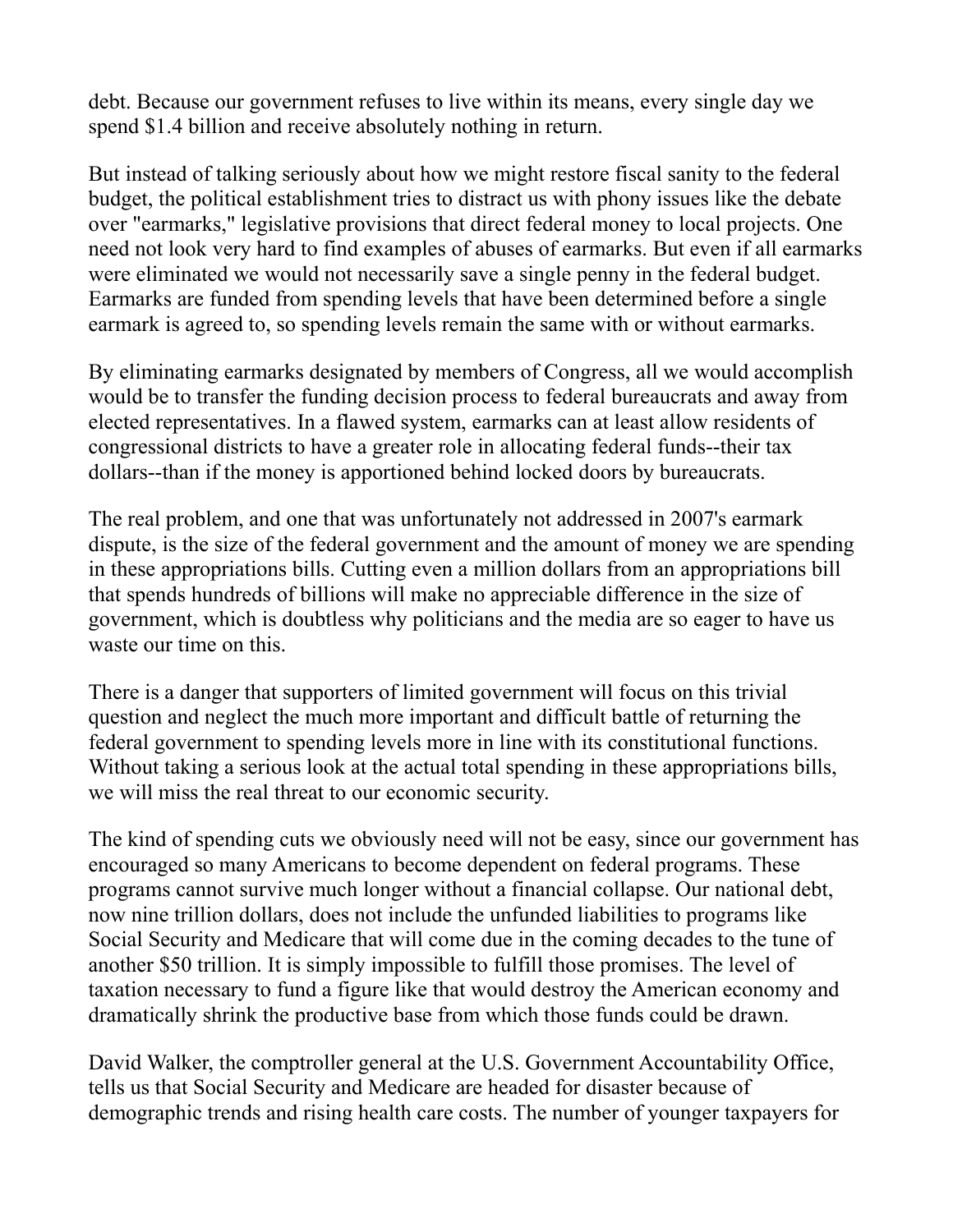debt. Because our government refuses to live within its means, every single day we spend $1.4 billion and receive absolutely nothing in return.

But instead of talking seriously about how we might restore fiscal sanity to the federal budget, the political establishment tries to distract us with phony issues like the debate over "earmarks," legislative provisions that direct federal money to local projects. One need not look very hard to find examples of abuses of earmarks. But even if all earmarks were eliminated we would not necessarily save a single penny in the federal budget. Earmarks are funded from spending levels that have been determined before a single earmark is agreed to, so spending levels remain the same with or without earmarks.

By eliminating earmarks designated by members of Congress, all we would accomplish would be to transfer the funding decision process to federal bureaucrats and away from elected representatives. In a flawed system, earmarks can at least allow residents of congressional districts to have a greater role in allocating federal funds--their tax dollars--than if the money is apportioned behind locked doors by bureaucrats.

The real problem, and one that was unfortunately not addressed in 2007's earmark dispute, is the size of the federal government and the amount of money we are spending in these appropriations bills. Cutting even a million dollars from an appropriations bill that spends hundreds of billions will make no appreciable difference in the size of government, which is doubtless why politicians and the media are so eager to have us waste our time on this.

There is a danger that supporters of limited government will focus on this trivial question and neglect the much more important and difficult battle of returning the federal government to spending levels more in line with its constitutional functions. Without taking a serious look at the actual total spending in these appropriations bills, we will miss the real threat to our economic security.

The kind of spending cuts we obviously need will not be easy, since our government has encouraged so many Americans to become dependent on federal programs. These programs cannot survive much longer without a financial collapse. Our national debt, now nine trillion dollars, does not include the unfunded liabilities to programs like Social Security and Medicare that will come due in the coming decades to the tune of another $50 trillion. It is simply impossible to fulfill those promises. The level of taxation necessary to fund a figure like that would destroy the American economy and dramatically shrink the productive base from which those funds could be drawn.

David Walker, the comptroller general at the U.S. Government Accountability Office, tells us that Social Security and Medicare are headed for disaster because of demographic trends and rising health care costs. The number of younger taxpayers for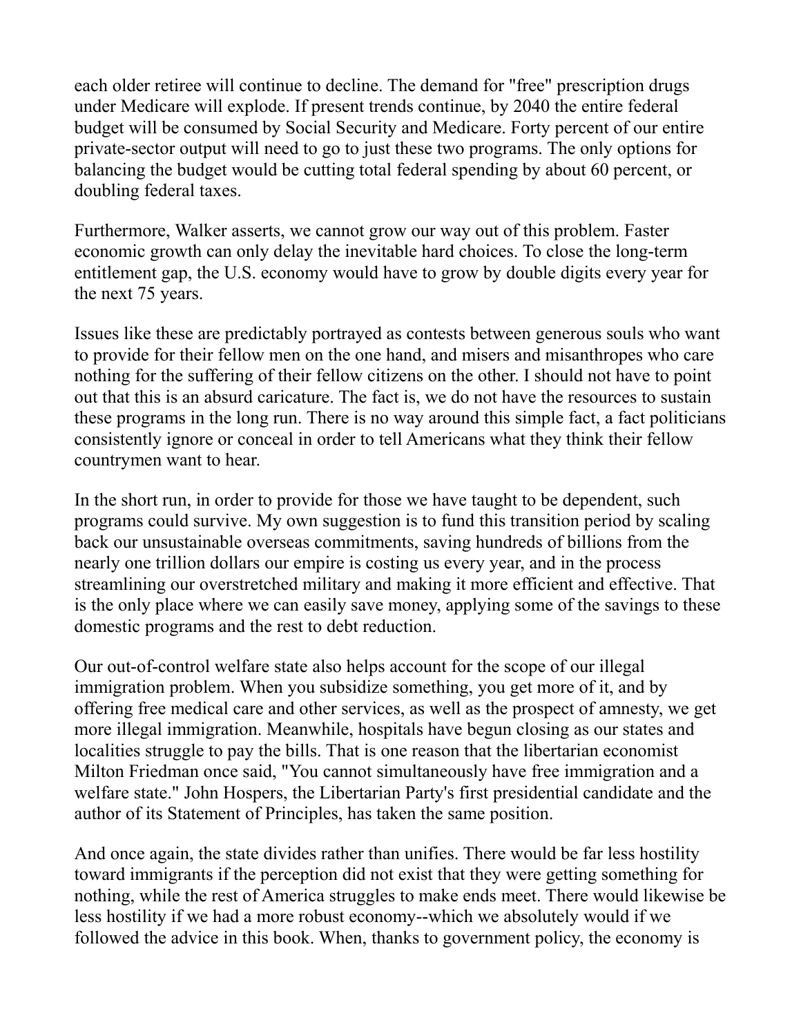each older retiree will continue to decline. The demand for "free" prescription drugs under Medicare will explode. If present trends continue, by 2040 the entire federal budget will be consumed by Social Security and Medicare. Forty percent of our entire private-sector output will need to go to just these two programs. The only options for balancing the budget would be cutting total federal spending by about 60 percent, or doubling federal taxes.

Furthermore, Walker asserts, we cannot grow our way out of this problem. Faster economic growth can only delay the inevitable hard choices. To close the long-term entitlement gap, the U.S. economy would have to grow by double digits every year for the next 75 years.

Issues like these are predictably portrayed as contests between generous souls who want to provide for their fellow men on the one hand, and misers and misanthropes who care nothing for the suffering of their fellow citizens on the other. I should not have to point out that this is an absurd caricature. The fact is, we do not have the resources to sustain these programs in the long run. There is no way around this simple fact, a fact politicians consistently ignore or conceal in order to tell Americans what they think their fellow countrymen want to hear.

In the short run, in order to provide for those we have taught to be dependent, such programs could survive. My own suggestion is to fund this transition period by scaling back our unsustainable overseas commitments, saving hundreds of billions from the nearly one trillion dollars our empire is costing us every year, and in the process streamlining our overstretched military and making it more efficient and effective. That is the only place where we can easily save money, applying some of the savings to these domestic programs and the rest to debt reduction.

Our out-of-control welfare state also helps account for the scope of our illegal immigration problem. When you subsidize something, you get more of it, and by offering free medical care and other services, as well as the prospect of amnesty, we get more illegal immigration. Meanwhile, hospitals have begun closing as our states and localities struggle to pay the bills. That is one reason that the libertarian economist Milton Friedman once said, "You cannot simultaneously have free immigration and a welfare state." John Hospers, the Libertarian Party's first presidential candidate and the author of its Statement of Principles, has taken the same position.

And once again, the state divides rather than unifies. There would be far less hostility toward immigrants if the perception did not exist that they were getting something for nothing, while the rest of America struggles to make ends meet. There would likewise be less hostility if we had a more robust economy--which we absolutely would if we followed the advice in this book. When, thanks to government policy, the economy is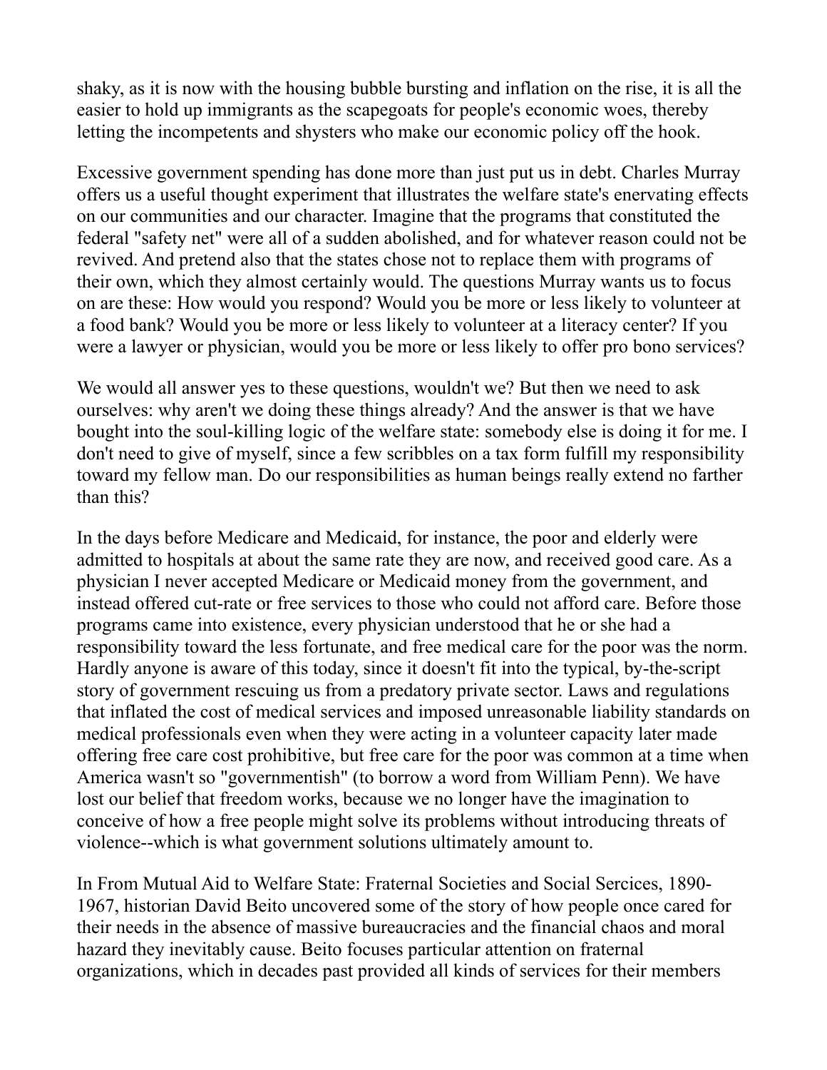shaky, as it is now with the housing bubble bursting and inflation on the rise, it is all the easier to hold up immigrants as the scapegoats for people's economic woes, thereby letting the incompetents and shysters who make our economic policy off the hook.

Excessive government spending has done more than just put us in debt. Charles Murray offers us a useful thought experiment that illustrates the welfare state's enervating effects on our communities and our character. Imagine that the programs that constituted the federal "safety net" were all of a sudden abolished, and for whatever reason could not be revived. And pretend also that the states chose not to replace them with programs of their own, which they almost certainly would. The questions Murray wants us to focus on are these: How would you respond? Would you be more or less likely to volunteer at a food bank? Would you be more or less likely to volunteer at a literacy center? If you were a lawyer or physician, would you be more or less likely to offer pro bono services?

We would all answer yes to these questions, wouldn't we? But then we need to ask ourselves: why aren't we doing these things already? And the answer is that we have bought into the soul-killing logic of the welfare state: somebody else is doing it for me. I don't need to give of myself, since a few scribbles on a tax form fulfill my responsibility toward my fellow man. Do our responsibilities as human beings really extend no farther than this?

In the days before Medicare and Medicaid, for instance, the poor and elderly were admitted to hospitals at about the same rate they are now, and received good care. As a physician I never accepted Medicare or Medicaid money from the government, and instead offered cut-rate or free services to those who could not afford care. Before those programs came into existence, every physician understood that he or she had a responsibility toward the less fortunate, and free medical care for the poor was the norm. Hardly anyone is aware of this today, since it doesn't fit into the typical, by-the-script story of government rescuing us from a predatory private sector. Laws and regulations that inflated the cost of medical services and imposed unreasonable liability standards on medical professionals even when they were acting in a volunteer capacity later made offering free care cost prohibitive, but free care for the poor was common at a time when America wasn't so "governmentish" (to borrow a word from William Penn). We have lost our belief that freedom works, because we no longer have the imagination to conceive of how a free people might solve its problems without introducing threats of violence--which is what government solutions ultimately amount to.

In From Mutual Aid to Welfare State: Fraternal Societies and Social Sercices, 1890-1967, historian David Beito uncovered some of the story of how people once cared for their needs in the absence of massive bureaucracies and the financial chaos and moral hazard they inevitably cause. Beito focuses particular attention on fraternal organizations, which in decades past provided all kinds of services for their members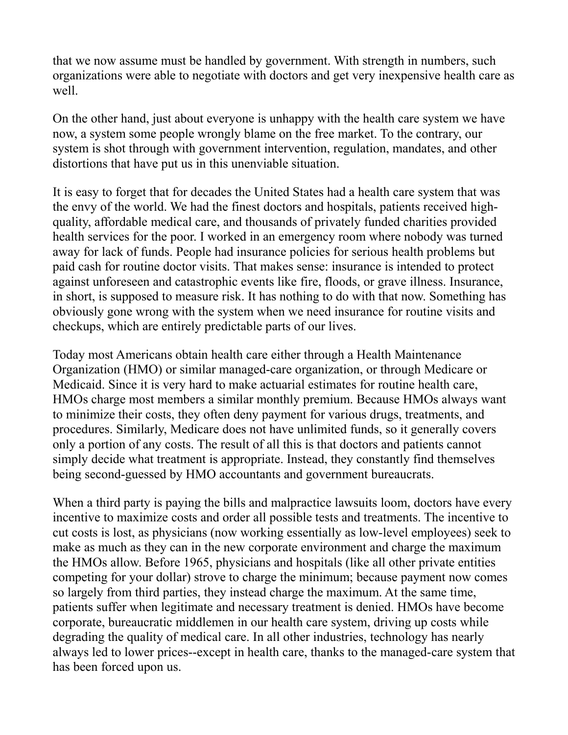that we now assume must be handled by government. With strength in numbers, such organizations were able to negotiate with doctors and get very inexpensive health care as well.

On the other hand, just about everyone is unhappy with the health care system we have now, a system some people wrongly blame on the free market. To the contrary, our system is shot through with government intervention, regulation, mandates, and other distortions that have put us in this unenviable situation.

It is easy to forget that for decades the United States had a health care system that was the envy of the world. We had the finest doctors and hospitals, patients received high-quality, affordable medical care, and thousands of privately funded charities provided health services for the poor. I worked in an emergency room where nobody was turned away for lack of funds. People had insurance policies for serious health problems but paid cash for routine doctor visits. That makes sense: insurance is intended to protect against unforeseen and catastrophic events like fire, floods, or grave illness. Insurance, in short, is supposed to measure risk. It has nothing to do with that now. Something has obviously gone wrong with the system when we need insurance for routine visits and checkups, which are entirely predictable parts of our lives.

Today most Americans obtain health care either through a Health Maintenance Organization (HMO) or similar managed-care organization, or through Medicare or Medicaid. Since it is very hard to make actuarial estimates for routine health care, HMOs charge most members a similar monthly premium. Because HMOs always want to minimize their costs, they often deny payment for various drugs, treatments, and procedures. Similarly, Medicare does not have unlimited funds, so it generally covers only a portion of any costs. The result of all this is that doctors and patients cannot simply decide what treatment is appropriate. Instead, they constantly find themselves being second-guessed by HMO accountants and government bureaucrats.

When a third party is paying the bills and malpractice lawsuits loom, doctors have every incentive to maximize costs and order all possible tests and treatments. The incentive to cut costs is lost, as physicians (now working essentially as low-level employees) seek to make as much as they can in the new corporate environment and charge the maximum the HMOs allow. Before 1965, physicians and hospitals (like all other private entities competing for your dollar) strove to charge the minimum; because payment now comes so largely from third parties, they instead charge the maximum. At the same time, patients suffer when legitimate and necessary treatment is denied. HMOs have become corporate, bureaucratic middlemen in our health care system, driving up costs while degrading the quality of medical care. In all other industries, technology has nearly always led to lower prices--except in health care, thanks to the managed-care system that has been forced upon us.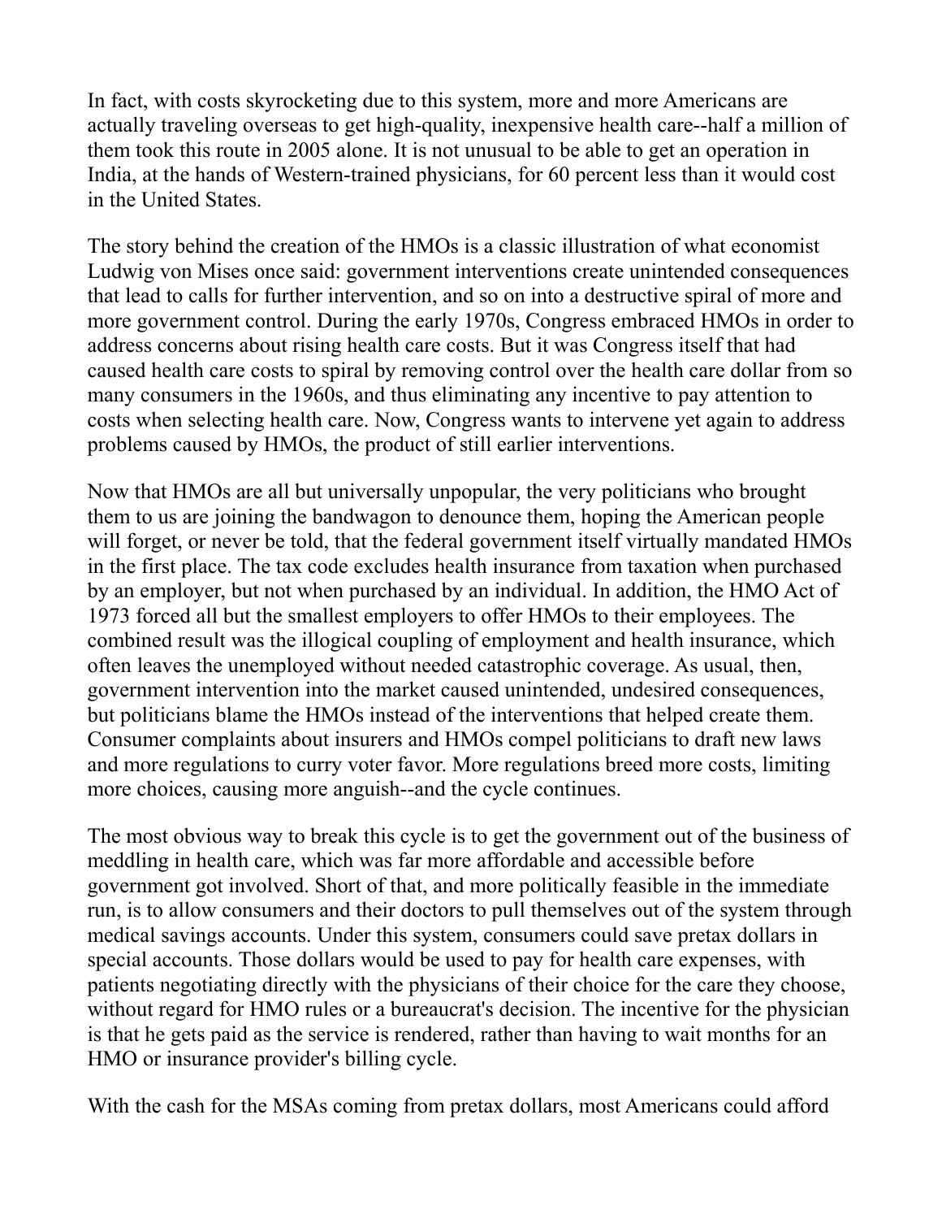In fact, with costs skyrocketing due to this system, more and more Americans are actually traveling overseas to get high-quality, inexpensive health care--half a million of them took this route in 2005 alone. It is not unusual to be able to get an operation in India, at the hands of Western-trained physicians, for 60 percent less than it would cost in the United States.

The story behind the creation of the HMOs is a classic illustration of what economist Ludwig von Mises once said: government interventions create unintended consequences that lead to calls for further intervention, and so on into a destructive spiral of more and more government control. During the early 1970s, Congress embraced HMOs in order to address concerns about rising health care costs. But it was Congress itself that had caused health care costs to spiral by removing control over the health care dollar from so many consumers in the 1960s, and thus eliminating any incentive to pay attention to costs when selecting health care. Now, Congress wants to intervene yet again to address problems caused by HMOs, the product of still earlier interventions.

Now that HMOs are all but universally unpopular, the very politicians who brought them to us are joining the bandwagon to denounce them, hoping the American people will forget, or never be told, that the federal government itself virtually mandated HMOs in the first place. The tax code excludes health insurance from taxation when purchased by an employer, but not when purchased by an individual. In addition, the HMO Act of 1973 forced all but the smallest employers to offer HMOs to their employees. The combined result was the illogical coupling of employment and health insurance, which often leaves the unemployed without needed catastrophic coverage. As usual, then, government intervention into the market caused unintended, undesired consequences, but politicians blame the HMOs instead of the interventions that helped create them. Consumer complaints about insurers and HMOs compel politicians to draft new laws and more regulations to curry voter favor. More regulations breed more costs, limiting more choices, causing more anguish--and the cycle continues.

The most obvious way to break this cycle is to get the government out of the business of meddling in health care, which was far more affordable and accessible before government got involved. Short of that, and more politically feasible in the immediate run, is to allow consumers and their doctors to pull themselves out of the system through medical savings accounts. Under this system, consumers could save pretax dollars in special accounts. Those dollars would be used to pay for health care expenses, with patients negotiating directly with the physicians of their choice for the care they choose, without regard for HMO rules or a bureaucrat's decision. The incentive for the physician is that he gets paid as the service is rendered, rather than having to wait months for an HMO or insurance provider's billing cycle.

With the cash for the MSAs coming from pretax dollars, most Americans could afford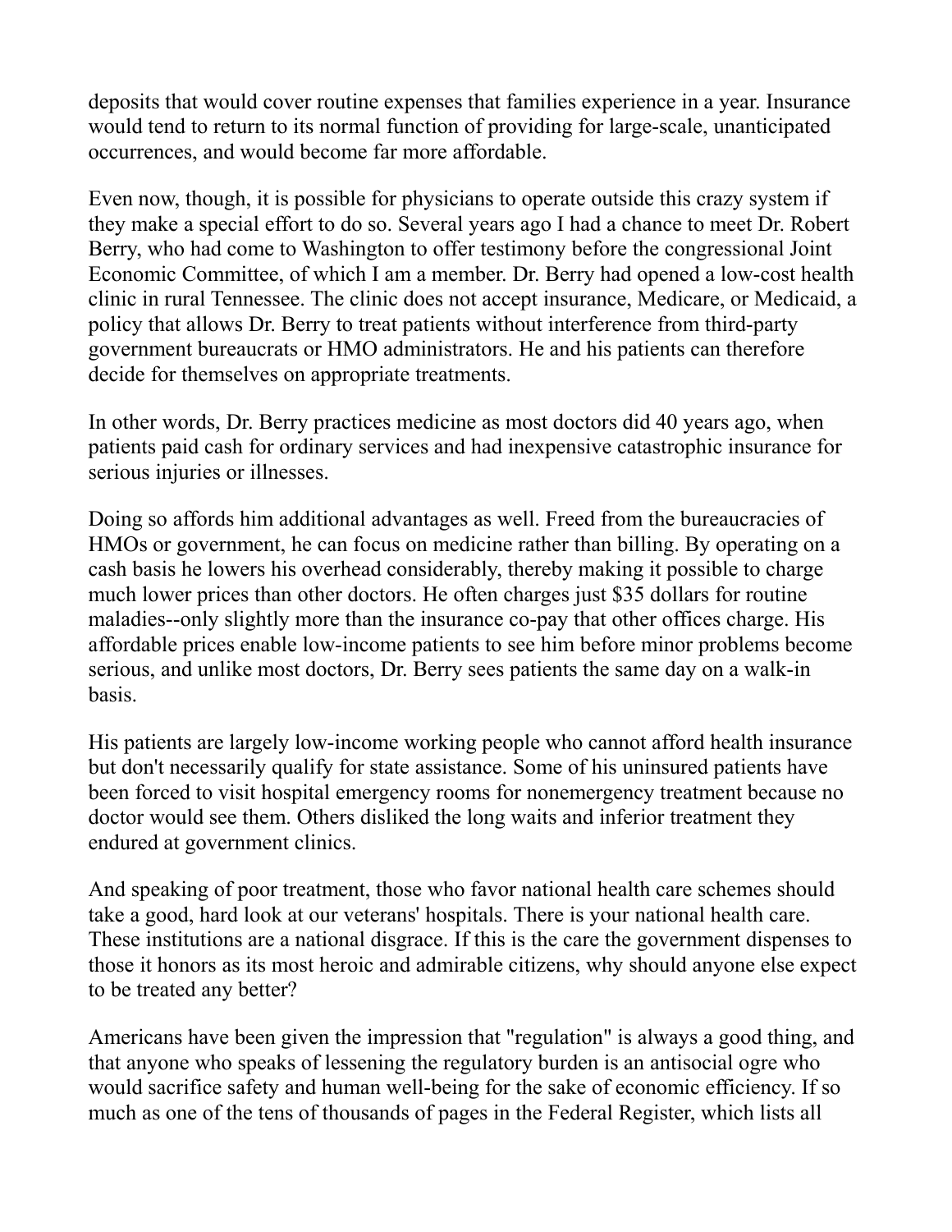deposits that would cover routine expenses that families experience in a year. Insurance would tend to return to its normal function of providing for large-scale, unanticipated occurrences, and would become far more affordable.

Even now, though, it is possible for physicians to operate outside this crazy system if they make a special effort to do so. Several years ago I had a chance to meet Dr. Robert Berry, who had come to Washington to offer testimony before the congressional Joint Economic Committee, of which I am a member. Dr. Berry had opened a low-cost health clinic in rural Tennessee. The clinic does not accept insurance, Medicare, or Medicaid, a policy that allows Dr. Berry to treat patients without interference from third-party government bureaucrats or HMO administrators. He and his patients can therefore decide for themselves on appropriate treatments.

In other words, Dr. Berry practices medicine as most doctors did 40 years ago, when patients paid cash for ordinary services and had inexpensive catastrophic insurance for serious injuries or illnesses.

Doing so affords him additional advantages as well. Freed from the bureaucracies of HMOs or government, he can focus on medicine rather than billing. By operating on a cash basis he lowers his overhead considerably, thereby making it possible to charge much lower prices than other doctors. He often charges just $35 dollars for routine maladies--only slightly more than the insurance co-pay that other offices charge. His affordable prices enable low-income patients to see him before minor problems become serious, and unlike most doctors, Dr. Berry sees patients the same day on a walk-in basis.

His patients are largely low-income working people who cannot afford health insurance but don't necessarily qualify for state assistance. Some of his uninsured patients have been forced to visit hospital emergency rooms for nonemergency treatment because no doctor would see them. Others disliked the long waits and inferior treatment they endured at government clinics.

And speaking of poor treatment, those who favor national health care schemes should take a good, hard look at our veterans' hospitals. There is your national health care. These institutions are a national disgrace. If this is the care the government dispenses to those it honors as its most heroic and admirable citizens, why should anyone else expect to be treated any better?

Americans have been given the impression that "regulation" is always a good thing, and that anyone who speaks of lessening the regulatory burden is an antisocial ogre who would sacrifice safety and human well-being for the sake of economic efficiency. If so much as one of the tens of thousands of pages in the Federal Register, which lists all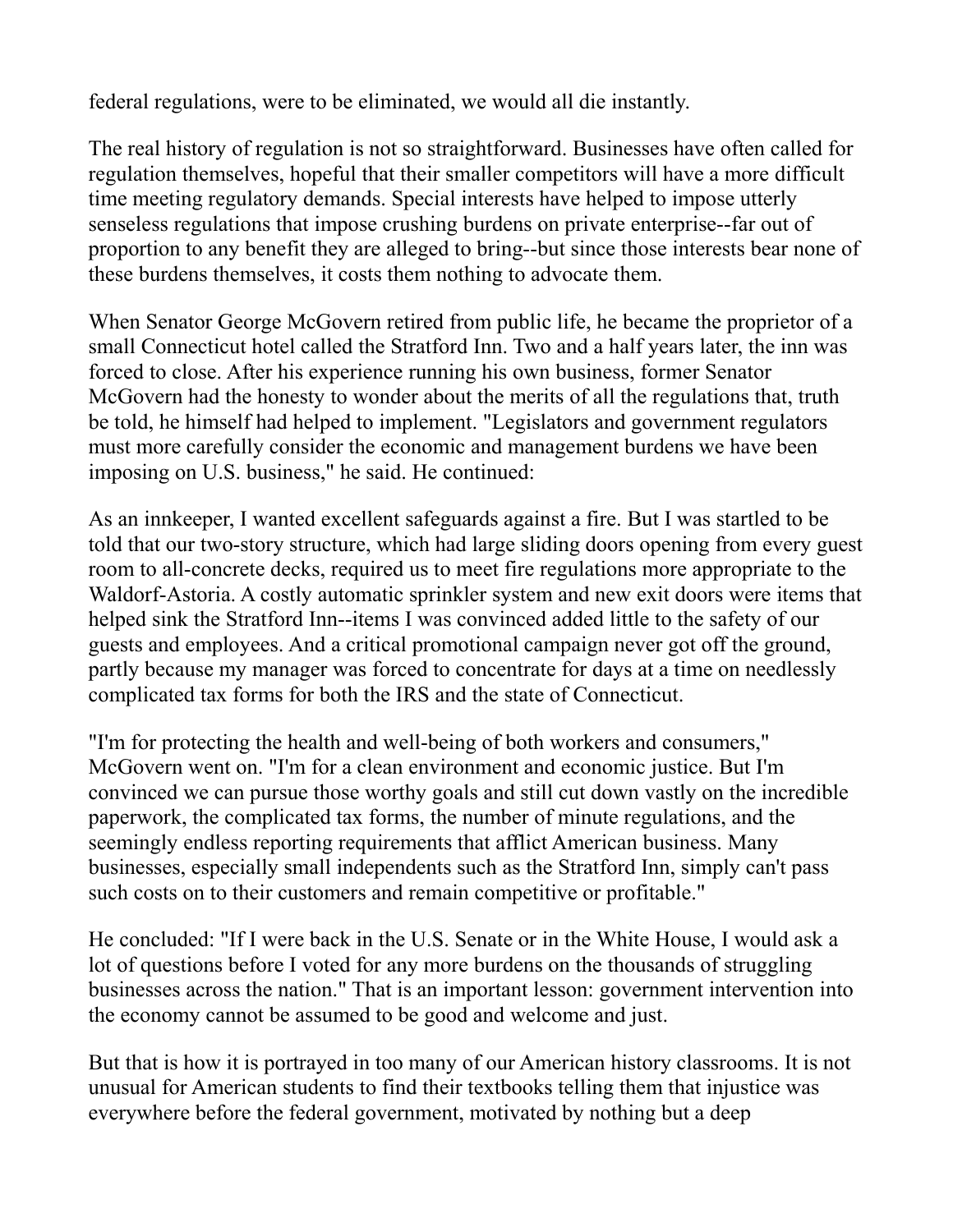federal regulations, were to be eliminated, we would all die instantly.

The real history of regulation is not so straightforward. Businesses have often called for regulation themselves, hopeful that their smaller competitors will have a more difficult time meeting regulatory demands. Special interests have helped to impose utterly senseless regulations that impose crushing burdens on private enterprise--far out of proportion to any benefit they are alleged to bring--but since those interests bear none of these burdens themselves, it costs them nothing to advocate them.

When Senator George McGovern retired from public life, he became the proprietor of a small Connecticut hotel called the Stratford Inn. Two and a half years later, the inn was forced to close. After his experience running his own business, former Senator McGovern had the honesty to wonder about the merits of all the regulations that, truth be told, he himself had helped to implement. "Legislators and government regulators must more carefully consider the economic and management burdens we have been imposing on U.S. business," he said. He continued:

As an innkeeper, I wanted excellent safeguards against a fire. But I was startled to be told that our two-story structure, which had large sliding doors opening from every guest room to all-concrete decks, required us to meet fire regulations more appropriate to the Waldorf-Astoria. A costly automatic sprinkler system and new exit doors were items that helped sink the Stratford Inn--items I was convinced added little to the safety of our guests and employees. And a critical promotional campaign never got off the ground, partly because my manager was forced to concentrate for days at a time on needlessly complicated tax forms for both the IRS and the state of Connecticut.

"I'm for protecting the health and well-being of both workers and consumers," McGovern went on. "I'm for a clean environment and economic justice. But I'm convinced we can pursue those worthy goals and still cut down vastly on the incredible paperwork, the complicated tax forms, the number of minute regulations, and the seemingly endless reporting requirements that afflict American business. Many businesses, especially small independents such as the Stratford Inn, simply can't pass such costs on to their customers and remain competitive or profitable."

He concluded: "If I were back in the U.S. Senate or in the White House, I would ask a lot of questions before I voted for any more burdens on the thousands of struggling businesses across the nation." That is an important lesson: government intervention into the economy cannot be assumed to be good and welcome and just.

But that is how it is portrayed in too many of our American history classrooms. It is not unusual for American students to find their textbooks telling them that injustice was everywhere before the federal government, motivated by nothing but a deep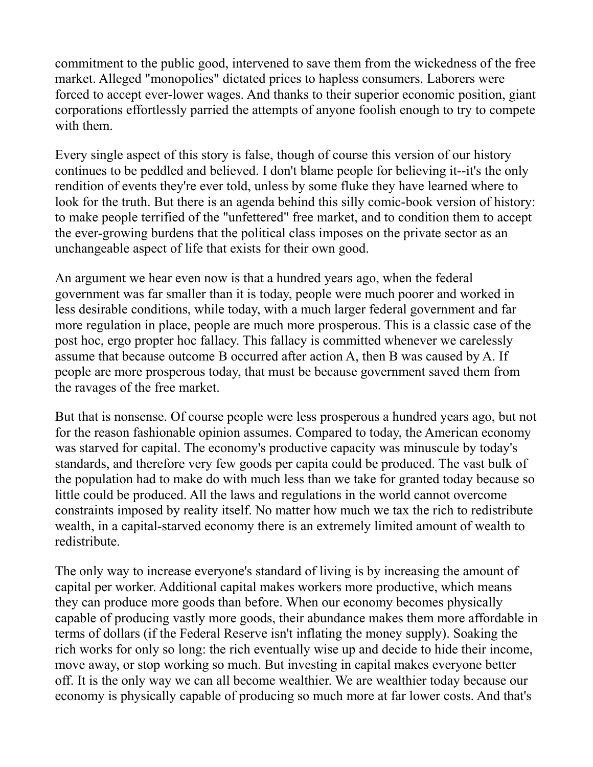commitment to the public good, intervened to save them from the wickedness of the free market. Alleged "monopolies" dictated prices to hapless consumers. Laborers were forced to accept ever-lower wages. And thanks to their superior economic position, giant corporations effortlessly parried the attempts of anyone foolish enough to try to compete with them.

Every single aspect of this story is false, though of course this version of our history continues to be peddled and believed. I don't blame people for believing it--it's the only rendition of events they're ever told, unless by some fluke they have learned where to look for the truth. But there is an agenda behind this silly comic-book version of history: to make people terrified of the "unfettered" free market, and to condition them to accept the ever-growing burdens that the political class imposes on the private sector as an unchangeable aspect of life that exists for their own good.

An argument we hear even now is that a hundred years ago, when the federal government was far smaller than it is today, people were much poorer and worked in less desirable conditions, while today, with a much larger federal government and far more regulation in place, people are much more prosperous. This is a classic case of the post hoc, ergo propter hoc fallacy. This fallacy is committed whenever we carelessly assume that because outcome B occurred after action A, then B was caused by A. If people are more prosperous today, that must be because government saved them from the ravages of the free market.

But that is nonsense. Of course people were less prosperous a hundred years ago, but not for the reason fashionable opinion assumes. Compared to today, the American economy was starved for capital. The economy's productive capacity was minuscule by today's standards, and therefore very few goods per capita could be produced. The vast bulk of the population had to make do with much less than we take for granted today because so little could be produced. All the laws and regulations in the world cannot overcome constraints imposed by reality itself. No matter how much we tax the rich to redistribute wealth, in a capital-starved economy there is an extremely limited amount of wealth to redistribute.

The only way to increase everyone's standard of living is by increasing the amount of capital per worker. Additional capital makes workers more productive, which means they can produce more goods than before. When our economy becomes physically capable of producing vastly more goods, their abundance makes them more affordable in terms of dollars (if the Federal Reserve isn't inflating the money supply). Soaking the rich works for only so long: the rich eventually wise up and decide to hide their income, move away, or stop working so much. But investing in capital makes everyone better off. It is the only way we can all become wealthier. We are wealthier today because our economy is physically capable of producing so much more at far lower costs. And that's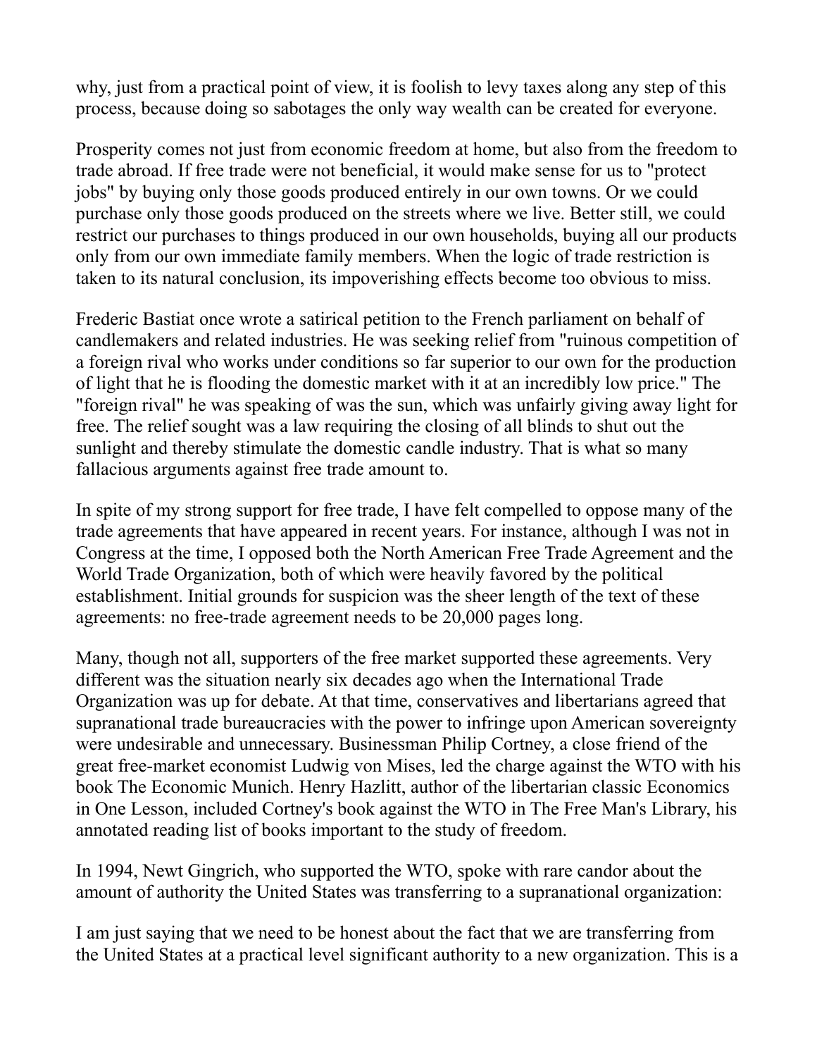why, just from a practical point of view, it is foolish to levy taxes along any step of this process, because doing so sabotages the only way wealth can be created for everyone.

Prosperity comes not just from economic freedom at home, but also from the freedom to trade abroad. If free trade were not beneficial, it would make sense for us to "protect jobs" by buying only those goods produced entirely in our own towns. Or we could purchase only those goods produced on the streets where we live. Better still, we could restrict our purchases to things produced in our own households, buying all our products only from our own immediate family members. When the logic of trade restriction is taken to its natural conclusion, its impoverishing effects become too obvious to miss.

Frederic Bastiat once wrote a satirical petition to the French parliament on behalf of candlemakers and related industries. He was seeking relief from "ruinous competition of a foreign rival who works under conditions so far superior to our own for the production of light that he is flooding the domestic market with it at an incredibly low price." The "foreign rival" he was speaking of was the sun, which was unfairly giving away light for free. The relief sought was a law requiring the closing of all blinds to shut out the sunlight and thereby stimulate the domestic candle industry. That is what so many fallacious arguments against free trade amount to.

In spite of my strong support for free trade, I have felt compelled to oppose many of the trade agreements that have appeared in recent years. For instance, although I was not in Congress at the time, I opposed both the North American Free Trade Agreement and the World Trade Organization, both of which were heavily favored by the political establishment. Initial grounds for suspicion was the sheer length of the text of these agreements: no free-trade agreement needs to be 20,000 pages long.

Many, though not all, supporters of the free market supported these agreements. Very different was the situation nearly six decades ago when the International Trade Organization was up for debate. At that time, conservatives and libertarians agreed that supranational trade bureaucracies with the power to infringe upon American sovereignty were undesirable and unnecessary. Businessman Philip Cortney, a close friend of the great free-market economist Ludwig von Mises, led the charge against the WTO with his book The Economic Munich. Henry Hazlitt, author of the libertarian classic Economics in One Lesson, included Cortney's book against the WTO in The Free Man's Library, his annotated reading list of books important to the study of freedom.

In 1994, Newt Gingrich, who supported the WTO, spoke with rare candor about the amount of authority the United States was transferring to a supranational organization:

I am just saying that we need to be honest about the fact that we are transferring from the United States at a practical level significant authority to a new organization. This is a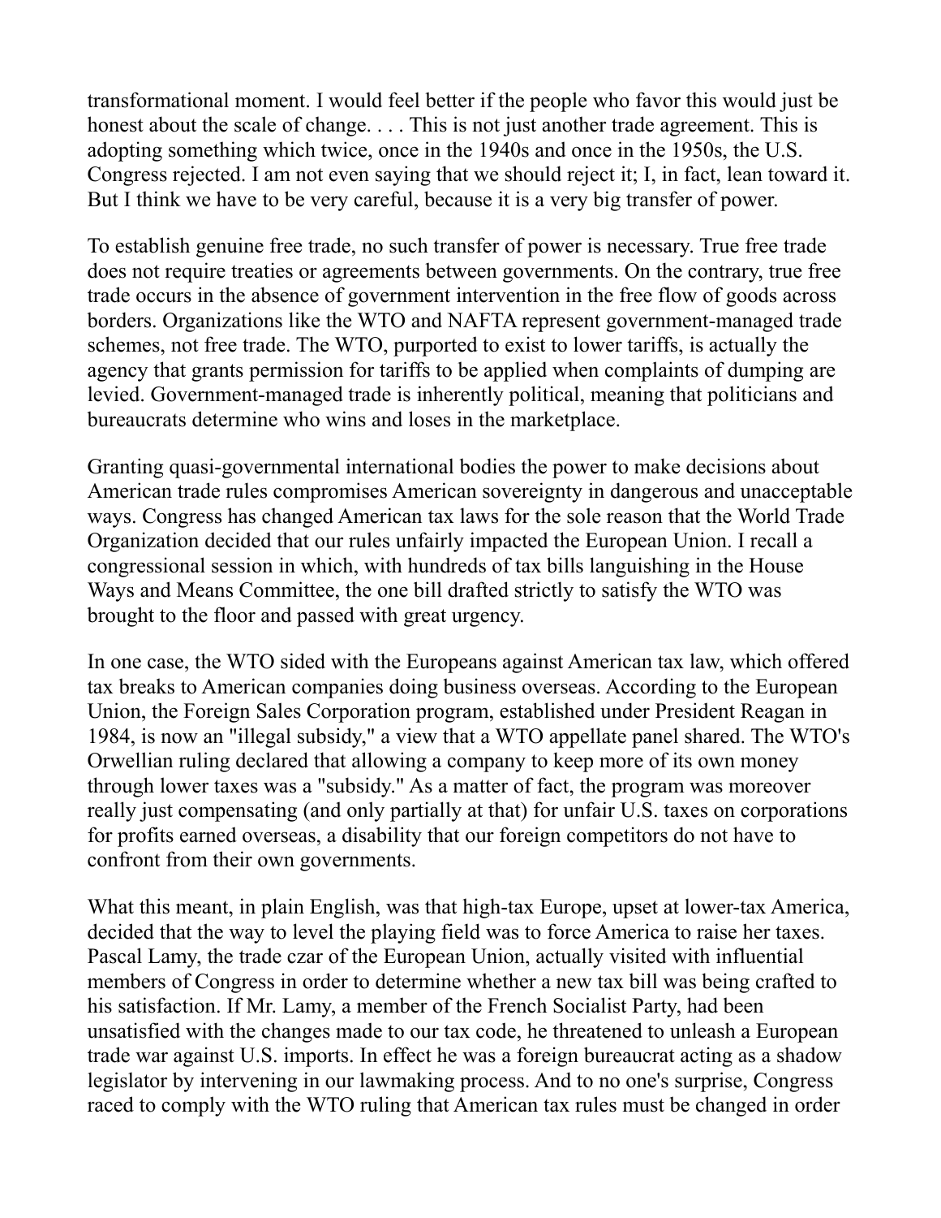transformational moment. I would feel better if the people who favor this would just be honest about the scale of change. . . . This is not just another trade agreement. This is adopting something which twice, once in the 1940s and once in the 1950s, the U.S. Congress rejected. I am not even saying that we should reject it; I, in fact, lean toward it. But I think we have to be very careful, because it is a very big transfer of power.

To establish genuine free trade, no such transfer of power is necessary. True free trade does not require treaties or agreements between governments. On the contrary, true free trade occurs in the absence of government intervention in the free flow of goods across borders. Organizations like the WTO and NAFTA represent government-managed trade schemes, not free trade. The WTO, purported to exist to lower tariffs, is actually the agency that grants permission for tariffs to be applied when complaints of dumping are levied. Government-managed trade is inherently political, meaning that politicians and bureaucrats determine who wins and loses in the marketplace.

Granting quasi-governmental international bodies the power to make decisions about American trade rules compromises American sovereignty in dangerous and unacceptable ways. Congress has changed American tax laws for the sole reason that the World Trade Organization decided that our rules unfairly impacted the European Union. I recall a congressional session in which, with hundreds of tax bills languishing in the House Ways and Means Committee, the one bill drafted strictly to satisfy the WTO was brought to the floor and passed with great urgency.

In one case, the WTO sided with the Europeans against American tax law, which offered tax breaks to American companies doing business overseas. According to the European Union, the Foreign Sales Corporation program, established under President Reagan in 1984, is now an "illegal subsidy," a view that a WTO appellate panel shared. The WTO's Orwellian ruling declared that allowing a company to keep more of its own money through lower taxes was a "subsidy." As a matter of fact, the program was moreover really just compensating (and only partially at that) for unfair U.S. taxes on corporations for profits earned overseas, a disability that our foreign competitors do not have to confront from their own governments.

What this meant, in plain English, was that high-tax Europe, upset at lower-tax America, decided that the way to level the playing field was to force America to raise her taxes. Pascal Lamy, the trade czar of the European Union, actually visited with influential members of Congress in order to determine whether a new tax bill was being crafted to his satisfaction. If Mr. Lamy, a member of the French Socialist Party, had been unsatisfied with the changes made to our tax code, he threatened to unleash a European trade war against U.S. imports. In effect he was a foreign bureaucrat acting as a shadow legislator by intervening in our lawmaking process. And to no one's surprise, Congress raced to comply with the WTO ruling that American tax rules must be changed in order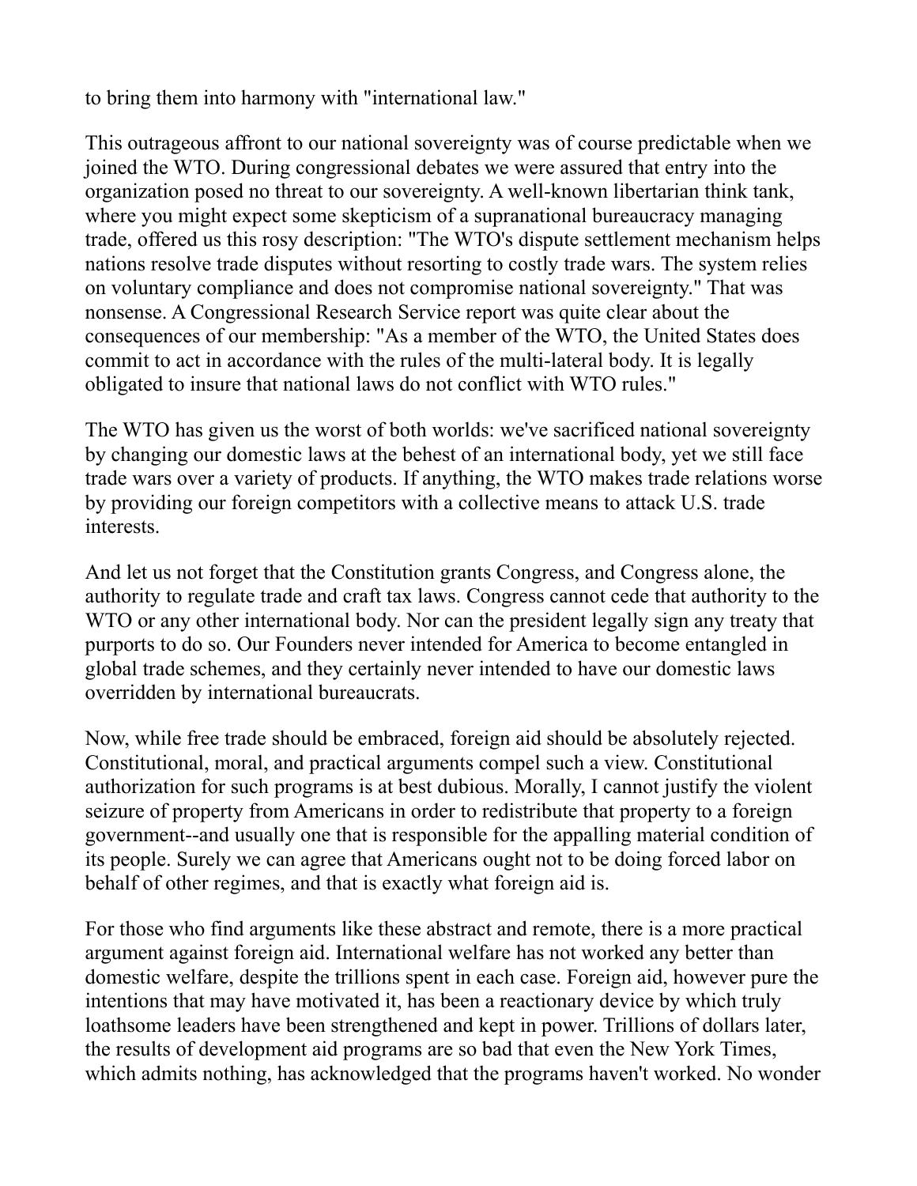to bring them into harmony with "international law."

This outrageous affront to our national sovereignty was of course predictable when we joined the WTO. During congressional debates we were assured that entry into the organization posed no threat to our sovereignty. A well-known libertarian think tank, where you might expect some skepticism of a supranational bureaucracy managing trade, offered us this rosy description: "The WTO's dispute settlement mechanism helps nations resolve trade disputes without resorting to costly trade wars. The system relies on voluntary compliance and does not compromise national sovereignty." That was nonsense. A Congressional Research Service report was quite clear about the consequences of our membership: "As a member of the WTO, the United States does commit to act in accordance with the rules of the multi-lateral body. It is legally obligated to insure that national laws do not conflict with WTO rules."

The WTO has given us the worst of both worlds: we've sacrificed national sovereignty by changing our domestic laws at the behest of an international body, yet we still face trade wars over a variety of products. If anything, the WTO makes trade relations worse by providing our foreign competitors with a collective means to attack U.S. trade interests.

And let us not forget that the Constitution grants Congress, and Congress alone, the authority to regulate trade and craft tax laws. Congress cannot cede that authority to the WTO or any other international body. Nor can the president legally sign any treaty that purports to do so. Our Founders never intended for America to become entangled in global trade schemes, and they certainly never intended to have our domestic laws overridden by international bureaucrats.

Now, while free trade should be embraced, foreign aid should be absolutely rejected. Constitutional, moral, and practical arguments compel such a view. Constitutional authorization for such programs is at best dubious. Morally, I cannot justify the violent seizure of property from Americans in order to redistribute that property to a foreign government--and usually one that is responsible for the appalling material condition of its people. Surely we can agree that Americans ought not to be doing forced labor on behalf of other regimes, and that is exactly what foreign aid is.

For those who find arguments like these abstract and remote, there is a more practical argument against foreign aid. International welfare has not worked any better than domestic welfare, despite the trillions spent in each case. Foreign aid, however pure the intentions that may have motivated it, has been a reactionary device by which truly loathsome leaders have been strengthened and kept in power. Trillions of dollars later, the results of development aid programs are so bad that even the New York Times, which admits nothing, has acknowledged that the programs haven't worked. No wonder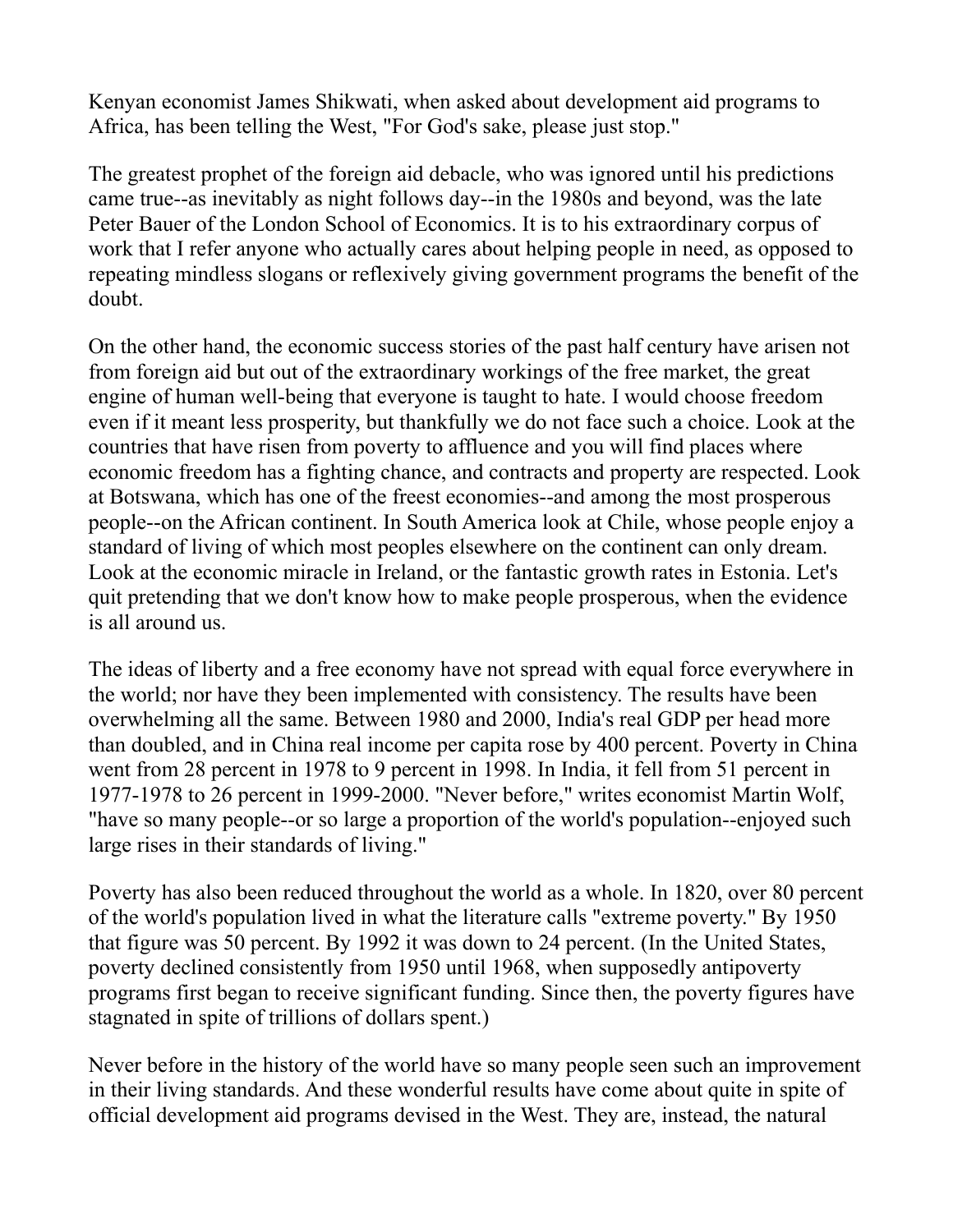Kenyan economist James Shikwati, when asked about development aid programs to Africa, has been telling the West, "For God's sake, please just stop."

The greatest prophet of the foreign aid debacle, who was ignored until his predictions came true--as inevitably as night follows day--in the 1980s and beyond, was the late Peter Bauer of the London School of Economics. It is to his extraordinary corpus of work that I refer anyone who actually cares about helping people in need, as opposed to repeating mindless slogans or reflexively giving government programs the benefit of the doubt.

On the other hand, the economic success stories of the past half century have arisen not from foreign aid but out of the extraordinary workings of the free market, the great engine of human well-being that everyone is taught to hate. I would choose freedom even if it meant less prosperity, but thankfully we do not face such a choice. Look at the countries that have risen from poverty to affluence and you will find places where economic freedom has a fighting chance, and contracts and property are respected. Look at Botswana, which has one of the freest economies--and among the most prosperous people--on the African continent. In South America look at Chile, whose people enjoy a standard of living of which most peoples elsewhere on the continent can only dream. Look at the economic miracle in Ireland, or the fantastic growth rates in Estonia. Let's quit pretending that we don't know how to make people prosperous, when the evidence is all around us.

The ideas of liberty and a free economy have not spread with equal force everywhere in the world; nor have they been implemented with consistency. The results have been overwhelming all the same. Between 1980 and 2000, India's real GDP per head more than doubled, and in China real income per capita rose by 400 percent. Poverty in China went from 28 percent in 1978 to 9 percent in 1998. In India, it fell from 51 percent in 1977-1978 to 26 percent in 1999-2000. "Never before," writes economist Martin Wolf, "have so many people--or so large a proportion of the world's population--enjoyed such large rises in their standards of living."

Poverty has also been reduced throughout the world as a whole. In 1820, over 80 percent of the world's population lived in what the literature calls "extreme poverty." By 1950 that figure was 50 percent. By 1992 it was down to 24 percent. (In the United States, poverty declined consistently from 1950 until 1968, when supposedly antipoverty programs first began to receive significant funding. Since then, the poverty figures have stagnated in spite of trillions of dollars spent.)

Never before in the history of the world have so many people seen such an improvement in their living standards. And these wonderful results have come about quite in spite of official development aid programs devised in the West. They are, instead, the natural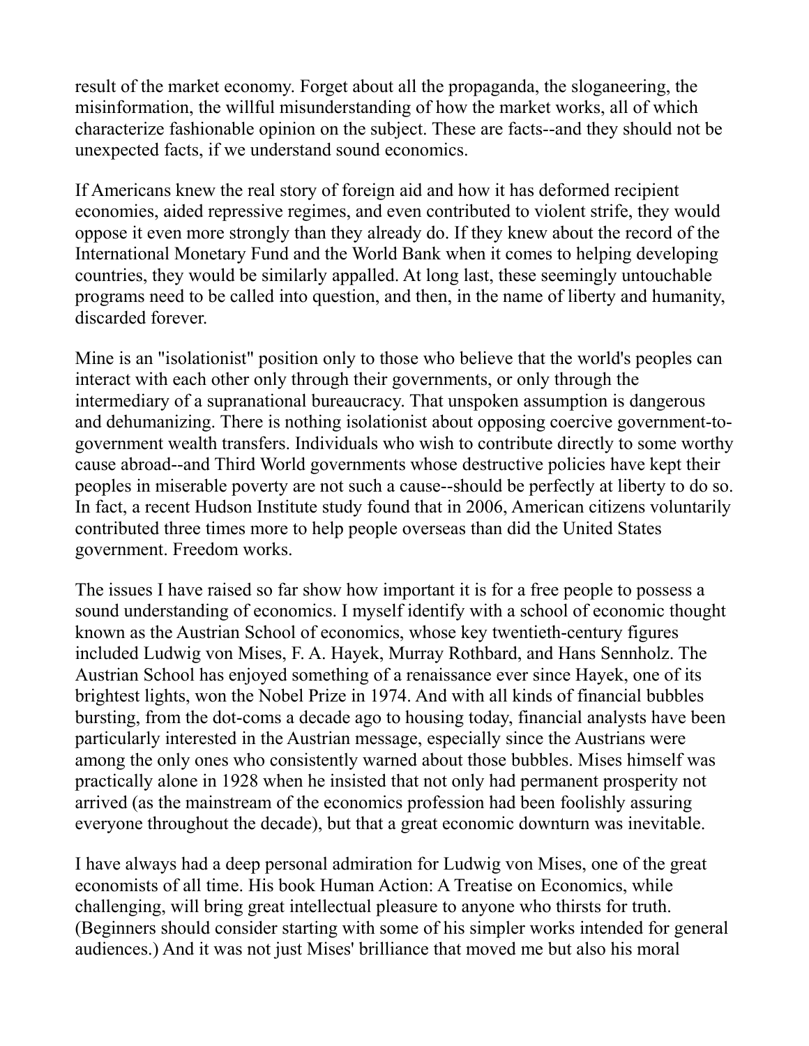result of the market economy. Forget about all the propaganda, the sloganeering, the misinformation, the willful misunderstanding of how the market works, all of which characterize fashionable opinion on the subject. These are facts--and they should not be unexpected facts, if we understand sound economics.

If Americans knew the real story of foreign aid and how it has deformed recipient economies, aided repressive regimes, and even contributed to violent strife, they would oppose it even more strongly than they already do. If they knew about the record of the International Monetary Fund and the World Bank when it comes to helping developing countries, they would be similarly appalled. At long last, these seemingly untouchable programs need to be called into question, and then, in the name of liberty and humanity, discarded forever.

Mine is an "isolationist" position only to those who believe that the world's peoples can interact with each other only through their governments, or only through the intermediary of a supranational bureaucracy. That unspoken assumption is dangerous and dehumanizing. There is nothing isolationist about opposing coercive government-to-government wealth transfers. Individuals who wish to contribute directly to some worthy cause abroad--and Third World governments whose destructive policies have kept their peoples in miserable poverty are not such a cause--should be perfectly at liberty to do so. In fact, a recent Hudson Institute study found that in 2006, American citizens voluntarily contributed three times more to help people overseas than did the United States government. Freedom works.

The issues I have raised so far show how important it is for a free people to possess a sound understanding of economics. I myself identify with a school of economic thought known as the Austrian School of economics, whose key twentieth-century figures included Ludwig von Mises, F. A. Hayek, Murray Rothbard, and Hans Sennholz. The Austrian School has enjoyed something of a renaissance ever since Hayek, one of its brightest lights, won the Nobel Prize in 1974. And with all kinds of financial bubbles bursting, from the dot-coms a decade ago to housing today, financial analysts have been particularly interested in the Austrian message, especially since the Austrians were among the only ones who consistently warned about those bubbles. Mises himself was practically alone in 1928 when he insisted that not only had permanent prosperity not arrived (as the mainstream of the economics profession had been foolishly assuring everyone throughout the decade), but that a great economic downturn was inevitable.

I have always had a deep personal admiration for Ludwig von Mises, one of the great economists of all time. His book Human Action: A Treatise on Economics, while challenging, will bring great intellectual pleasure to anyone who thirsts for truth. (Beginners should consider starting with some of his simpler works intended for general audiences.) And it was not just Mises' brilliance that moved me but also his moral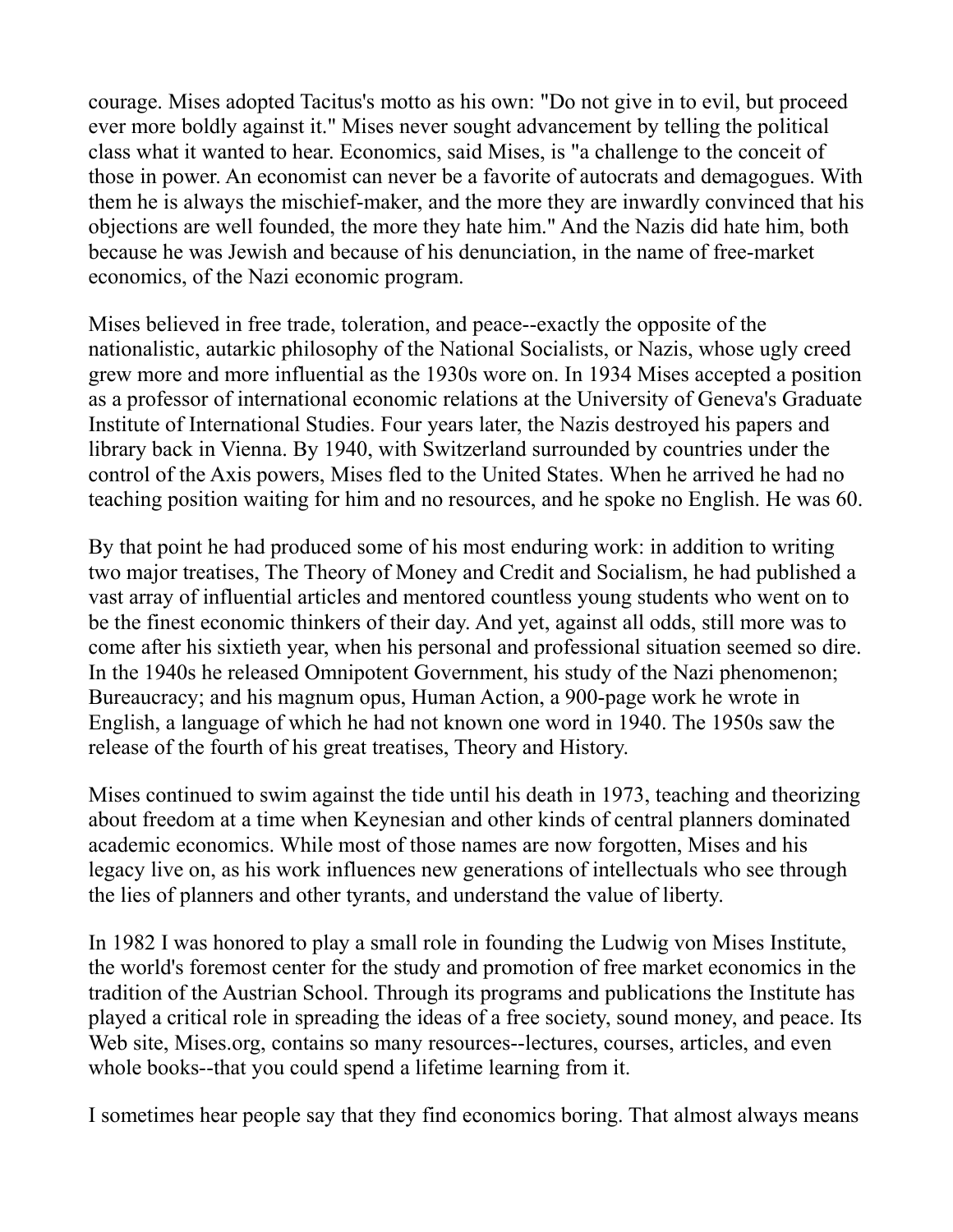courage. Mises adopted Tacitus's motto as his own: "Do not give in to evil, but proceed ever more boldly against it." Mises never sought advancement by telling the political class what it wanted to hear. Economics, said Mises, is "a challenge to the conceit of those in power. An economist can never be a favorite of autocrats and demagogues. With them he is always the mischief-maker, and the more they are inwardly convinced that his objections are well founded, the more they hate him." And the Nazis did hate him, both because he was Jewish and because of his denunciation, in the name of free-market economics, of the Nazi economic program.

Mises believed in free trade, toleration, and peace--exactly the opposite of the nationalistic, autarkic philosophy of the National Socialists, or Nazis, whose ugly creed grew more and more influential as the 1930s wore on. In 1934 Mises accepted a position as a professor of international economic relations at the University of Geneva's Graduate Institute of International Studies. Four years later, the Nazis destroyed his papers and library back in Vienna. By 1940, with Switzerland surrounded by countries under the control of the Axis powers, Mises fled to the United States. When he arrived he had no teaching position waiting for him and no resources, and he spoke no English. He was 60.

By that point he had produced some of his most enduring work: in addition to writing two major treatises, The Theory of Money and Credit and Socialism, he had published a vast array of influential articles and mentored countless young students who went on to be the finest economic thinkers of their day. And yet, against all odds, still more was to come after his sixtieth year, when his personal and professional situation seemed so dire. In the 1940s he released Omnipotent Government, his study of the Nazi phenomenon; Bureaucracy; and his magnum opus, Human Action, a 900-page work he wrote in English, a language of which he had not known one word in 1940. The 1950s saw the release of the fourth of his great treatises, Theory and History.

Mises continued to swim against the tide until his death in 1973, teaching and theorizing about freedom at a time when Keynesian and other kinds of central planners dominated academic economics. While most of those names are now forgotten, Mises and his legacy live on, as his work influences new generations of intellectuals who see through the lies of planners and other tyrants, and understand the value of liberty.

In 1982 I was honored to play a small role in founding the Ludwig von Mises Institute, the world's foremost center for the study and promotion of free market economics in the tradition of the Austrian School. Through its programs and publications the Institute has played a critical role in spreading the ideas of a free society, sound money, and peace. Its Web site, Mises.org, contains so many resources--lectures, courses, articles, and even whole books--that you could spend a lifetime learning from it.

I sometimes hear people say that they find economics boring. That almost always means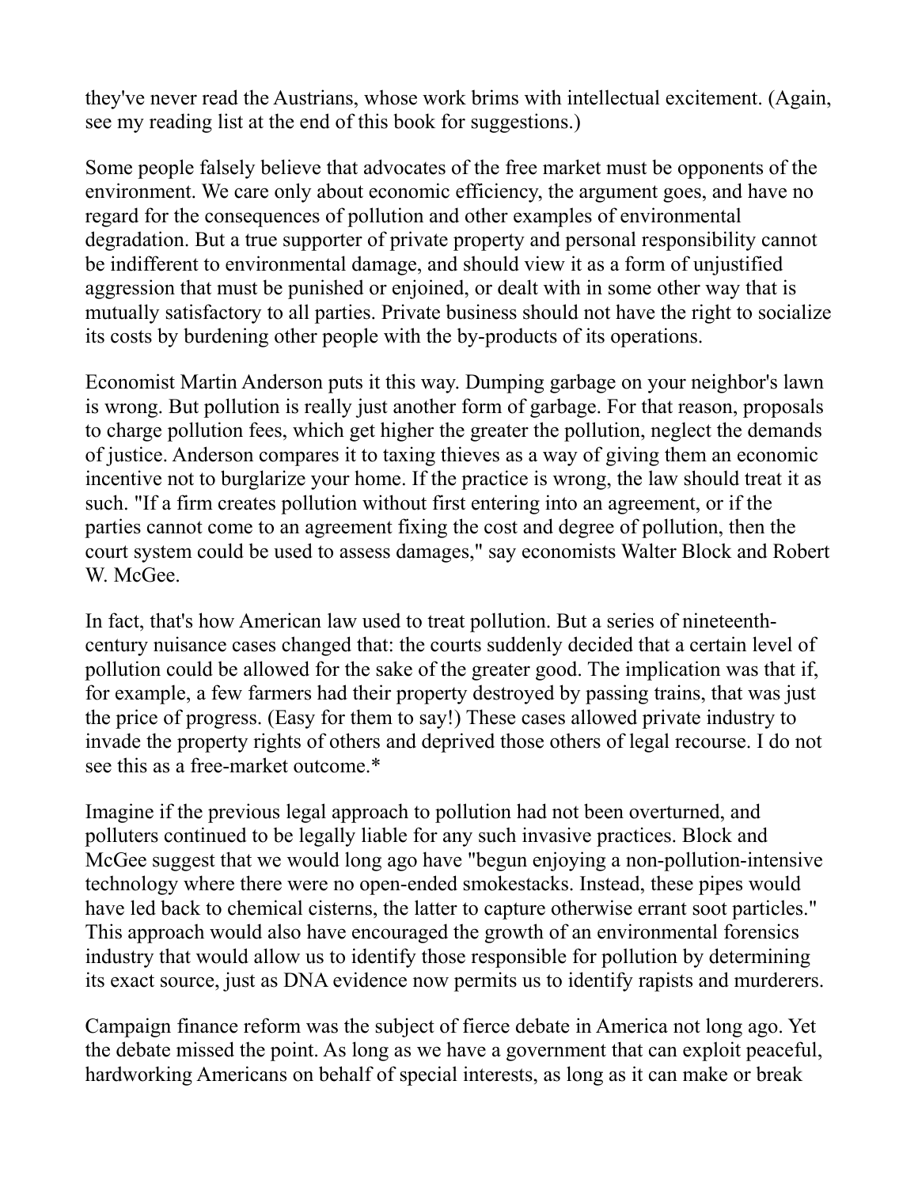they've never read the Austrians, whose work brims with intellectual excitement. (Again, see my reading list at the end of this book for suggestions.)

Some people falsely believe that advocates of the free market must be opponents of the environment. We care only about economic efficiency, the argument goes, and have no regard for the consequences of pollution and other examples of environmental degradation. But a true supporter of private property and personal responsibility cannot be indifferent to environmental damage, and should view it as a form of unjustified aggression that must be punished or enjoined, or dealt with in some other way that is mutually satisfactory to all parties. Private business should not have the right to socialize its costs by burdening other people with the by-products of its operations.

Economist Martin Anderson puts it this way. Dumping garbage on your neighbor's lawn is wrong. But pollution is really just another form of garbage. For that reason, proposals to charge pollution fees, which get higher the greater the pollution, neglect the demands of justice. Anderson compares it to taxing thieves as a way of giving them an economic incentive not to burglarize your home. If the practice is wrong, the law should treat it as such. "If a firm creates pollution without first entering into an agreement, or if the parties cannot come to an agreement fixing the cost and degree of pollution, then the court system could be used to assess damages," say economists Walter Block and Robert W. McGee.

In fact, that's how American law used to treat pollution. But a series of nineteenth-century nuisance cases changed that: the courts suddenly decided that a certain level of pollution could be allowed for the sake of the greater good. The implication was that if, for example, a few farmers had their property destroyed by passing trains, that was just the price of progress. (Easy for them to say!) These cases allowed private industry to invade the property rights of others and deprived those others of legal recourse. I do not see this as a free-market outcome.*

Imagine if the previous legal approach to pollution had not been overturned, and polluters continued to be legally liable for any such invasive practices. Block and McGee suggest that we would long ago have "begun enjoying a non-pollution-intensive technology where there were no open-ended smokestacks. Instead, these pipes would have led back to chemical cisterns, the latter to capture otherwise errant soot particles." This approach would also have encouraged the growth of an environmental forensics industry that would allow us to identify those responsible for pollution by determining its exact source, just as DNA evidence now permits us to identify rapists and murderers.

Campaign finance reform was the subject of fierce debate in America not long ago. Yet the debate missed the point. As long as we have a government that can exploit peaceful, hardworking Americans on behalf of special interests, as long as it can make or break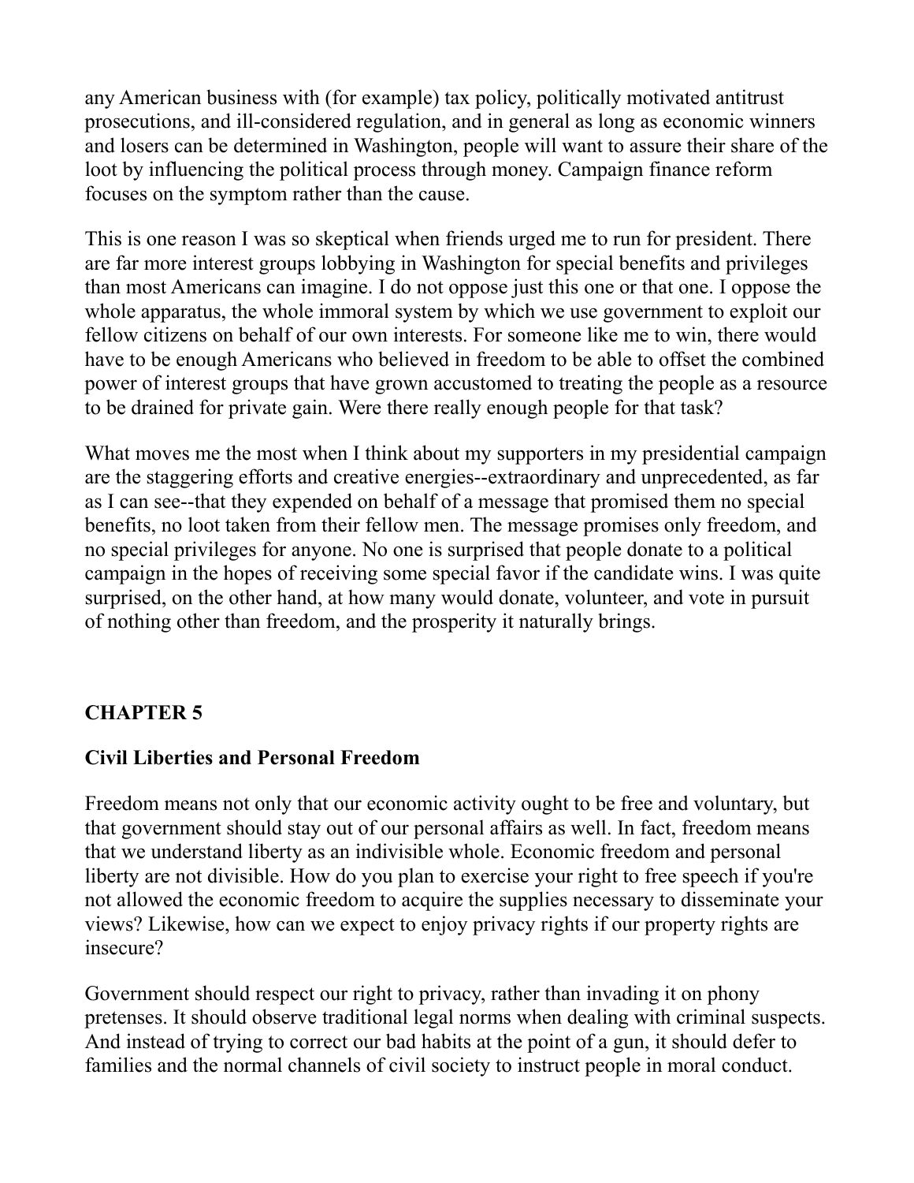any American business with (for example) tax policy, politically motivated antitrust prosecutions, and ill-considered regulation, and in general as long as economic winners and losers can be determined in Washington, people will want to assure their share of the loot by influencing the political process through money. Campaign finance reform focuses on the symptom rather than the cause.

This is one reason I was so skeptical when friends urged me to run for president. There are far more interest groups lobbying in Washington for special benefits and privileges than most Americans can imagine. I do not oppose just this one or that one. I oppose the whole apparatus, the whole immoral system by which we use government to exploit our fellow citizens on behalf of our own interests. For someone like me to win, there would have to be enough Americans who believed in freedom to be able to offset the combined power of interest groups that have grown accustomed to treating the people as a resource to be drained for private gain. Were there really enough people for that task?

What moves me the most when I think about my supporters in my presidential campaign are the staggering efforts and creative energies--extraordinary and unprecedented, as far as I can see--that they expended on behalf of a message that promised them no special benefits, no loot taken from their fellow men. The message promises only freedom, and no special privileges for anyone. No one is surprised that people donate to a political campaign in the hopes of receiving some special favor if the candidate wins. I was quite surprised, on the other hand, at how many would donate, volunteer, and vote in pursuit of nothing other than freedom, and the prosperity it naturally brings.

## CHAPTER 5

### Civil Liberties and Personal Freedom

Freedom means not only that our economic activity ought to be free and voluntary, but that government should stay out of our personal affairs as well. In fact, freedom means that we understand liberty as an indivisible whole. Economic freedom and personal liberty are not divisible. How do you plan to exercise your right to free speech if you're not allowed the economic freedom to acquire the supplies necessary to disseminate your views? Likewise, how can we expect to enjoy privacy rights if our property rights are insecure?

Government should respect our right to privacy, rather than invading it on phony pretenses. It should observe traditional legal norms when dealing with criminal suspects. And instead of trying to correct our bad habits at the point of a gun, it should defer to families and the normal channels of civil society to instruct people in moral conduct.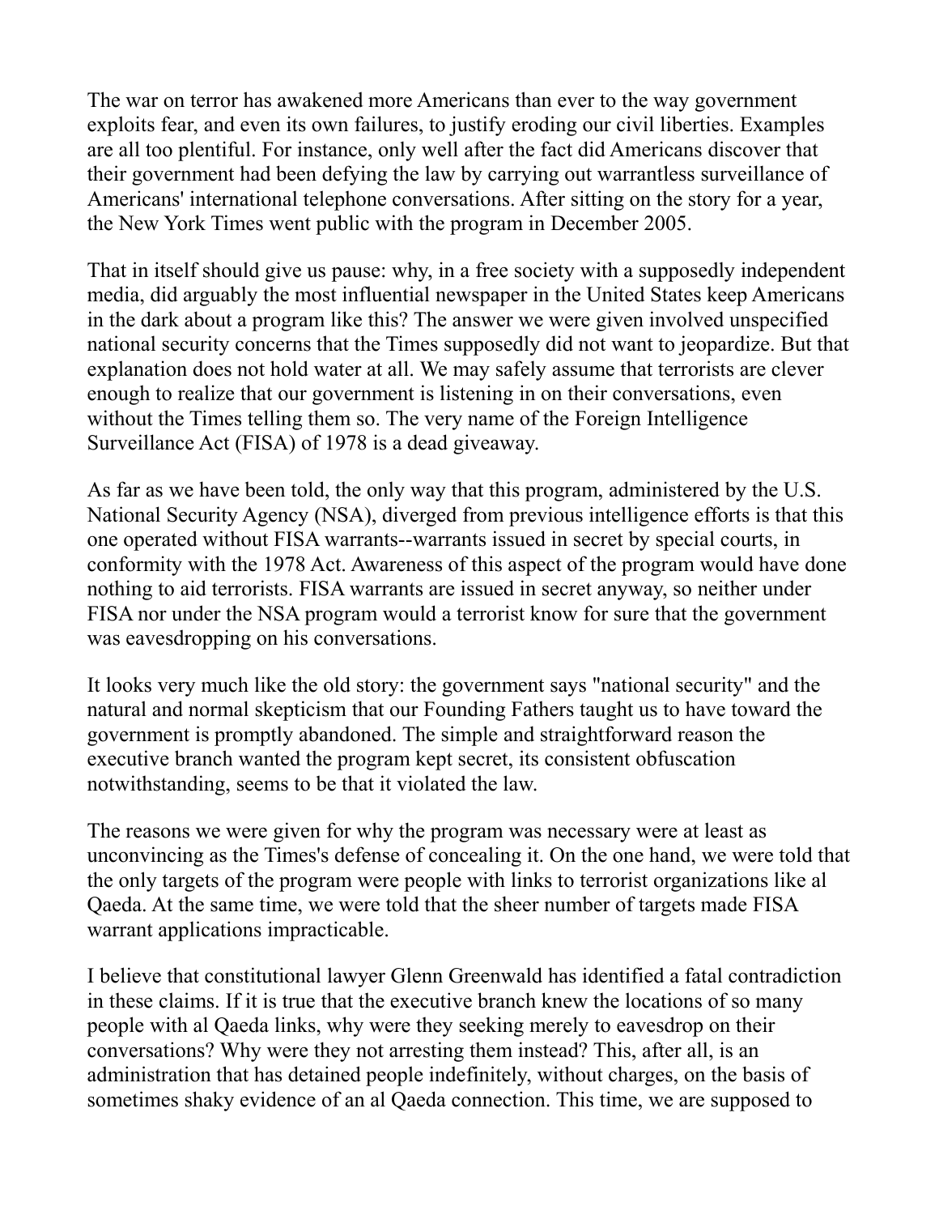The war on terror has awakened more Americans than ever to the way government exploits fear, and even its own failures, to justify eroding our civil liberties. Examples are all too plentiful. For instance, only well after the fact did Americans discover that their government had been defying the law by carrying out warrantless surveillance of Americans' international telephone conversations. After sitting on the story for a year, the New York Times went public with the program in December 2005.

That in itself should give us pause: why, in a free society with a supposedly independent media, did arguably the most influential newspaper in the United States keep Americans in the dark about a program like this? The answer we were given involved unspecified national security concerns that the Times supposedly did not want to jeopardize. But that explanation does not hold water at all. We may safely assume that terrorists are clever enough to realize that our government is listening in on their conversations, even without the Times telling them so. The very name of the Foreign Intelligence Surveillance Act (FISA) of 1978 is a dead giveaway.

As far as we have been told, the only way that this program, administered by the U.S. National Security Agency (NSA), diverged from previous intelligence efforts is that this one operated without FISA warrants--warrants issued in secret by special courts, in conformity with the 1978 Act. Awareness of this aspect of the program would have done nothing to aid terrorists. FISA warrants are issued in secret anyway, so neither under FISA nor under the NSA program would a terrorist know for sure that the government was eavesdropping on his conversations.

It looks very much like the old story: the government says "national security" and the natural and normal skepticism that our Founding Fathers taught us to have toward the government is promptly abandoned. The simple and straightforward reason the executive branch wanted the program kept secret, its consistent obfuscation notwithstanding, seems to be that it violated the law.

The reasons we were given for why the program was necessary were at least as unconvincing as the Times's defense of concealing it. On the one hand, we were told that the only targets of the program were people with links to terrorist organizations like al Qaeda. At the same time, we were told that the sheer number of targets made FISA warrant applications impracticable.

I believe that constitutional lawyer Glenn Greenwald has identified a fatal contradiction in these claims. If it is true that the executive branch knew the locations of so many people with al Qaeda links, why were they seeking merely to eavesdrop on their conversations? Why were they not arresting them instead? This, after all, is an administration that has detained people indefinitely, without charges, on the basis of sometimes shaky evidence of an al Qaeda connection. This time, we are supposed to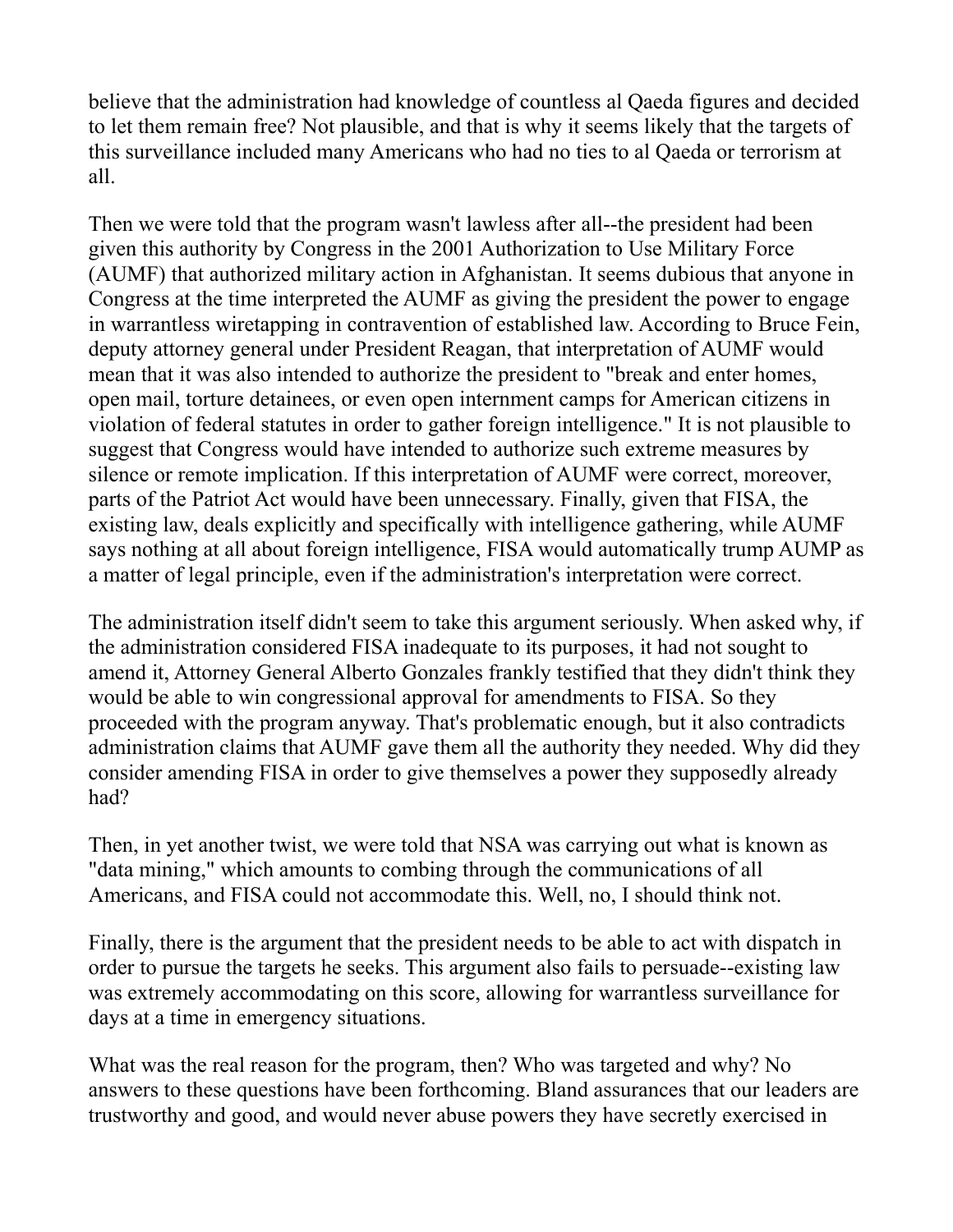believe that the administration had knowledge of countless al Qaeda figures and decided to let them remain free? Not plausible, and that is why it seems likely that the targets of this surveillance included many Americans who had no ties to al Qaeda or terrorism at all.

Then we were told that the program wasn't lawless after all--the president had been given this authority by Congress in the 2001 Authorization to Use Military Force (AUMF) that authorized military action in Afghanistan. It seems dubious that anyone in Congress at the time interpreted the AUMF as giving the president the power to engage in warrantless wiretapping in contravention of established law. According to Bruce Fein, deputy attorney general under President Reagan, that interpretation of AUMF would mean that it was also intended to authorize the president to "break and enter homes, open mail, torture detainees, or even open internment camps for American citizens in violation of federal statutes in order to gather foreign intelligence." It is not plausible to suggest that Congress would have intended to authorize such extreme measures by silence or remote implication. If this interpretation of AUMF were correct, moreover, parts of the Patriot Act would have been unnecessary. Finally, given that FISA, the existing law, deals explicitly and specifically with intelligence gathering, while AUMF says nothing at all about foreign intelligence, FISA would automatically trump AUMP as a matter of legal principle, even if the administration's interpretation were correct.

The administration itself didn't seem to take this argument seriously. When asked why, if the administration considered FISA inadequate to its purposes, it had not sought to amend it, Attorney General Alberto Gonzales frankly testified that they didn't think they would be able to win congressional approval for amendments to FISA. So they proceeded with the program anyway. That's problematic enough, but it also contradicts administration claims that AUMF gave them all the authority they needed. Why did they consider amending FISA in order to give themselves a power they supposedly already had?

Then, in yet another twist, we were told that NSA was carrying out what is known as "data mining," which amounts to combing through the communications of all Americans, and FISA could not accommodate this. Well, no, I should think not.

Finally, there is the argument that the president needs to be able to act with dispatch in order to pursue the targets he seeks. This argument also fails to persuade--existing law was extremely accommodating on this score, allowing for warrantless surveillance for days at a time in emergency situations.

What was the real reason for the program, then? Who was targeted and why? No answers to these questions have been forthcoming. Bland assurances that our leaders are trustworthy and good, and would never abuse powers they have secretly exercised in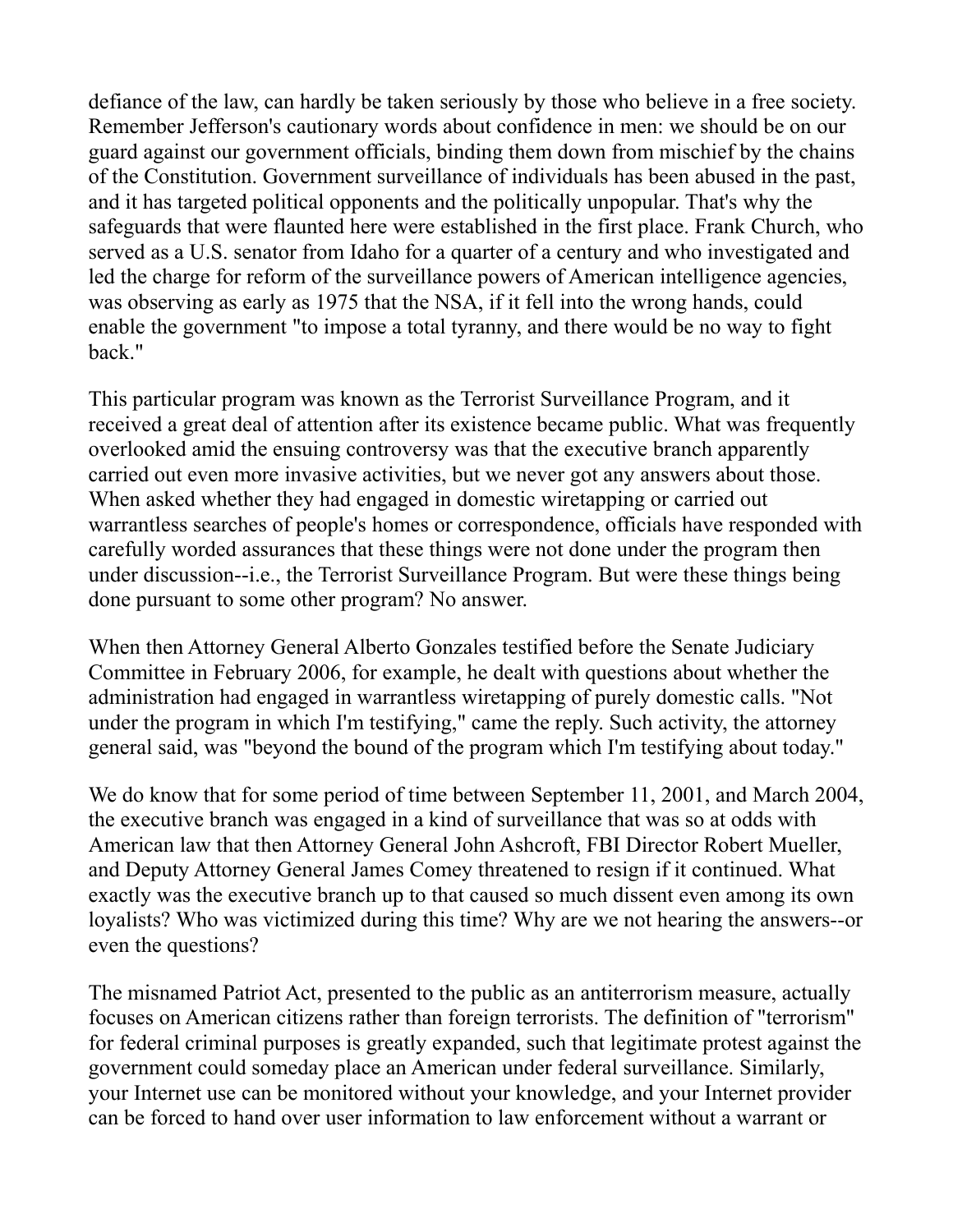defiance of the law, can hardly be taken seriously by those who believe in a free society. Remember Jefferson's cautionary words about confidence in men: we should be on our guard against our government officials, binding them down from mischief by the chains of the Constitution. Government surveillance of individuals has been abused in the past, and it has targeted political opponents and the politically unpopular. That's why the safeguards that were flaunted here were established in the first place. Frank Church, who served as a U.S. senator from Idaho for a quarter of a century and who investigated and led the charge for reform of the surveillance powers of American intelligence agencies, was observing as early as 1975 that the NSA, if it fell into the wrong hands, could enable the government "to impose a total tyranny, and there would be no way to fight back."

This particular program was known as the Terrorist Surveillance Program, and it received a great deal of attention after its existence became public. What was frequently overlooked amid the ensuing controversy was that the executive branch apparently carried out even more invasive activities, but we never got any answers about those. When asked whether they had engaged in domestic wiretapping or carried out warrantless searches of people's homes or correspondence, officials have responded with carefully worded assurances that these things were not done under the program then under discussion--i.e., the Terrorist Surveillance Program. But were these things being done pursuant to some other program? No answer.

When then Attorney General Alberto Gonzales testified before the Senate Judiciary Committee in February 2006, for example, he dealt with questions about whether the administration had engaged in warrantless wiretapping of purely domestic calls. "Not under the program in which I'm testifying," came the reply. Such activity, the attorney general said, was "beyond the bound of the program which I'm testifying about today."

We do know that for some period of time between September 11, 2001, and March 2004, the executive branch was engaged in a kind of surveillance that was so at odds with American law that then Attorney General John Ashcroft, FBI Director Robert Mueller, and Deputy Attorney General James Comey threatened to resign if it continued. What exactly was the executive branch up to that caused so much dissent even among its own loyalists? Who was victimized during this time? Why are we not hearing the answers--or even the questions?

The misnamed Patriot Act, presented to the public as an antiterrorism measure, actually focuses on American citizens rather than foreign terrorists. The definition of "terrorism" for federal criminal purposes is greatly expanded, such that legitimate protest against the government could someday place an American under federal surveillance. Similarly, your Internet use can be monitored without your knowledge, and your Internet provider can be forced to hand over user information to law enforcement without a warrant or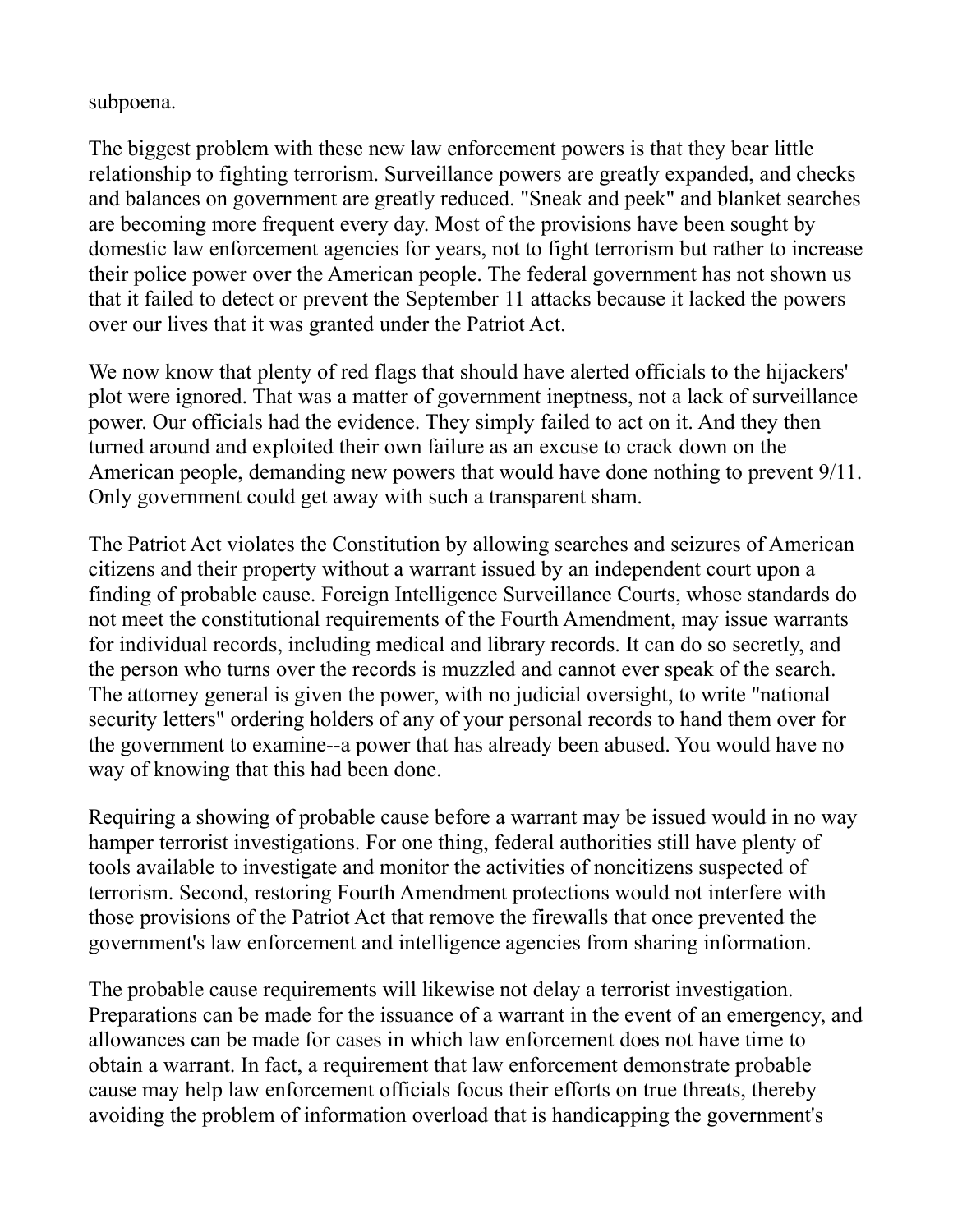subpoena.

The biggest problem with these new law enforcement powers is that they bear little relationship to fighting terrorism. Surveillance powers are greatly expanded, and checks and balances on government are greatly reduced. "Sneak and peek" and blanket searches are becoming more frequent every day. Most of the provisions have been sought by domestic law enforcement agencies for years, not to fight terrorism but rather to increase their police power over the American people. The federal government has not shown us that it failed to detect or prevent the September 11 attacks because it lacked the powers over our lives that it was granted under the Patriot Act.

We now know that plenty of red flags that should have alerted officials to the hijackers' plot were ignored. That was a matter of government ineptness, not a lack of surveillance power. Our officials had the evidence. They simply failed to act on it. And they then turned around and exploited their own failure as an excuse to crack down on the American people, demanding new powers that would have done nothing to prevent 9/11. Only government could get away with such a transparent sham.

The Patriot Act violates the Constitution by allowing searches and seizures of American citizens and their property without a warrant issued by an independent court upon a finding of probable cause. Foreign Intelligence Surveillance Courts, whose standards do not meet the constitutional requirements of the Fourth Amendment, may issue warrants for individual records, including medical and library records. It can do so secretly, and the person who turns over the records is muzzled and cannot ever speak of the search. The attorney general is given the power, with no judicial oversight, to write "national security letters" ordering holders of any of your personal records to hand them over for the government to examine--a power that has already been abused. You would have no way of knowing that this had been done.

Requiring a showing of probable cause before a warrant may be issued would in no way hamper terrorist investigations. For one thing, federal authorities still have plenty of tools available to investigate and monitor the activities of noncitizens suspected of terrorism. Second, restoring Fourth Amendment protections would not interfere with those provisions of the Patriot Act that remove the firewalls that once prevented the government's law enforcement and intelligence agencies from sharing information.

The probable cause requirements will likewise not delay a terrorist investigation. Preparations can be made for the issuance of a warrant in the event of an emergency, and allowances can be made for cases in which law enforcement does not have time to obtain a warrant. In fact, a requirement that law enforcement demonstrate probable cause may help law enforcement officials focus their efforts on true threats, thereby avoiding the problem of information overload that is handicapping the government's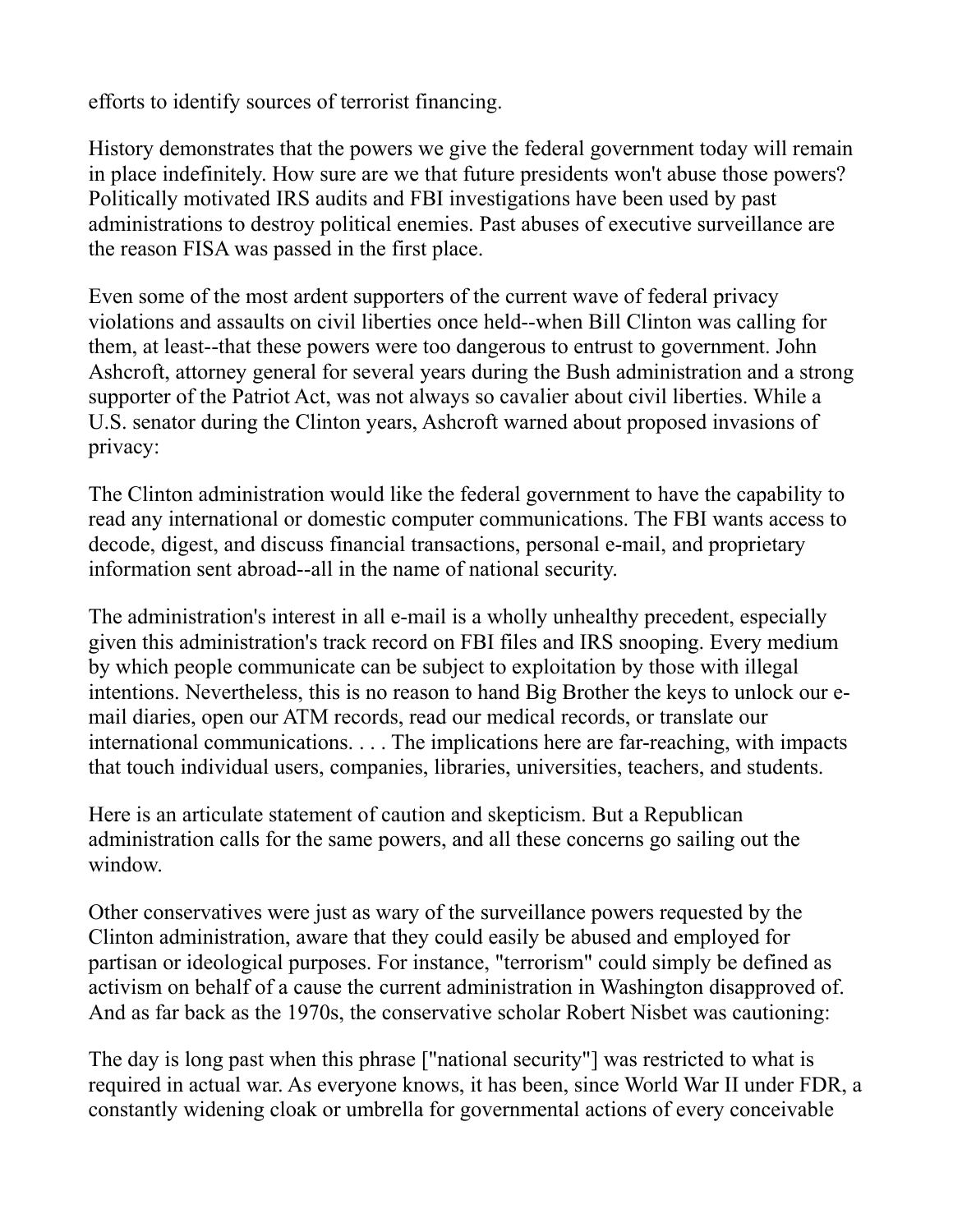efforts to identify sources of terrorist financing.

History demonstrates that the powers we give the federal government today will remain in place indefinitely. How sure are we that future presidents won't abuse those powers? Politically motivated IRS audits and FBI investigations have been used by past administrations to destroy political enemies. Past abuses of executive surveillance are the reason FISA was passed in the first place.

Even some of the most ardent supporters of the current wave of federal privacy violations and assaults on civil liberties once held--when Bill Clinton was calling for them, at least--that these powers were too dangerous to entrust to government. John Ashcroft, attorney general for several years during the Bush administration and a strong supporter of the Patriot Act, was not always so cavalier about civil liberties. While a U.S. senator during the Clinton years, Ashcroft warned about proposed invasions of privacy:

The Clinton administration would like the federal government to have the capability to read any international or domestic computer communications. The FBI wants access to decode, digest, and discuss financial transactions, personal e-mail, and proprietary information sent abroad--all in the name of national security.

The administration's interest in all e-mail is a wholly unhealthy precedent, especially given this administration's track record on FBI files and IRS snooping. Every medium by which people communicate can be subject to exploitation by those with illegal intentions. Nevertheless, this is no reason to hand Big Brother the keys to unlock our e-mail diaries, open our ATM records, read our medical records, or translate our international communications. . . . The implications here are far-reaching, with impacts that touch individual users, companies, libraries, universities, teachers, and students.

Here is an articulate statement of caution and skepticism. But a Republican administration calls for the same powers, and all these concerns go sailing out the window.

Other conservatives were just as wary of the surveillance powers requested by the Clinton administration, aware that they could easily be abused and employed for partisan or ideological purposes. For instance, "terrorism" could simply be defined as activism on behalf of a cause the current administration in Washington disapproved of. And as far back as the 1970s, the conservative scholar Robert Nisbet was cautioning:

The day is long past when this phrase ["national security"] was restricted to what is required in actual war. As everyone knows, it has been, since World War II under FDR, a constantly widening cloak or umbrella for governmental actions of every conceivable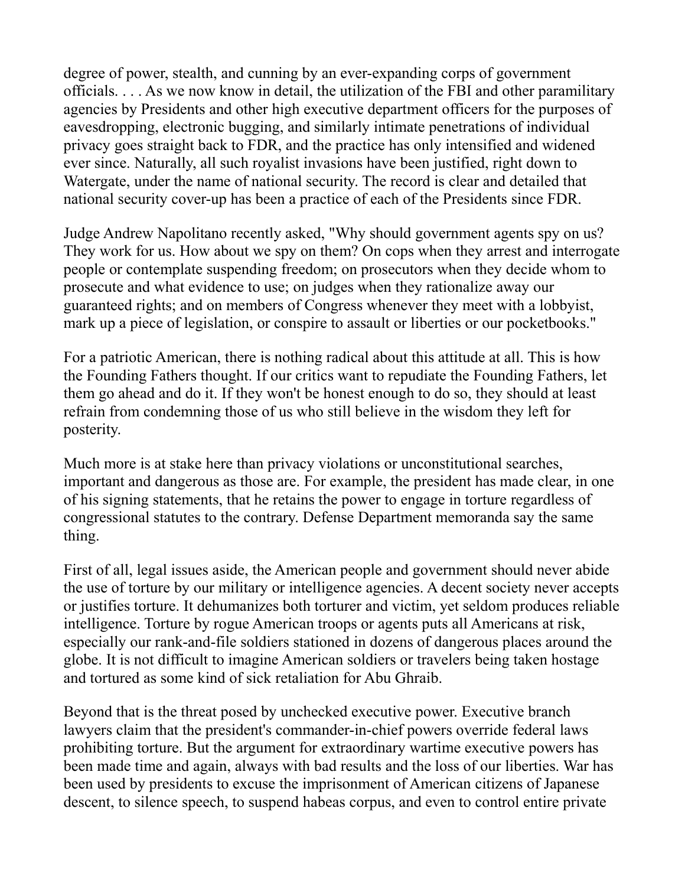degree of power, stealth, and cunning by an ever-expanding corps of government officials. . . . As we now know in detail, the utilization of the FBI and other paramilitary agencies by Presidents and other high executive department officers for the purposes of eavesdropping, electronic bugging, and similarly intimate penetrations of individual privacy goes straight back to FDR, and the practice has only intensified and widened ever since. Naturally, all such royalist invasions have been justified, right down to Watergate, under the name of national security. The record is clear and detailed that national security cover-up has been a practice of each of the Presidents since FDR.

Judge Andrew Napolitano recently asked, "Why should government agents spy on us? They work for us. How about we spy on them? On cops when they arrest and interrogate people or contemplate suspending freedom; on prosecutors when they decide whom to prosecute and what evidence to use; on judges when they rationalize away our guaranteed rights; and on members of Congress whenever they meet with a lobbyist, mark up a piece of legislation, or conspire to assault or liberties or our pocketbooks."

For a patriotic American, there is nothing radical about this attitude at all. This is how the Founding Fathers thought. If our critics want to repudiate the Founding Fathers, let them go ahead and do it. If they won't be honest enough to do so, they should at least refrain from condemning those of us who still believe in the wisdom they left for posterity.

Much more is at stake here than privacy violations or unconstitutional searches, important and dangerous as those are. For example, the president has made clear, in one of his signing statements, that he retains the power to engage in torture regardless of congressional statutes to the contrary. Defense Department memoranda say the same thing.

First of all, legal issues aside, the American people and government should never abide the use of torture by our military or intelligence agencies. A decent society never accepts or justifies torture. It dehumanizes both torturer and victim, yet seldom produces reliable intelligence. Torture by rogue American troops or agents puts all Americans at risk, especially our rank-and-file soldiers stationed in dozens of dangerous places around the globe. It is not difficult to imagine American soldiers or travelers being taken hostage and tortured as some kind of sick retaliation for Abu Ghraib.

Beyond that is the threat posed by unchecked executive power. Executive branch lawyers claim that the president's commander-in-chief powers override federal laws prohibiting torture. But the argument for extraordinary wartime executive powers has been made time and again, always with bad results and the loss of our liberties. War has been used by presidents to excuse the imprisonment of American citizens of Japanese descent, to silence speech, to suspend habeas corpus, and even to control entire private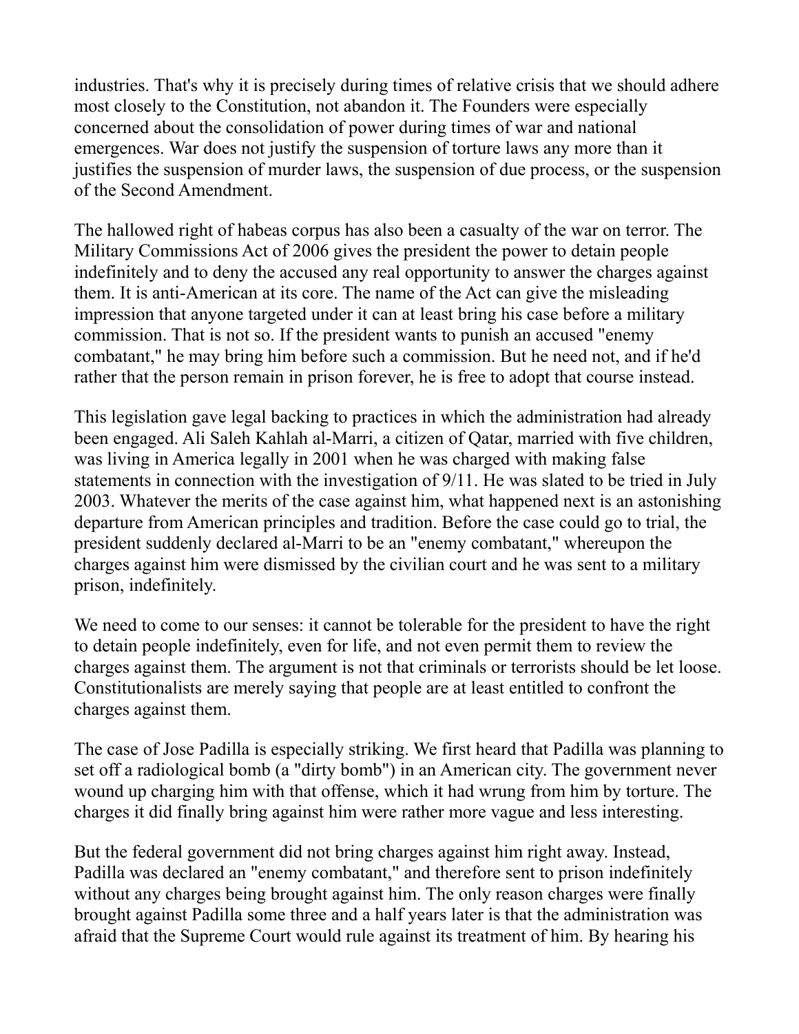industries. That's why it is precisely during times of relative crisis that we should adhere most closely to the Constitution, not abandon it. The Founders were especially concerned about the consolidation of power during times of war and national emergences. War does not justify the suspension of torture laws any more than it justifies the suspension of murder laws, the suspension of due process, or the suspension of the Second Amendment.

The hallowed right of habeas corpus has also been a casualty of the war on terror. The Military Commissions Act of 2006 gives the president the power to detain people indefinitely and to deny the accused any real opportunity to answer the charges against them. It is anti-American at its core. The name of the Act can give the misleading impression that anyone targeted under it can at least bring his case before a military commission. That is not so. If the president wants to punish an accused "enemy combatant," he may bring him before such a commission. But he need not, and if he'd rather that the person remain in prison forever, he is free to adopt that course instead.

This legislation gave legal backing to practices in which the administration had already been engaged. Ali Saleh Kahlah al-Marri, a citizen of Qatar, married with five children, was living in America legally in 2001 when he was charged with making false statements in connection with the investigation of 9/11. He was slated to be tried in July 2003. Whatever the merits of the case against him, what happened next is an astonishing departure from American principles and tradition. Before the case could go to trial, the president suddenly declared al-Marri to be an "enemy combatant," whereupon the charges against him were dismissed by the civilian court and he was sent to a military prison, indefinitely.

We need to come to our senses: it cannot be tolerable for the president to have the right to detain people indefinitely, even for life, and not even permit them to review the charges against them. The argument is not that criminals or terrorists should be let loose. Constitutionalists are merely saying that people are at least entitled to confront the charges against them.

The case of Jose Padilla is especially striking. We first heard that Padilla was planning to set off a radiological bomb (a "dirty bomb") in an American city. The government never wound up charging him with that offense, which it had wrung from him by torture. The charges it did finally bring against him were rather more vague and less interesting.

But the federal government did not bring charges against him right away. Instead, Padilla was declared an "enemy combatant," and therefore sent to prison indefinitely without any charges being brought against him. The only reason charges were finally brought against Padilla some three and a half years later is that the administration was afraid that the Supreme Court would rule against its treatment of him. By hearing his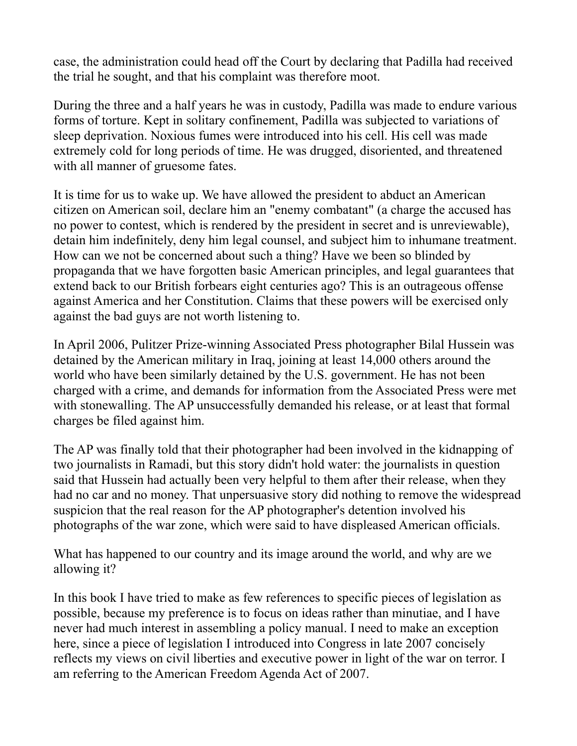case, the administration could head off the Court by declaring that Padilla had received the trial he sought, and that his complaint was therefore moot.

During the three and a half years he was in custody, Padilla was made to endure various forms of torture. Kept in solitary confinement, Padilla was subjected to variations of sleep deprivation. Noxious fumes were introduced into his cell. His cell was made extremely cold for long periods of time. He was drugged, disoriented, and threatened with all manner of gruesome fates.

It is time for us to wake up. We have allowed the president to abduct an American citizen on American soil, declare him an "enemy combatant" (a charge the accused has no power to contest, which is rendered by the president in secret and is unreviewable), detain him indefinitely, deny him legal counsel, and subject him to inhumane treatment. How can we not be concerned about such a thing? Have we been so blinded by propaganda that we have forgotten basic American principles, and legal guarantees that extend back to our British forbears eight centuries ago? This is an outrageous offense against America and her Constitution. Claims that these powers will be exercised only against the bad guys are not worth listening to.

In April 2006, Pulitzer Prize-winning Associated Press photographer Bilal Hussein was detained by the American military in Iraq, joining at least 14,000 others around the world who have been similarly detained by the U.S. government. He has not been charged with a crime, and demands for information from the Associated Press were met with stonewalling. The AP unsuccessfully demanded his release, or at least that formal charges be filed against him.

The AP was finally told that their photographer had been involved in the kidnapping of two journalists in Ramadi, but this story didn't hold water: the journalists in question said that Hussein had actually been very helpful to them after their release, when they had no car and no money. That unpersuasive story did nothing to remove the widespread suspicion that the real reason for the AP photographer's detention involved his photographs of the war zone, which were said to have displeased American officials.

What has happened to our country and its image around the world, and why are we allowing it?

In this book I have tried to make as few references to specific pieces of legislation as possible, because my preference is to focus on ideas rather than minutiae, and I have never had much interest in assembling a policy manual. I need to make an exception here, since a piece of legislation I introduced into Congress in late 2007 concisely reflects my views on civil liberties and executive power in light of the war on terror. I am referring to the American Freedom Agenda Act of 2007.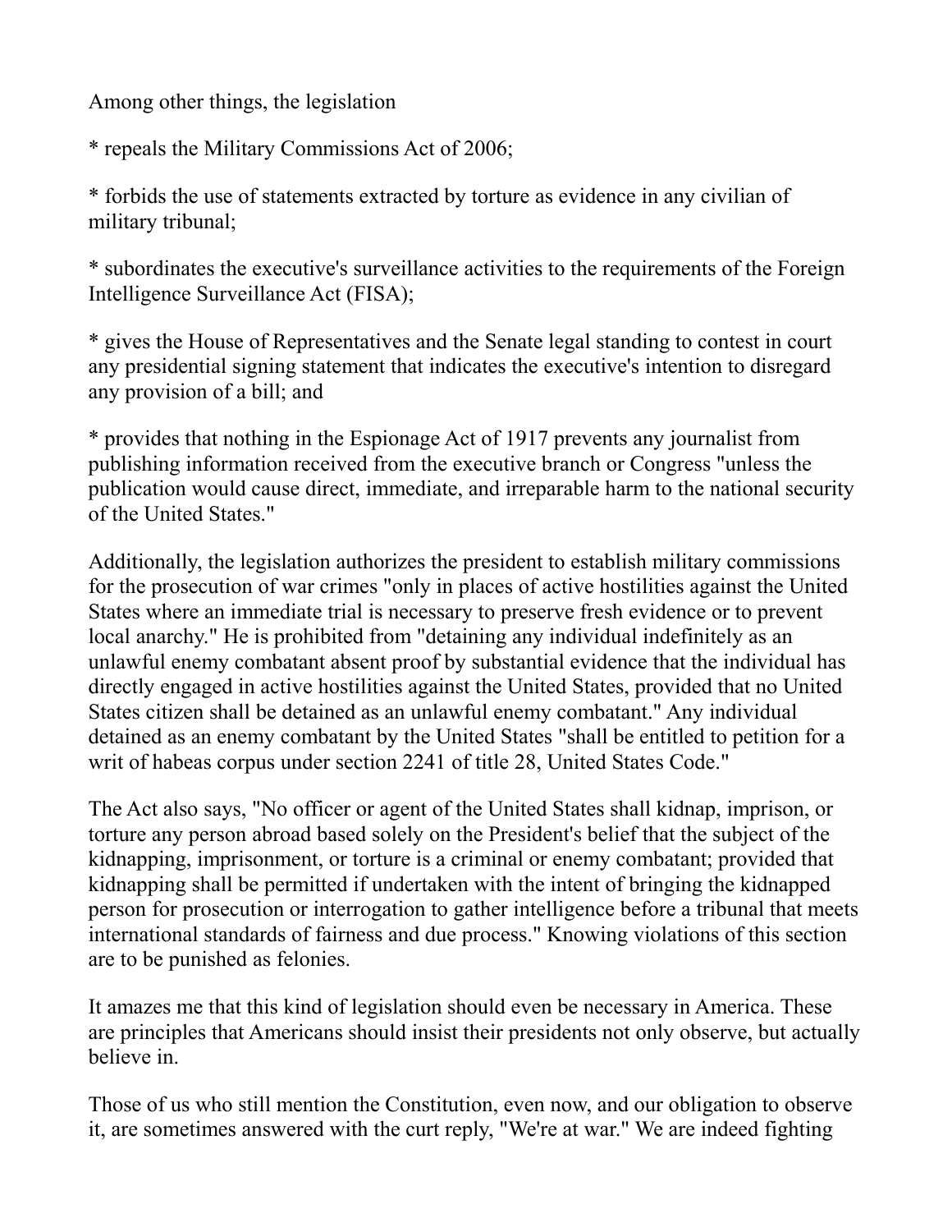Among other things, the legislation

* repeals the Military Commissions Act of 2006;

* forbids the use of statements extracted by torture as evidence in any civilian of military tribunal;

* subordinates the executive's surveillance activities to the requirements of the Foreign Intelligence Surveillance Act (FISA);

* gives the House of Representatives and the Senate legal standing to contest in court any presidential signing statement that indicates the executive's intention to disregard any provision of a bill; and

* provides that nothing in the Espionage Act of 1917 prevents any journalist from publishing information received from the executive branch or Congress "unless the publication would cause direct, immediate, and irreparable harm to the national security of the United States."

Additionally, the legislation authorizes the president to establish military commissions for the prosecution of war crimes "only in places of active hostilities against the United States where an immediate trial is necessary to preserve fresh evidence or to prevent local anarchy." He is prohibited from "detaining any individual indefinitely as an unlawful enemy combatant absent proof by substantial evidence that the individual has directly engaged in active hostilities against the United States, provided that no United States citizen shall be detained as an unlawful enemy combatant." Any individual detained as an enemy combatant by the United States "shall be entitled to petition for a writ of habeas corpus under section 2241 of title 28, United States Code."

The Act also says, "No officer or agent of the United States shall kidnap, imprison, or torture any person abroad based solely on the President's belief that the subject of the kidnapping, imprisonment, or torture is a criminal or enemy combatant; provided that kidnapping shall be permitted if undertaken with the intent of bringing the kidnapped person for prosecution or interrogation to gather intelligence before a tribunal that meets international standards of fairness and due process." Knowing violations of this section are to be punished as felonies.

It amazes me that this kind of legislation should even be necessary in America. These are principles that Americans should insist their presidents not only observe, but actually believe in.

Those of us who still mention the Constitution, even now, and our obligation to observe it, are sometimes answered with the curt reply, "We're at war." We are indeed fighting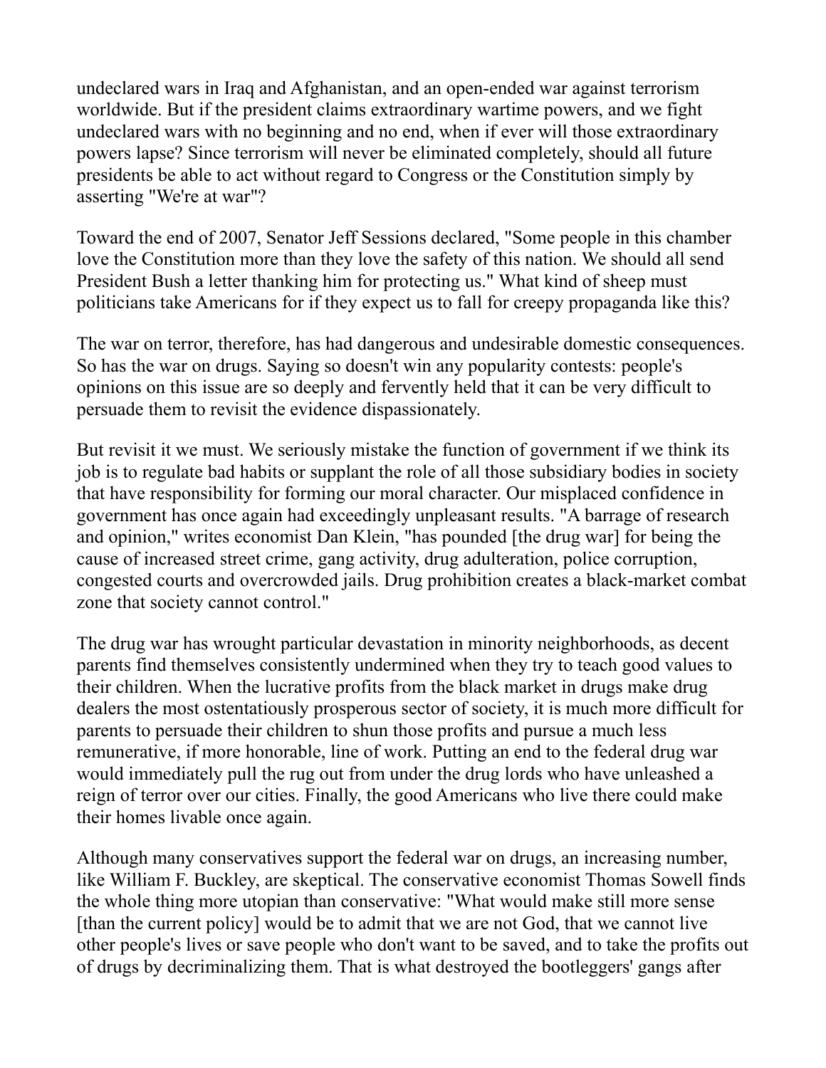undeclared wars in Iraq and Afghanistan, and an open-ended war against terrorism worldwide. But if the president claims extraordinary wartime powers, and we fight undeclared wars with no beginning and no end, when if ever will those extraordinary powers lapse? Since terrorism will never be eliminated completely, should all future presidents be able to act without regard to Congress or the Constitution simply by asserting "We're at war"?

Toward the end of 2007, Senator Jeff Sessions declared, "Some people in this chamber love the Constitution more than they love the safety of this nation. We should all send President Bush a letter thanking him for protecting us." What kind of sheep must politicians take Americans for if they expect us to fall for creepy propaganda like this?

The war on terror, therefore, has had dangerous and undesirable domestic consequences. So has the war on drugs. Saying so doesn't win any popularity contests: people's opinions on this issue are so deeply and fervently held that it can be very difficult to persuade them to revisit the evidence dispassionately.

But revisit it we must. We seriously mistake the function of government if we think its job is to regulate bad habits or supplant the role of all those subsidiary bodies in society that have responsibility for forming our moral character. Our misplaced confidence in government has once again had exceedingly unpleasant results. "A barrage of research and opinion," writes economist Dan Klein, "has pounded [the drug war] for being the cause of increased street crime, gang activity, drug adulteration, police corruption, congested courts and overcrowded jails. Drug prohibition creates a black-market combat zone that society cannot control."

The drug war has wrought particular devastation in minority neighborhoods, as decent parents find themselves consistently undermined when they try to teach good values to their children. When the lucrative profits from the black market in drugs make drug dealers the most ostentatiously prosperous sector of society, it is much more difficult for parents to persuade their children to shun those profits and pursue a much less remunerative, if more honorable, line of work. Putting an end to the federal drug war would immediately pull the rug out from under the drug lords who have unleashed a reign of terror over our cities. Finally, the good Americans who live there could make their homes livable once again.

Although many conservatives support the federal war on drugs, an increasing number, like William F. Buckley, are skeptical. The conservative economist Thomas Sowell finds the whole thing more utopian than conservative: "What would make still more sense [than the current policy] would be to admit that we are not God, that we cannot live other people's lives or save people who don't want to be saved, and to take the profits out of drugs by decriminalizing them. That is what destroyed the bootleggers' gangs after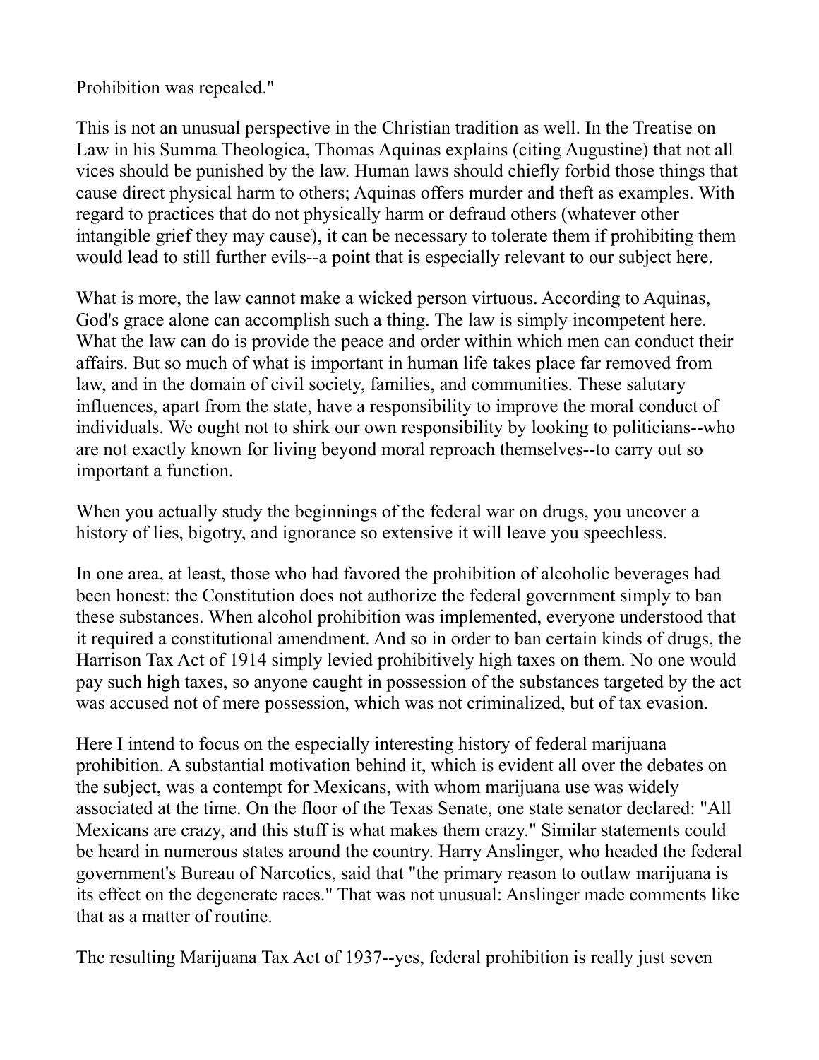Prohibition was repealed."

This is not an unusual perspective in the Christian tradition as well. In the Treatise on Law in his Summa Theologica, Thomas Aquinas explains (citing Augustine) that not all vices should be punished by the law. Human laws should chiefly forbid those things that cause direct physical harm to others; Aquinas offers murder and theft as examples. With regard to practices that do not physically harm or defraud others (whatever other intangible grief they may cause), it can be necessary to tolerate them if prohibiting them would lead to still further evils--a point that is especially relevant to our subject here.

What is more, the law cannot make a wicked person virtuous. According to Aquinas, God's grace alone can accomplish such a thing. The law is simply incompetent here. What the law can do is provide the peace and order within which men can conduct their affairs. But so much of what is important in human life takes place far removed from law, and in the domain of civil society, families, and communities. These salutary influences, apart from the state, have a responsibility to improve the moral conduct of individuals. We ought not to shirk our own responsibility by looking to politicians--who are not exactly known for living beyond moral reproach themselves--to carry out so important a function.

When you actually study the beginnings of the federal war on drugs, you uncover a history of lies, bigotry, and ignorance so extensive it will leave you speechless.

In one area, at least, those who had favored the prohibition of alcoholic beverages had been honest: the Constitution does not authorize the federal government simply to ban these substances. When alcohol prohibition was implemented, everyone understood that it required a constitutional amendment. And so in order to ban certain kinds of drugs, the Harrison Tax Act of 1914 simply levied prohibitively high taxes on them. No one would pay such high taxes, so anyone caught in possession of the substances targeted by the act was accused not of mere possession, which was not criminalized, but of tax evasion.

Here I intend to focus on the especially interesting history of federal marijuana prohibition. A substantial motivation behind it, which is evident all over the debates on the subject, was a contempt for Mexicans, with whom marijuana use was widely associated at the time. On the floor of the Texas Senate, one state senator declared: "All Mexicans are crazy, and this stuff is what makes them crazy." Similar statements could be heard in numerous states around the country. Harry Anslinger, who headed the federal government's Bureau of Narcotics, said that "the primary reason to outlaw marijuana is its effect on the degenerate races." That was not unusual: Anslinger made comments like that as a matter of routine.

The resulting Marijuana Tax Act of 1937--yes, federal prohibition is really just seven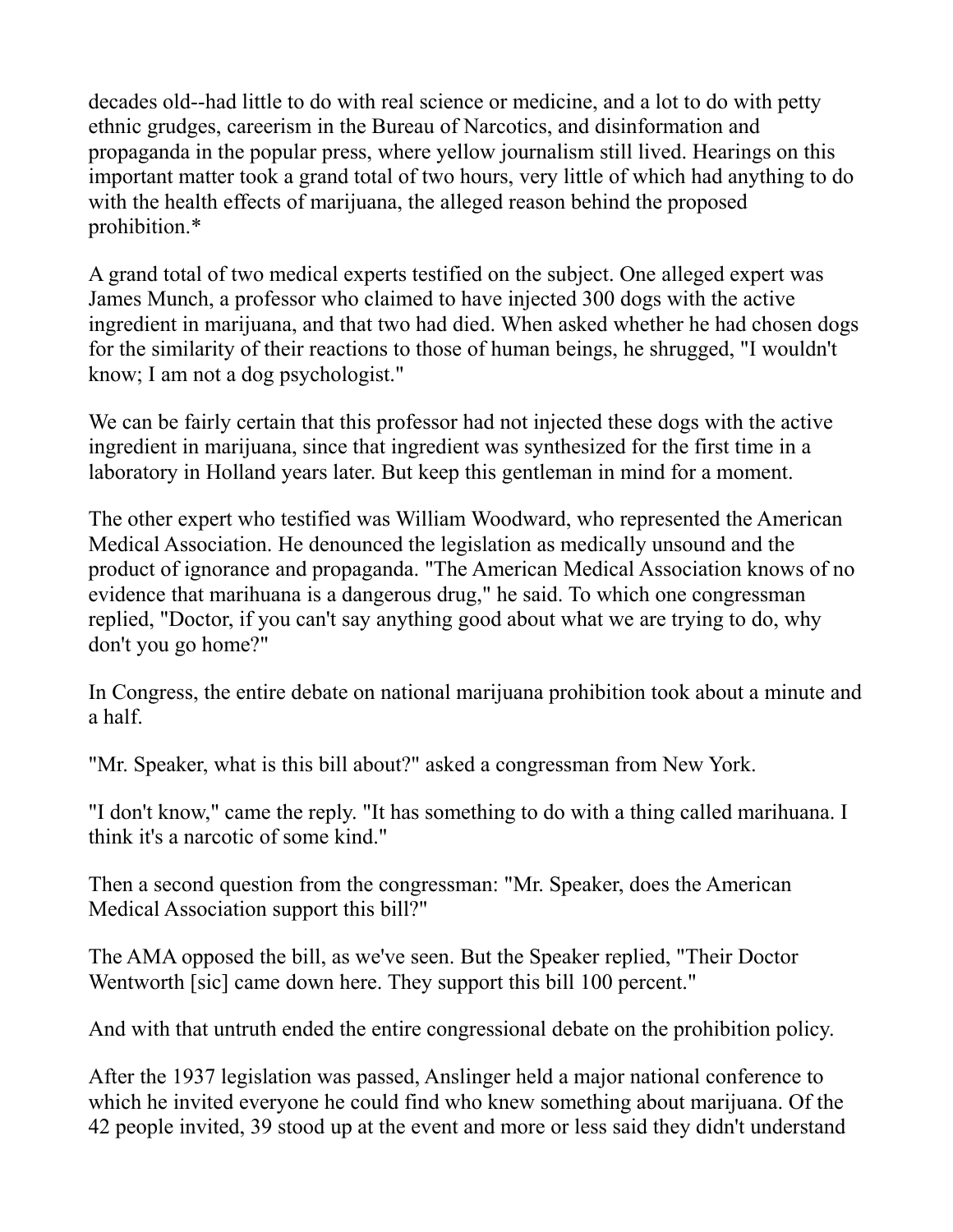decades old--had little to do with real science or medicine, and a lot to do with petty ethnic grudges, careerism in the Bureau of Narcotics, and disinformation and propaganda in the popular press, where yellow journalism still lived. Hearings on this important matter took a grand total of two hours, very little of which had anything to do with the health effects of marijuana, the alleged reason behind the proposed prohibition.*

A grand total of two medical experts testified on the subject. One alleged expert was James Munch, a professor who claimed to have injected 300 dogs with the active ingredient in marijuana, and that two had died. When asked whether he had chosen dogs for the similarity of their reactions to those of human beings, he shrugged, "I wouldn't know; I am not a dog psychologist."

We can be fairly certain that this professor had not injected these dogs with the active ingredient in marijuana, since that ingredient was synthesized for the first time in a laboratory in Holland years later. But keep this gentleman in mind for a moment.

The other expert who testified was William Woodward, who represented the American Medical Association. He denounced the legislation as medically unsound and the product of ignorance and propaganda. "The American Medical Association knows of no evidence that marihuana is a dangerous drug," he said. To which one congressman replied, "Doctor, if you can't say anything good about what we are trying to do, why don't you go home?"

In Congress, the entire debate on national marijuana prohibition took about a minute and a half.

"Mr. Speaker, what is this bill about?" asked a congressman from New York.

"I don't know," came the reply. "It has something to do with a thing called marihuana. I think it's a narcotic of some kind."

Then a second question from the congressman: "Mr. Speaker, does the American Medical Association support this bill?"

The AMA opposed the bill, as we've seen. But the Speaker replied, "Their Doctor Wentworth [sic] came down here. They support this bill 100 percent."

And with that untruth ended the entire congressional debate on the prohibition policy.

After the 1937 legislation was passed, Anslinger held a major national conference to which he invited everyone he could find who knew something about marijuana. Of the 42 people invited, 39 stood up at the event and more or less said they didn't understand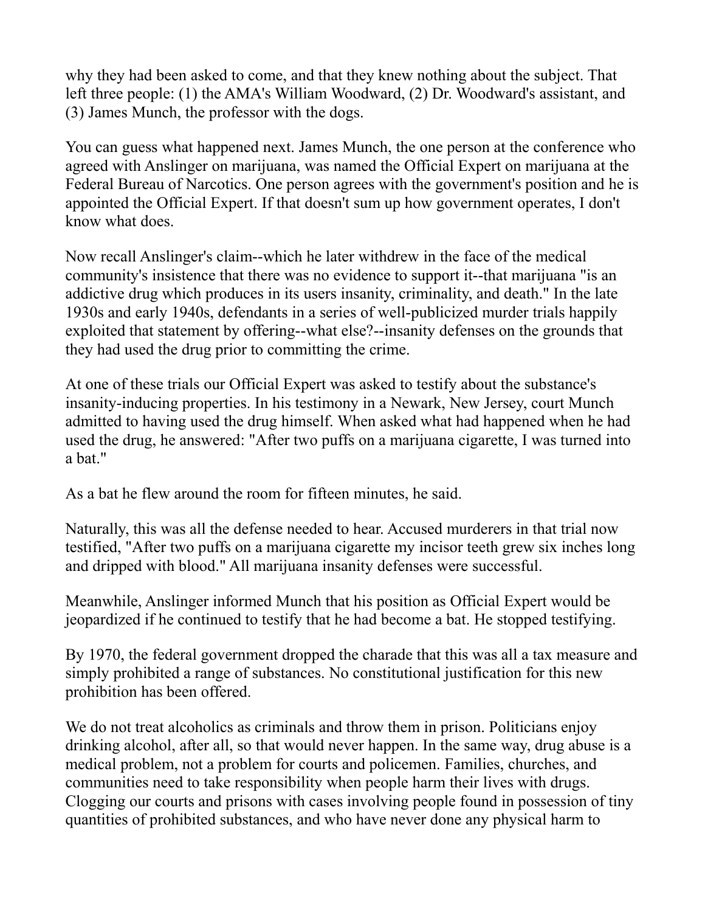why they had been asked to come, and that they knew nothing about the subject. That left three people: (1) the AMA's William Woodward, (2) Dr. Woodward's assistant, and (3) James Munch, the professor with the dogs.

You can guess what happened next. James Munch, the one person at the conference who agreed with Anslinger on marijuana, was named the Official Expert on marijuana at the Federal Bureau of Narcotics. One person agrees with the government's position and he is appointed the Official Expert. If that doesn't sum up how government operates, I don't know what does.

Now recall Anslinger's claim--which he later withdrew in the face of the medical community's insistence that there was no evidence to support it--that marijuana "is an addictive drug which produces in its users insanity, criminality, and death." In the late 1930s and early 1940s, defendants in a series of well-publicized murder trials happily exploited that statement by offering--what else?--insanity defenses on the grounds that they had used the drug prior to committing the crime.

At one of these trials our Official Expert was asked to testify about the substance's insanity-inducing properties. In his testimony in a Newark, New Jersey, court Munch admitted to having used the drug himself. When asked what had happened when he had used the drug, he answered: "After two puffs on a marijuana cigarette, I was turned into a bat."

As a bat he flew around the room for fifteen minutes, he said.

Naturally, this was all the defense needed to hear. Accused murderers in that trial now testified, "After two puffs on a marijuana cigarette my incisor teeth grew six inches long and dripped with blood." All marijuana insanity defenses were successful.

Meanwhile, Anslinger informed Munch that his position as Official Expert would be jeopardized if he continued to testify that he had become a bat. He stopped testifying.

By 1970, the federal government dropped the charade that this was all a tax measure and simply prohibited a range of substances. No constitutional justification for this new prohibition has been offered.

We do not treat alcoholics as criminals and throw them in prison. Politicians enjoy drinking alcohol, after all, so that would never happen. In the same way, drug abuse is a medical problem, not a problem for courts and policemen. Families, churches, and communities need to take responsibility when people harm their lives with drugs. Clogging our courts and prisons with cases involving people found in possession of tiny quantities of prohibited substances, and who have never done any physical harm to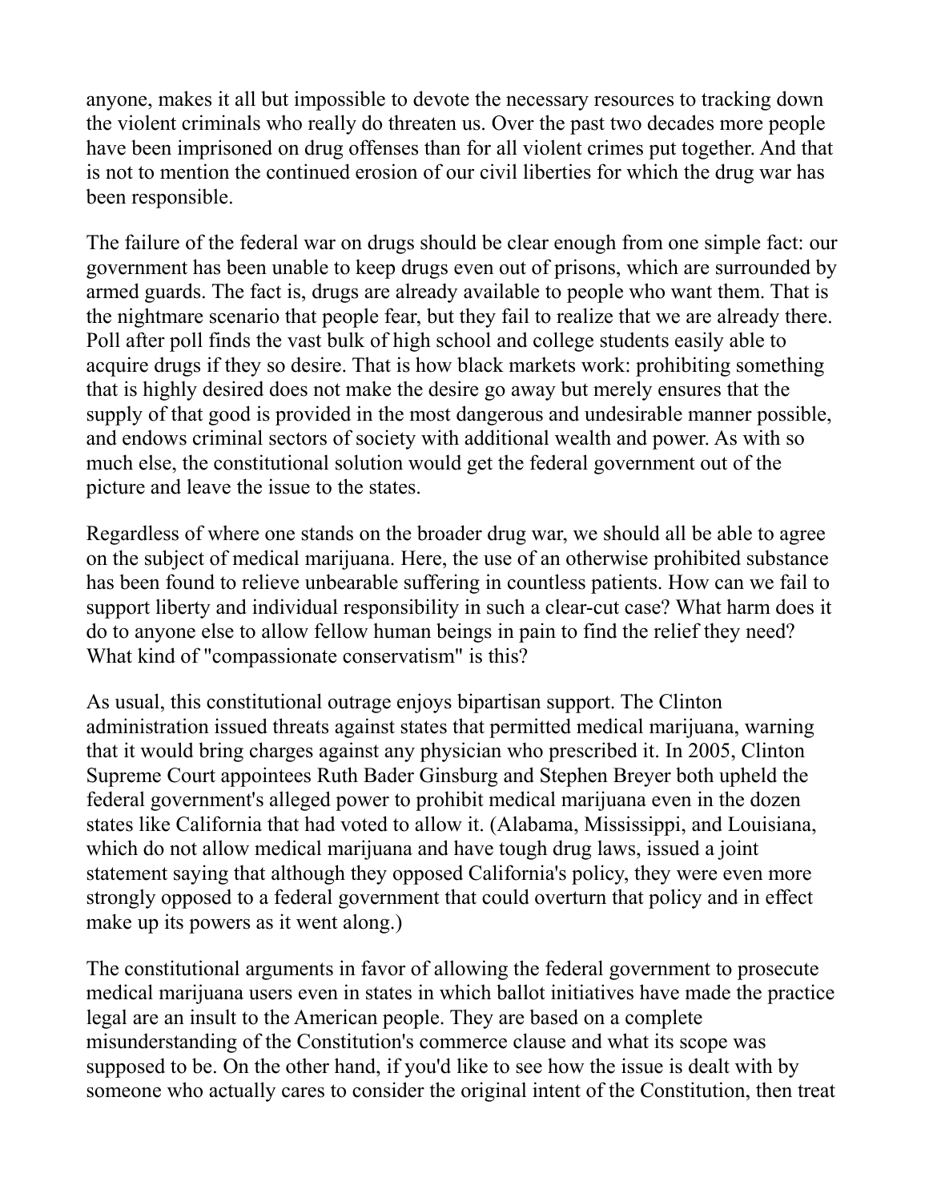anyone, makes it all but impossible to devote the necessary resources to tracking down the violent criminals who really do threaten us. Over the past two decades more people have been imprisoned on drug offenses than for all violent crimes put together. And that is not to mention the continued erosion of our civil liberties for which the drug war has been responsible.

The failure of the federal war on drugs should be clear enough from one simple fact: our government has been unable to keep drugs even out of prisons, which are surrounded by armed guards. The fact is, drugs are already available to people who want them. That is the nightmare scenario that people fear, but they fail to realize that we are already there. Poll after poll finds the vast bulk of high school and college students easily able to acquire drugs if they so desire. That is how black markets work: prohibiting something that is highly desired does not make the desire go away but merely ensures that the supply of that good is provided in the most dangerous and undesirable manner possible, and endows criminal sectors of society with additional wealth and power. As with so much else, the constitutional solution would get the federal government out of the picture and leave the issue to the states.

Regardless of where one stands on the broader drug war, we should all be able to agree on the subject of medical marijuana. Here, the use of an otherwise prohibited substance has been found to relieve unbearable suffering in countless patients. How can we fail to support liberty and individual responsibility in such a clear-cut case? What harm does it do to anyone else to allow fellow human beings in pain to find the relief they need? What kind of "compassionate conservatism" is this?

As usual, this constitutional outrage enjoys bipartisan support. The Clinton administration issued threats against states that permitted medical marijuana, warning that it would bring charges against any physician who prescribed it. In 2005, Clinton Supreme Court appointees Ruth Bader Ginsburg and Stephen Breyer both upheld the federal government's alleged power to prohibit medical marijuana even in the dozen states like California that had voted to allow it. (Alabama, Mississippi, and Louisiana, which do not allow medical marijuana and have tough drug laws, issued a joint statement saying that although they opposed California's policy, they were even more strongly opposed to a federal government that could overturn that policy and in effect make up its powers as it went along.)

The constitutional arguments in favor of allowing the federal government to prosecute medical marijuana users even in states in which ballot initiatives have made the practice legal are an insult to the American people. They are based on a complete misunderstanding of the Constitution's commerce clause and what its scope was supposed to be. On the other hand, if you'd like to see how the issue is dealt with by someone who actually cares to consider the original intent of the Constitution, then treat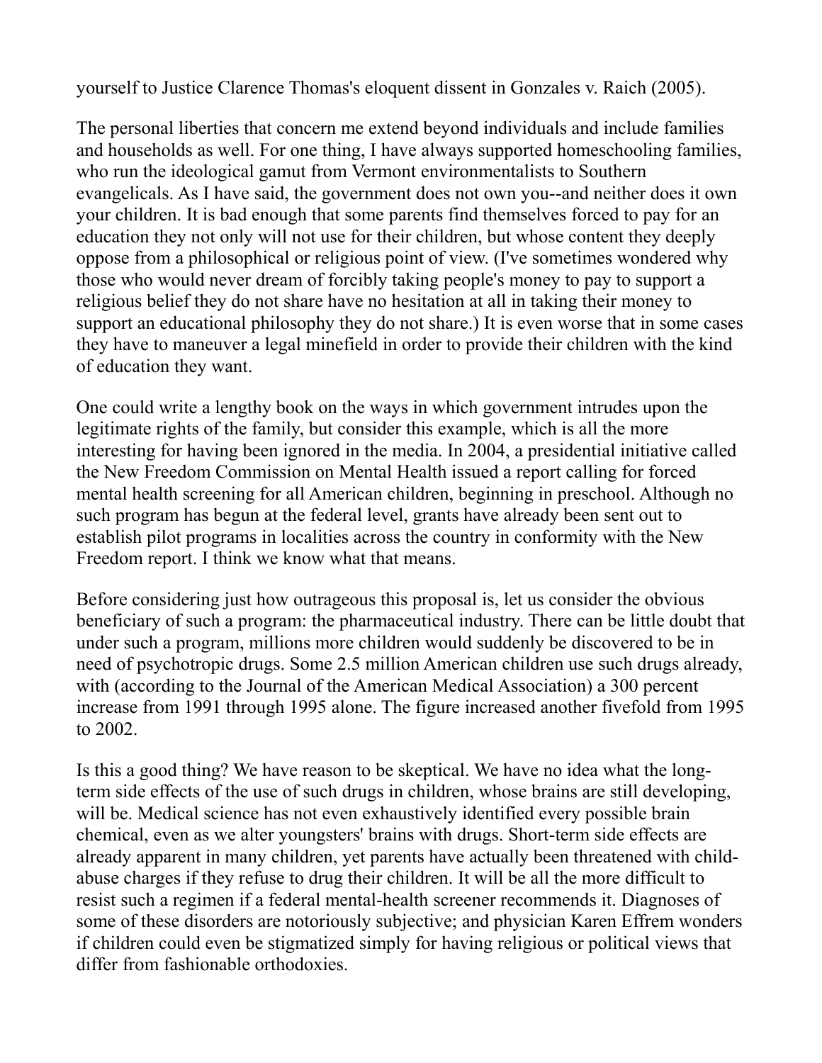yourself to Justice Clarence Thomas's eloquent dissent in Gonzales v. Raich (2005).

The personal liberties that concern me extend beyond individuals and include families and households as well. For one thing, I have always supported homeschooling families, who run the ideological gamut from Vermont environmentalists to Southern evangelicals. As I have said, the government does not own you--and neither does it own your children. It is bad enough that some parents find themselves forced to pay for an education they not only will not use for their children, but whose content they deeply oppose from a philosophical or religious point of view. (I've sometimes wondered why those who would never dream of forcibly taking people's money to pay to support a religious belief they do not share have no hesitation at all in taking their money to support an educational philosophy they do not share.) It is even worse that in some cases they have to maneuver a legal minefield in order to provide their children with the kind of education they want.

One could write a lengthy book on the ways in which government intrudes upon the legitimate rights of the family, but consider this example, which is all the more interesting for having been ignored in the media. In 2004, a presidential initiative called the New Freedom Commission on Mental Health issued a report calling for forced mental health screening for all American children, beginning in preschool. Although no such program has begun at the federal level, grants have already been sent out to establish pilot programs in localities across the country in conformity with the New Freedom report. I think we know what that means.

Before considering just how outrageous this proposal is, let us consider the obvious beneficiary of such a program: the pharmaceutical industry. There can be little doubt that under such a program, millions more children would suddenly be discovered to be in need of psychotropic drugs. Some 2.5 million American children use such drugs already, with (according to the Journal of the American Medical Association) a 300 percent increase from 1991 through 1995 alone. The figure increased another fivefold from 1995 to 2002.

Is this a good thing? We have reason to be skeptical. We have no idea what the long-term side effects of the use of such drugs in children, whose brains are still developing, will be. Medical science has not even exhaustively identified every possible brain chemical, even as we alter youngsters' brains with drugs. Short-term side effects are already apparent in many children, yet parents have actually been threatened with child-abuse charges if they refuse to drug their children. It will be all the more difficult to resist such a regimen if a federal mental-health screener recommends it. Diagnoses of some of these disorders are notoriously subjective; and physician Karen Effrem wonders if children could even be stigmatized simply for having religious or political views that differ from fashionable orthodoxies.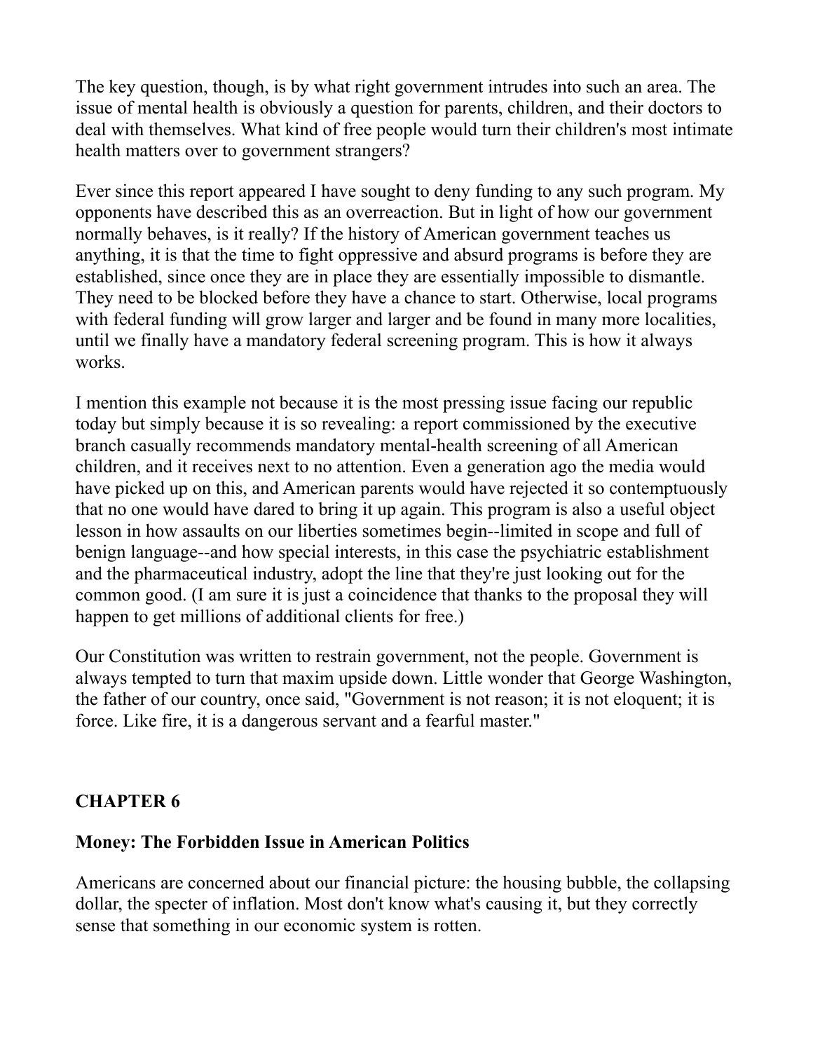The key question, though, is by what right government intrudes into such an area. The issue of mental health is obviously a question for parents, children, and their doctors to deal with themselves. What kind of free people would turn their children's most intimate health matters over to government strangers?

Ever since this report appeared I have sought to deny funding to any such program. My opponents have described this as an overreaction. But in light of how our government normally behaves, is it really? If the history of American government teaches us anything, it is that the time to fight oppressive and absurd programs is before they are established, since once they are in place they are essentially impossible to dismantle. They need to be blocked before they have a chance to start. Otherwise, local programs with federal funding will grow larger and larger and be found in many more localities, until we finally have a mandatory federal screening program. This is how it always works.

I mention this example not because it is the most pressing issue facing our republic today but simply because it is so revealing: a report commissioned by the executive branch casually recommends mandatory mental-health screening of all American children, and it receives next to no attention. Even a generation ago the media would have picked up on this, and American parents would have rejected it so contemptuously that no one would have dared to bring it up again. This program is also a useful object lesson in how assaults on our liberties sometimes begin--limited in scope and full of benign language--and how special interests, in this case the psychiatric establishment and the pharmaceutical industry, adopt the line that they're just looking out for the common good. (I am sure it is just a coincidence that thanks to the proposal they will happen to get millions of additional clients for free.)

Our Constitution was written to restrain government, not the people. Government is always tempted to turn that maxim upside down. Little wonder that George Washington, the father of our country, once said, "Government is not reason; it is not eloquent; it is force. Like fire, it is a dangerous servant and a fearful master."

## CHAPTER 6

### Money: The Forbidden Issue in American Politics

Americans are concerned about our financial picture: the housing bubble, the collapsing dollar, the specter of inflation. Most don't know what's causing it, but they correctly sense that something in our economic system is rotten.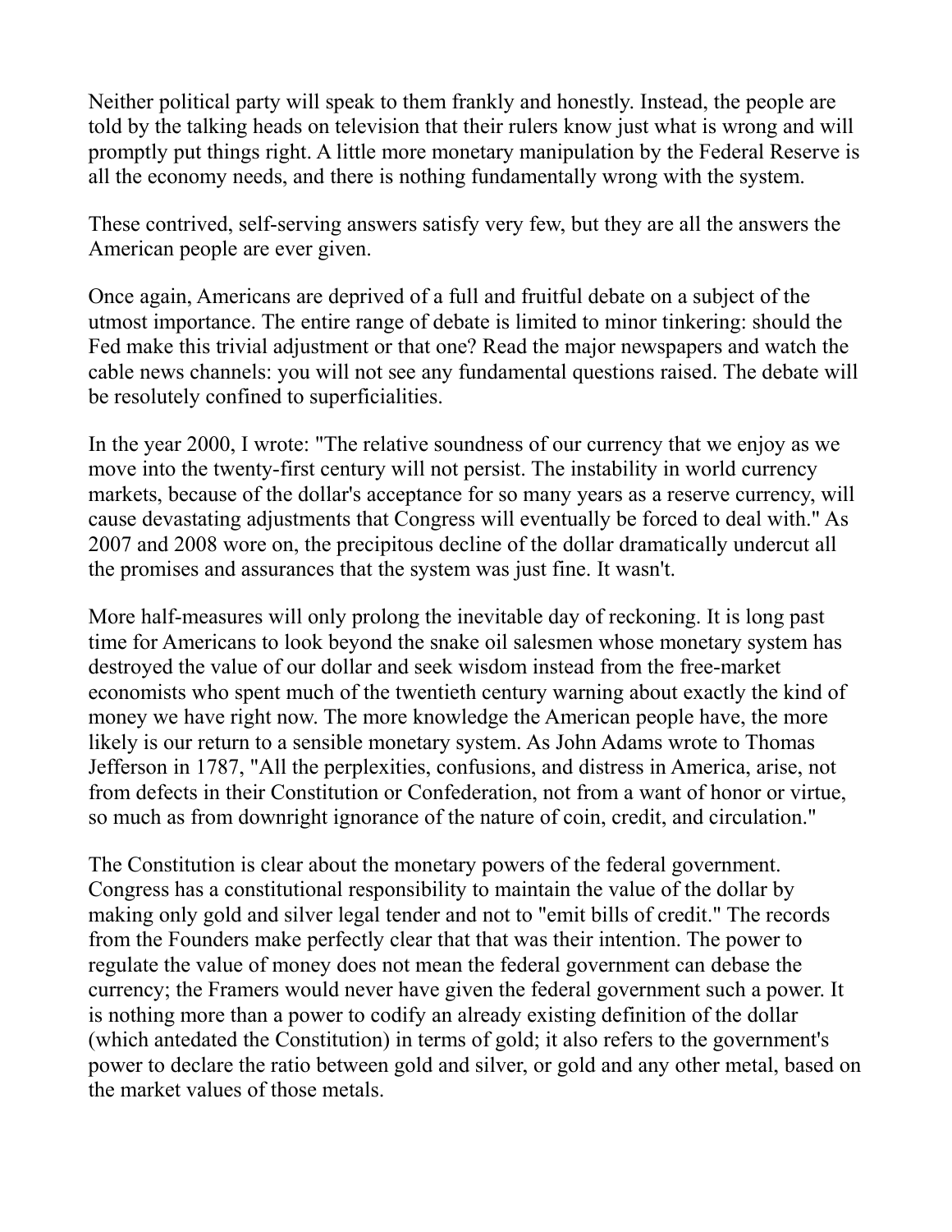Neither political party will speak to them frankly and honestly. Instead, the people are told by the talking heads on television that their rulers know just what is wrong and will promptly put things right. A little more monetary manipulation by the Federal Reserve is all the economy needs, and there is nothing fundamentally wrong with the system.

These contrived, self-serving answers satisfy very few, but they are all the answers the American people are ever given.

Once again, Americans are deprived of a full and fruitful debate on a subject of the utmost importance. The entire range of debate is limited to minor tinkering: should the Fed make this trivial adjustment or that one? Read the major newspapers and watch the cable news channels: you will not see any fundamental questions raised. The debate will be resolutely confined to superficialities.

In the year 2000, I wrote: "The relative soundness of our currency that we enjoy as we move into the twenty-first century will not persist. The instability in world currency markets, because of the dollar's acceptance for so many years as a reserve currency, will cause devastating adjustments that Congress will eventually be forced to deal with." As 2007 and 2008 wore on, the precipitous decline of the dollar dramatically undercut all the promises and assurances that the system was just fine. It wasn't.

More half-measures will only prolong the inevitable day of reckoning. It is long past time for Americans to look beyond the snake oil salesmen whose monetary system has destroyed the value of our dollar and seek wisdom instead from the free-market economists who spent much of the twentieth century warning about exactly the kind of money we have right now. The more knowledge the American people have, the more likely is our return to a sensible monetary system. As John Adams wrote to Thomas Jefferson in 1787, "All the perplexities, confusions, and distress in America, arise, not from defects in their Constitution or Confederation, not from a want of honor or virtue, so much as from downright ignorance of the nature of coin, credit, and circulation."

The Constitution is clear about the monetary powers of the federal government. Congress has a constitutional responsibility to maintain the value of the dollar by making only gold and silver legal tender and not to "emit bills of credit." The records from the Founders make perfectly clear that that was their intention. The power to regulate the value of money does not mean the federal government can debase the currency; the Framers would never have given the federal government such a power. It is nothing more than a power to codify an already existing definition of the dollar (which antedated the Constitution) in terms of gold; it also refers to the government's power to declare the ratio between gold and silver, or gold and any other metal, based on the market values of those metals.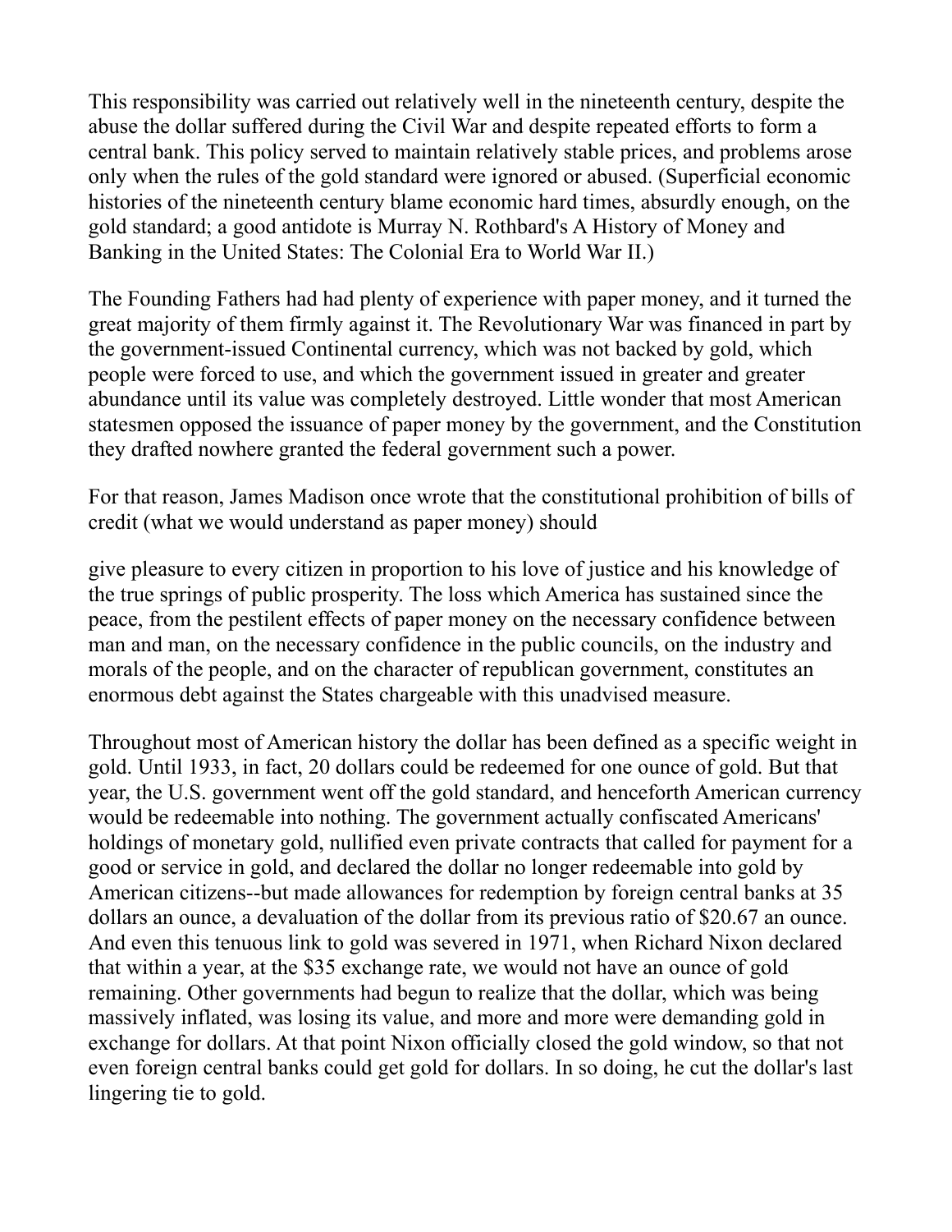This responsibility was carried out relatively well in the nineteenth century, despite the abuse the dollar suffered during the Civil War and despite repeated efforts to form a central bank. This policy served to maintain relatively stable prices, and problems arose only when the rules of the gold standard were ignored or abused. (Superficial economic histories of the nineteenth century blame economic hard times, absurdly enough, on the gold standard; a good antidote is Murray N. Rothbard's A History of Money and Banking in the United States: The Colonial Era to World War II.)

The Founding Fathers had had plenty of experience with paper money, and it turned the great majority of them firmly against it. The Revolutionary War was financed in part by the government-issued Continental currency, which was not backed by gold, which people were forced to use, and which the government issued in greater and greater abundance until its value was completely destroyed. Little wonder that most American statesmen opposed the issuance of paper money by the government, and the Constitution they drafted nowhere granted the federal government such a power.

For that reason, James Madison once wrote that the constitutional prohibition of bills of credit (what we would understand as paper money) should

give pleasure to every citizen in proportion to his love of justice and his knowledge of the true springs of public prosperity. The loss which America has sustained since the peace, from the pestilent effects of paper money on the necessary confidence between man and man, on the necessary confidence in the public councils, on the industry and morals of the people, and on the character of republican government, constitutes an enormous debt against the States chargeable with this unadvised measure.

Throughout most of American history the dollar has been defined as a specific weight in gold. Until 1933, in fact, 20 dollars could be redeemed for one ounce of gold. But that year, the U.S. government went off the gold standard, and henceforth American currency would be redeemable into nothing. The government actually confiscated Americans' holdings of monetary gold, nullified even private contracts that called for payment for a good or service in gold, and declared the dollar no longer redeemable into gold by American citizens--but made allowances for redemption by foreign central banks at 35 dollars an ounce, a devaluation of the dollar from its previous ratio of $20.67 an ounce. And even this tenuous link to gold was severed in 1971, when Richard Nixon declared that within a year, at the $35 exchange rate, we would not have an ounce of gold remaining. Other governments had begun to realize that the dollar, which was being massively inflated, was losing its value, and more and more were demanding gold in exchange for dollars. At that point Nixon officially closed the gold window, so that not even foreign central banks could get gold for dollars. In so doing, he cut the dollar's last lingering tie to gold.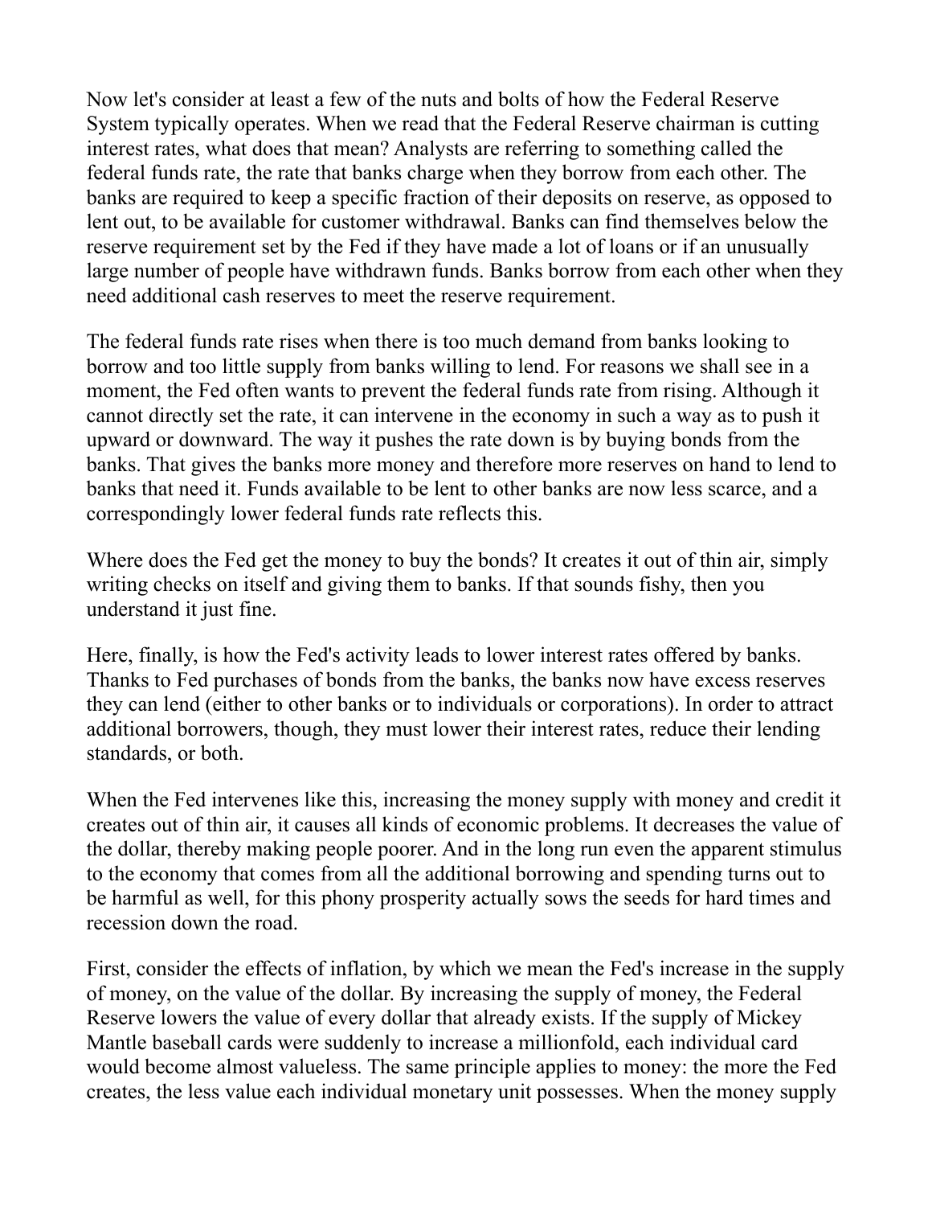Now let's consider at least a few of the nuts and bolts of how the Federal Reserve System typically operates. When we read that the Federal Reserve chairman is cutting interest rates, what does that mean? Analysts are referring to something called the federal funds rate, the rate that banks charge when they borrow from each other. The banks are required to keep a specific fraction of their deposits on reserve, as opposed to lent out, to be available for customer withdrawal. Banks can find themselves below the reserve requirement set by the Fed if they have made a lot of loans or if an unusually large number of people have withdrawn funds. Banks borrow from each other when they need additional cash reserves to meet the reserve requirement.

The federal funds rate rises when there is too much demand from banks looking to borrow and too little supply from banks willing to lend. For reasons we shall see in a moment, the Fed often wants to prevent the federal funds rate from rising. Although it cannot directly set the rate, it can intervene in the economy in such a way as to push it upward or downward. The way it pushes the rate down is by buying bonds from the banks. That gives the banks more money and therefore more reserves on hand to lend to banks that need it. Funds available to be lent to other banks are now less scarce, and a correspondingly lower federal funds rate reflects this.

Where does the Fed get the money to buy the bonds? It creates it out of thin air, simply writing checks on itself and giving them to banks. If that sounds fishy, then you understand it just fine.

Here, finally, is how the Fed's activity leads to lower interest rates offered by banks. Thanks to Fed purchases of bonds from the banks, the banks now have excess reserves they can lend (either to other banks or to individuals or corporations). In order to attract additional borrowers, though, they must lower their interest rates, reduce their lending standards, or both.

When the Fed intervenes like this, increasing the money supply with money and credit it creates out of thin air, it causes all kinds of economic problems. It decreases the value of the dollar, thereby making people poorer. And in the long run even the apparent stimulus to the economy that comes from all the additional borrowing and spending turns out to be harmful as well, for this phony prosperity actually sows the seeds for hard times and recession down the road.

First, consider the effects of inflation, by which we mean the Fed's increase in the supply of money, on the value of the dollar. By increasing the supply of money, the Federal Reserve lowers the value of every dollar that already exists. If the supply of Mickey Mantle baseball cards were suddenly to increase a millionfold, each individual card would become almost valueless. The same principle applies to money: the more the Fed creates, the less value each individual monetary unit possesses. When the money supply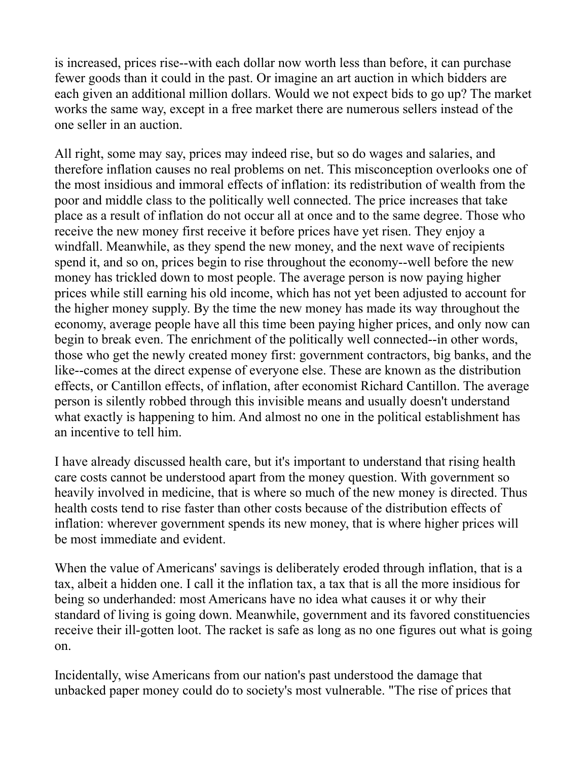is increased, prices rise--with each dollar now worth less than before, it can purchase fewer goods than it could in the past. Or imagine an art auction in which bidders are each given an additional million dollars. Would we not expect bids to go up? The market works the same way, except in a free market there are numerous sellers instead of the one seller in an auction.

All right, some may say, prices may indeed rise, but so do wages and salaries, and therefore inflation causes no real problems on net. This misconception overlooks one of the most insidious and immoral effects of inflation: its redistribution of wealth from the poor and middle class to the politically well connected. The price increases that take place as a result of inflation do not occur all at once and to the same degree. Those who receive the new money first receive it before prices have yet risen. They enjoy a windfall. Meanwhile, as they spend the new money, and the next wave of recipients spend it, and so on, prices begin to rise throughout the economy--well before the new money has trickled down to most people. The average person is now paying higher prices while still earning his old income, which has not yet been adjusted to account for the higher money supply. By the time the new money has made its way throughout the economy, average people have all this time been paying higher prices, and only now can begin to break even. The enrichment of the politically well connected--in other words, those who get the newly created money first: government contractors, big banks, and the like--comes at the direct expense of everyone else. These are known as the distribution effects, or Cantillon effects, of inflation, after economist Richard Cantillon. The average person is silently robbed through this invisible means and usually doesn't understand what exactly is happening to him. And almost no one in the political establishment has an incentive to tell him.

I have already discussed health care, but it's important to understand that rising health care costs cannot be understood apart from the money question. With government so heavily involved in medicine, that is where so much of the new money is directed. Thus health costs tend to rise faster than other costs because of the distribution effects of inflation: wherever government spends its new money, that is where higher prices will be most immediate and evident.

When the value of Americans' savings is deliberately eroded through inflation, that is a tax, albeit a hidden one. I call it the inflation tax, a tax that is all the more insidious for being so underhanded: most Americans have no idea what causes it or why their standard of living is going down. Meanwhile, government and its favored constituencies receive their ill-gotten loot. The racket is safe as long as no one figures out what is going on.

Incidentally, wise Americans from our nation's past understood the damage that unbacked paper money could do to society's most vulnerable. "The rise of prices that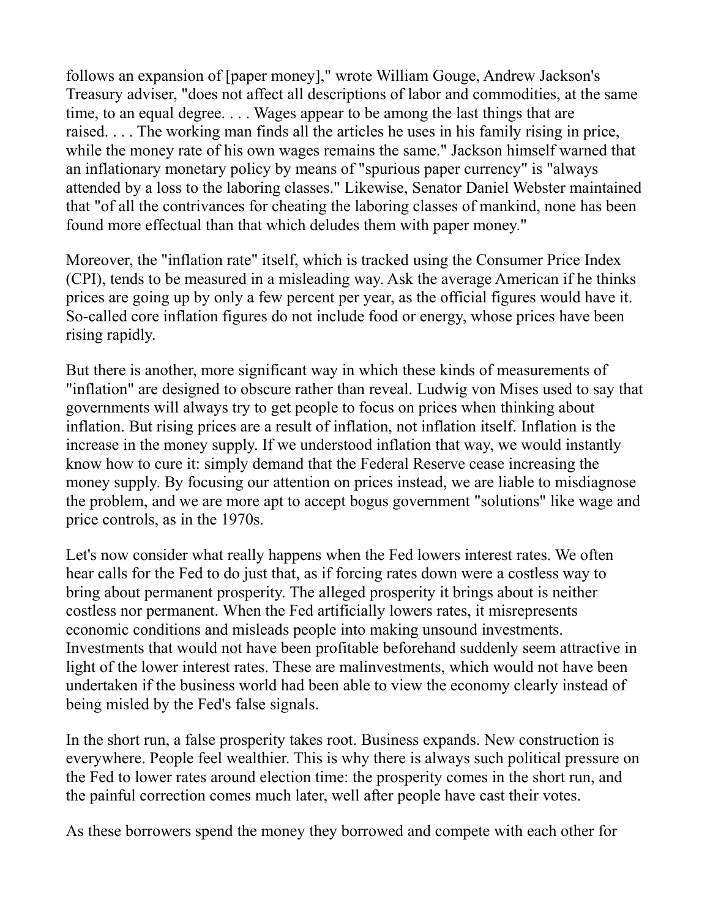follows an expansion of [paper money]," wrote William Gouge, Andrew Jackson's Treasury adviser, "does not affect all descriptions of labor and commodities, at the same time, to an equal degree. . . . Wages appear to be among the last things that are raised. . . . The working man finds all the articles he uses in his family rising in price, while the money rate of his own wages remains the same." Jackson himself warned that an inflationary monetary policy by means of "spurious paper currency" is "always attended by a loss to the laboring classes." Likewise, Senator Daniel Webster maintained that "of all the contrivances for cheating the laboring classes of mankind, none has been found more effectual than that which deludes them with paper money."

Moreover, the "inflation rate" itself, which is tracked using the Consumer Price Index (CPI), tends to be measured in a misleading way. Ask the average American if he thinks prices are going up by only a few percent per year, as the official figures would have it. So-called core inflation figures do not include food or energy, whose prices have been rising rapidly.

But there is another, more significant way in which these kinds of measurements of "inflation" are designed to obscure rather than reveal. Ludwig von Mises used to say that governments will always try to get people to focus on prices when thinking about inflation. But rising prices are a result of inflation, not inflation itself. Inflation is the increase in the money supply. If we understood inflation that way, we would instantly know how to cure it: simply demand that the Federal Reserve cease increasing the money supply. By focusing our attention on prices instead, we are liable to misdiagnose the problem, and we are more apt to accept bogus government "solutions" like wage and price controls, as in the 1970s.

Let's now consider what really happens when the Fed lowers interest rates. We often hear calls for the Fed to do just that, as if forcing rates down were a costless way to bring about permanent prosperity. The alleged prosperity it brings about is neither costless nor permanent. When the Fed artificially lowers rates, it misrepresents economic conditions and misleads people into making unsound investments. Investments that would not have been profitable beforehand suddenly seem attractive in light of the lower interest rates. These are malinvestments, which would not have been undertaken if the business world had been able to view the economy clearly instead of being misled by the Fed's false signals.

In the short run, a false prosperity takes root. Business expands. New construction is everywhere. People feel wealthier. This is why there is always such political pressure on the Fed to lower rates around election time: the prosperity comes in the short run, and the painful correction comes much later, well after people have cast their votes.

As these borrowers spend the money they borrowed and compete with each other for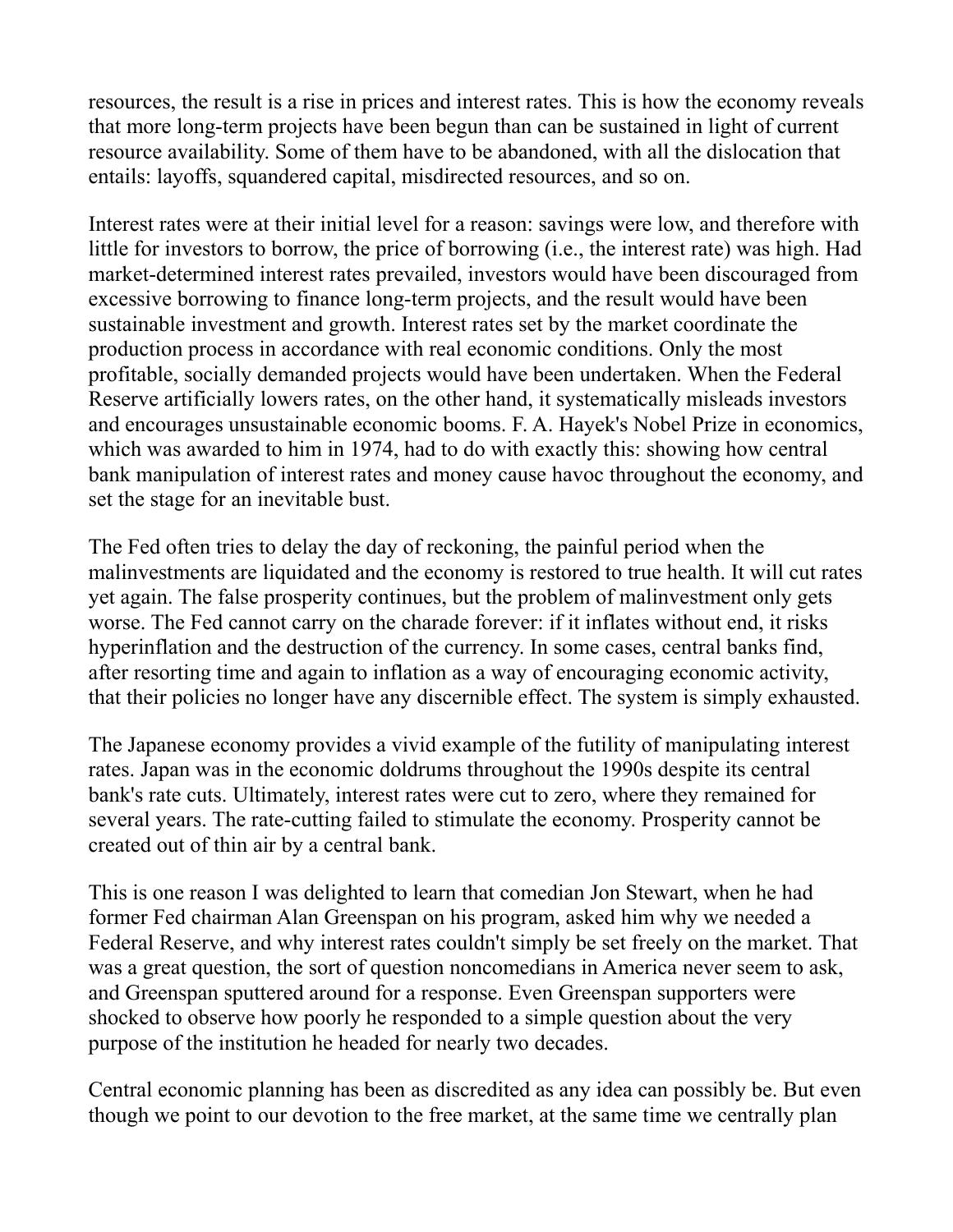resources, the result is a rise in prices and interest rates. This is how the economy reveals that more long-term projects have been begun than can be sustained in light of current resource availability. Some of them have to be abandoned, with all the dislocation that entails: layoffs, squandered capital, misdirected resources, and so on.

Interest rates were at their initial level for a reason: savings were low, and therefore with little for investors to borrow, the price of borrowing (i.e., the interest rate) was high. Had market-determined interest rates prevailed, investors would have been discouraged from excessive borrowing to finance long-term projects, and the result would have been sustainable investment and growth. Interest rates set by the market coordinate the production process in accordance with real economic conditions. Only the most profitable, socially demanded projects would have been undertaken. When the Federal Reserve artificially lowers rates, on the other hand, it systematically misleads investors and encourages unsustainable economic booms. F. A. Hayek's Nobel Prize in economics, which was awarded to him in 1974, had to do with exactly this: showing how central bank manipulation of interest rates and money cause havoc throughout the economy, and set the stage for an inevitable bust.

The Fed often tries to delay the day of reckoning, the painful period when the malinvestments are liquidated and the economy is restored to true health. It will cut rates yet again. The false prosperity continues, but the problem of malinvestment only gets worse. The Fed cannot carry on the charade forever: if it inflates without end, it risks hyperinflation and the destruction of the currency. In some cases, central banks find, after resorting time and again to inflation as a way of encouraging economic activity, that their policies no longer have any discernible effect. The system is simply exhausted.

The Japanese economy provides a vivid example of the futility of manipulating interest rates. Japan was in the economic doldrums throughout the 1990s despite its central bank's rate cuts. Ultimately, interest rates were cut to zero, where they remained for several years. The rate-cutting failed to stimulate the economy. Prosperity cannot be created out of thin air by a central bank.

This is one reason I was delighted to learn that comedian Jon Stewart, when he had former Fed chairman Alan Greenspan on his program, asked him why we needed a Federal Reserve, and why interest rates couldn't simply be set freely on the market. That was a great question, the sort of question noncomedians in America never seem to ask, and Greenspan sputtered around for a response. Even Greenspan supporters were shocked to observe how poorly he responded to a simple question about the very purpose of the institution he headed for nearly two decades.

Central economic planning has been as discredited as any idea can possibly be. But even though we point to our devotion to the free market, at the same time we centrally plan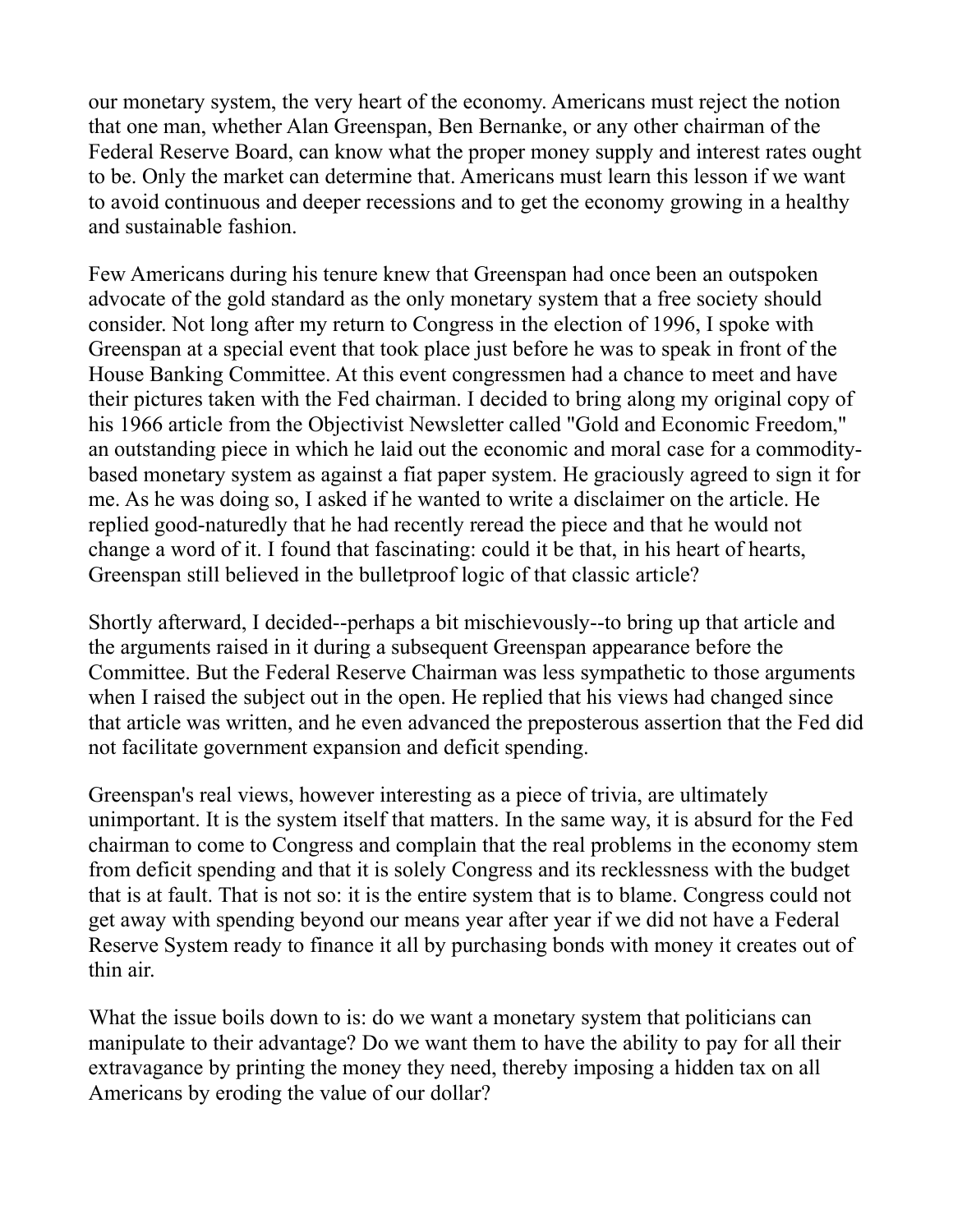our monetary system, the very heart of the economy. Americans must reject the notion that one man, whether Alan Greenspan, Ben Bernanke, or any other chairman of the Federal Reserve Board, can know what the proper money supply and interest rates ought to be. Only the market can determine that. Americans must learn this lesson if we want to avoid continuous and deeper recessions and to get the economy growing in a healthy and sustainable fashion.

Few Americans during his tenure knew that Greenspan had once been an outspoken advocate of the gold standard as the only monetary system that a free society should consider. Not long after my return to Congress in the election of 1996, I spoke with Greenspan at a special event that took place just before he was to speak in front of the House Banking Committee. At this event congressmen had a chance to meet and have their pictures taken with the Fed chairman. I decided to bring along my original copy of his 1966 article from the Objectivist Newsletter called "Gold and Economic Freedom," an outstanding piece in which he laid out the economic and moral case for a commodity-based monetary system as against a fiat paper system. He graciously agreed to sign it for me. As he was doing so, I asked if he wanted to write a disclaimer on the article. He replied good-naturedly that he had recently reread the piece and that he would not change a word of it. I found that fascinating: could it be that, in his heart of hearts, Greenspan still believed in the bulletproof logic of that classic article?

Shortly afterward, I decided--perhaps a bit mischievously--to bring up that article and the arguments raised in it during a subsequent Greenspan appearance before the Committee. But the Federal Reserve Chairman was less sympathetic to those arguments when I raised the subject out in the open. He replied that his views had changed since that article was written, and he even advanced the preposterous assertion that the Fed did not facilitate government expansion and deficit spending.

Greenspan's real views, however interesting as a piece of trivia, are ultimately unimportant. It is the system itself that matters. In the same way, it is absurd for the Fed chairman to come to Congress and complain that the real problems in the economy stem from deficit spending and that it is solely Congress and its recklessness with the budget that is at fault. That is not so: it is the entire system that is to blame. Congress could not get away with spending beyond our means year after year if we did not have a Federal Reserve System ready to finance it all by purchasing bonds with money it creates out of thin air.

What the issue boils down to is: do we want a monetary system that politicians can manipulate to their advantage? Do we want them to have the ability to pay for all their extravagance by printing the money they need, thereby imposing a hidden tax on all Americans by eroding the value of our dollar?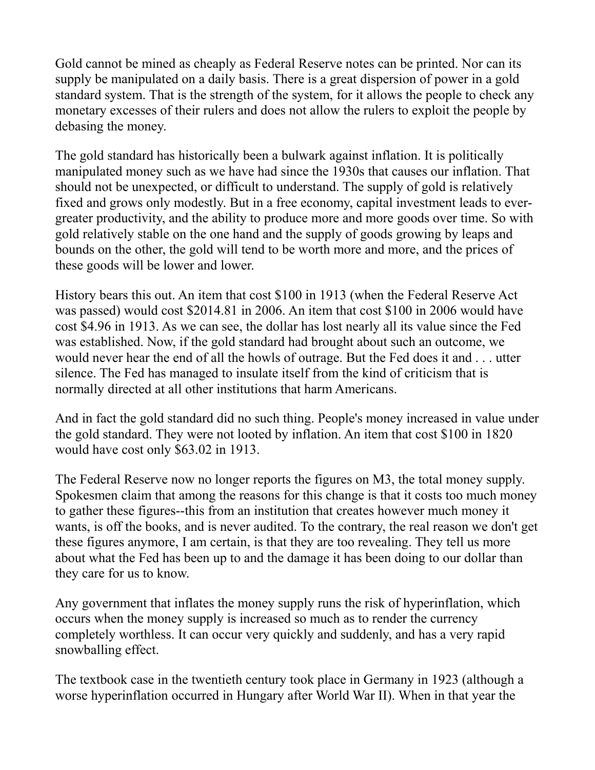Gold cannot be mined as cheaply as Federal Reserve notes can be printed. Nor can its supply be manipulated on a daily basis. There is a great dispersion of power in a gold standard system. That is the strength of the system, for it allows the people to check any monetary excesses of their rulers and does not allow the rulers to exploit the people by debasing the money.

The gold standard has historically been a bulwark against inflation. It is politically manipulated money such as we have had since the 1930s that causes our inflation. That should not be unexpected, or difficult to understand. The supply of gold is relatively fixed and grows only modestly. But in a free economy, capital investment leads to ever-greater productivity, and the ability to produce more and more goods over time. So with gold relatively stable on the one hand and the supply of goods growing by leaps and bounds on the other, the gold will tend to be worth more and more, and the prices of these goods will be lower and lower.

History bears this out. An item that cost $100 in 1913 (when the Federal Reserve Act was passed) would cost $2014.81 in 2006. An item that cost $100 in 2006 would have cost $4.96 in 1913. As we can see, the dollar has lost nearly all its value since the Fed was established. Now, if the gold standard had brought about such an outcome, we would never hear the end of all the howls of outrage. But the Fed does it and . . . utter silence. The Fed has managed to insulate itself from the kind of criticism that is normally directed at all other institutions that harm Americans.

And in fact the gold standard did no such thing. People's money increased in value under the gold standard. They were not looted by inflation. An item that cost $100 in 1820 would have cost only $63.02 in 1913.

The Federal Reserve now no longer reports the figures on M3, the total money supply. Spokesmen claim that among the reasons for this change is that it costs too much money to gather these figures--this from an institution that creates however much money it wants, is off the books, and is never audited. To the contrary, the real reason we don't get these figures anymore, I am certain, is that they are too revealing. They tell us more about what the Fed has been up to and the damage it has been doing to our dollar than they care for us to know.

Any government that inflates the money supply runs the risk of hyperinflation, which occurs when the money supply is increased so much as to render the currency completely worthless. It can occur very quickly and suddenly, and has a very rapid snowballing effect.

The textbook case in the twentieth century took place in Germany in 1923 (although a worse hyperinflation occurred in Hungary after World War II). When in that year the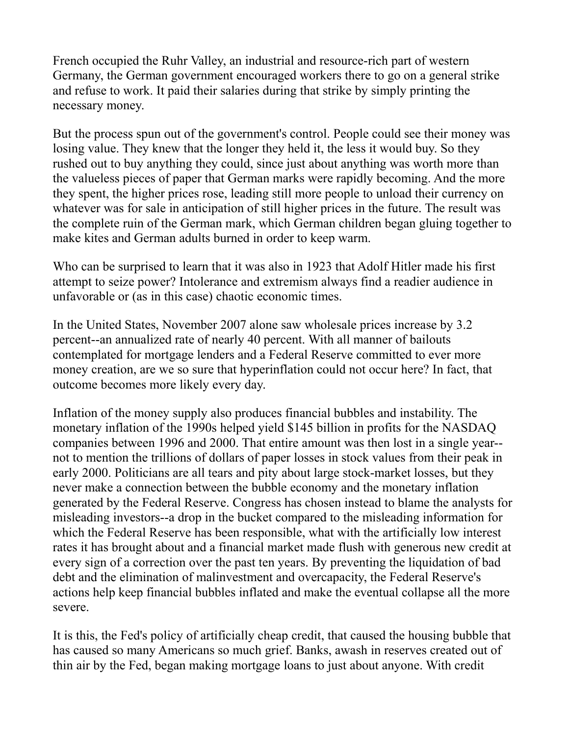French occupied the Ruhr Valley, an industrial and resource-rich part of western Germany, the German government encouraged workers there to go on a general strike and refuse to work. It paid their salaries during that strike by simply printing the necessary money.

But the process spun out of the government's control. People could see their money was losing value. They knew that the longer they held it, the less it would buy. So they rushed out to buy anything they could, since just about anything was worth more than the valueless pieces of paper that German marks were rapidly becoming. And the more they spent, the higher prices rose, leading still more people to unload their currency on whatever was for sale in anticipation of still higher prices in the future. The result was the complete ruin of the German mark, which German children began gluing together to make kites and German adults burned in order to keep warm.

Who can be surprised to learn that it was also in 1923 that Adolf Hitler made his first attempt to seize power? Intolerance and extremism always find a readier audience in unfavorable or (as in this case) chaotic economic times.

In the United States, November 2007 alone saw wholesale prices increase by 3.2 percent--an annualized rate of nearly 40 percent. With all manner of bailouts contemplated for mortgage lenders and a Federal Reserve committed to ever more money creation, are we so sure that hyperinflation could not occur here? In fact, that outcome becomes more likely every day.

Inflation of the money supply also produces financial bubbles and instability. The monetary inflation of the 1990s helped yield $145 billion in profits for the NASDAQ companies between 1996 and 2000. That entire amount was then lost in a single year--not to mention the trillions of dollars of paper losses in stock values from their peak in early 2000. Politicians are all tears and pity about large stock-market losses, but they never make a connection between the bubble economy and the monetary inflation generated by the Federal Reserve. Congress has chosen instead to blame the analysts for misleading investors--a drop in the bucket compared to the misleading information for which the Federal Reserve has been responsible, what with the artificially low interest rates it has brought about and a financial market made flush with generous new credit at every sign of a correction over the past ten years. By preventing the liquidation of bad debt and the elimination of malinvestment and overcapacity, the Federal Reserve's actions help keep financial bubbles inflated and make the eventual collapse all the more severe.

It is this, the Fed's policy of artificially cheap credit, that caused the housing bubble that has caused so many Americans so much grief. Banks, awash in reserves created out of thin air by the Fed, began making mortgage loans to just about anyone. With credit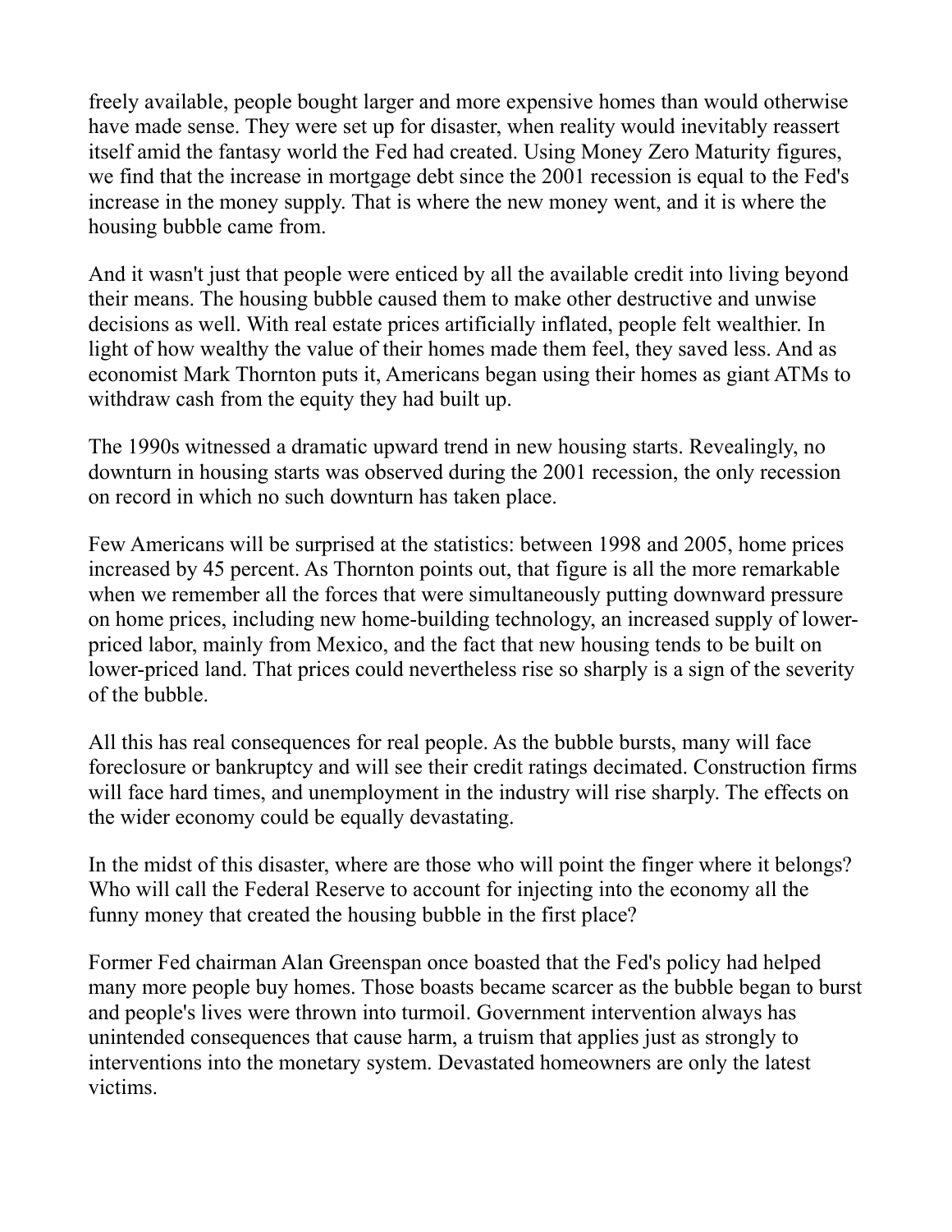freely available, people bought larger and more expensive homes than would otherwise have made sense. They were set up for disaster, when reality would inevitably reassert itself amid the fantasy world the Fed had created. Using Money Zero Maturity figures, we find that the increase in mortgage debt since the 2001 recession is equal to the Fed's increase in the money supply. That is where the new money went, and it is where the housing bubble came from.

And it wasn't just that people were enticed by all the available credit into living beyond their means. The housing bubble caused them to make other destructive and unwise decisions as well. With real estate prices artificially inflated, people felt wealthier. In light of how wealthy the value of their homes made them feel, they saved less. And as economist Mark Thornton puts it, Americans began using their homes as giant ATMs to withdraw cash from the equity they had built up.

The 1990s witnessed a dramatic upward trend in new housing starts. Revealingly, no downturn in housing starts was observed during the 2001 recession, the only recession on record in which no such downturn has taken place.

Few Americans will be surprised at the statistics: between 1998 and 2005, home prices increased by 45 percent. As Thornton points out, that figure is all the more remarkable when we remember all the forces that were simultaneously putting downward pressure on home prices, including new home-building technology, an increased supply of lower-priced labor, mainly from Mexico, and the fact that new housing tends to be built on lower-priced land. That prices could nevertheless rise so sharply is a sign of the severity of the bubble.

All this has real consequences for real people. As the bubble bursts, many will face foreclosure or bankruptcy and will see their credit ratings decimated. Construction firms will face hard times, and unemployment in the industry will rise sharply. The effects on the wider economy could be equally devastating.

In the midst of this disaster, where are those who will point the finger where it belongs? Who will call the Federal Reserve to account for injecting into the economy all the funny money that created the housing bubble in the first place?

Former Fed chairman Alan Greenspan once boasted that the Fed's policy had helped many more people buy homes. Those boasts became scarcer as the bubble began to burst and people's lives were thrown into turmoil. Government intervention always has unintended consequences that cause harm, a truism that applies just as strongly to interventions into the monetary system. Devastated homeowners are only the latest victims.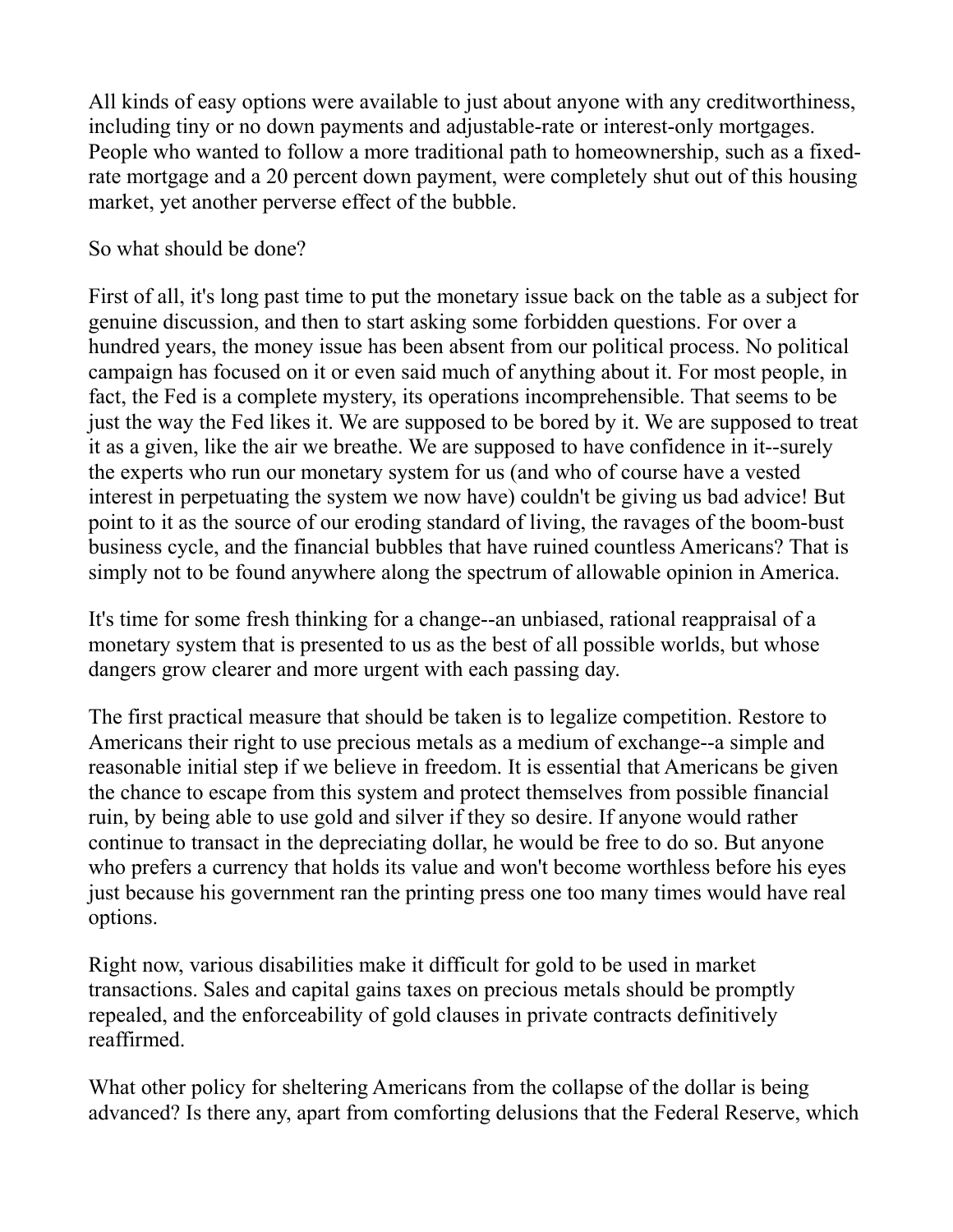All kinds of easy options were available to just about anyone with any creditworthiness, including tiny or no down payments and adjustable-rate or interest-only mortgages. People who wanted to follow a more traditional path to homeownership, such as a fixed-rate mortgage and a 20 percent down payment, were completely shut out of this housing market, yet another perverse effect of the bubble.

So what should be done?

First of all, it's long past time to put the monetary issue back on the table as a subject for genuine discussion, and then to start asking some forbidden questions. For over a hundred years, the money issue has been absent from our political process. No political campaign has focused on it or even said much of anything about it. For most people, in fact, the Fed is a complete mystery, its operations incomprehensible. That seems to be just the way the Fed likes it. We are supposed to be bored by it. We are supposed to treat it as a given, like the air we breathe. We are supposed to have confidence in it--surely the experts who run our monetary system for us (and who of course have a vested interest in perpetuating the system we now have) couldn't be giving us bad advice! But point to it as the source of our eroding standard of living, the ravages of the boom-bust business cycle, and the financial bubbles that have ruined countless Americans? That is simply not to be found anywhere along the spectrum of allowable opinion in America.

It's time for some fresh thinking for a change--an unbiased, rational reappraisal of a monetary system that is presented to us as the best of all possible worlds, but whose dangers grow clearer and more urgent with each passing day.

The first practical measure that should be taken is to legalize competition. Restore to Americans their right to use precious metals as a medium of exchange--a simple and reasonable initial step if we believe in freedom. It is essential that Americans be given the chance to escape from this system and protect themselves from possible financial ruin, by being able to use gold and silver if they so desire. If anyone would rather continue to transact in the depreciating dollar, he would be free to do so. But anyone who prefers a currency that holds its value and won't become worthless before his eyes just because his government ran the printing press one too many times would have real options.

Right now, various disabilities make it difficult for gold to be used in market transactions. Sales and capital gains taxes on precious metals should be promptly repealed, and the enforceability of gold clauses in private contracts definitively reaffirmed.

What other policy for sheltering Americans from the collapse of the dollar is being advanced? Is there any, apart from comforting delusions that the Federal Reserve, which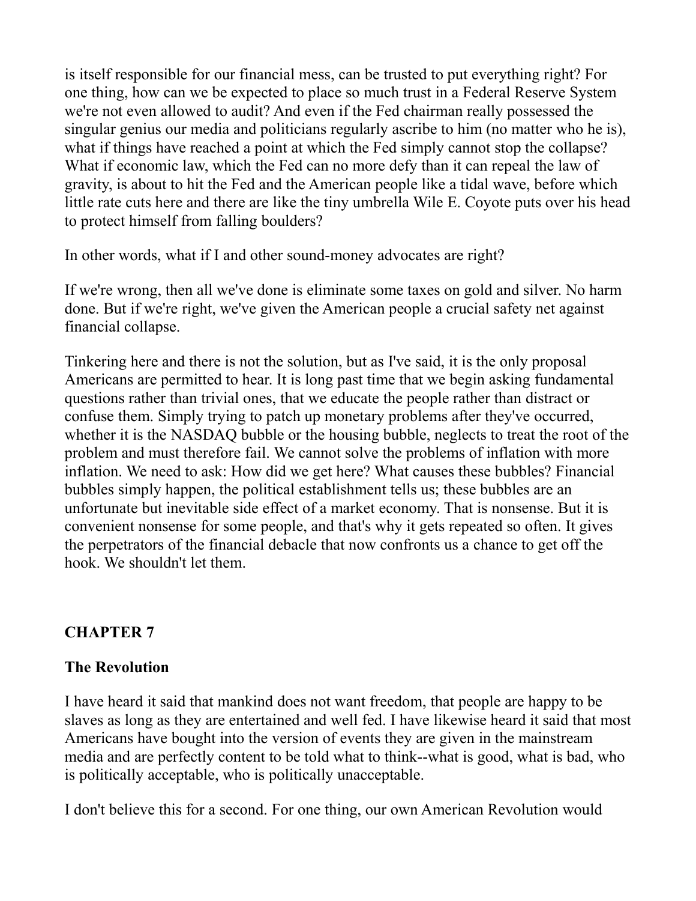is itself responsible for our financial mess, can be trusted to put everything right? For one thing, how can we be expected to place so much trust in a Federal Reserve System we're not even allowed to audit? And even if the Fed chairman really possessed the singular genius our media and politicians regularly ascribe to him (no matter who he is), what if things have reached a point at which the Fed simply cannot stop the collapse? What if economic law, which the Fed can no more defy than it can repeal the law of gravity, is about to hit the Fed and the American people like a tidal wave, before which little rate cuts here and there are like the tiny umbrella Wile E. Coyote puts over his head to protect himself from falling boulders?

In other words, what if I and other sound-money advocates are right?

If we're wrong, then all we've done is eliminate some taxes on gold and silver. No harm done. But if we're right, we've given the American people a crucial safety net against financial collapse.

Tinkering here and there is not the solution, but as I've said, it is the only proposal Americans are permitted to hear. It is long past time that we begin asking fundamental questions rather than trivial ones, that we educate the people rather than distract or confuse them. Simply trying to patch up monetary problems after they've occurred, whether it is the NASDAQ bubble or the housing bubble, neglects to treat the root of the problem and must therefore fail. We cannot solve the problems of inflation with more inflation. We need to ask: How did we get here? What causes these bubbles? Financial bubbles simply happen, the political establishment tells us; these bubbles are an unfortunate but inevitable side effect of a market economy. That is nonsense. But it is convenient nonsense for some people, and that's why it gets repeated so often. It gives the perpetrators of the financial debacle that now confronts us a chance to get off the hook. We shouldn't let them.

## CHAPTER 7

### The Revolution

I have heard it said that mankind does not want freedom, that people are happy to be slaves as long as they are entertained and well fed. I have likewise heard it said that most Americans have bought into the version of events they are given in the mainstream media and are perfectly content to be told what to think--what is good, what is bad, who is politically acceptable, who is politically unacceptable.

I don't believe this for a second. For one thing, our own American Revolution would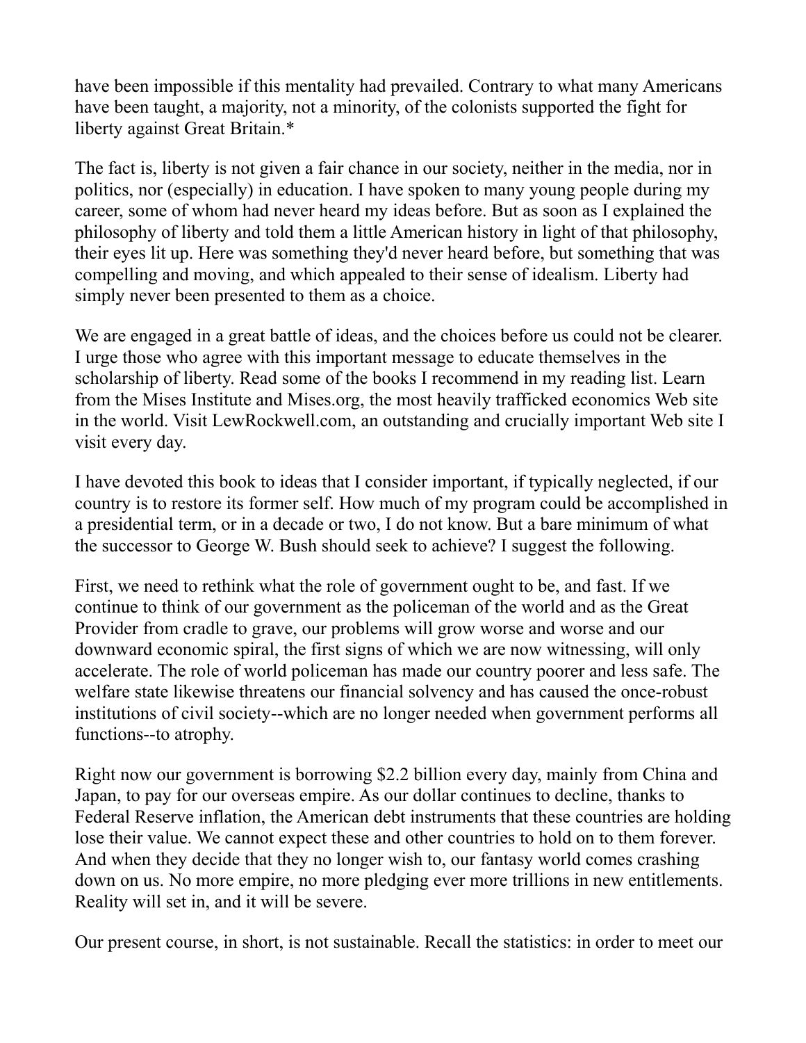have been impossible if this mentality had prevailed. Contrary to what many Americans have been taught, a majority, not a minority, of the colonists supported the fight for liberty against Great Britain.*

The fact is, liberty is not given a fair chance in our society, neither in the media, nor in politics, nor (especially) in education. I have spoken to many young people during my career, some of whom had never heard my ideas before. But as soon as I explained the philosophy of liberty and told them a little American history in light of that philosophy, their eyes lit up. Here was something they'd never heard before, but something that was compelling and moving, and which appealed to their sense of idealism. Liberty had simply never been presented to them as a choice.

We are engaged in a great battle of ideas, and the choices before us could not be clearer. I urge those who agree with this important message to educate themselves in the scholarship of liberty. Read some of the books I recommend in my reading list. Learn from the Mises Institute and Mises.org, the most heavily trafficked economics Web site in the world. Visit LewRockwell.com, an outstanding and crucially important Web site I visit every day.

I have devoted this book to ideas that I consider important, if typically neglected, if our country is to restore its former self. How much of my program could be accomplished in a presidential term, or in a decade or two, I do not know. But a bare minimum of what the successor to George W. Bush should seek to achieve? I suggest the following.

First, we need to rethink what the role of government ought to be, and fast. If we continue to think of our government as the policeman of the world and as the Great Provider from cradle to grave, our problems will grow worse and worse and our downward economic spiral, the first signs of which we are now witnessing, will only accelerate. The role of world policeman has made our country poorer and less safe. The welfare state likewise threatens our financial solvency and has caused the once-robust institutions of civil society--which are no longer needed when government performs all functions--to atrophy.

Right now our government is borrowing $2.2 billion every day, mainly from China and Japan, to pay for our overseas empire. As our dollar continues to decline, thanks to Federal Reserve inflation, the American debt instruments that these countries are holding lose their value. We cannot expect these and other countries to hold on to them forever. And when they decide that they no longer wish to, our fantasy world comes crashing down on us. No more empire, no more pledging ever more trillions in new entitlements. Reality will set in, and it will be severe.

Our present course, in short, is not sustainable. Recall the statistics: in order to meet our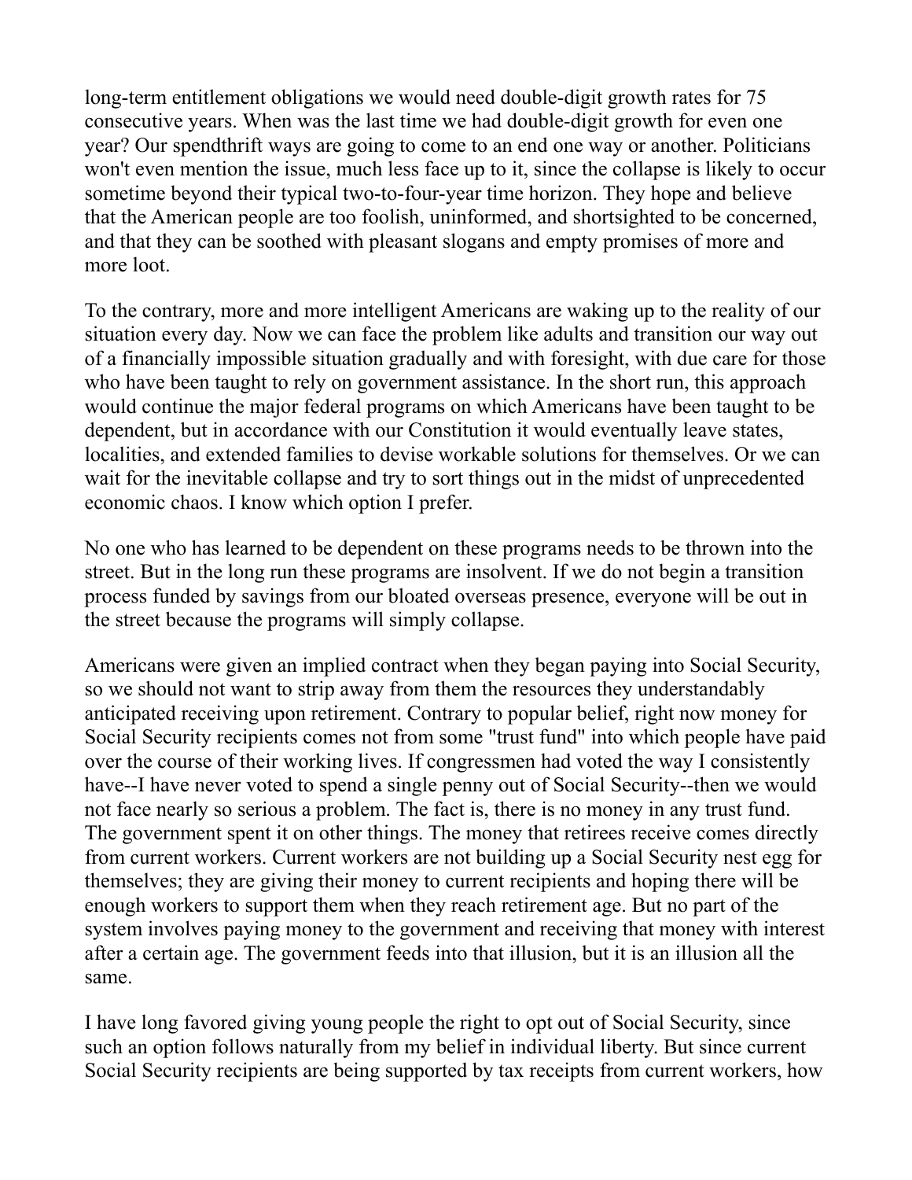long-term entitlement obligations we would need double-digit growth rates for 75 consecutive years. When was the last time we had double-digit growth for even one year? Our spendthrift ways are going to come to an end one way or another. Politicians won't even mention the issue, much less face up to it, since the collapse is likely to occur sometime beyond their typical two-to-four-year time horizon. They hope and believe that the American people are too foolish, uninformed, and shortsighted to be concerned, and that they can be soothed with pleasant slogans and empty promises of more and more loot.

To the contrary, more and more intelligent Americans are waking up to the reality of our situation every day. Now we can face the problem like adults and transition our way out of a financially impossible situation gradually and with foresight, with due care for those who have been taught to rely on government assistance. In the short run, this approach would continue the major federal programs on which Americans have been taught to be dependent, but in accordance with our Constitution it would eventually leave states, localities, and extended families to devise workable solutions for themselves. Or we can wait for the inevitable collapse and try to sort things out in the midst of unprecedented economic chaos. I know which option I prefer.

No one who has learned to be dependent on these programs needs to be thrown into the street. But in the long run these programs are insolvent. If we do not begin a transition process funded by savings from our bloated overseas presence, everyone will be out in the street because the programs will simply collapse.

Americans were given an implied contract when they began paying into Social Security, so we should not want to strip away from them the resources they understandably anticipated receiving upon retirement. Contrary to popular belief, right now money for Social Security recipients comes not from some "trust fund" into which people have paid over the course of their working lives. If congressmen had voted the way I consistently have--I have never voted to spend a single penny out of Social Security--then we would not face nearly so serious a problem. The fact is, there is no money in any trust fund. The government spent it on other things. The money that retirees receive comes directly from current workers. Current workers are not building up a Social Security nest egg for themselves; they are giving their money to current recipients and hoping there will be enough workers to support them when they reach retirement age. But no part of the system involves paying money to the government and receiving that money with interest after a certain age. The government feeds into that illusion, but it is an illusion all the same.

I have long favored giving young people the right to opt out of Social Security, since such an option follows naturally from my belief in individual liberty. But since current Social Security recipients are being supported by tax receipts from current workers, how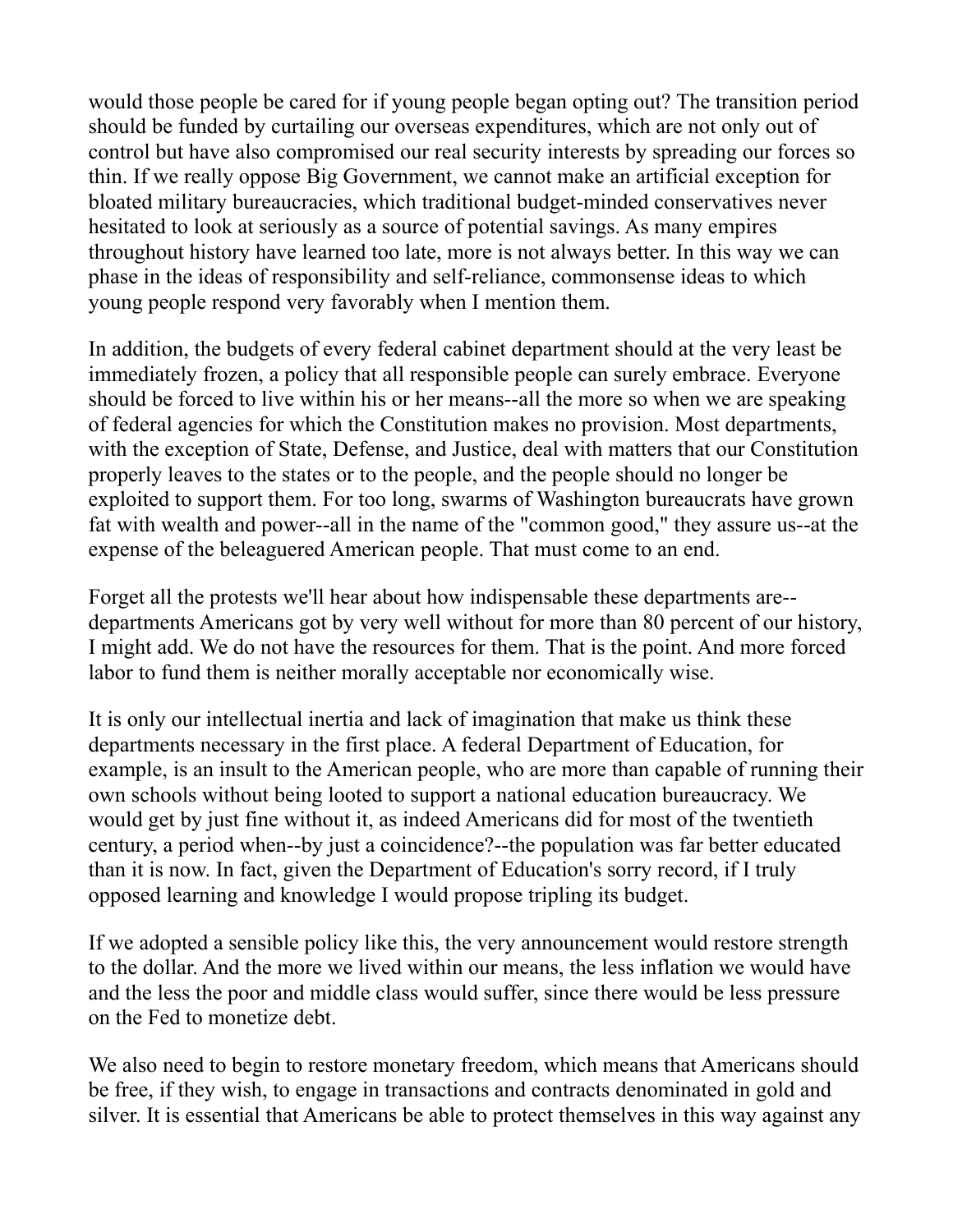would those people be cared for if young people began opting out? The transition period should be funded by curtailing our overseas expenditures, which are not only out of control but have also compromised our real security interests by spreading our forces so thin. If we really oppose Big Government, we cannot make an artificial exception for bloated military bureaucracies, which traditional budget-minded conservatives never hesitated to look at seriously as a source of potential savings. As many empires throughout history have learned too late, more is not always better. In this way we can phase in the ideas of responsibility and self-reliance, commonsense ideas to which young people respond very favorably when I mention them.

In addition, the budgets of every federal cabinet department should at the very least be immediately frozen, a policy that all responsible people can surely embrace. Everyone should be forced to live within his or her means--all the more so when we are speaking of federal agencies for which the Constitution makes no provision. Most departments, with the exception of State, Defense, and Justice, deal with matters that our Constitution properly leaves to the states or to the people, and the people should no longer be exploited to support them. For too long, swarms of Washington bureaucrats have grown fat with wealth and power--all in the name of the "common good," they assure us--at the expense of the beleaguered American people. That must come to an end.

Forget all the protests we'll hear about how indispensable these departments are--departments Americans got by very well without for more than 80 percent of our history, I might add. We do not have the resources for them. That is the point. And more forced labor to fund them is neither morally acceptable nor economically wise.

It is only our intellectual inertia and lack of imagination that make us think these departments necessary in the first place. A federal Department of Education, for example, is an insult to the American people, who are more than capable of running their own schools without being looted to support a national education bureaucracy. We would get by just fine without it, as indeed Americans did for most of the twentieth century, a period when--by just a coincidence?--the population was far better educated than it is now. In fact, given the Department of Education's sorry record, if I truly opposed learning and knowledge I would propose tripling its budget.

If we adopted a sensible policy like this, the very announcement would restore strength to the dollar. And the more we lived within our means, the less inflation we would have and the less the poor and middle class would suffer, since there would be less pressure on the Fed to monetize debt.

We also need to begin to restore monetary freedom, which means that Americans should be free, if they wish, to engage in transactions and contracts denominated in gold and silver. It is essential that Americans be able to protect themselves in this way against any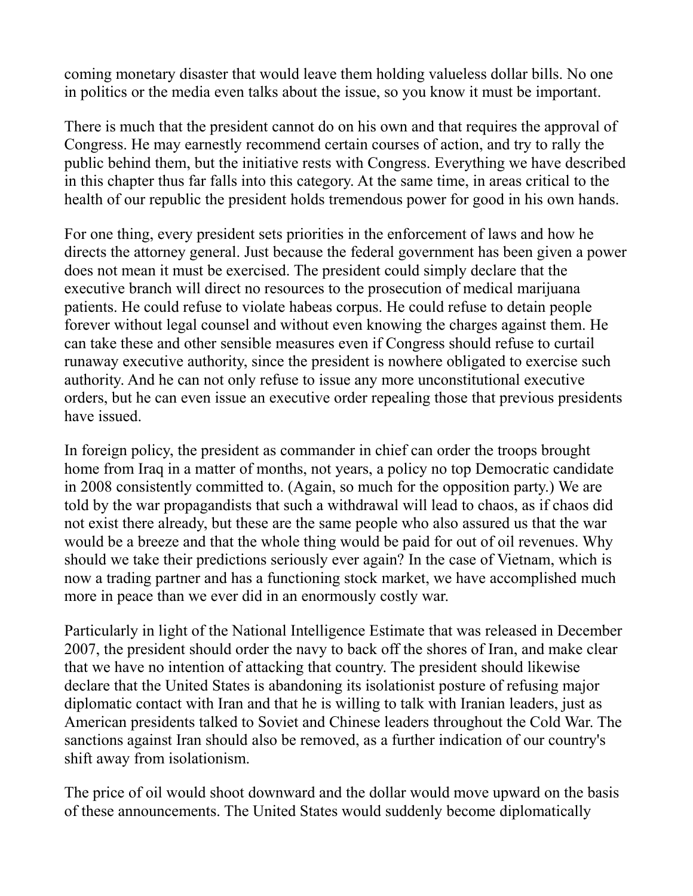coming monetary disaster that would leave them holding valueless dollar bills. No one in politics or the media even talks about the issue, so you know it must be important.

There is much that the president cannot do on his own and that requires the approval of Congress. He may earnestly recommend certain courses of action, and try to rally the public behind them, but the initiative rests with Congress. Everything we have described in this chapter thus far falls into this category. At the same time, in areas critical to the health of our republic the president holds tremendous power for good in his own hands.

For one thing, every president sets priorities in the enforcement of laws and how he directs the attorney general. Just because the federal government has been given a power does not mean it must be exercised. The president could simply declare that the executive branch will direct no resources to the prosecution of medical marijuana patients. He could refuse to violate habeas corpus. He could refuse to detain people forever without legal counsel and without even knowing the charges against them. He can take these and other sensible measures even if Congress should refuse to curtail runaway executive authority, since the president is nowhere obligated to exercise such authority. And he can not only refuse to issue any more unconstitutional executive orders, but he can even issue an executive order repealing those that previous presidents have issued.

In foreign policy, the president as commander in chief can order the troops brought home from Iraq in a matter of months, not years, a policy no top Democratic candidate in 2008 consistently committed to. (Again, so much for the opposition party.) We are told by the war propagandists that such a withdrawal will lead to chaos, as if chaos did not exist there already, but these are the same people who also assured us that the war would be a breeze and that the whole thing would be paid for out of oil revenues. Why should we take their predictions seriously ever again? In the case of Vietnam, which is now a trading partner and has a functioning stock market, we have accomplished much more in peace than we ever did in an enormously costly war.

Particularly in light of the National Intelligence Estimate that was released in December 2007, the president should order the navy to back off the shores of Iran, and make clear that we have no intention of attacking that country. The president should likewise declare that the United States is abandoning its isolationist posture of refusing major diplomatic contact with Iran and that he is willing to talk with Iranian leaders, just as American presidents talked to Soviet and Chinese leaders throughout the Cold War. The sanctions against Iran should also be removed, as a further indication of our country's shift away from isolationism.

The price of oil would shoot downward and the dollar would move upward on the basis of these announcements. The United States would suddenly become diplomatically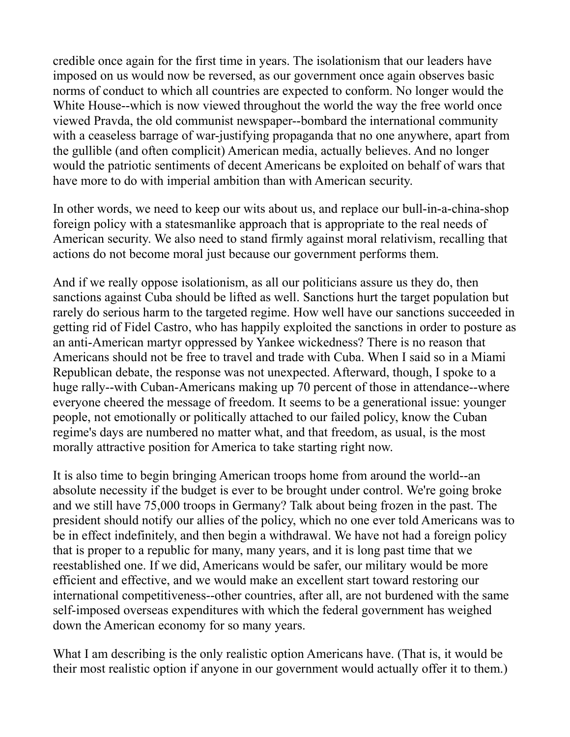credible once again for the first time in years. The isolationism that our leaders have imposed on us would now be reversed, as our government once again observes basic norms of conduct to which all countries are expected to conform. No longer would the White House--which is now viewed throughout the world the way the free world once viewed Pravda, the old communist newspaper--bombard the international community with a ceaseless barrage of war-justifying propaganda that no one anywhere, apart from the gullible (and often complicit) American media, actually believes. And no longer would the patriotic sentiments of decent Americans be exploited on behalf of wars that have more to do with imperial ambition than with American security.

In other words, we need to keep our wits about us, and replace our bull-in-a-china-shop foreign policy with a statesmanlike approach that is appropriate to the real needs of American security. We also need to stand firmly against moral relativism, recalling that actions do not become moral just because our government performs them.

And if we really oppose isolationism, as all our politicians assure us they do, then sanctions against Cuba should be lifted as well. Sanctions hurt the target population but rarely do serious harm to the targeted regime. How well have our sanctions succeeded in getting rid of Fidel Castro, who has happily exploited the sanctions in order to posture as an anti-American martyr oppressed by Yankee wickedness? There is no reason that Americans should not be free to travel and trade with Cuba. When I said so in a Miami Republican debate, the response was not unexpected. Afterward, though, I spoke to a huge rally--with Cuban-Americans making up 70 percent of those in attendance--where everyone cheered the message of freedom. It seems to be a generational issue: younger people, not emotionally or politically attached to our failed policy, know the Cuban regime's days are numbered no matter what, and that freedom, as usual, is the most morally attractive position for America to take starting right now.

It is also time to begin bringing American troops home from around the world--an absolute necessity if the budget is ever to be brought under control. We're going broke and we still have 75,000 troops in Germany? Talk about being frozen in the past. The president should notify our allies of the policy, which no one ever told Americans was to be in effect indefinitely, and then begin a withdrawal. We have not had a foreign policy that is proper to a republic for many, many years, and it is long past time that we reestablished one. If we did, Americans would be safer, our military would be more efficient and effective, and we would make an excellent start toward restoring our international competitiveness--other countries, after all, are not burdened with the same self-imposed overseas expenditures with which the federal government has weighed down the American economy for so many years.

What I am describing is the only realistic option Americans have. (That is, it would be their most realistic option if anyone in our government would actually offer it to them.)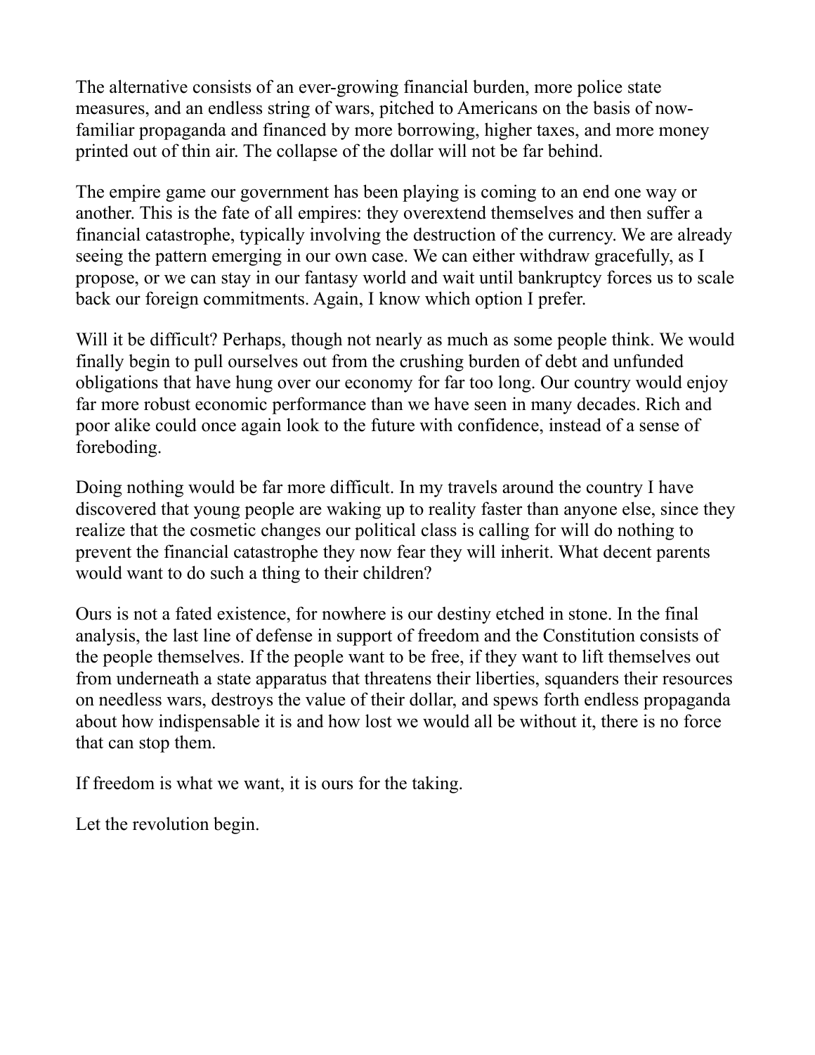The alternative consists of an ever-growing financial burden, more police state measures, and an endless string of wars, pitched to Americans on the basis of now-familiar propaganda and financed by more borrowing, higher taxes, and more money printed out of thin air. The collapse of the dollar will not be far behind.

The empire game our government has been playing is coming to an end one way or another. This is the fate of all empires: they overextend themselves and then suffer a financial catastrophe, typically involving the destruction of the currency. We are already seeing the pattern emerging in our own case. We can either withdraw gracefully, as I propose, or we can stay in our fantasy world and wait until bankruptcy forces us to scale back our foreign commitments. Again, I know which option I prefer.

Will it be difficult? Perhaps, though not nearly as much as some people think. We would finally begin to pull ourselves out from the crushing burden of debt and unfunded obligations that have hung over our economy for far too long. Our country would enjoy far more robust economic performance than we have seen in many decades. Rich and poor alike could once again look to the future with confidence, instead of a sense of foreboding.

Doing nothing would be far more difficult. In my travels around the country I have discovered that young people are waking up to reality faster than anyone else, since they realize that the cosmetic changes our political class is calling for will do nothing to prevent the financial catastrophe they now fear they will inherit. What decent parents would want to do such a thing to their children?

Ours is not a fated existence, for nowhere is our destiny etched in stone. In the final analysis, the last line of defense in support of freedom and the Constitution consists of the people themselves. If the people want to be free, if they want to lift themselves out from underneath a state apparatus that threatens their liberties, squanders their resources on needless wars, destroys the value of their dollar, and spews forth endless propaganda about how indispensable it is and how lost we would all be without it, there is no force that can stop them.

If freedom is what we want, it is ours for the taking.

Let the revolution begin.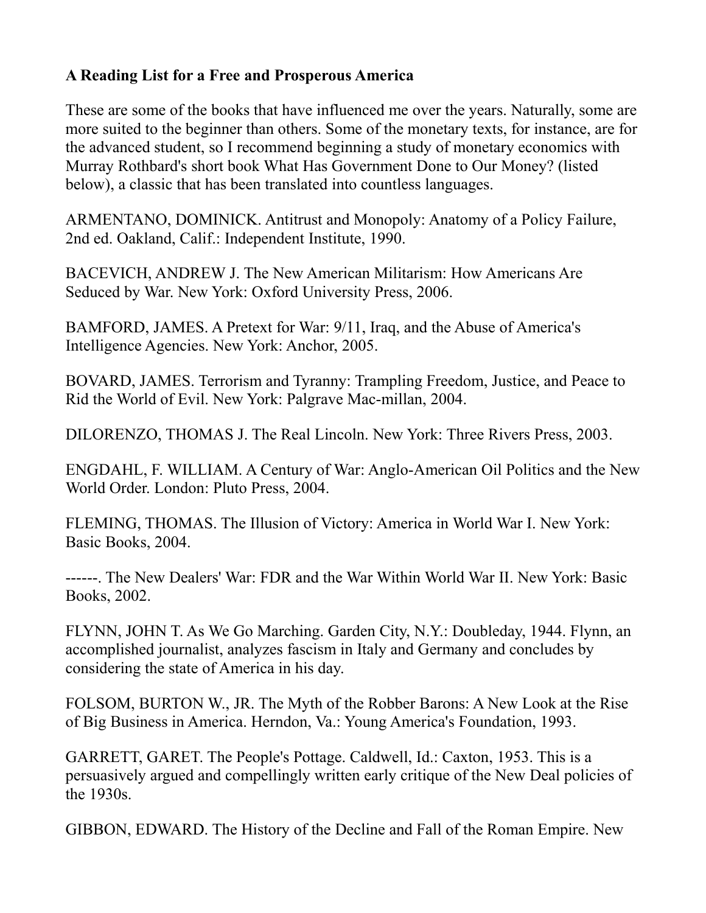**A Reading List for a Free and Prosperous America**

These are some of the books that have influenced me over the years. Naturally, some are more suited to the beginner than others. Some of the monetary texts, for instance, are for the advanced student, so I recommend beginning a study of monetary economics with Murray Rothbard's short book What Has Government Done to Our Money? (listed below), a classic that has been translated into countless languages.

ARMENTANO, DOMINICK. Antitrust and Monopoly: Anatomy of a Policy Failure, 2nd ed. Oakland, Calif.: Independent Institute, 1990.

BACEVICH, ANDREW J. The New American Militarism: How Americans Are Seduced by War. New York: Oxford University Press, 2006.

BAMFORD, JAMES. A Pretext for War: 9/11, Iraq, and the Abuse of America's Intelligence Agencies. New York: Anchor, 2005.

BOVARD, JAMES. Terrorism and Tyranny: Trampling Freedom, Justice, and Peace to Rid the World of Evil. New York: Palgrave Mac-millan, 2004.

DILORENZO, THOMAS J. The Real Lincoln. New York: Three Rivers Press, 2003.

ENGDAHL, F. WILLIAM. A Century of War: Anglo-American Oil Politics and the New World Order. London: Pluto Press, 2004.

FLEMING, THOMAS. The Illusion of Victory: America in World War I. New York: Basic Books, 2004.

------. The New Dealers' War: FDR and the War Within World War II. New York: Basic Books, 2002.

FLYNN, JOHN T. As We Go Marching. Garden City, N.Y.: Doubleday, 1944. Flynn, an accomplished journalist, analyzes fascism in Italy and Germany and concludes by considering the state of America in his day.

FOLSOM, BURTON W., JR. The Myth of the Robber Barons: A New Look at the Rise of Big Business in America. Herndon, Va.: Young America's Foundation, 1993.

GARRETT, GARET. The People's Pottage. Caldwell, Id.: Caxton, 1953. This is a persuasively argued and compellingly written early critique of the New Deal policies of the 1930s.

GIBBON, EDWARD. The History of the Decline and Fall of the Roman Empire. New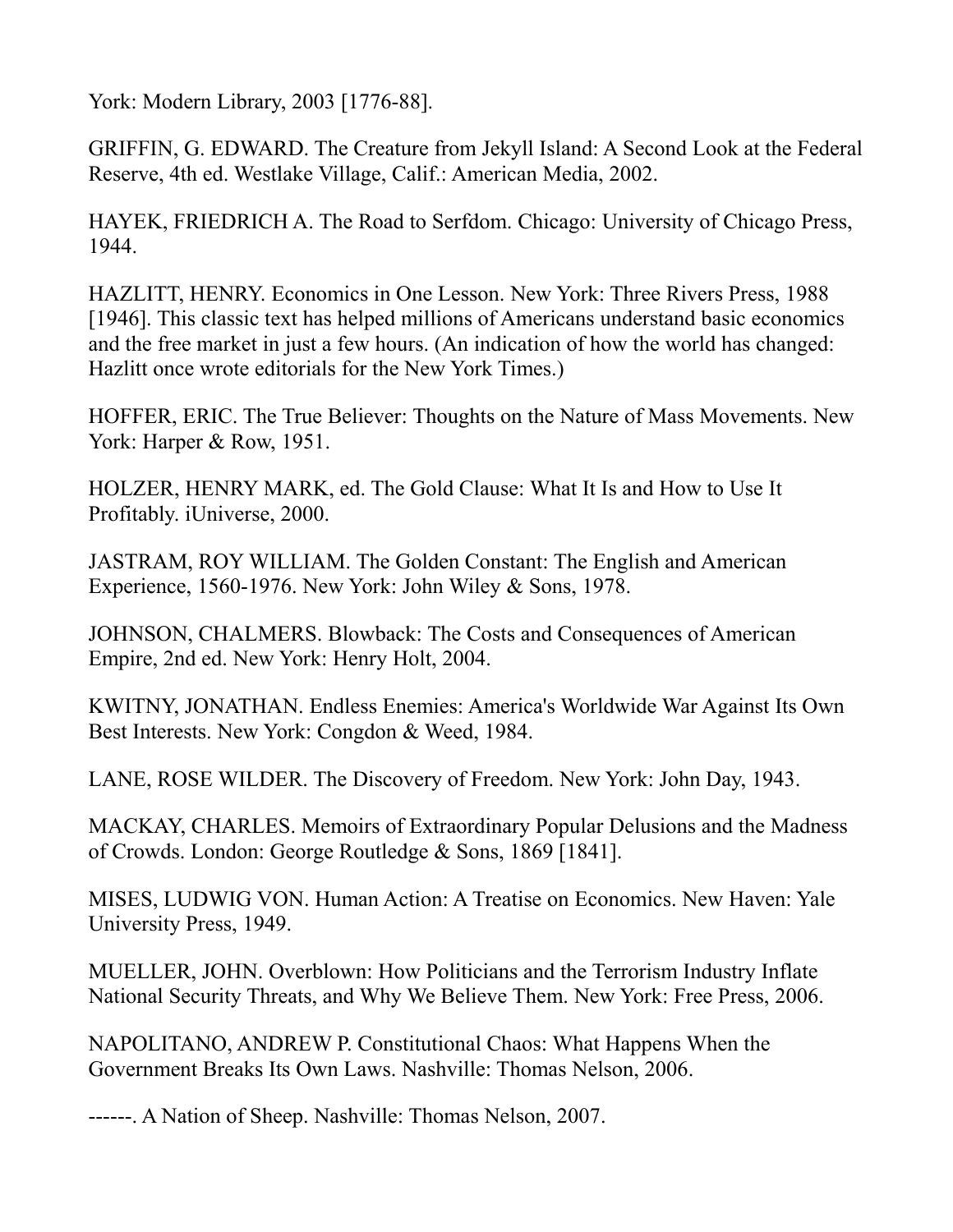York: Modern Library, 2003 [1776-88].

GRIFFIN, G. EDWARD. The Creature from Jekyll Island: A Second Look at the Federal Reserve, 4th ed. Westlake Village, Calif.: American Media, 2002.

HAYEK, FRIEDRICH A. The Road to Serfdom. Chicago: University of Chicago Press, 1944.

HAZLITT, HENRY. Economics in One Lesson. New York: Three Rivers Press, 1988 [1946]. This classic text has helped millions of Americans understand basic economics and the free market in just a few hours. (An indication of how the world has changed: Hazlitt once wrote editorials for the New York Times.)

HOFFER, ERIC. The True Believer: Thoughts on the Nature of Mass Movements. New York: Harper & Row, 1951.

HOLZER, HENRY MARK, ed. The Gold Clause: What It Is and How to Use It Profitably. iUniverse, 2000.

JASTRAM, ROY WILLIAM. The Golden Constant: The English and American Experience, 1560-1976. New York: John Wiley & Sons, 1978.

JOHNSON, CHALMERS. Blowback: The Costs and Consequences of American Empire, 2nd ed. New York: Henry Holt, 2004.

KWITNY, JONATHAN. Endless Enemies: America's Worldwide War Against Its Own Best Interests. New York: Congdon & Weed, 1984.

LANE, ROSE WILDER. The Discovery of Freedom. New York: John Day, 1943.

MACKAY, CHARLES. Memoirs of Extraordinary Popular Delusions and the Madness of Crowds. London: George Routledge & Sons, 1869 [1841].

MISES, LUDWIG VON. Human Action: A Treatise on Economics. New Haven: Yale University Press, 1949.

MUELLER, JOHN. Overblown: How Politicians and the Terrorism Industry Inflate National Security Threats, and Why We Believe Them. New York: Free Press, 2006.

NAPOLITANO, ANDREW P. Constitutional Chaos: What Happens When the Government Breaks Its Own Laws. Nashville: Thomas Nelson, 2006.

------. A Nation of Sheep. Nashville: Thomas Nelson, 2007.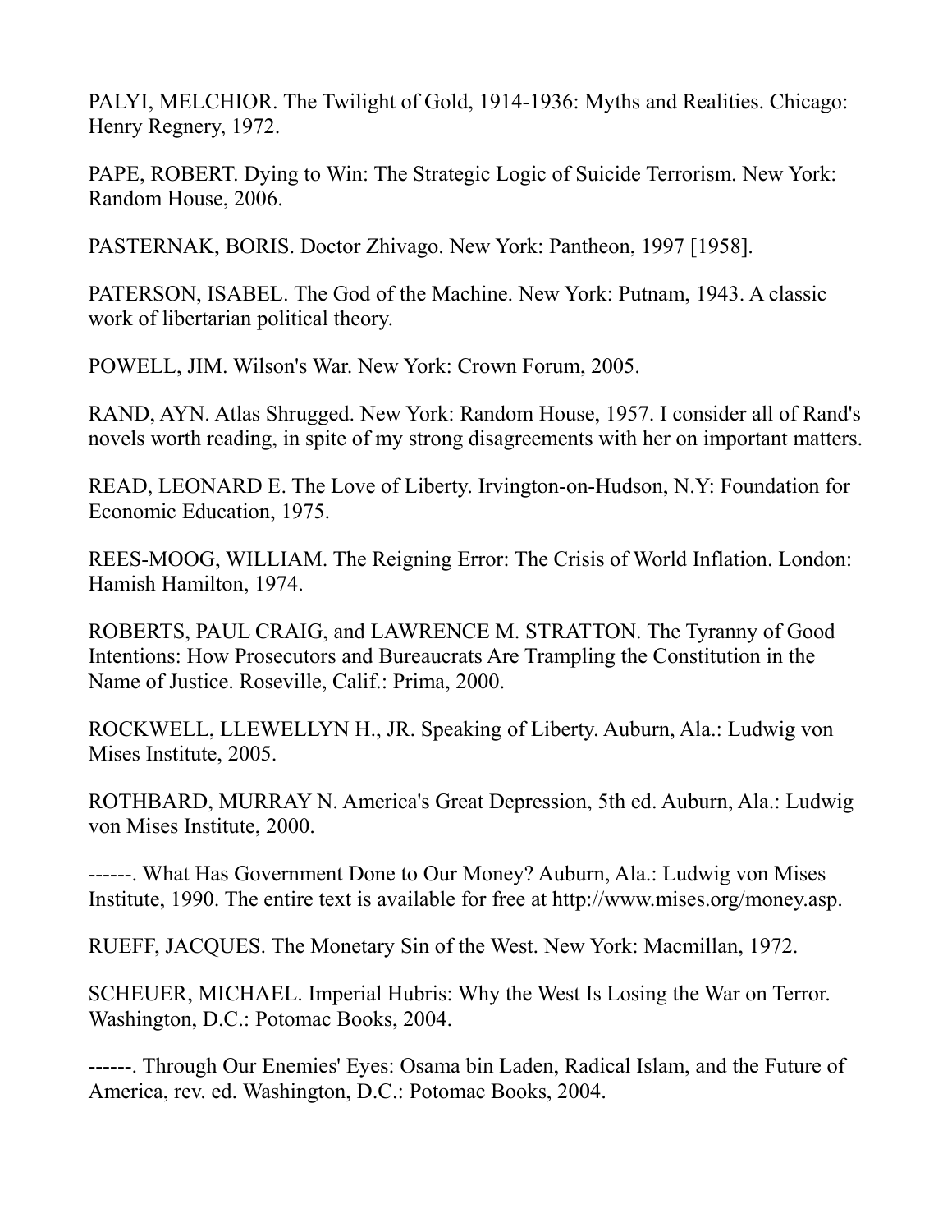PALYI, MELCHIOR. The Twilight of Gold, 1914-1936: Myths and Realities. Chicago: Henry Regnery, 1972.

PAPE, ROBERT. Dying to Win: The Strategic Logic of Suicide Terrorism. New York: Random House, 2006.

PASTERNAK, BORIS. Doctor Zhivago. New York: Pantheon, 1997 [1958].

PATERSON, ISABEL. The God of the Machine. New York: Putnam, 1943. A classic work of libertarian political theory.

POWELL, JIM. Wilson's War. New York: Crown Forum, 2005.

RAND, AYN. Atlas Shrugged. New York: Random House, 1957. I consider all of Rand's novels worth reading, in spite of my strong disagreements with her on important matters.

READ, LEONARD E. The Love of Liberty. Irvington-on-Hudson, N.Y: Foundation for Economic Education, 1975.

REES-MOOG, WILLIAM. The Reigning Error: The Crisis of World Inflation. London: Hamish Hamilton, 1974.

ROBERTS, PAUL CRAIG, and LAWRENCE M. STRATTON. The Tyranny of Good Intentions: How Prosecutors and Bureaucrats Are Trampling the Constitution in the Name of Justice. Roseville, Calif.: Prima, 2000.

ROCKWELL, LLEWELLYN H., JR. Speaking of Liberty. Auburn, Ala.: Ludwig von Mises Institute, 2005.

ROTHBARD, MURRAY N. America's Great Depression, 5th ed. Auburn, Ala.: Ludwig von Mises Institute, 2000.

------. What Has Government Done to Our Money? Auburn, Ala.: Ludwig von Mises Institute, 1990. The entire text is available for free at http://www.mises.org/money.asp.

RUEFF, JACQUES. The Monetary Sin of the West. New York: Macmillan, 1972.

SCHEUER, MICHAEL. Imperial Hubris: Why the West Is Losing the War on Terror. Washington, D.C.: Potomac Books, 2004.

------. Through Our Enemies' Eyes: Osama bin Laden, Radical Islam, and the Future of America, rev. ed. Washington, D.C.: Potomac Books, 2004.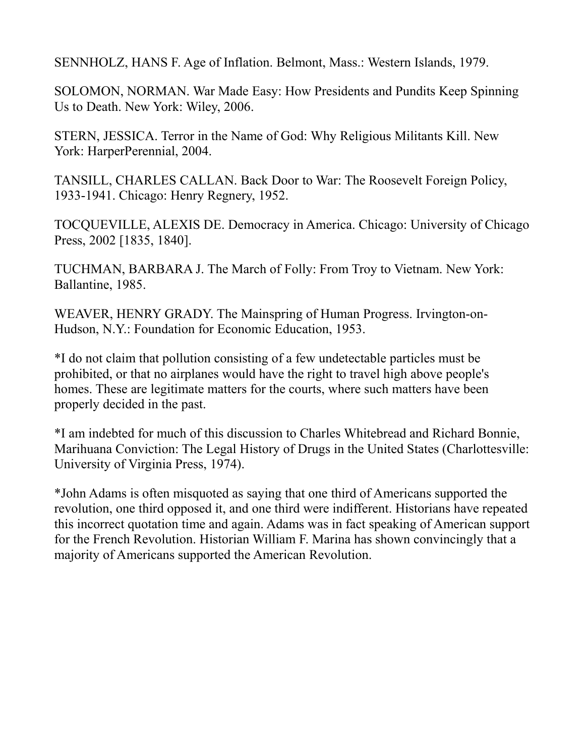SENNHOLZ, HANS F. Age of Inflation. Belmont, Mass.: Western Islands, 1979.

SOLOMON, NORMAN. War Made Easy: How Presidents and Pundits Keep Spinning Us to Death. New York: Wiley, 2006.

STERN, JESSICA. Terror in the Name of God: Why Religious Militants Kill. New York: HarperPerennial, 2004.

TANSILL, CHARLES CALLAN. Back Door to War: The Roosevelt Foreign Policy, 1933-1941. Chicago: Henry Regnery, 1952.

TOCQUEVILLE, ALEXIS DE. Democracy in America. Chicago: University of Chicago Press, 2002 [1835, 1840].

TUCHMAN, BARBARA J. The March of Folly: From Troy to Vietnam. New York: Ballantine, 1985.

WEAVER, HENRY GRADY. The Mainspring of Human Progress. Irvington-on-Hudson, N.Y.: Foundation for Economic Education, 1953.

*I do not claim that pollution consisting of a few undetectable particles must be prohibited, or that no airplanes would have the right to travel high above people's homes. These are legitimate matters for the courts, where such matters have been properly decided in the past.

*I am indebted for much of this discussion to Charles Whitebread and Richard Bonnie, Marihuana Conviction: The Legal History of Drugs in the United States (Charlottesville: University of Virginia Press, 1974).

*John Adams is often misquoted as saying that one third of Americans supported the revolution, one third opposed it, and one third were indifferent. Historians have repeated this incorrect quotation time and again. Adams was in fact speaking of American support for the French Revolution. Historian William F. Marina has shown convincingly that a majority of Americans supported the American Revolution.